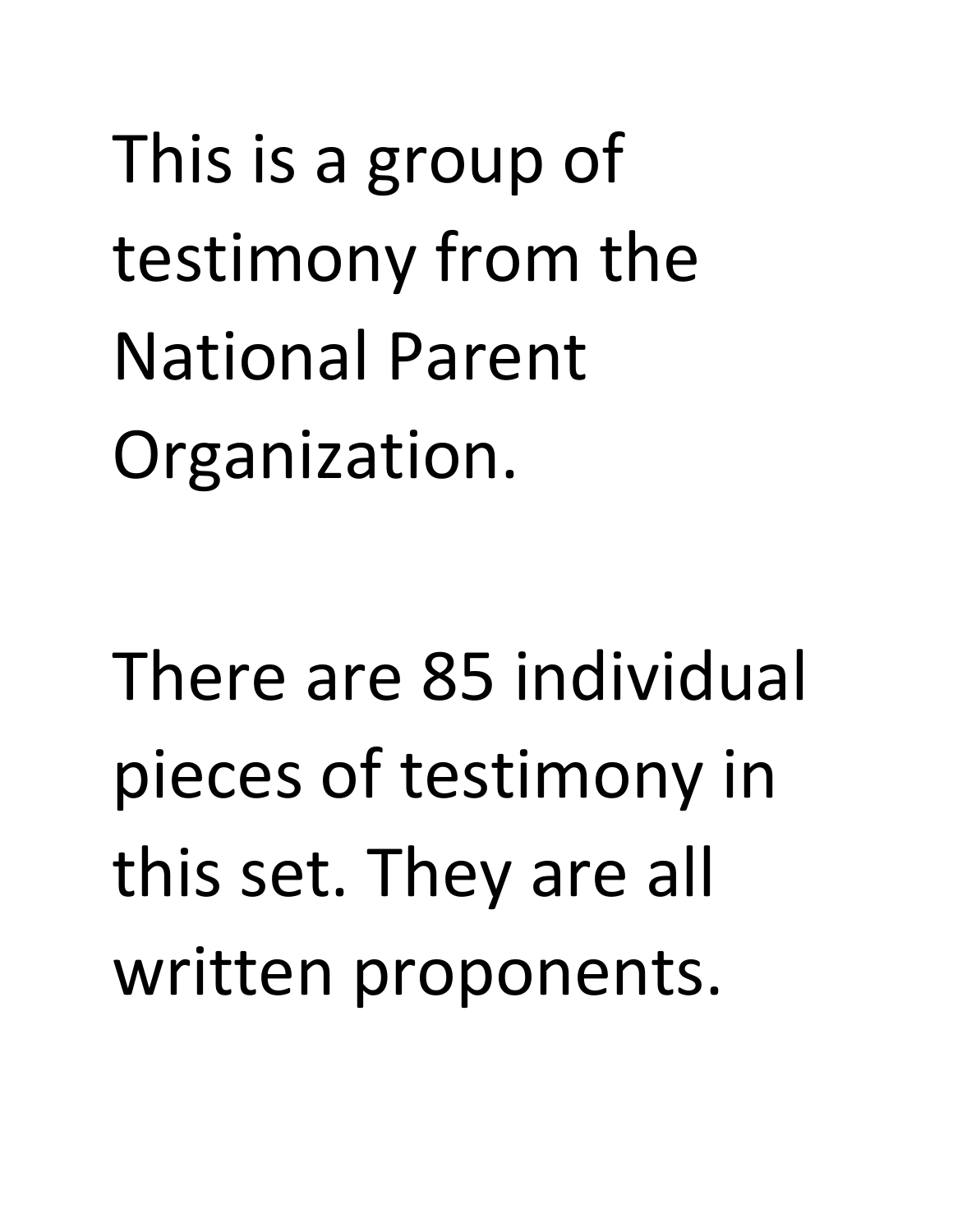This is a group of testimony from the National Parent Organization.

There are 85 individual pieces of testimony in this set. They are all written proponents.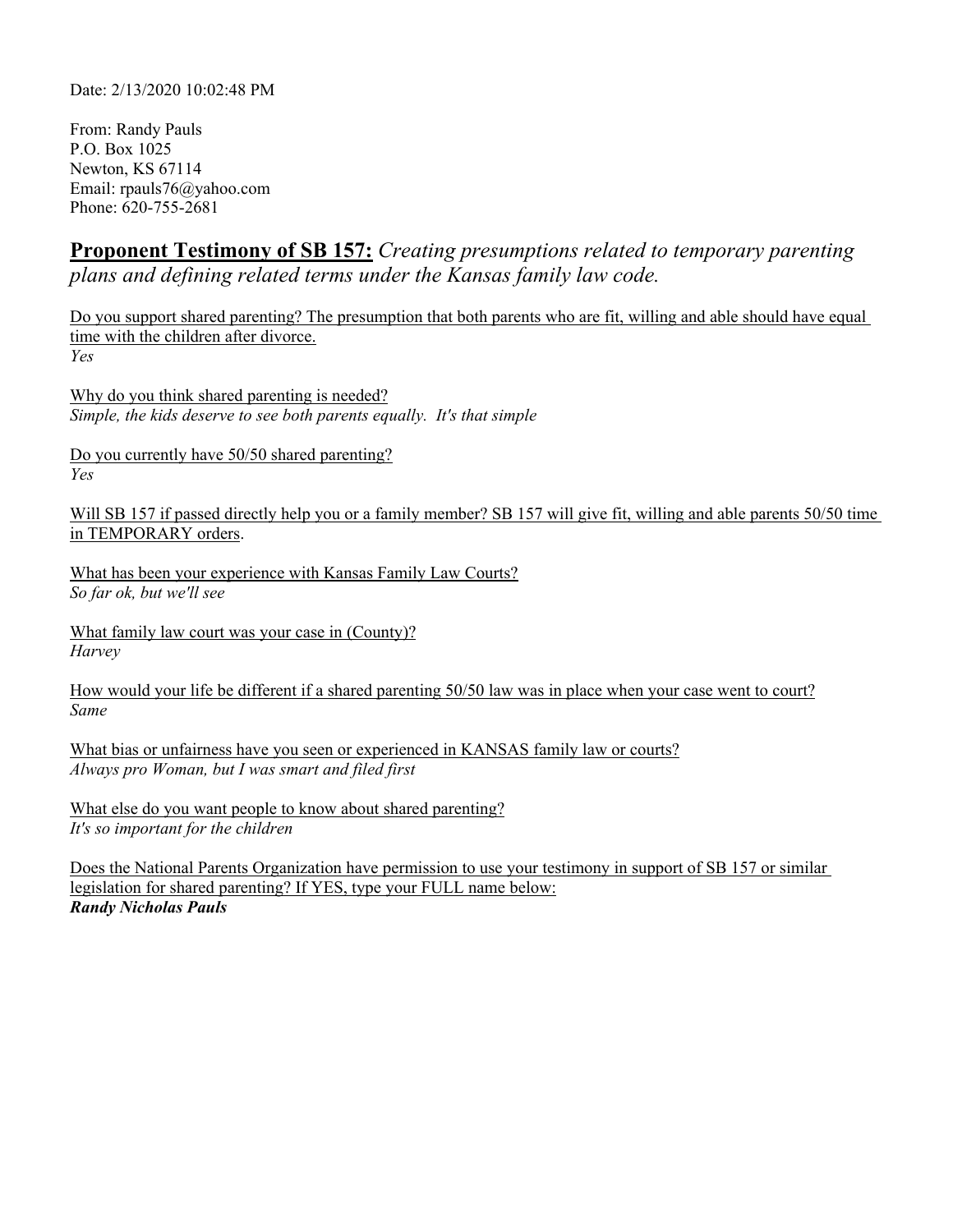Date: 2/13/2020 10:02:48 PM

From: Randy Pauls
P.O. Box 1025
Newton, KS 67114
Email: rpauls76@yahoo.com
Phone: 620-755-2681

## **Proponent Testimony of SB 157:** *Creating presumptions related to temporary parenting plans and defining related terms under the Kansas family law code.*

Do you support shared parenting? The presumption that both parents who are fit, willing and able should have equal time with the children after divorce.
*Yes*

Why do you think shared parenting is needed?
*Simple, the kids deserve to see both parents equally. It's that simple*

Do you currently have 50/50 shared parenting?
*Yes*

Will SB 157 if passed directly help you or a family member? SB 157 will give fit, willing and able parents 50/50 time in TEMPORARY orders.

What has been your experience with Kansas Family Law Courts?
*So far ok, but we'll see*

What family law court was your case in (County)?
*Harvey*

How would your life be different if a shared parenting 50/50 law was in place when your case went to court?
*Same*

What bias or unfairness have you seen or experienced in KANSAS family law or courts?
*Always pro Woman, but I was smart and filed first*

What else do you want people to know about shared parenting?
*It's so important for the children*

Does the National Parents Organization have permission to use your testimony in support of SB 157 or similar legislation for shared parenting? If YES, type your FULL name below:
***Randy Nicholas Pauls***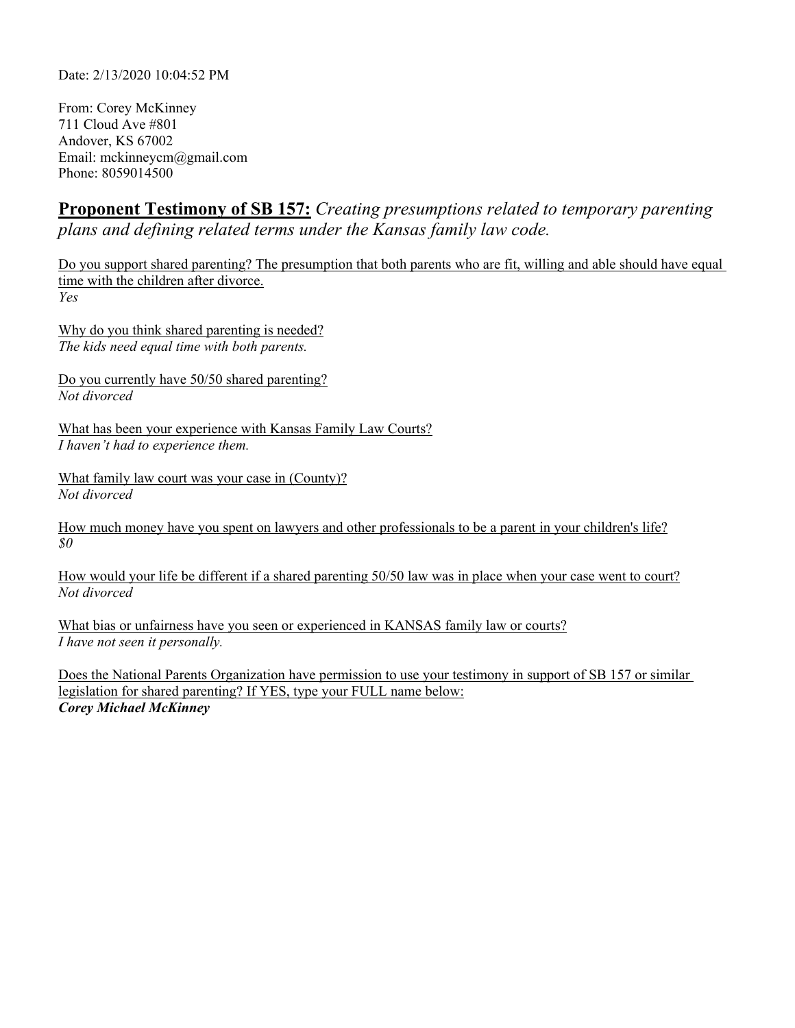Date: 2/13/2020 10:04:52 PM

From: Corey McKinney
711 Cloud Ave #801
Andover, KS 67002
Email: mckinneycm@gmail.com
Phone: 8059014500

## **Proponent Testimony of SB 157:** *Creating presumptions related to temporary parenting plans and defining related terms under the Kansas family law code.*

Do you support shared parenting? The presumption that both parents who are fit, willing and able should have equal time with the children after divorce.
*Yes*

Why do you think shared parenting is needed?
*The kids need equal time with both parents.*

Do you currently have 50/50 shared parenting?
*Not divorced*

What has been your experience with Kansas Family Law Courts?
*I haven't had to experience them.*

What family law court was your case in (County)?
*Not divorced*

How much money have you spent on lawyers and other professionals to be a parent in your children's life?
*$0*

How would your life be different if a shared parenting 50/50 law was in place when your case went to court?
*Not divorced*

What bias or unfairness have you seen or experienced in KANSAS family law or courts?
*I have not seen it personally.*

Does the National Parents Organization have permission to use your testimony in support of SB 157 or similar legislation for shared parenting? If YES, type your FULL name below:
***Corey Michael McKinney***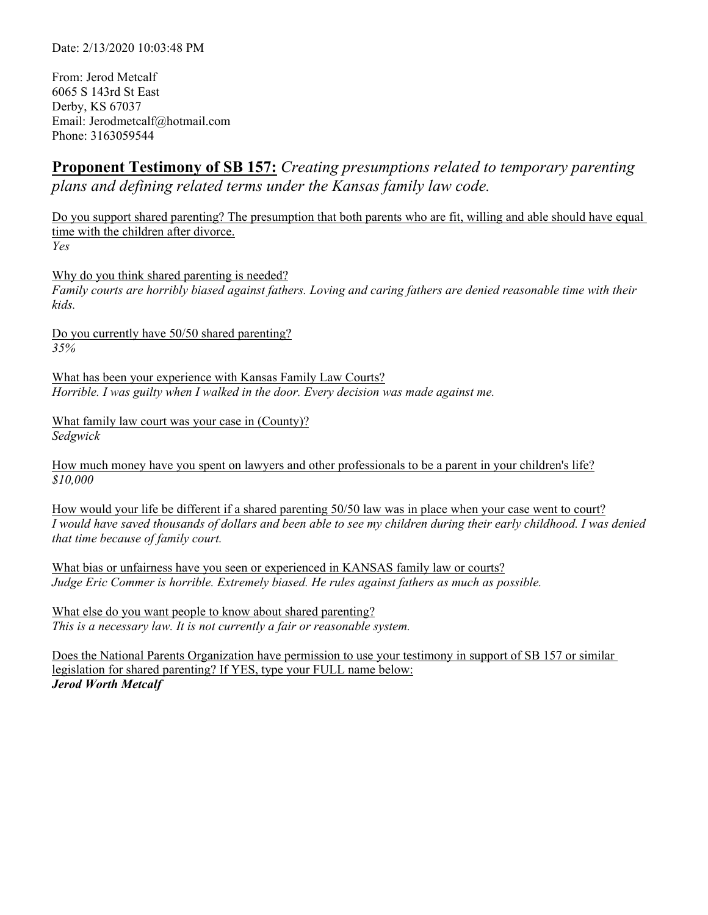Date: 2/13/2020 10:03:48 PM

From: Jerod Metcalf
6065 S 143rd St East
Derby, KS 67037
Email: Jerodmetcalf@hotmail.com
Phone: 3163059544

## **Proponent Testimony of SB 157:** *Creating presumptions related to temporary parenting plans and defining related terms under the Kansas family law code.*

Do you support shared parenting? The presumption that both parents who are fit, willing and able should have equal time with the children after divorce.
*Yes*

Why do you think shared parenting is needed?
*Family courts are horribly biased against fathers. Loving and caring fathers are denied reasonable time with their kids.*

Do you currently have 50/50 shared parenting?
*35%*

What has been your experience with Kansas Family Law Courts?
*Horrible. I was guilty when I walked in the door. Every decision was made against me.*

What family law court was your case in (County)?
*Sedgwick*

How much money have you spent on lawyers and other professionals to be a parent in your children's life?
*$10,000*

How would your life be different if a shared parenting 50/50 law was in place when your case went to court?
*I would have saved thousands of dollars and been able to see my children during their early childhood. I was denied that time because of family court.*

What bias or unfairness have you seen or experienced in KANSAS family law or courts?
*Judge Eric Commer is horrible. Extremely biased. He rules against fathers as much as possible.*

What else do you want people to know about shared parenting?
*This is a necessary law. It is not currently a fair or reasonable system.*

Does the National Parents Organization have permission to use your testimony in support of SB 157 or similar legislation for shared parenting? If YES, type your FULL name below:
***Jerod Worth Metcalf***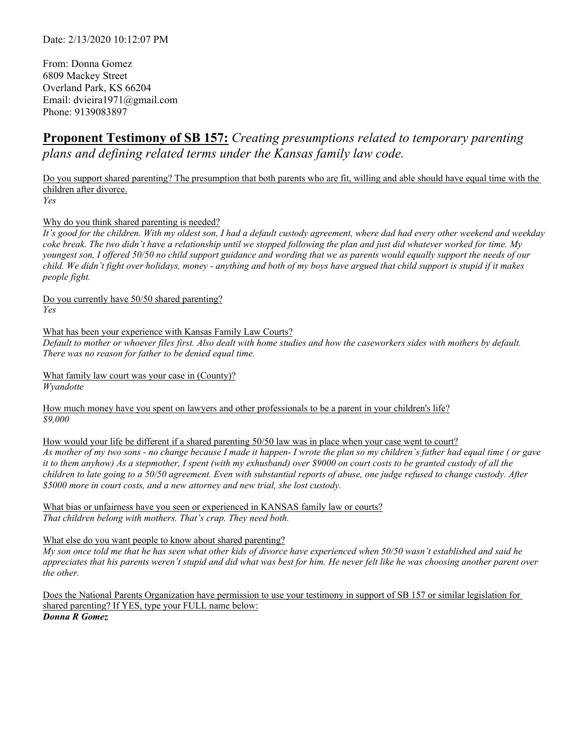Date: 2/13/2020 10:12:07 PM

From: Donna Gomez
6809 Mackey Street
Overland Park, KS 66204
Email: dvieira1971@gmail.com
Phone: 9139083897

## **Proponent Testimony of SB 157:** *Creating presumptions related to temporary parenting plans and defining related terms under the Kansas family law code.*

Do you support shared parenting? The presumption that both parents who are fit, willing and able should have equal time with the children after divorce.
*Yes*

Why do you think shared parenting is needed?
*It's good for the children. With my oldest son, I had a default custody agreement, where dad had every other weekend and weekday coke break. The two didn't have a relationship until we stopped following the plan and just did whatever worked for time. My youngest son, I offered 50/50 no child support guidance and wording that we as parents would equally support the needs of our child. We didn't fight over holidays, money - anything and both of my boys have argued that child support is stupid if it makes people fight.*

Do you currently have 50/50 shared parenting?
*Yes*

What has been your experience with Kansas Family Law Courts?
*Default to mother or whoever files first. Also dealt with home studies and how the caseworkers sides with mothers by default. There was no reason for father to be denied equal time.*

What family law court was your case in (County)?
*Wyandotte*

How much money have you spent on lawyers and other professionals to be a parent in your children's life?
*$9,000*

How would your life be different if a shared parenting 50/50 law was in place when your case went to court?
*As mother of my two sons - no change because I made it happen- I wrote the plan so my children's father had equal time ( or gave it to them anyhow) As a stepmother, I spent (with my exhusband) over $9000 on court costs to be granted custody of all the children to late going to a 50/50 agreement. Even with substantial reports of abuse, one judge refused to change custody. After $5000 more in court costs, and a new attorney and new trial, she lost custody.*

What bias or unfairness have you seen or experienced in KANSAS family law or courts?
*That children belong with mothers. That's crap. They need both.*

What else do you want people to know about shared parenting?
*My son once told me that he has seen what other kids of divorce have experienced when 50/50 wasn't established and said he appreciates that his parents weren't stupid and did what was best for him. He never felt like he was choosing another parent over the other.*

Does the National Parents Organization have permission to use your testimony in support of SB 157 or similar legislation for shared parenting? If YES, type your FULL name below:
***Donna R Gomez***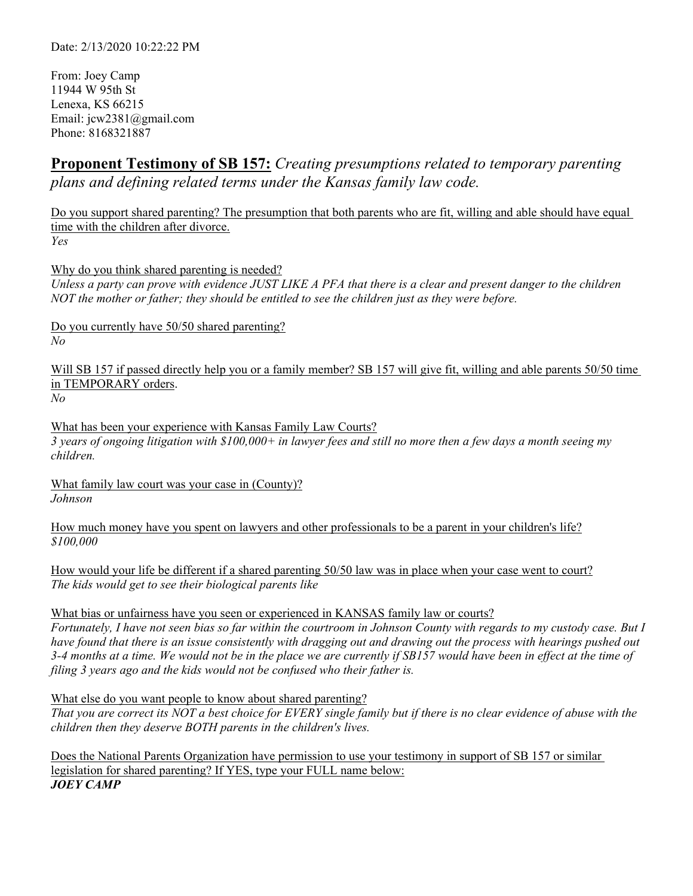Date: 2/13/2020 10:22:22 PM

From: Joey Camp
11944 W 95th St
Lenexa, KS 66215
Email: jcw2381@gmail.com
Phone: 8168321887

## **Proponent Testimony of SB 157:** *Creating presumptions related to temporary parenting plans and defining related terms under the Kansas family law code.*

Do you support shared parenting? The presumption that both parents who are fit, willing and able should have equal time with the children after divorce.
*Yes*

Why do you think shared parenting is needed?
*Unless a party can prove with evidence JUST LIKE A PFA that there is a clear and present danger to the children NOT the mother or father; they should be entitled to see the children just as they were before.*

Do you currently have 50/50 shared parenting?
*No*

Will SB 157 if passed directly help you or a family member? SB 157 will give fit, willing and able parents 50/50 time in TEMPORARY orders.
*No*

What has been your experience with Kansas Family Law Courts?
*3 years of ongoing litigation with $100,000+ in lawyer fees and still no more then a few days a month seeing my children.*

What family law court was your case in (County)?
*Johnson*

How much money have you spent on lawyers and other professionals to be a parent in your children's life?
*$100,000*

How would your life be different if a shared parenting 50/50 law was in place when your case went to court?
*The kids would get to see their biological parents like*

What bias or unfairness have you seen or experienced in KANSAS family law or courts?
*Fortunately, I have not seen bias so far within the courtroom in Johnson County with regards to my custody case. But I have found that there is an issue consistently with dragging out and drawing out the process with hearings pushed out 3-4 months at a time. We would not be in the place we are currently if SB157 would have been in effect at the time of filing 3 years ago and the kids would not be confused who their father is.*

What else do you want people to know about shared parenting?
*That you are correct its NOT a best choice for EVERY single family but if there is no clear evidence of abuse with the children then they deserve BOTH parents in the children's lives.*

Does the National Parents Organization have permission to use your testimony in support of SB 157 or similar legislation for shared parenting? If YES, type your FULL name below:
***JOEY CAMP***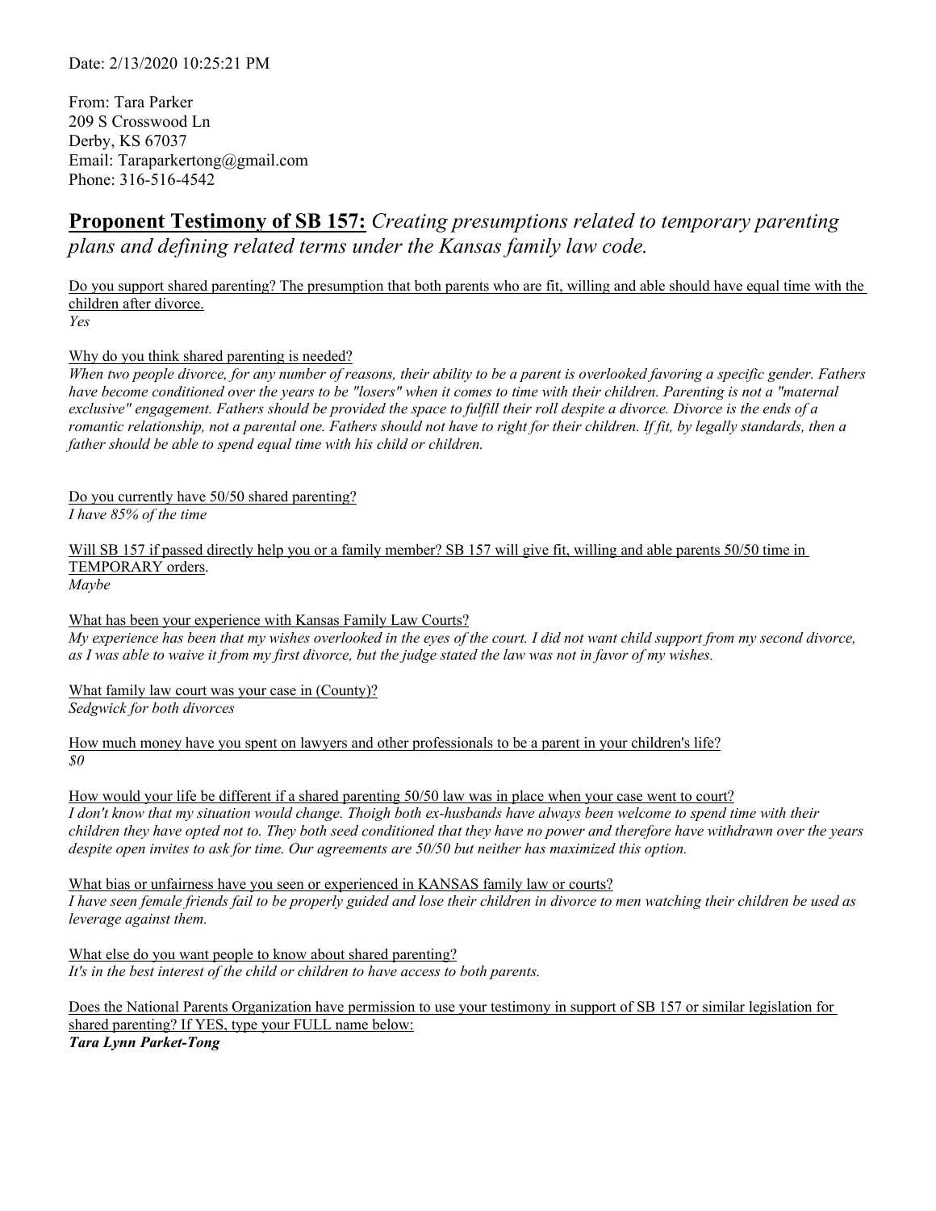Date: 2/13/2020 10:25:21 PM

From: Tara Parker
209 S Crosswood Ln
Derby, KS 67037
Email: Taraparkertong@gmail.com
Phone: 316-516-4542

## **Proponent Testimony of SB 157:** *Creating presumptions related to temporary parenting plans and defining related terms under the Kansas family law code.*

Do you support shared parenting? The presumption that both parents who are fit, willing and able should have equal time with the children after divorce.
*Yes*

Why do you think shared parenting is needed?
*When two people divorce, for any number of reasons, their ability to be a parent is overlooked favoring a specific gender. Fathers have become conditioned over the years to be "losers" when it comes to time with their children. Parenting is not a "maternal exclusive" engagement. Fathers should be provided the space to fulfill their roll despite a divorce. Divorce is the ends of a romantic relationship, not a parental one. Fathers should not have to right for their children. If fit, by legally standards, then a father should be able to spend equal time with his child or children.*

Do you currently have 50/50 shared parenting?
*I have 85% of the time*

Will SB 157 if passed directly help you or a family member? SB 157 will give fit, willing and able parents 50/50 time in TEMPORARY orders.
*Maybe*

What has been your experience with Kansas Family Law Courts?
*My experience has been that my wishes overlooked in the eyes of the court. I did not want child support from my second divorce, as I was able to waive it from my first divorce, but the judge stated the law was not in favor of my wishes.*

What family law court was your case in (County)?
*Sedgwick for both divorces*

How much money have you spent on lawyers and other professionals to be a parent in your children's life?
*$0*

How would your life be different if a shared parenting 50/50 law was in place when your case went to court?
*I don't know that my situation would change. Thoigh both ex-husbands have always been welcome to spend time with their children they have opted not to. They both seed conditioned that they have no power and therefore have withdrawn over the years despite open invites to ask for time. Our agreements are 50/50 but neither has maximized this option.*

What bias or unfairness have you seen or experienced in KANSAS family law or courts?
*I have seen female friends fail to be properly guided and lose their children in divorce to men watching their children be used as leverage against them.*

What else do you want people to know about shared parenting?
*It's in the best interest of the child or children to have access to both parents.*

Does the National Parents Organization have permission to use your testimony in support of SB 157 or similar legislation for shared parenting? If YES, type your FULL name below:
***Tara Lynn Parket-Tong***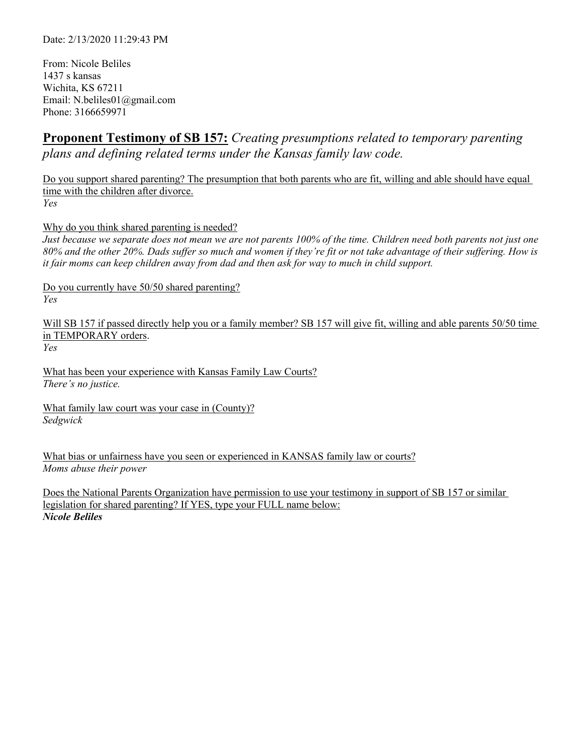Date: 2/13/2020 11:29:43 PM

From: Nicole Beliles
1437 s kansas
Wichita, KS 67211
Email: N.beliles01@gmail.com
Phone: 3166659971

## **Proponent Testimony of SB 157:** *Creating presumptions related to temporary parenting plans and defining related terms under the Kansas family law code.*

Do you support shared parenting? The presumption that both parents who are fit, willing and able should have equal time with the children after divorce.
*Yes*

Why do you think shared parenting is needed?
*Just because we separate does not mean we are not parents 100% of the time. Children need both parents not just one 80% and the other 20%. Dads suffer so much and women if they're fit or not take advantage of their suffering. How is it fair moms can keep children away from dad and then ask for way to much in child support.*

Do you currently have 50/50 shared parenting?
*Yes*

Will SB 157 if passed directly help you or a family member? SB 157 will give fit, willing and able parents 50/50 time in TEMPORARY orders.
*Yes*

What has been your experience with Kansas Family Law Courts?
*There's no justice.*

What family law court was your case in (County)?
*Sedgwick*

What bias or unfairness have you seen or experienced in KANSAS family law or courts?
*Moms abuse their power*

Does the National Parents Organization have permission to use your testimony in support of SB 157 or similar legislation for shared parenting? If YES, type your FULL name below:
***Nicole Beliles***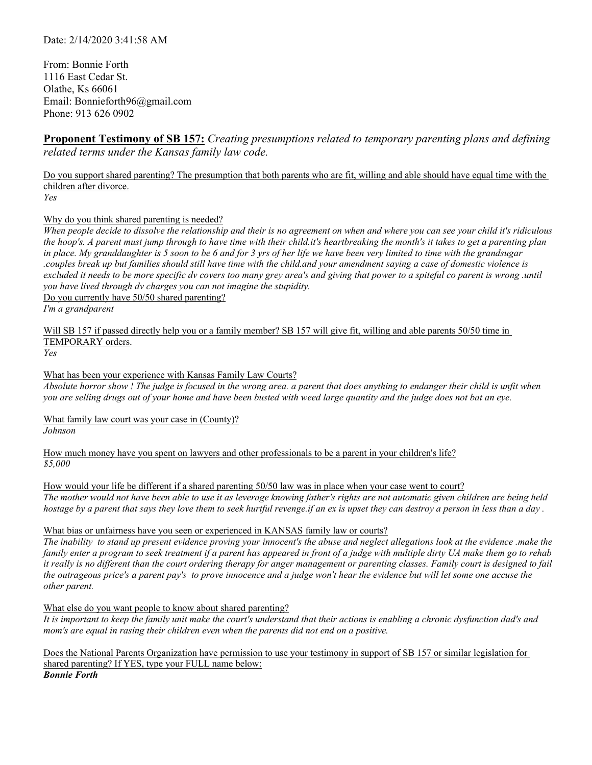Date: 2/14/2020 3:41:58 AM

From: Bonnie Forth
1116 East Cedar St.
Olathe, Ks 66061
Email: Bonnieforth96@gmail.com
Phone: 913 626 0902

**Proponent Testimony of SB 157:** *Creating presumptions related to temporary parenting plans and defining related terms under the Kansas family law code.*

Do you support shared parenting? The presumption that both parents who are fit, willing and able should have equal time with the children after divorce.
*Yes*

Why do you think shared parenting is needed?
*When people decide to dissolve the relationship and their is no agreement on when and where you can see your child it's ridiculous the hoop's. A parent must jump through to have time with their child.it's heartbreaking the month's it takes to get a parenting plan in place. My granddaughter is 5 soon to be 6 and for 3 yrs of her life we have been very limited to time with the grandsugar .couples break up but families should still have time with the child.and your amendment saying a case of domestic violence is excluded it needs to be more specific dv covers too many grey area's and giving that power to a spiteful co parent is wrong .until you have lived through dv charges you can not imagine the stupidity.*

Do you currently have 50/50 shared parenting?
*I'm a grandparent*

Will SB 157 if passed directly help you or a family member? SB 157 will give fit, willing and able parents 50/50 time in TEMPORARY orders.
*Yes*

What has been your experience with Kansas Family Law Courts?
*Absolute horror show ! The judge is focused in the wrong area. a parent that does anything to endanger their child is unfit when you are selling drugs out of your home and have been busted with weed large quantity and the judge does not bat an eye.*

What family law court was your case in (County)?
*Johnson*

How much money have you spent on lawyers and other professionals to be a parent in your children's life?
*$5,000*

How would your life be different if a shared parenting 50/50 law was in place when your case went to court?
*The mother would not have been able to use it as leverage knowing father's rights are not automatic given children are being held hostage by a parent that says they love them to seek hurtful revenge.if an ex is upset they can destroy a person in less than a day .*

What bias or unfairness have you seen or experienced in KANSAS family law or courts?
*The inability to stand up present evidence proving your innocent's the abuse and neglect allegations look at the evidence .make the family enter a program to seek treatment if a parent has appeared in front of a judge with multiple dirty UA make them go to rehab it really is no different than the court ordering therapy for anger management or parenting classes. Family court is designed to fail the outrageous price's a parent pay's to prove innocence and a judge won't hear the evidence but will let some one accuse the other parent.*

What else do you want people to know about shared parenting?
*It is important to keep the family unit make the court's understand that their actions is enabling a chronic dysfunction dad's and mom's are equal in rasing their children even when the parents did not end on a positive.*

Does the National Parents Organization have permission to use your testimony in support of SB 157 or similar legislation for shared parenting? If YES, type your FULL name below:
***Bonnie Forth***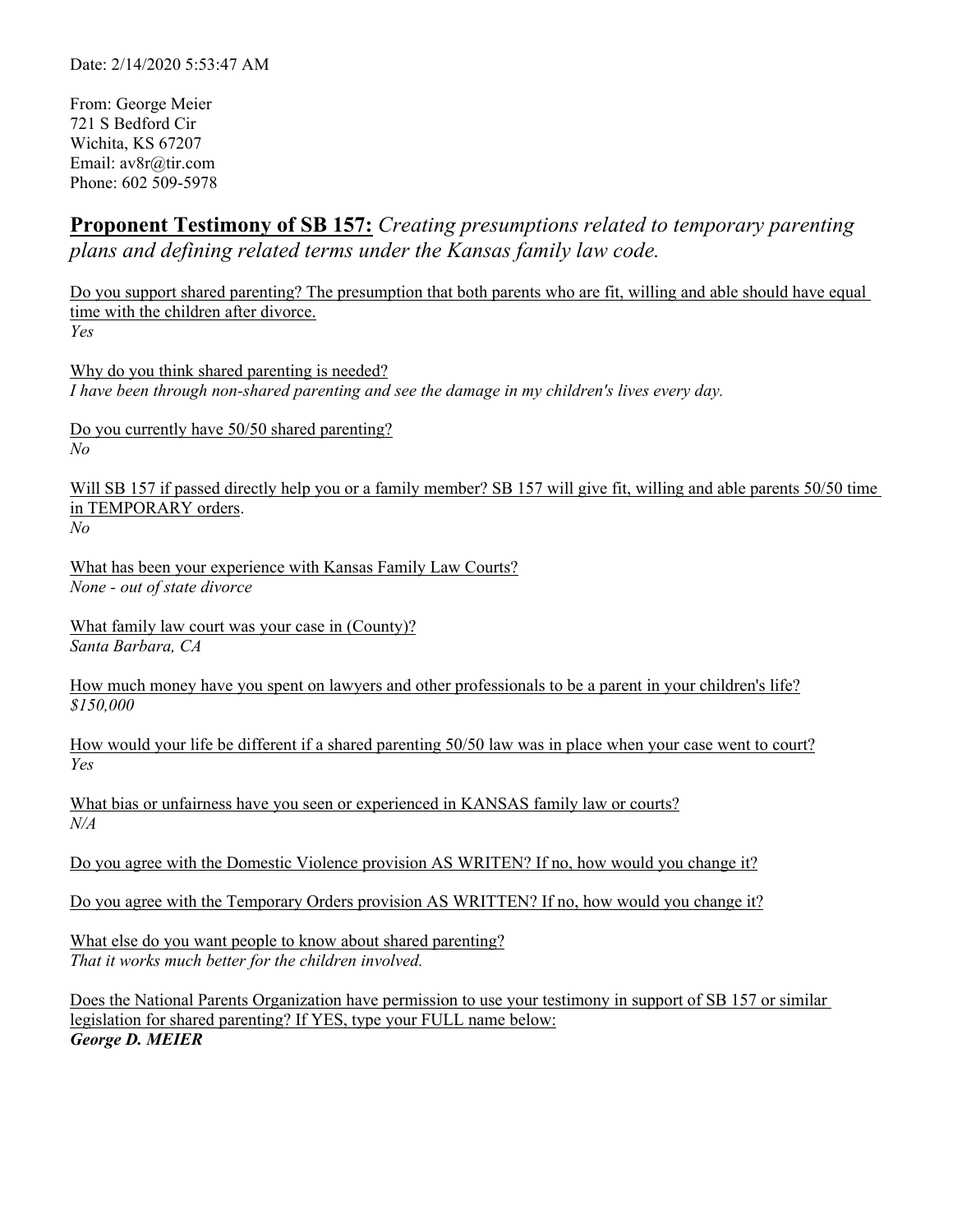Date: 2/14/2020 5:53:47 AM

From: George Meier
721 S Bedford Cir
Wichita, KS 67207
Email: av8r@tir.com
Phone: 602 509-5978

## **Proponent Testimony of SB 157:** *Creating presumptions related to temporary parenting plans and defining related terms under the Kansas family law code.*

Do you support shared parenting? The presumption that both parents who are fit, willing and able should have equal time with the children after divorce.
*Yes*

Why do you think shared parenting is needed?
*I have been through non-shared parenting and see the damage in my children's lives every day.*

Do you currently have 50/50 shared parenting?
*No*

Will SB 157 if passed directly help you or a family member? SB 157 will give fit, willing and able parents 50/50 time in TEMPORARY orders.
*No*

What has been your experience with Kansas Family Law Courts?
*None - out of state divorce*

What family law court was your case in (County)?
*Santa Barbara, CA*

How much money have you spent on lawyers and other professionals to be a parent in your children's life?
*$150,000*

How would your life be different if a shared parenting 50/50 law was in place when your case went to court?
*Yes*

What bias or unfairness have you seen or experienced in KANSAS family law or courts?
*N/A*

Do you agree with the Domestic Violence provision AS WRITEN? If no, how would you change it?

Do you agree with the Temporary Orders provision AS WRITTEN? If no, how would you change it?

What else do you want people to know about shared parenting?
*That it works much better for the children involved.*

Does the National Parents Organization have permission to use your testimony in support of SB 157 or similar legislation for shared parenting? If YES, type your FULL name below:
***George D. MEIER***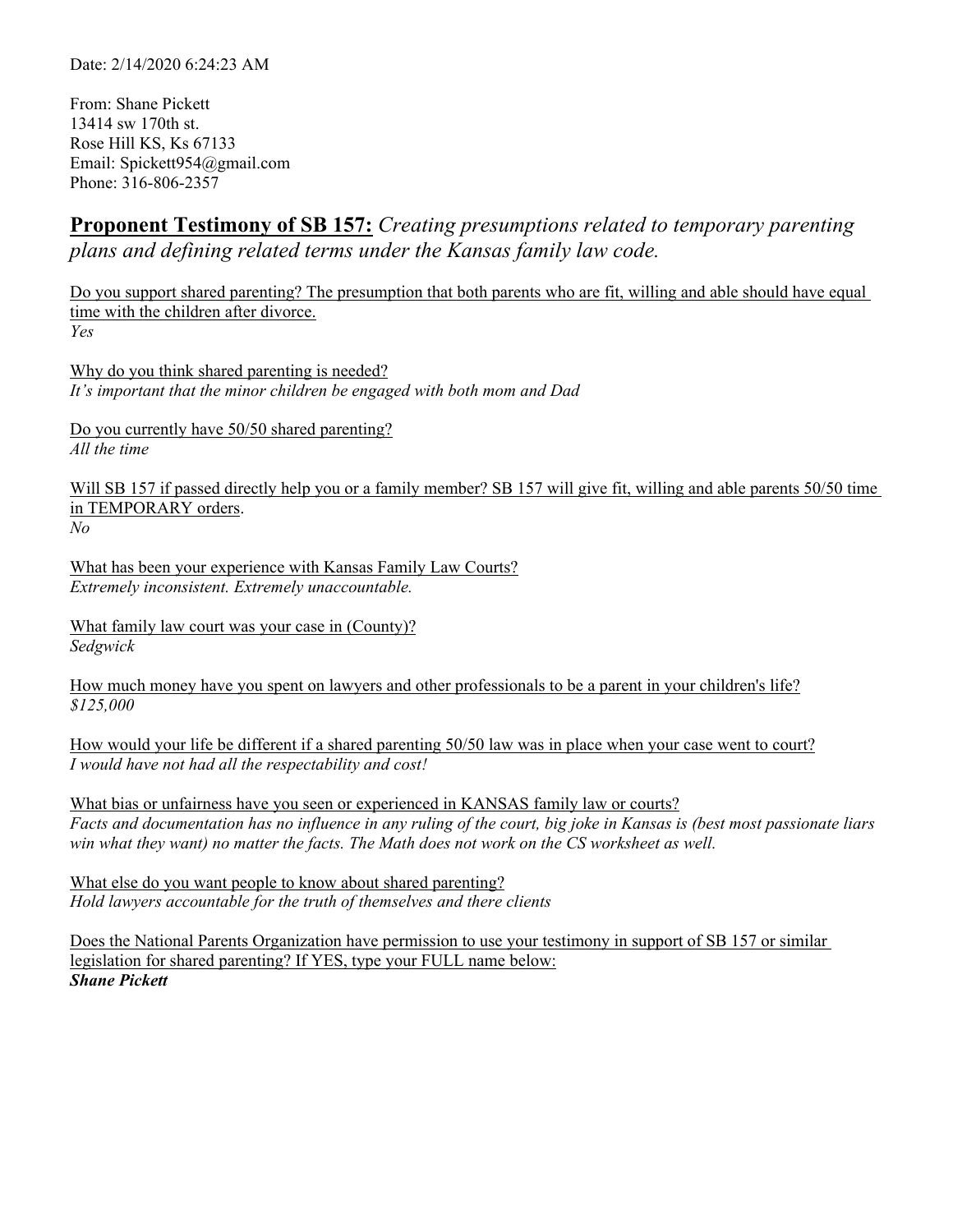Date: 2/14/2020 6:24:23 AM

From: Shane Pickett
13414 sw 170th st.
Rose Hill KS, Ks 67133
Email: Spickett954@gmail.com
Phone: 316-806-2357

## **Proponent Testimony of SB 157:** *Creating presumptions related to temporary parenting plans and defining related terms under the Kansas family law code.*

Do you support shared parenting? The presumption that both parents who are fit, willing and able should have equal time with the children after divorce.
*Yes*

Why do you think shared parenting is needed?
*It's important that the minor children be engaged with both mom and Dad*

Do you currently have 50/50 shared parenting?
*All the time*

Will SB 157 if passed directly help you or a family member? SB 157 will give fit, willing and able parents 50/50 time in TEMPORARY orders.
*No*

What has been your experience with Kansas Family Law Courts?
*Extremely inconsistent. Extremely unaccountable.*

What family law court was your case in (County)?
*Sedgwick*

How much money have you spent on lawyers and other professionals to be a parent in your children's life?
*$125,000*

How would your life be different if a shared parenting 50/50 law was in place when your case went to court?
*I would have not had all the respectability and cost!*

What bias or unfairness have you seen or experienced in KANSAS family law or courts?
*Facts and documentation has no influence in any ruling of the court, big joke in Kansas is (best most passionate liars win what they want) no matter the facts. The Math does not work on the CS worksheet as well.*

What else do you want people to know about shared parenting?
*Hold lawyers accountable for the truth of themselves and there clients*

Does the National Parents Organization have permission to use your testimony in support of SB 157 or similar legislation for shared parenting? If YES, type your FULL name below:
***Shane Pickett***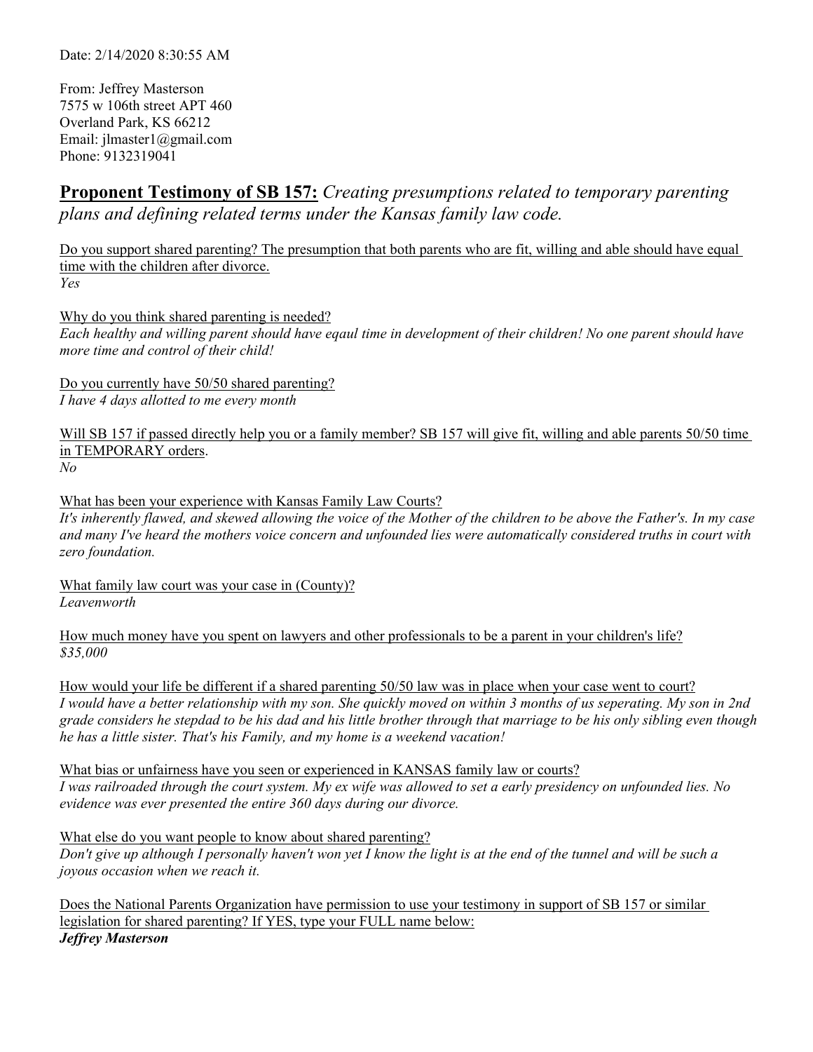Date: 2/14/2020 8:30:55 AM

From: Jeffrey Masterson
7575 w 106th street APT 460
Overland Park, KS 66212
Email: jlmaster1@gmail.com
Phone: 9132319041

## **Proponent Testimony of SB 157:** *Creating presumptions related to temporary parenting plans and defining related terms under the Kansas family law code.*

<u>Do you support shared parenting? The presumption that both parents who are fit, willing and able should have equal time with the children after divorce.</u>
*Yes*

<u>Why do you think shared parenting is needed?</u>
*Each healthy and willing parent should have eqaul time in development of their children! No one parent should have more time and control of their child!*

<u>Do you currently have 50/50 shared parenting?</u>
*I have 4 days allotted to me every month*

<u>Will SB 157 if passed directly help you or a family member? SB 157 will give fit, willing and able parents 50/50 time in TEMPORARY orders.</u>
*No*

<u>What has been your experience with Kansas Family Law Courts?</u>
*It's inherently flawed, and skewed allowing the voice of the Mother of the children to be above the Father's. In my case and many I've heard the mothers voice concern and unfounded lies were automatically considered truths in court with zero foundation.*

<u>What family law court was your case in (County)?</u>
*Leavenworth*

<u>How much money have you spent on lawyers and other professionals to be a parent in your children's life?</u>
*$35,000*

<u>How would your life be different if a shared parenting 50/50 law was in place when your case went to court?</u>
*I would have a better relationship with my son. She quickly moved on within 3 months of us seperating. My son in 2nd grade considers he stepdad to be his dad and his little brother through that marriage to be his only sibling even though he has a little sister. That's his Family, and my home is a weekend vacation!*

<u>What bias or unfairness have you seen or experienced in KANSAS family law or courts?</u>
*I was railroaded through the court system. My ex wife was allowed to set a early presidency on unfounded lies. No evidence was ever presented the entire 360 days during our divorce.*

<u>What else do you want people to know about shared parenting?</u>
*Don't give up although I personally haven't won yet I know the light is at the end of the tunnel and will be such a joyous occasion when we reach it.*

<u>Does the National Parents Organization have permission to use your testimony in support of SB 157 or similar legislation for shared parenting? If YES, type your FULL name below:</u>
***Jeffrey Masterson***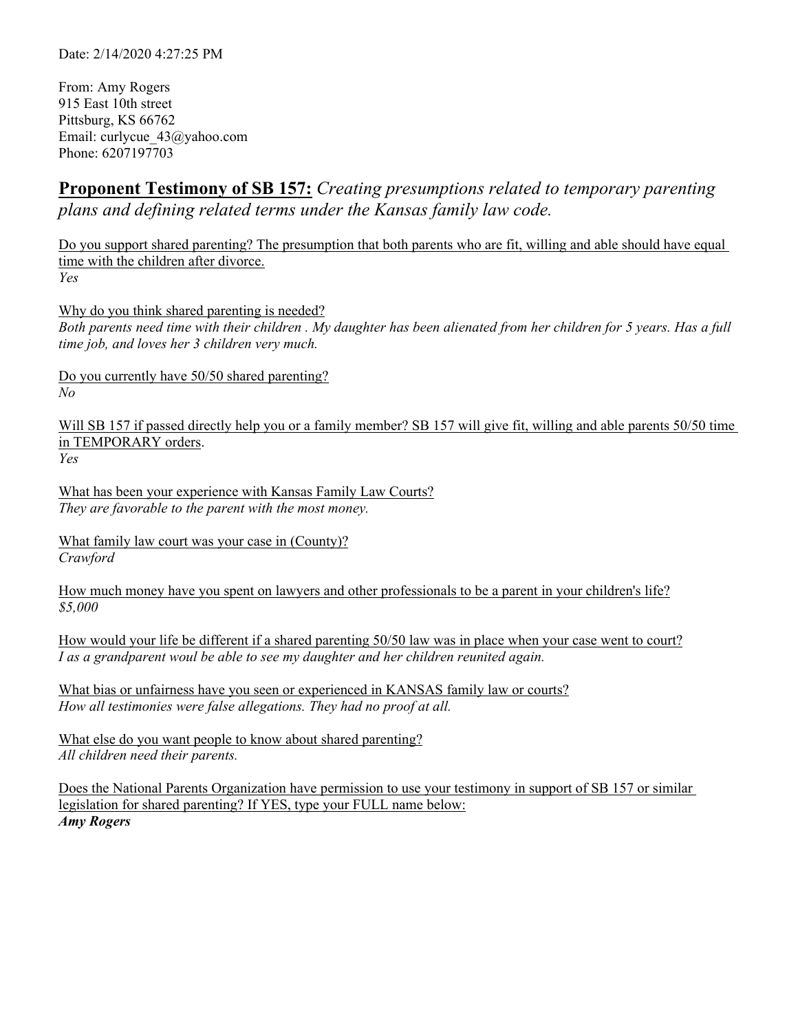Date: 2/14/2020 4:27:25 PM

From: Amy Rogers
915 East 10th street
Pittsburg, KS 66762
Email: curlycue_43@yahoo.com
Phone: 6207197703

## **Proponent Testimony of SB 157:** *Creating presumptions related to temporary parenting plans and defining related terms under the Kansas family law code.*

<u>Do you support shared parenting? The presumption that both parents who are fit, willing and able should have equal time with the children after divorce.</u>
*Yes*

<u>Why do you think shared parenting is needed?</u>
*Both parents need time with their children . My daughter has been alienated from her children for 5 years. Has a full time job, and loves her 3 children very much.*

<u>Do you currently have 50/50 shared parenting?</u>
*No*

<u>Will SB 157 if passed directly help you or a family member? SB 157 will give fit, willing and able parents 50/50 time in TEMPORARY orders.</u>
*Yes*

<u>What has been your experience with Kansas Family Law Courts?</u>
*They are favorable to the parent with the most money.*

<u>What family law court was your case in (County)?</u>
*Crawford*

<u>How much money have you spent on lawyers and other professionals to be a parent in your children's life?</u>
*$5,000*

<u>How would your life be different if a shared parenting 50/50 law was in place when your case went to court?</u>
*I as a grandparent woul be able to see my daughter and her children reunited again.*

<u>What bias or unfairness have you seen or experienced in KANSAS family law or courts?</u>
*How all testimonies were false allegations. They had no proof at all.*

<u>What else do you want people to know about shared parenting?</u>
*All children need their parents.*

<u>Does the National Parents Organization have permission to use your testimony in support of SB 157 or similar legislation for shared parenting? If YES, type your FULL name below:</u>
***Amy Rogers***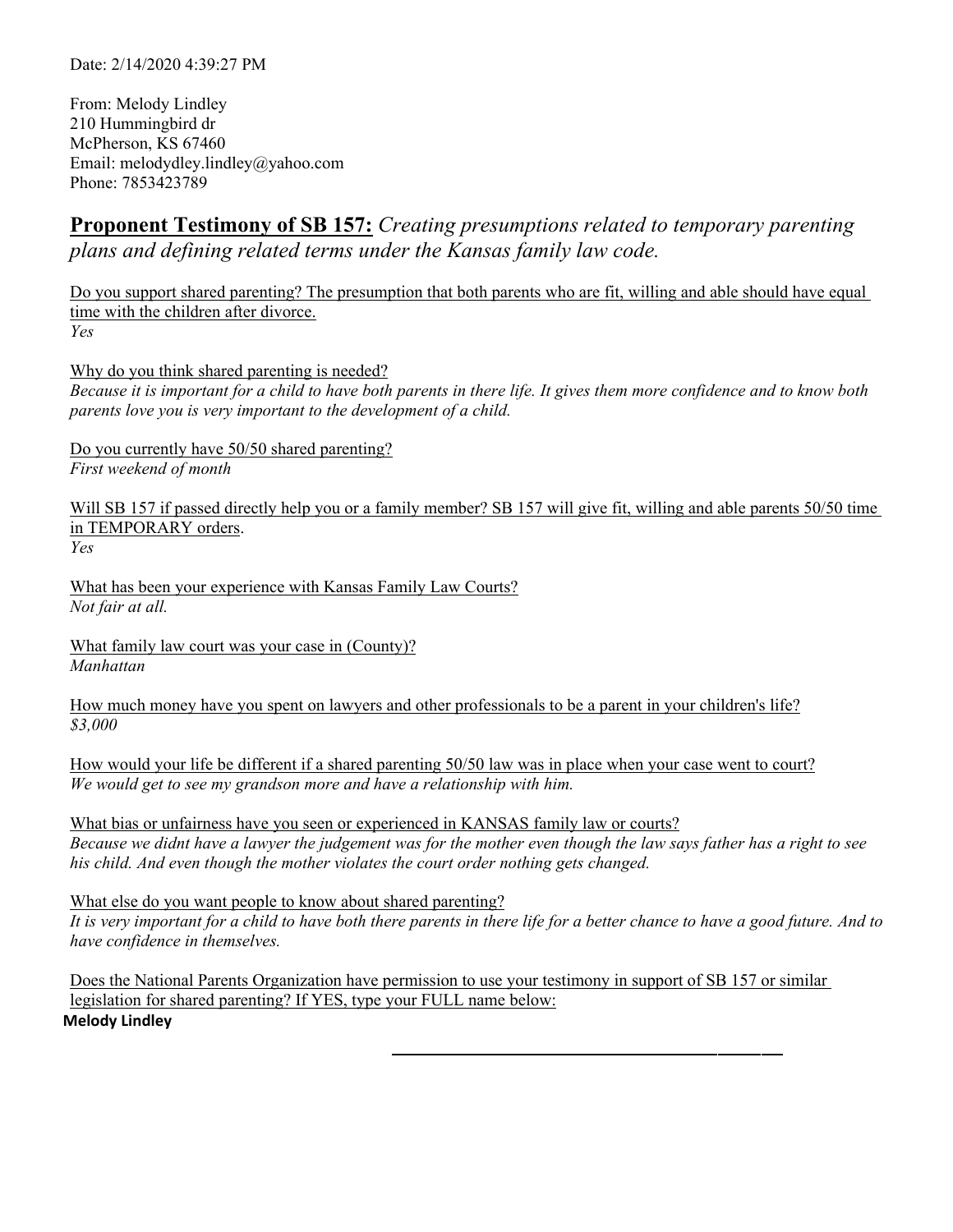Date: 2/14/2020 4:39:27 PM

From: Melody Lindley
210 Hummingbird dr
McPherson, KS 67460
Email: melodydley.lindley@yahoo.com
Phone: 7853423789

## **Proponent Testimony of SB 157:** *Creating presumptions related to temporary parenting plans and defining related terms under the Kansas family law code.*

Do you support shared parenting? The presumption that both parents who are fit, willing and able should have equal time with the children after divorce.
*Yes*

Why do you think shared parenting is needed?
*Because it is important for a child to have both parents in there life. It gives them more confidence and to know both parents love you is very important to the development of a child.*

Do you currently have 50/50 shared parenting?
*First weekend of month*

Will SB 157 if passed directly help you or a family member? SB 157 will give fit, willing and able parents 50/50 time in TEMPORARY orders.
*Yes*

What has been your experience with Kansas Family Law Courts?
*Not fair at all.*

What family law court was your case in (County)?
*Manhattan*

How much money have you spent on lawyers and other professionals to be a parent in your children's life?
*$3,000*

How would your life be different if a shared parenting 50/50 law was in place when your case went to court?
*We would get to see my grandson more and have a relationship with him.*

What bias or unfairness have you seen or experienced in KANSAS family law or courts?
*Because we didnt have a lawyer the judgement was for the mother even though the law says father has a right to see his child. And even though the mother violates the court order nothing gets changed.*

What else do you want people to know about shared parenting?
*It is very important for a child to have both there parents in there life for a better chance to have a good future. And to have confidence in themselves.*

Does the National Parents Organization have permission to use your testimony in support of SB 157 or similar legislation for shared parenting? If YES, type your FULL name below:
**Melody Lindley**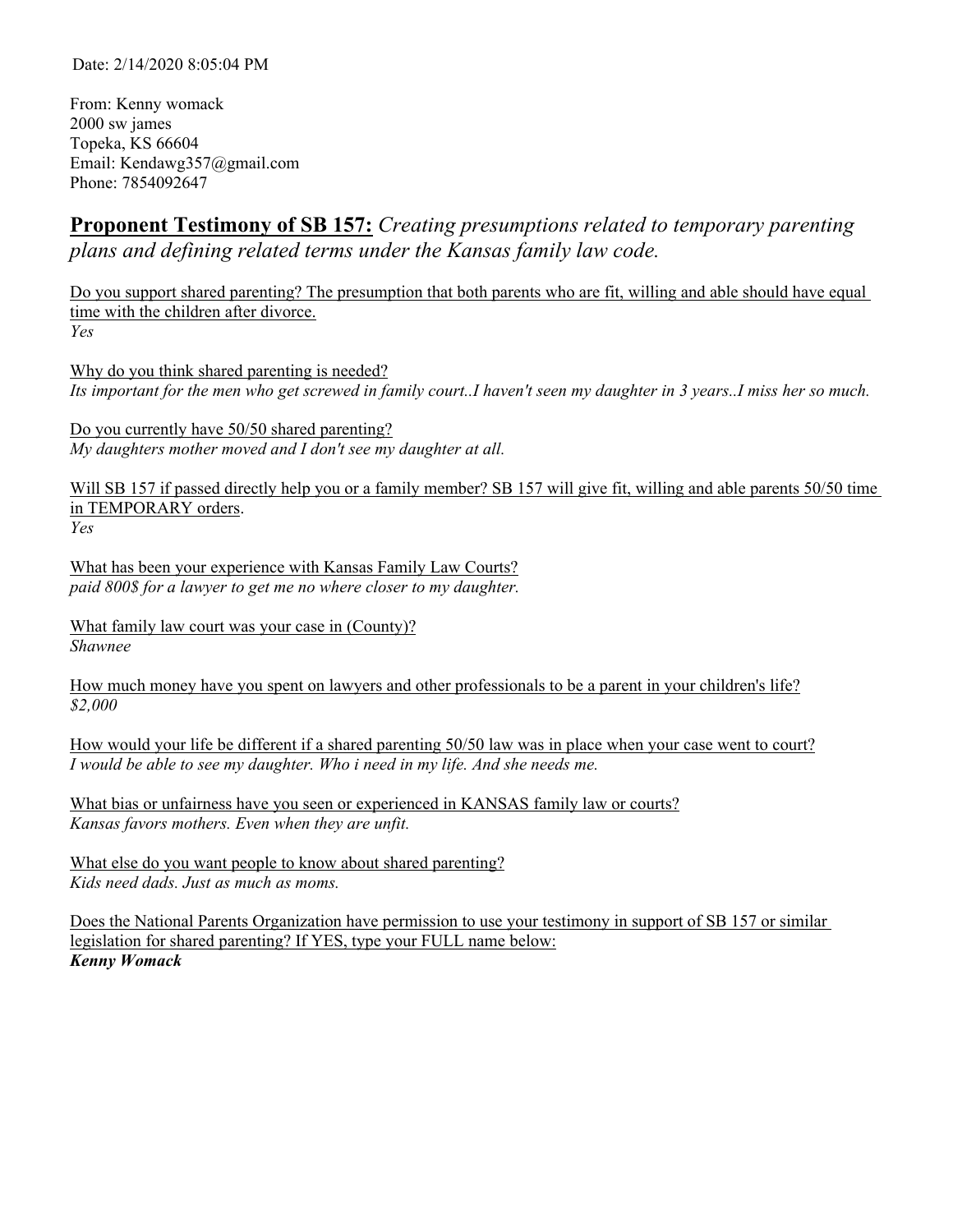Date: 2/14/2020 8:05:04 PM

From: Kenny womack
2000 sw james
Topeka, KS 66604
Email: Kendawg357@gmail.com
Phone: 7854092647

## **Proponent Testimony of SB 157:** *Creating presumptions related to temporary parenting plans and defining related terms under the Kansas family law code.*

Do you support shared parenting? The presumption that both parents who are fit, willing and able should have equal time with the children after divorce.
*Yes*

Why do you think shared parenting is needed?
*Its important for the men who get screwed in family court..I haven't seen my daughter in 3 years..I miss her so much.*

Do you currently have 50/50 shared parenting?
*My daughters mother moved and I don't see my daughter at all.*

Will SB 157 if passed directly help you or a family member? SB 157 will give fit, willing and able parents 50/50 time in TEMPORARY orders.
*Yes*

What has been your experience with Kansas Family Law Courts?
*paid 800$ for a lawyer to get me no where closer to my daughter.*

What family law court was your case in (County)?
*Shawnee*

How much money have you spent on lawyers and other professionals to be a parent in your children's life?
*$2,000*

How would your life be different if a shared parenting 50/50 law was in place when your case went to court?
*I would be able to see my daughter. Who i need in my life. And she needs me.*

What bias or unfairness have you seen or experienced in KANSAS family law or courts?
*Kansas favors mothers. Even when they are unfit.*

What else do you want people to know about shared parenting?
*Kids need dads. Just as much as moms.*

Does the National Parents Organization have permission to use your testimony in support of SB 157 or similar legislation for shared parenting? If YES, type your FULL name below:
***Kenny Womack***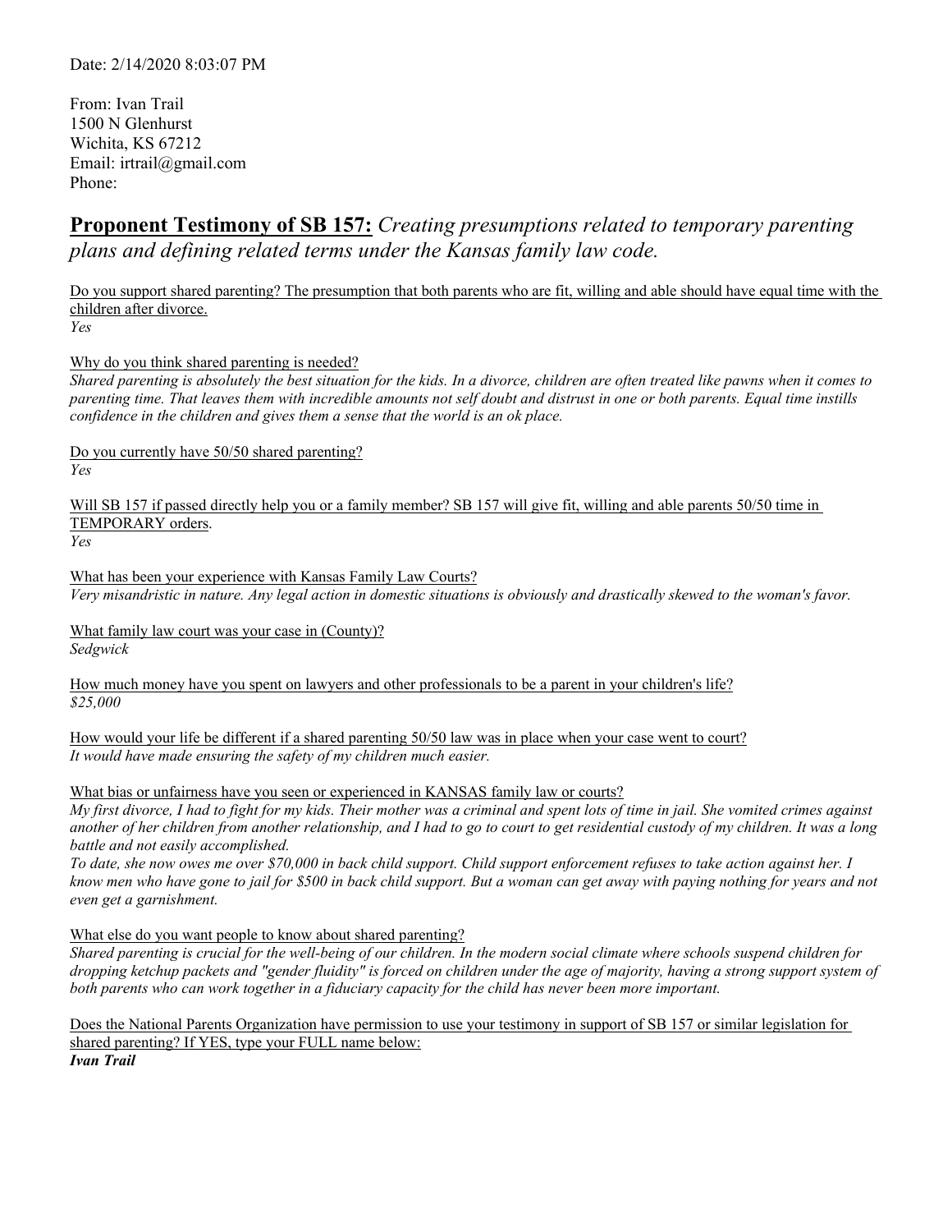Date: 2/14/2020 8:03:07 PM

From: Ivan Trail
1500 N Glenhurst
Wichita, KS 67212
Email: irtrail@gmail.com
Phone:

## **Proponent Testimony of SB 157:** *Creating presumptions related to temporary parenting plans and defining related terms under the Kansas family law code.*

Do you support shared parenting? The presumption that both parents who are fit, willing and able should have equal time with the children after divorce.
*Yes*

Why do you think shared parenting is needed?
*Shared parenting is absolutely the best situation for the kids. In a divorce, children are often treated like pawns when it comes to parenting time. That leaves them with incredible amounts not self doubt and distrust in one or both parents. Equal time instills confidence in the children and gives them a sense that the world is an ok place.*

Do you currently have 50/50 shared parenting?
*Yes*

Will SB 157 if passed directly help you or a family member? SB 157 will give fit, willing and able parents 50/50 time in TEMPORARY orders.
*Yes*

What has been your experience with Kansas Family Law Courts?
*Very misandristic in nature. Any legal action in domestic situations is obviously and drastically skewed to the woman's favor.*

What family law court was your case in (County)?
*Sedgwick*

How much money have you spent on lawyers and other professionals to be a parent in your children's life?
*$25,000*

How would your life be different if a shared parenting 50/50 law was in place when your case went to court?
*It would have made ensuring the safety of my children much easier.*

What bias or unfairness have you seen or experienced in KANSAS family law or courts?
*My first divorce, I had to fight for my kids. Their mother was a criminal and spent lots of time in jail. She vomited crimes against another of her children from another relationship, and I had to go to court to get residential custody of my children. It was a long battle and not easily accomplished.*
*To date, she now owes me over $70,000 in back child support. Child support enforcement refuses to take action against her. I know men who have gone to jail for $500 in back child support. But a woman can get away with paying nothing for years and not even get a garnishment.*

What else do you want people to know about shared parenting?
*Shared parenting is crucial for the well-being of our children. In the modern social climate where schools suspend children for dropping ketchup packets and "gender fluidity" is forced on children under the age of majority, having a strong support system of both parents who can work together in a fiduciary capacity for the child has never been more important.*

Does the National Parents Organization have permission to use your testimony in support of SB 157 or similar legislation for shared parenting? If YES, type your FULL name below:
***Ivan Trail***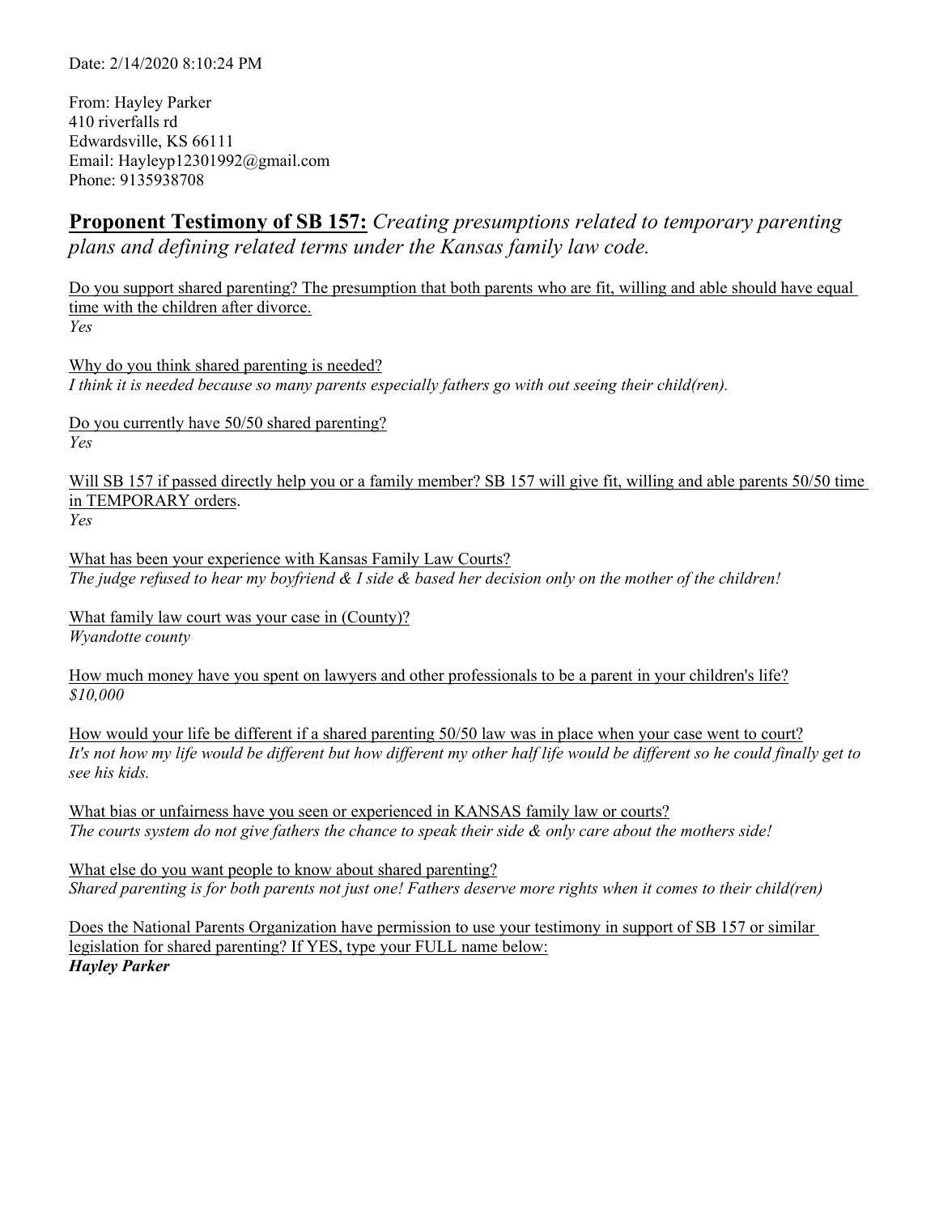Date: 2/14/2020 8:10:24 PM

From: Hayley Parker
410 riverfalls rd
Edwardsville, KS 66111
Email: Hayleyp12301992@gmail.com
Phone: 9135938708

## **Proponent Testimony of SB 157:** *Creating presumptions related to temporary parenting plans and defining related terms under the Kansas family law code.*

Do you support shared parenting? The presumption that both parents who are fit, willing and able should have equal time with the children after divorce.
*Yes*

Why do you think shared parenting is needed?
*I think it is needed because so many parents especially fathers go with out seeing their child(ren).*

Do you currently have 50/50 shared parenting?
*Yes*

Will SB 157 if passed directly help you or a family member? SB 157 will give fit, willing and able parents 50/50 time in TEMPORARY orders.
*Yes*

What has been your experience with Kansas Family Law Courts?
*The judge refused to hear my boyfriend & I side & based her decision only on the mother of the children!*

What family law court was your case in (County)?
*Wyandotte county*

How much money have you spent on lawyers and other professionals to be a parent in your children's life?
*$10,000*

How would your life be different if a shared parenting 50/50 law was in place when your case went to court?
*It's not how my life would be different but how different my other half life would be different so he could finally get to see his kids.*

What bias or unfairness have you seen or experienced in KANSAS family law or courts?
*The courts system do not give fathers the chance to speak their side & only care about the mothers side!*

What else do you want people to know about shared parenting?
*Shared parenting is for both parents not just one! Fathers deserve more rights when it comes to their child(ren)*

Does the National Parents Organization have permission to use your testimony in support of SB 157 or similar legislation for shared parenting? If YES, type your FULL name below:
***Hayley Parker***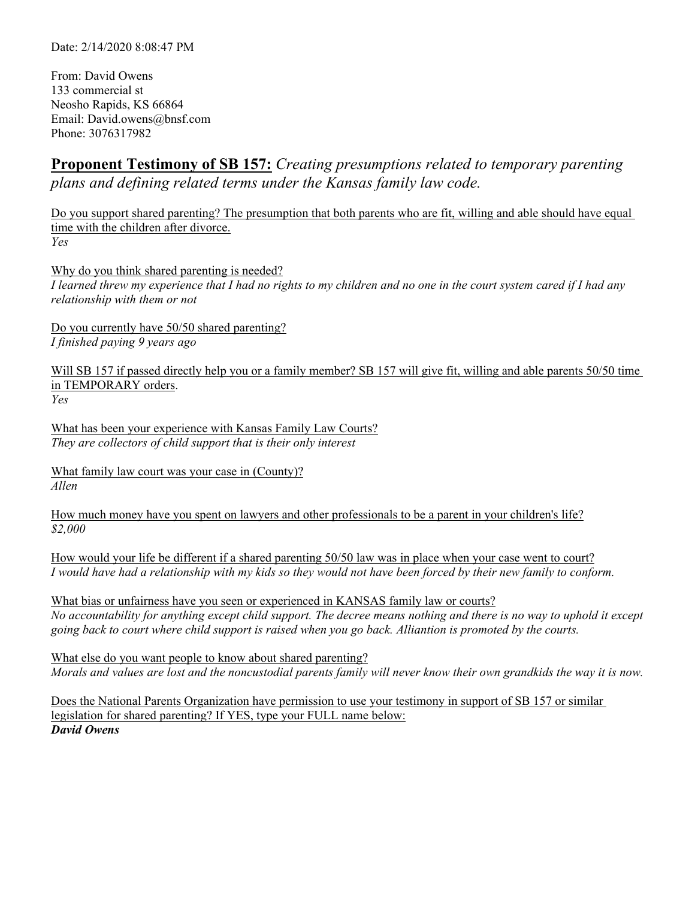Date: 2/14/2020 8:08:47 PM

From: David Owens
133 commercial st
Neosho Rapids, KS 66864
Email: David.owens@bnsf.com
Phone: 3076317982

## **Proponent Testimony of SB 157:** *Creating presumptions related to temporary parenting plans and defining related terms under the Kansas family law code.*

Do you support shared parenting? The presumption that both parents who are fit, willing and able should have equal time with the children after divorce.
*Yes*

Why do you think shared parenting is needed?
*I learned threw my experience that I had no rights to my children and no one in the court system cared if I had any relationship with them or not*

Do you currently have 50/50 shared parenting?
*I finished paying 9 years ago*

Will SB 157 if passed directly help you or a family member? SB 157 will give fit, willing and able parents 50/50 time in TEMPORARY orders.
*Yes*

What has been your experience with Kansas Family Law Courts?
*They are collectors of child support that is their only interest*

What family law court was your case in (County)?
*Allen*

How much money have you spent on lawyers and other professionals to be a parent in your children's life?
*$2,000*

How would your life be different if a shared parenting 50/50 law was in place when your case went to court?
*I would have had a relationship with my kids so they would not have been forced by their new family to conform.*

What bias or unfairness have you seen or experienced in KANSAS family law or courts?
*No accountability for anything except child support. The decree means nothing and there is no way to uphold it except going back to court where child support is raised when you go back. Alliantion is promoted by the courts.*

What else do you want people to know about shared parenting?
*Morals and values are lost and the noncustodial parents family will never know their own grandkids the way it is now.*

Does the National Parents Organization have permission to use your testimony in support of SB 157 or similar legislation for shared parenting? If YES, type your FULL name below:
***David Owens***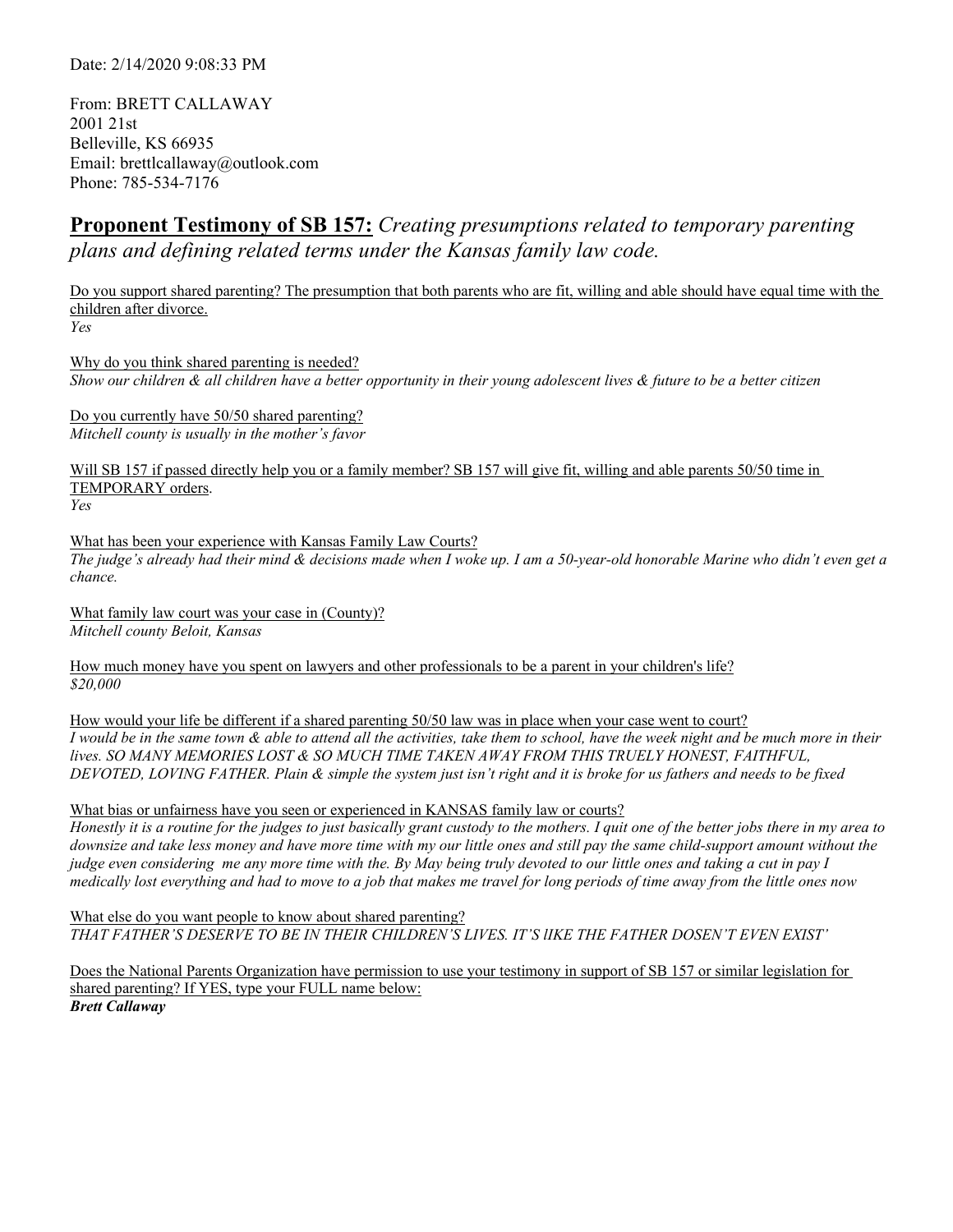Date: 2/14/2020 9:08:33 PM

From: BRETT CALLAWAY
2001 21st
Belleville, KS 66935
Email: brettlcallaway@outlook.com
Phone: 785-534-7176

## **Proponent Testimony of SB 157:** *Creating presumptions related to temporary parenting plans and defining related terms under the Kansas family law code.*

Do you support shared parenting? The presumption that both parents who are fit, willing and able should have equal time with the children after divorce.
*Yes*

Why do you think shared parenting is needed?
*Show our children & all children have a better opportunity in their young adolescent lives & future to be a better citizen*

Do you currently have 50/50 shared parenting?
*Mitchell county is usually in the mother's favor*

Will SB 157 if passed directly help you or a family member? SB 157 will give fit, willing and able parents 50/50 time in TEMPORARY orders.
*Yes*

What has been your experience with Kansas Family Law Courts?
*The judge's already had their mind & decisions made when I woke up. I am a 50-year-old honorable Marine who didn't even get a chance.*

What family law court was your case in (County)?
*Mitchell county Beloit, Kansas*

How much money have you spent on lawyers and other professionals to be a parent in your children's life?
*$20,000*

How would your life be different if a shared parenting 50/50 law was in place when your case went to court?
*I would be in the same town & able to attend all the activities, take them to school, have the week night and be much more in their lives. SO MANY MEMORIES LOST & SO MUCH TIME TAKEN AWAY FROM THIS TRUELY HONEST, FAITHFUL, DEVOTED, LOVING FATHER. Plain & simple the system just isn't right and it is broke for us fathers and needs to be fixed*

What bias or unfairness have you seen or experienced in KANSAS family law or courts?
*Honestly it is a routine for the judges to just basically grant custody to the mothers. I quit one of the better jobs there in my area to downsize and take less money and have more time with my our little ones and still pay the same child-support amount without the judge even considering me any more time with the. By May being truly devoted to our little ones and taking a cut in pay I medically lost everything and had to move to a job that makes me travel for long periods of time away from the little ones now*

What else do you want people to know about shared parenting?
*THAT FATHER'S DESERVE TO BE IN THEIR CHILDREN'S LIVES. IT'S lIKE THE FATHER DOSEN'T EVEN EXIST'*

Does the National Parents Organization have permission to use your testimony in support of SB 157 or similar legislation for shared parenting? If YES, type your FULL name below:
***Brett Callaway***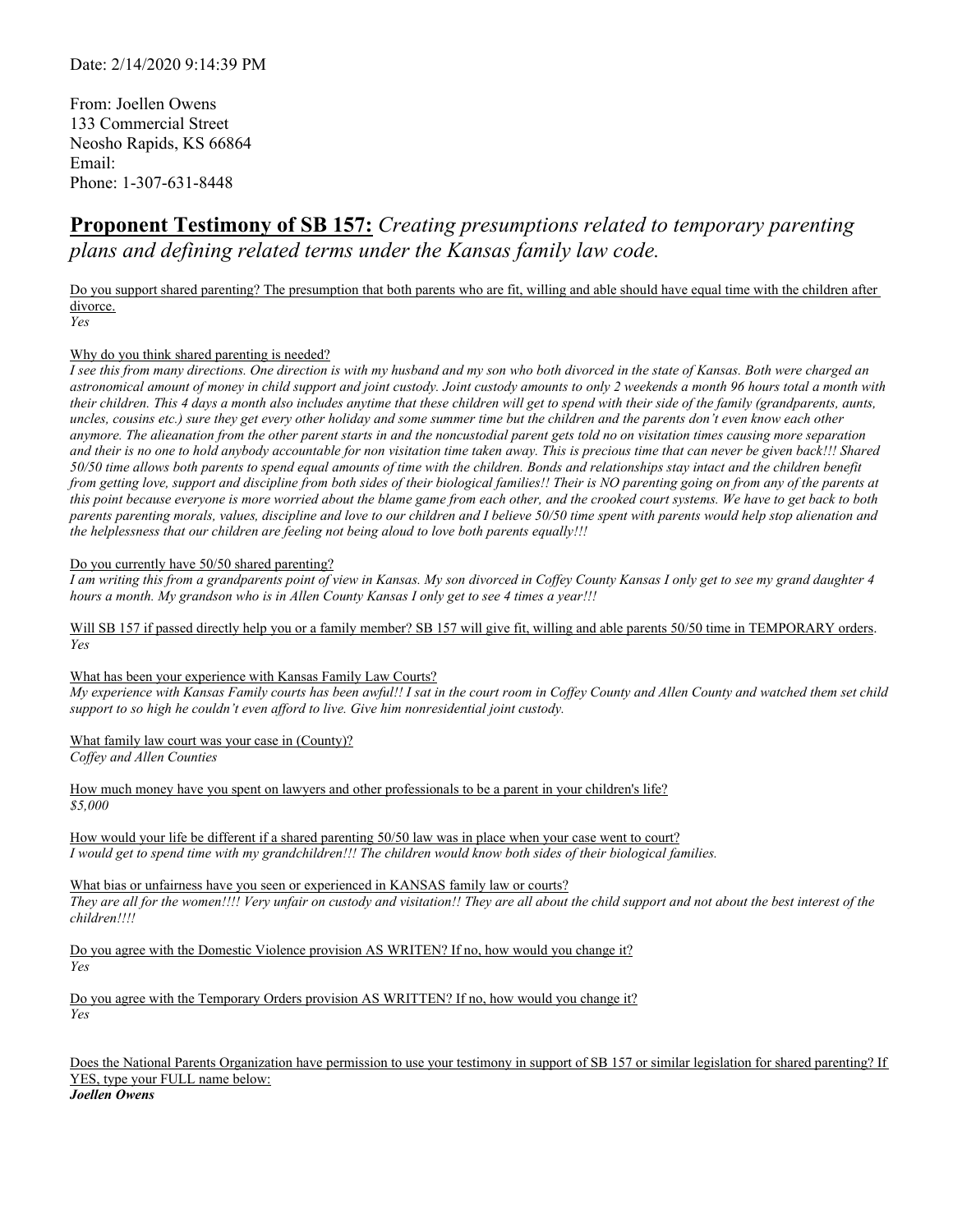Date: 2/14/2020 9:14:39 PM

From: Joellen Owens
133 Commercial Street
Neosho Rapids, KS 66864
Email:
Phone: 1-307-631-8448

## **Proponent Testimony of SB 157:** *Creating presumptions related to temporary parenting plans and defining related terms under the Kansas family law code.*

Do you support shared parenting? The presumption that both parents who are fit, willing and able should have equal time with the children after divorce.
*Yes*

Why do you think shared parenting is needed?
*I see this from many directions. One direction is with my husband and my son who both divorced in the state of Kansas. Both were charged an astronomical amount of money in child support and joint custody. Joint custody amounts to only 2 weekends a month 96 hours total a month with their children. This 4 days a month also includes anytime that these children will get to spend with their side of the family (grandparents, aunts, uncles, cousins etc.) sure they get every other holiday and some summer time but the children and the parents don't even know each other anymore. The alieanation from the other parent starts in and the noncustodial parent gets told no on visitation times causing more separation and their is no one to hold anybody accountable for non visitation time taken away. This is precious time that can never be given back!!! Shared 50/50 time allows both parents to spend equal amounts of time with the children. Bonds and relationships stay intact and the children benefit from getting love, support and discipline from both sides of their biological families!! Their is NO parenting going on from any of the parents at this point because everyone is more worried about the blame game from each other, and the crooked court systems. We have to get back to both parents parenting morals, values, discipline and love to our children and I believe 50/50 time spent with parents would help stop alienation and the helplessness that our children are feeling not being aloud to love both parents equally!!!*

Do you currently have 50/50 shared parenting?
*I am writing this from a grandparents point of view in Kansas. My son divorced in Coffey County Kansas I only get to see my grand daughter 4 hours a month. My grandson who is in Allen County Kansas I only get to see 4 times a year!!!*

Will SB 157 if passed directly help you or a family member? SB 157 will give fit, willing and able parents 50/50 time in TEMPORARY orders.
*Yes*

What has been your experience with Kansas Family Law Courts?
*My experience with Kansas Family courts has been awful!! I sat in the court room in Coffey County and Allen County and watched them set child support to so high he couldn't even afford to live. Give him nonresidential joint custody.*

What family law court was your case in (County)?
*Coffey and Allen Counties*

How much money have you spent on lawyers and other professionals to be a parent in your children's life?
*$5,000*

How would your life be different if a shared parenting 50/50 law was in place when your case went to court?
*I would get to spend time with my grandchildren!!! The children would know both sides of their biological families.*

What bias or unfairness have you seen or experienced in KANSAS family law or courts?
*They are all for the women!!!! Very unfair on custody and visitation!! They are all about the child support and not about the best interest of the children!!!!*

Do you agree with the Domestic Violence provision AS WRITEN? If no, how would you change it?
*Yes*

Do you agree with the Temporary Orders provision AS WRITTEN? If no, how would you change it?
*Yes*

Does the National Parents Organization have permission to use your testimony in support of SB 157 or similar legislation for shared parenting? If YES, type your FULL name below:
***Joellen Owens***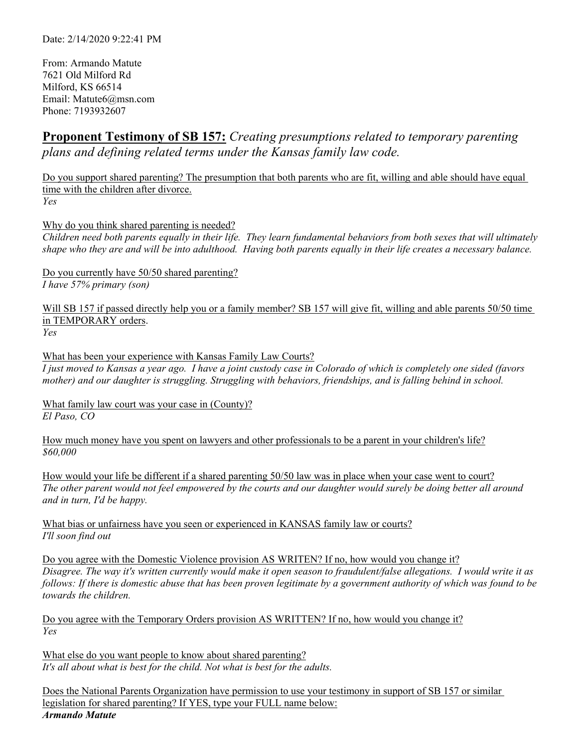Date: 2/14/2020 9:22:41 PM

From: Armando Matute
7621 Old Milford Rd
Milford, KS 66514
Email: Matute6@msn.com
Phone: 7193932607

## **Proponent Testimony of SB 157:** *Creating presumptions related to temporary parenting plans and defining related terms under the Kansas family law code.*

Do you support shared parenting? The presumption that both parents who are fit, willing and able should have equal time with the children after divorce.
*Yes*

Why do you think shared parenting is needed?
*Children need both parents equally in their life. They learn fundamental behaviors from both sexes that will ultimately shape who they are and will be into adulthood. Having both parents equally in their life creates a necessary balance.*

Do you currently have 50/50 shared parenting?
*I have 57% primary (son)*

Will SB 157 if passed directly help you or a family member? SB 157 will give fit, willing and able parents 50/50 time in TEMPORARY orders.
*Yes*

What has been your experience with Kansas Family Law Courts?
*I just moved to Kansas a year ago. I have a joint custody case in Colorado of which is completely one sided (favors mother) and our daughter is struggling. Struggling with behaviors, friendships, and is falling behind in school.*

What family law court was your case in (County)?
*El Paso, CO*

How much money have you spent on lawyers and other professionals to be a parent in your children's life?
*$60,000*

How would your life be different if a shared parenting 50/50 law was in place when your case went to court?
*The other parent would not feel empowered by the courts and our daughter would surely be doing better all around and in turn, I'd be happy.*

What bias or unfairness have you seen or experienced in KANSAS family law or courts?
*I'll soon find out*

Do you agree with the Domestic Violence provision AS WRITEN? If no, how would you change it?
*Disagree. The way it's written currently would make it open season to fraudulent/false allegations. I would write it as follows: If there is domestic abuse that has been proven legitimate by a government authority of which was found to be towards the children.*

Do you agree with the Temporary Orders provision AS WRITTEN? If no, how would you change it?
*Yes*

What else do you want people to know about shared parenting?
*It's all about what is best for the child. Not what is best for the adults.*

Does the National Parents Organization have permission to use your testimony in support of SB 157 or similar legislation for shared parenting? If YES, type your FULL name below:
***Armando Matute***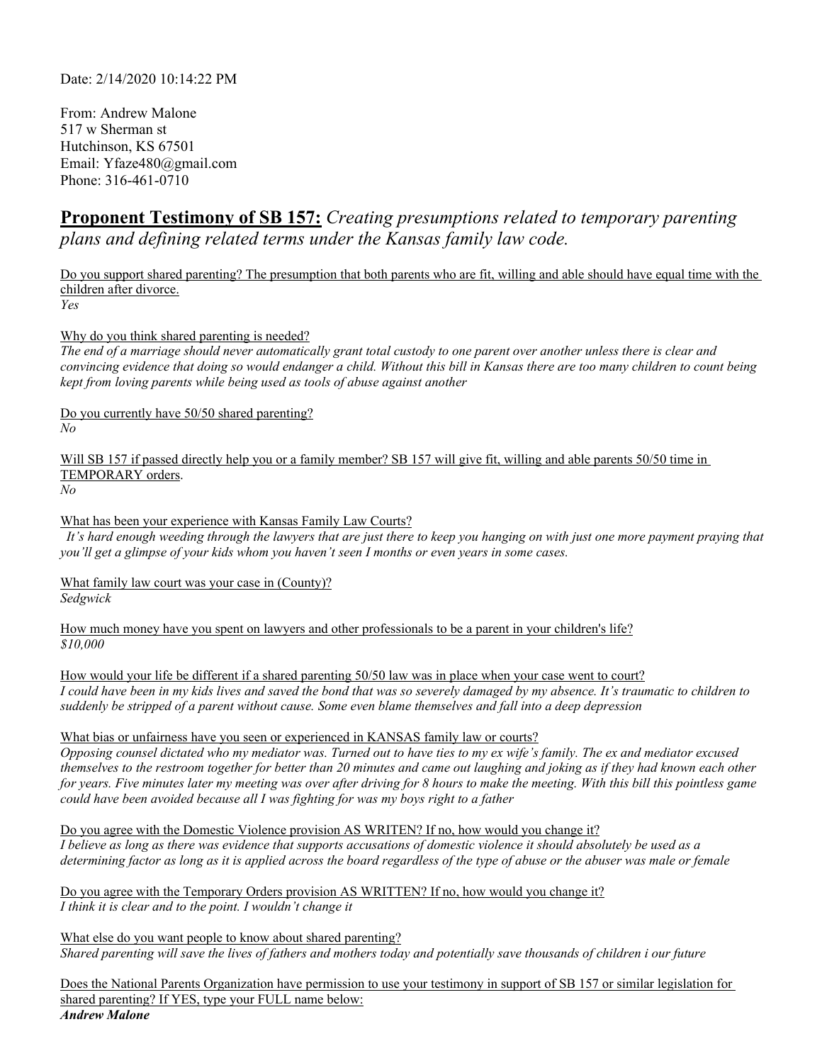Date: 2/14/2020 10:14:22 PM

From: Andrew Malone
517 w Sherman st
Hutchinson, KS 67501
Email: Yfaze480@gmail.com
Phone: 316-461-0710

## **Proponent Testimony of SB 157:** *Creating presumptions related to temporary parenting plans and defining related terms under the Kansas family law code.*

Do you support shared parenting? The presumption that both parents who are fit, willing and able should have equal time with the children after divorce.
*Yes*

Why do you think shared parenting is needed?
*The end of a marriage should never automatically grant total custody to one parent over another unless there is clear and convincing evidence that doing so would endanger a child. Without this bill in Kansas there are too many children to count being kept from loving parents while being used as tools of abuse against another*

Do you currently have 50/50 shared parenting?
*No*

Will SB 157 if passed directly help you or a family member? SB 157 will give fit, willing and able parents 50/50 time in TEMPORARY orders.
*No*

What has been your experience with Kansas Family Law Courts?
*It's hard enough weeding through the lawyers that are just there to keep you hanging on with just one more payment praying that you'll get a glimpse of your kids whom you haven't seen I months or even years in some cases.*

What family law court was your case in (County)?
*Sedgwick*

How much money have you spent on lawyers and other professionals to be a parent in your children's life?
*$10,000*

How would your life be different if a shared parenting 50/50 law was in place when your case went to court?
*I could have been in my kids lives and saved the bond that was so severely damaged by my absence. It's traumatic to children to suddenly be stripped of a parent without cause. Some even blame themselves and fall into a deep depression*

What bias or unfairness have you seen or experienced in KANSAS family law or courts?
*Opposing counsel dictated who my mediator was. Turned out to have ties to my ex wife's family. The ex and mediator excused themselves to the restroom together for better than 20 minutes and came out laughing and joking as if they had known each other for years. Five minutes later my meeting was over after driving for 8 hours to make the meeting. With this bill this pointless game could have been avoided because all I was fighting for was my boys right to a father*

Do you agree with the Domestic Violence provision AS WRITEN? If no, how would you change it?
*I believe as long as there was evidence that supports accusations of domestic violence it should absolutely be used as a determining factor as long as it is applied across the board regardless of the type of abuse or the abuser was male or female*

Do you agree with the Temporary Orders provision AS WRITTEN? If no, how would you change it?
*I think it is clear and to the point. I wouldn't change it*

What else do you want people to know about shared parenting?
*Shared parenting will save the lives of fathers and mothers today and potentially save thousands of children i our future*

Does the National Parents Organization have permission to use your testimony in support of SB 157 or similar legislation for shared parenting? If YES, type your FULL name below:
***Andrew Malone***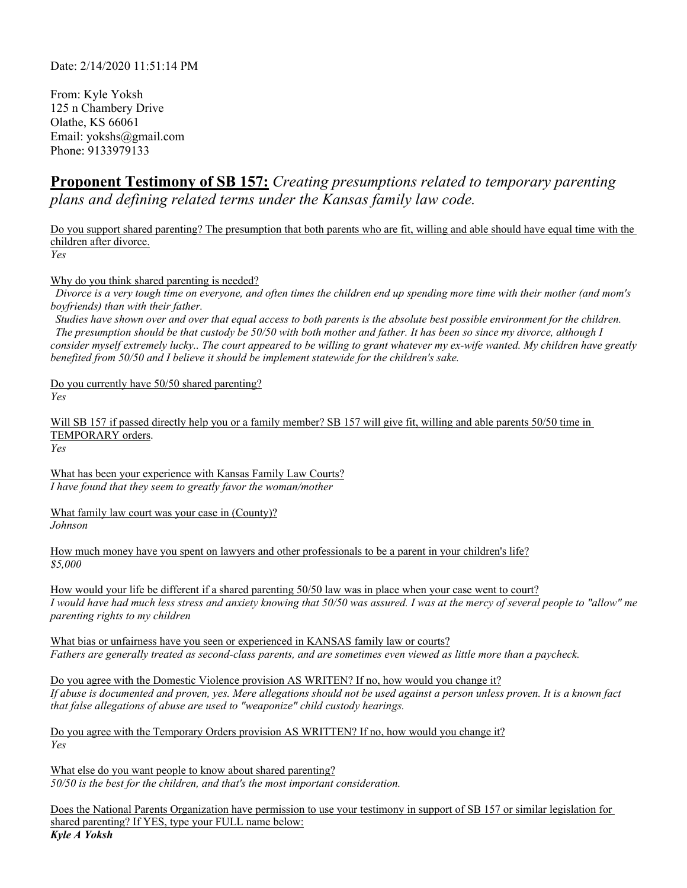Date: 2/14/2020 11:51:14 PM

From: Kyle Yoksh
125 n Chambery Drive
Olathe, KS 66061
Email: yokshs@gmail.com
Phone: 9133979133

## **Proponent Testimony of SB 157:** *Creating presumptions related to temporary parenting plans and defining related terms under the Kansas family law code.*

Do you support shared parenting? The presumption that both parents who are fit, willing and able should have equal time with the children after divorce.
*Yes*

Why do you think shared parenting is needed?
*Divorce is a very tough time on everyone, and often times the children end up spending more time with their mother (and mom's boyfriends) than with their father.*
*Studies have shown over and over that equal access to both parents is the absolute best possible environment for the children.*
*The presumption should be that custody be 50/50 with both mother and father. It has been so since my divorce, although I consider myself extremely lucky.. The court appeared to be willing to grant whatever my ex-wife wanted. My children have greatly benefited from 50/50 and I believe it should be implement statewide for the children's sake.*

Do you currently have 50/50 shared parenting?
*Yes*

Will SB 157 if passed directly help you or a family member? SB 157 will give fit, willing and able parents 50/50 time in TEMPORARY orders.
*Yes*

What has been your experience with Kansas Family Law Courts?
*I have found that they seem to greatly favor the woman/mother*

What family law court was your case in (County)?
*Johnson*

How much money have you spent on lawyers and other professionals to be a parent in your children's life?
*$5,000*

How would your life be different if a shared parenting 50/50 law was in place when your case went to court?
*I would have had much less stress and anxiety knowing that 50/50 was assured. I was at the mercy of several people to "allow" me parenting rights to my children*

What bias or unfairness have you seen or experienced in KANSAS family law or courts?
*Fathers are generally treated as second-class parents, and are sometimes even viewed as little more than a paycheck.*

Do you agree with the Domestic Violence provision AS WRITEN? If no, how would you change it?
*If abuse is documented and proven, yes. Mere allegations should not be used against a person unless proven. It is a known fact that false allegations of abuse are used to "weaponize" child custody hearings.*

Do you agree with the Temporary Orders provision AS WRITTEN? If no, how would you change it?
*Yes*

What else do you want people to know about shared parenting?
*50/50 is the best for the children, and that's the most important consideration.*

Does the National Parents Organization have permission to use your testimony in support of SB 157 or similar legislation for shared parenting? If YES, type your FULL name below:
***Kyle A Yoksh***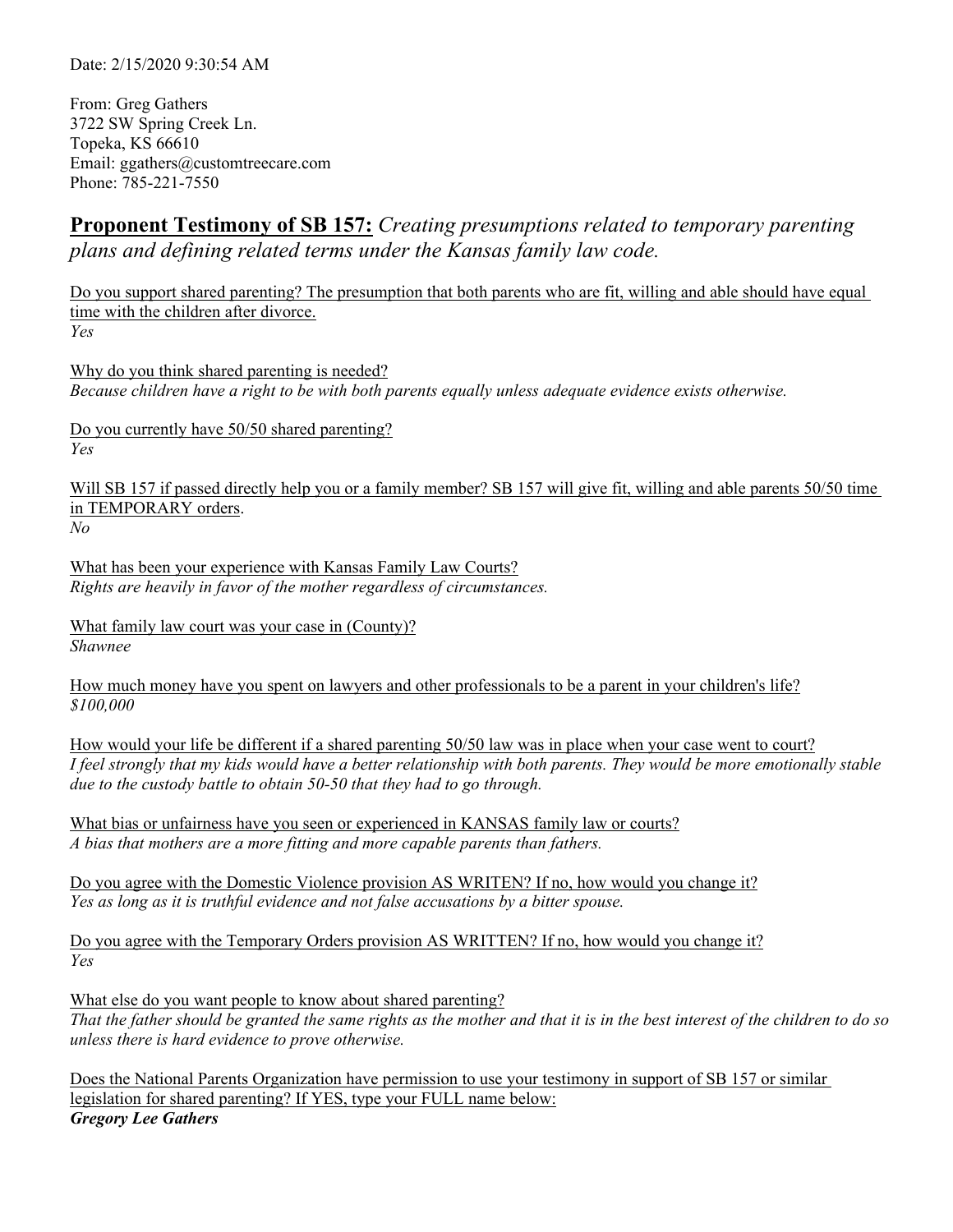Date: 2/15/2020 9:30:54 AM

From: Greg Gathers
3722 SW Spring Creek Ln.
Topeka, KS 66610
Email: ggathers@customtreecare.com
Phone: 785-221-7550

## **Proponent Testimony of SB 157:** *Creating presumptions related to temporary parenting plans and defining related terms under the Kansas family law code.*

Do you support shared parenting? The presumption that both parents who are fit, willing and able should have equal time with the children after divorce.
*Yes*

Why do you think shared parenting is needed?
*Because children have a right to be with both parents equally unless adequate evidence exists otherwise.*

Do you currently have 50/50 shared parenting?
*Yes*

Will SB 157 if passed directly help you or a family member? SB 157 will give fit, willing and able parents 50/50 time in TEMPORARY orders.
*No*

What has been your experience with Kansas Family Law Courts?
*Rights are heavily in favor of the mother regardless of circumstances.*

What family law court was your case in (County)?
*Shawnee*

How much money have you spent on lawyers and other professionals to be a parent in your children's life?
*$100,000*

How would your life be different if a shared parenting 50/50 law was in place when your case went to court?
*I feel strongly that my kids would have a better relationship with both parents. They would be more emotionally stable due to the custody battle to obtain 50-50 that they had to go through.*

What bias or unfairness have you seen or experienced in KANSAS family law or courts?
*A bias that mothers are a more fitting and more capable parents than fathers.*

Do you agree with the Domestic Violence provision AS WRITEN? If no, how would you change it?
*Yes as long as it is truthful evidence and not false accusations by a bitter spouse.*

Do you agree with the Temporary Orders provision AS WRITTEN? If no, how would you change it?
*Yes*

What else do you want people to know about shared parenting?
*That the father should be granted the same rights as the mother and that it is in the best interest of the children to do so unless there is hard evidence to prove otherwise.*

Does the National Parents Organization have permission to use your testimony in support of SB 157 or similar legislation for shared parenting? If YES, type your FULL name below:
***Gregory Lee Gathers***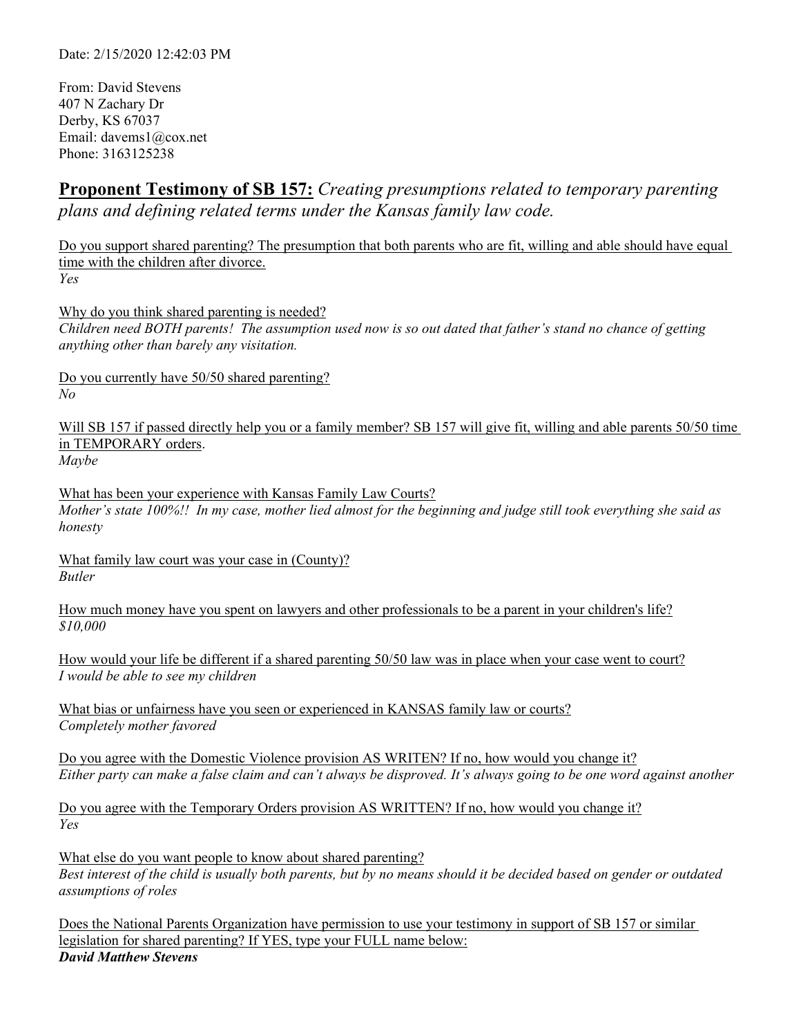Date: 2/15/2020 12:42:03 PM

From: David Stevens
407 N Zachary Dr
Derby, KS 67037
Email: davems1@cox.net
Phone: 3163125238

## **Proponent Testimony of SB 157:** *Creating presumptions related to temporary parenting plans and defining related terms under the Kansas family law code.*

Do you support shared parenting? The presumption that both parents who are fit, willing and able should have equal time with the children after divorce.
*Yes*

Why do you think shared parenting is needed?
*Children need BOTH parents! The assumption used now is so out dated that father's stand no chance of getting anything other than barely any visitation.*

Do you currently have 50/50 shared parenting?
*No*

Will SB 157 if passed directly help you or a family member? SB 157 will give fit, willing and able parents 50/50 time in TEMPORARY orders.
*Maybe*

What has been your experience with Kansas Family Law Courts?
*Mother's state 100%!! In my case, mother lied almost for the beginning and judge still took everything she said as honesty*

What family law court was your case in (County)?
*Butler*

How much money have you spent on lawyers and other professionals to be a parent in your children's life?
*$10,000*

How would your life be different if a shared parenting 50/50 law was in place when your case went to court?
*I would be able to see my children*

What bias or unfairness have you seen or experienced in KANSAS family law or courts?
*Completely mother favored*

Do you agree with the Domestic Violence provision AS WRITEN? If no, how would you change it?
*Either party can make a false claim and can't always be disproved. It's always going to be one word against another*

Do you agree with the Temporary Orders provision AS WRITTEN? If no, how would you change it?
*Yes*

What else do you want people to know about shared parenting?
*Best interest of the child is usually both parents, but by no means should it be decided based on gender or outdated assumptions of roles*

Does the National Parents Organization have permission to use your testimony in support of SB 157 or similar legislation for shared parenting? If YES, type your FULL name below:
***David Matthew Stevens***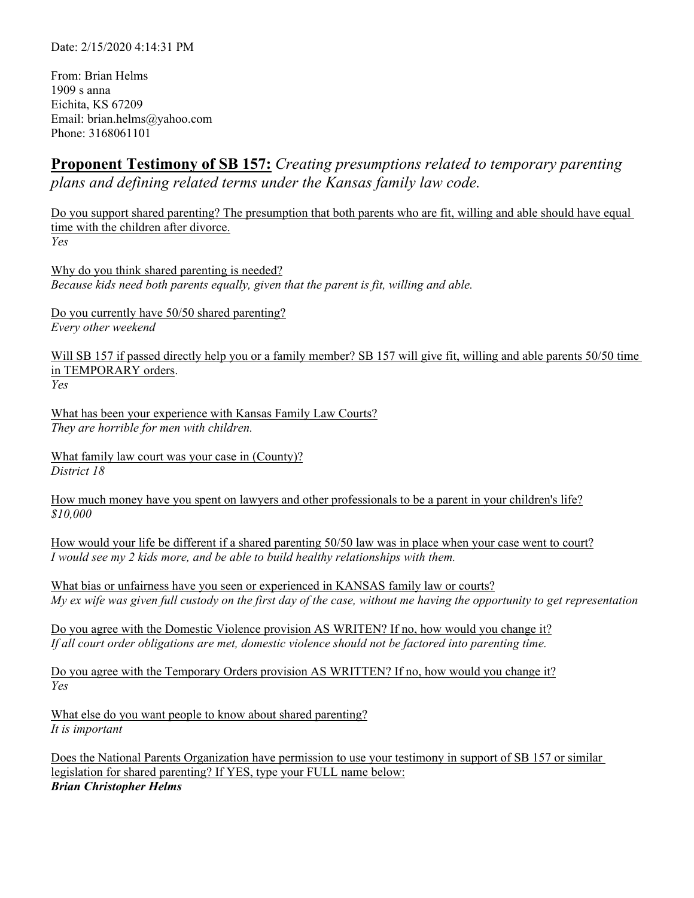Date: 2/15/2020 4:14:31 PM

From: Brian Helms
1909 s anna
Eichita, KS 67209
Email: brian.helms@yahoo.com
Phone: 3168061101

## **Proponent Testimony of SB 157:** *Creating presumptions related to temporary parenting plans and defining related terms under the Kansas family law code.*

Do you support shared parenting? The presumption that both parents who are fit, willing and able should have equal time with the children after divorce.
*Yes*

Why do you think shared parenting is needed?
*Because kids need both parents equally, given that the parent is fit, willing and able.*

Do you currently have 50/50 shared parenting?
*Every other weekend*

Will SB 157 if passed directly help you or a family member? SB 157 will give fit, willing and able parents 50/50 time in TEMPORARY orders.
*Yes*

What has been your experience with Kansas Family Law Courts?
*They are horrible for men with children.*

What family law court was your case in (County)?
*District 18*

How much money have you spent on lawyers and other professionals to be a parent in your children's life?
*$10,000*

How would your life be different if a shared parenting 50/50 law was in place when your case went to court?
*I would see my 2 kids more, and be able to build healthy relationships with them.*

What bias or unfairness have you seen or experienced in KANSAS family law or courts?
*My ex wife was given full custody on the first day of the case, without me having the opportunity to get representation*

Do you agree with the Domestic Violence provision AS WRITEN? If no, how would you change it?
*If all court order obligations are met, domestic violence should not be factored into parenting time.*

Do you agree with the Temporary Orders provision AS WRITTEN? If no, how would you change it?
*Yes*

What else do you want people to know about shared parenting?
*It is important*

Does the National Parents Organization have permission to use your testimony in support of SB 157 or similar legislation for shared parenting? If YES, type your FULL name below:
***Brian Christopher Helms***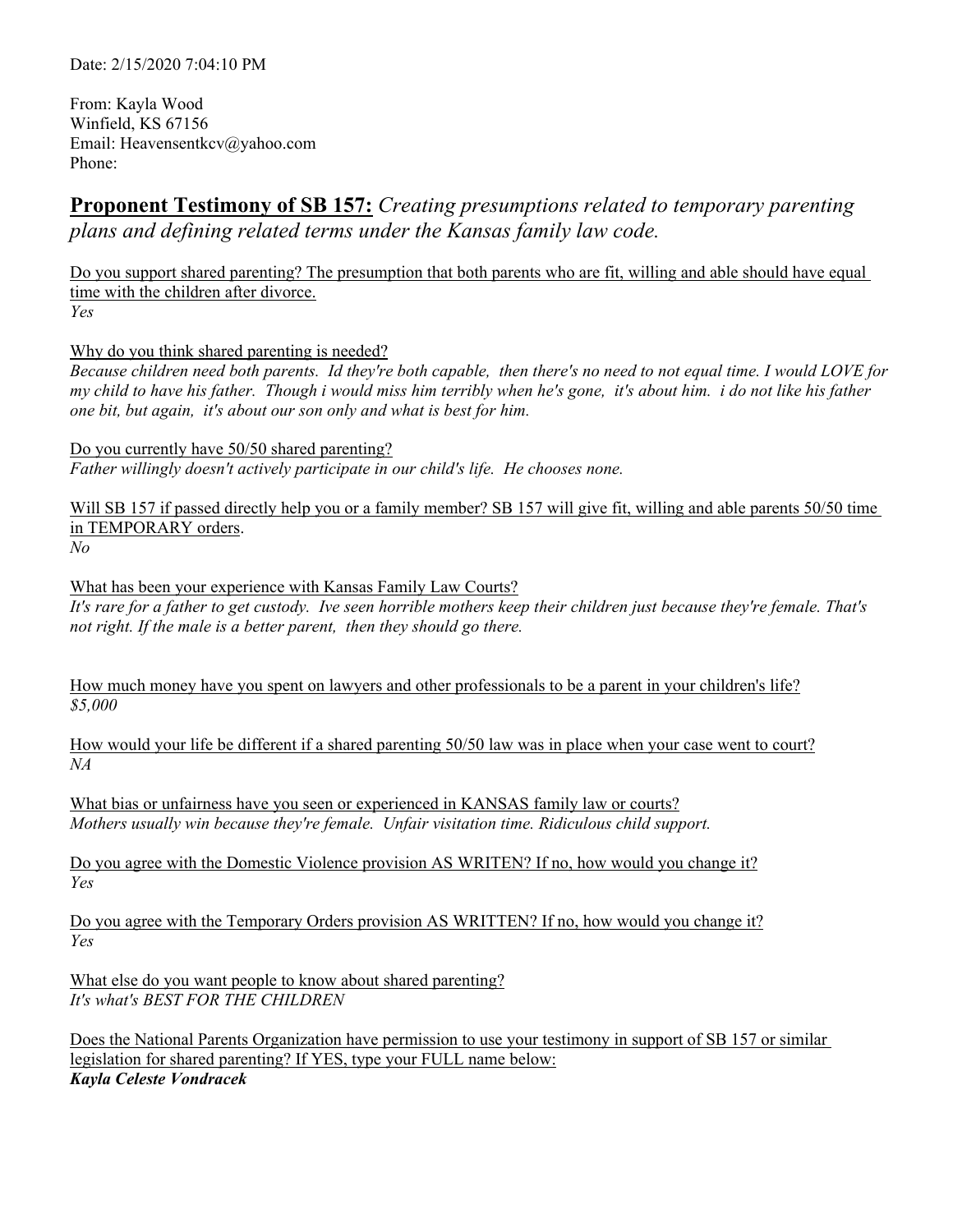Date: 2/15/2020 7:04:10 PM

From: Kayla Wood
Winfield, KS 67156
Email: Heavensentkcv@yahoo.com
Phone:

## <u>**Proponent Testimony of SB 157:**</u> *Creating presumptions related to temporary parenting plans and defining related terms under the Kansas family law code.*

<u>Do you support shared parenting? The presumption that both parents who are fit, willing and able should have equal time with the children after divorce.</u>
*Yes*

<u>Why do you think shared parenting is needed?</u>
*Because children need both parents. Id they're both capable, then there's no need to not equal time. I would LOVE for my child to have his father. Though i would miss him terribly when he's gone, it's about him. i do not like his father one bit, but again, it's about our son only and what is best for him.*

<u>Do you currently have 50/50 shared parenting?</u>
*Father willingly doesn't actively participate in our child's life. He chooses none.*

<u>Will SB 157 if passed directly help you or a family member? SB 157 will give fit, willing and able parents 50/50 time in TEMPORARY orders.</u>
*No*

<u>What has been your experience with Kansas Family Law Courts?</u>
*It's rare for a father to get custody. Ive seen horrible mothers keep their children just because they're female. That's not right. If the male is a better parent, then they should go there.*

<u>How much money have you spent on lawyers and other professionals to be a parent in your children's life?</u>
*$5,000*

<u>How would your life be different if a shared parenting 50/50 law was in place when your case went to court?</u>
*NA*

<u>What bias or unfairness have you seen or experienced in KANSAS family law or courts?</u>
*Mothers usually win because they're female. Unfair visitation time. Ridiculous child support.*

<u>Do you agree with the Domestic Violence provision AS WRITEN? If no, how would you change it?</u>
*Yes*

<u>Do you agree with the Temporary Orders provision AS WRITTEN? If no, how would you change it?</u>
*Yes*

<u>What else do you want people to know about shared parenting?</u>
*It's what's BEST FOR THE CHILDREN*

<u>Does the National Parents Organization have permission to use your testimony in support of SB 157 or similar legislation for shared parenting? If YES, type your FULL name below:</u>
***Kayla Celeste Vondracek***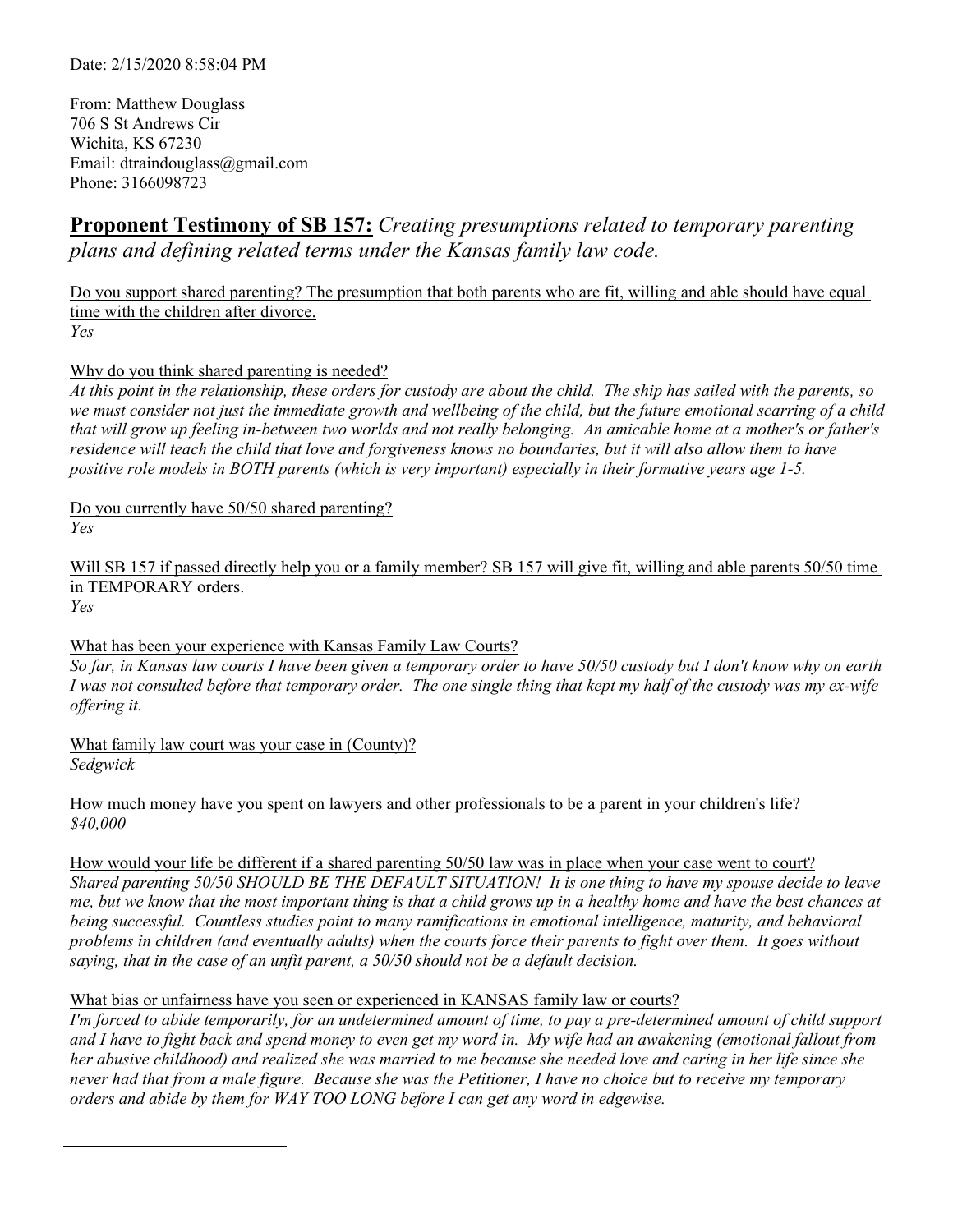Date: 2/15/2020 8:58:04 PM

From: Matthew Douglass
706 S St Andrews Cir
Wichita, KS 67230
Email: dtraindouglass@gmail.com
Phone: 3166098723

## **Proponent Testimony of SB 157:** *Creating presumptions related to temporary parenting plans and defining related terms under the Kansas family law code.*

<u>Do you support shared parenting? The presumption that both parents who are fit, willing and able should have equal time with the children after divorce.</u>
*Yes*

<u>Why do you think shared parenting is needed?</u>
*At this point in the relationship, these orders for custody are about the child. The ship has sailed with the parents, so we must consider not just the immediate growth and wellbeing of the child, but the future emotional scarring of a child that will grow up feeling in-between two worlds and not really belonging. An amicable home at a mother's or father's residence will teach the child that love and forgiveness knows no boundaries, but it will also allow them to have positive role models in BOTH parents (which is very important) especially in their formative years age 1-5.*

<u>Do you currently have 50/50 shared parenting?</u>
*Yes*

<u>Will SB 157 if passed directly help you or a family member? SB 157 will give fit, willing and able parents 50/50 time in TEMPORARY orders</u>.
*Yes*

<u>What has been your experience with Kansas Family Law Courts?</u>
*So far, in Kansas law courts I have been given a temporary order to have 50/50 custody but I don't know why on earth I was not consulted before that temporary order. The one single thing that kept my half of the custody was my ex-wife offering it.*

<u>What family law court was your case in (County)?</u>
*Sedgwick*

<u>How much money have you spent on lawyers and other professionals to be a parent in your children's life?</u>
*$40,000*

<u>How would your life be different if a shared parenting 50/50 law was in place when your case went to court?</u>
*Shared parenting 50/50 SHOULD BE THE DEFAULT SITUATION! It is one thing to have my spouse decide to leave me, but we know that the most important thing is that a child grows up in a healthy home and have the best chances at being successful. Countless studies point to many ramifications in emotional intelligence, maturity, and behavioral problems in children (and eventually adults) when the courts force their parents to fight over them. It goes without saying, that in the case of an unfit parent, a 50/50 should not be a default decision.*

<u>What bias or unfairness have you seen or experienced in KANSAS family law or courts?</u>
*I'm forced to abide temporarily, for an undetermined amount of time, to pay a pre-determined amount of child support and I have to fight back and spend money to even get my word in. My wife had an awakening (emotional fallout from her abusive childhood) and realized she was married to me because she needed love and caring in her life since she never had that from a male figure. Because she was the Petitioner, I have no choice but to receive my temporary orders and abide by them for WAY TOO LONG before I can get any word in edgewise.*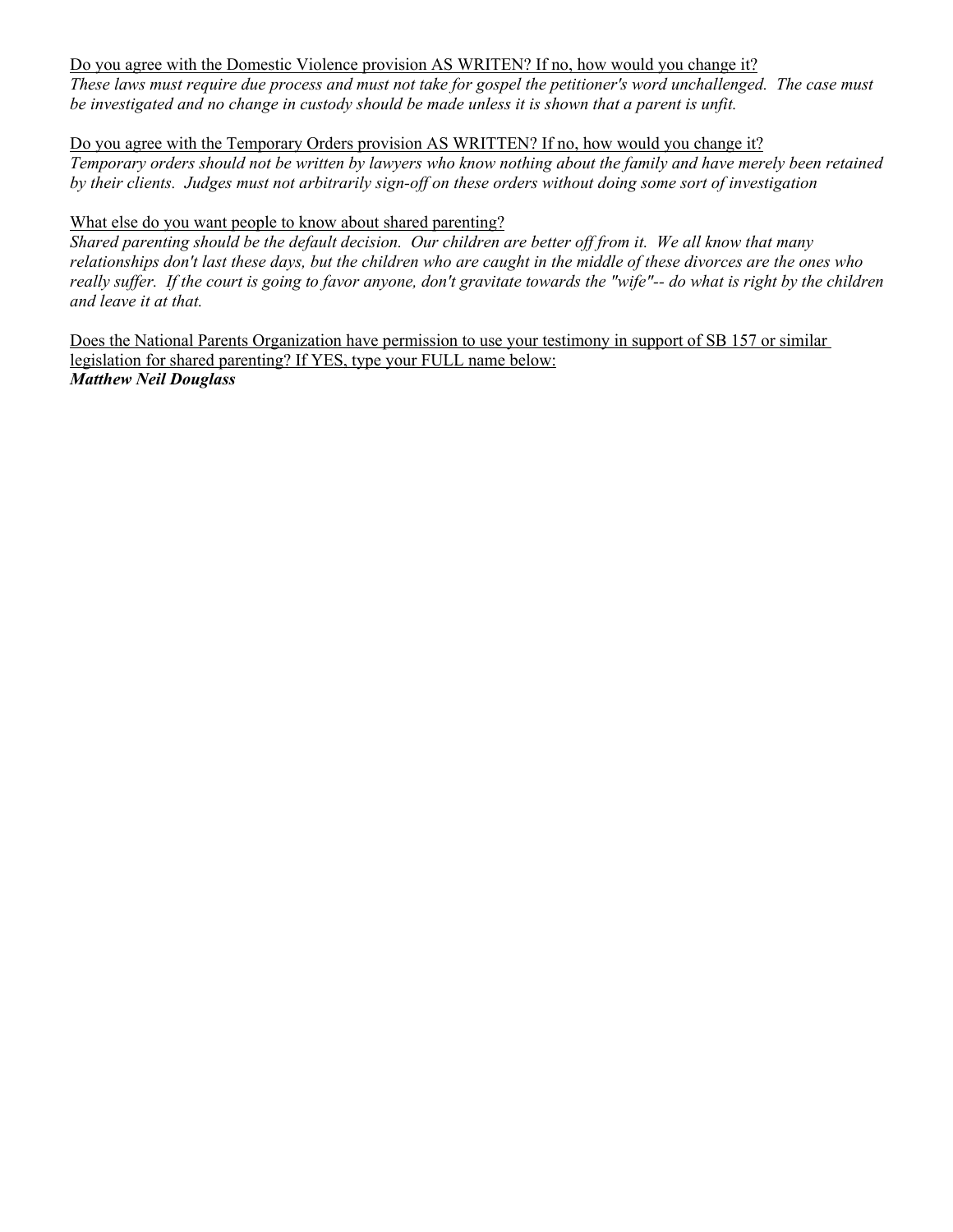<u>Do you agree with the Domestic Violence provision AS WRITEN? If no, how would you change it?</u>
*These laws must require due process and must not take for gospel the petitioner's word unchallenged. The case must be investigated and no change in custody should be made unless it is shown that a parent is unfit.*

<u>Do you agree with the Temporary Orders provision AS WRITTEN? If no, how would you change it?</u>
*Temporary orders should not be written by lawyers who know nothing about the family and have merely been retained by their clients. Judges must not arbitrarily sign-off on these orders without doing some sort of investigation*

<u>What else do you want people to know about shared parenting?</u>
*Shared parenting should be the default decision. Our children are better off from it. We all know that many relationships don't last these days, but the children who are caught in the middle of these divorces are the ones who really suffer. If the court is going to favor anyone, don't gravitate towards the "wife"-- do what is right by the children and leave it at that.*

<u>Does the National Parents Organization have permission to use your testimony in support of SB 157 or similar legislation for shared parenting? If YES, type your FULL name below:</u>
***Matthew Neil Douglass***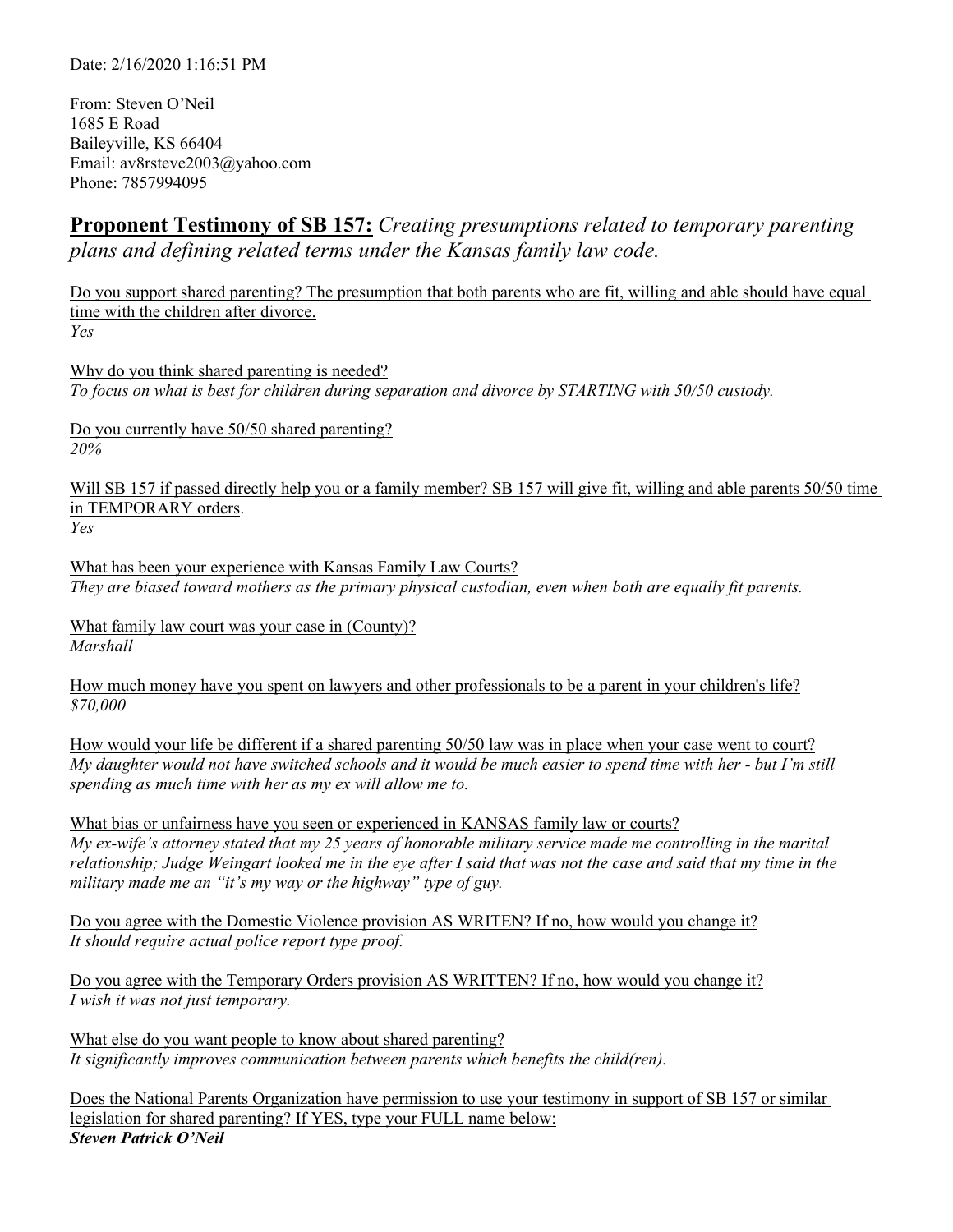Date: 2/16/2020 1:16:51 PM

From: Steven O'Neil
1685 E Road
Baileyville, KS 66404
Email: av8rsteve2003@yahoo.com
Phone: 7857994095

## **Proponent Testimony of SB 157:** *Creating presumptions related to temporary parenting plans and defining related terms under the Kansas family law code.*

Do you support shared parenting? The presumption that both parents who are fit, willing and able should have equal time with the children after divorce.
*Yes*

Why do you think shared parenting is needed?
*To focus on what is best for children during separation and divorce by STARTING with 50/50 custody.*

Do you currently have 50/50 shared parenting?
*20%*

Will SB 157 if passed directly help you or a family member? SB 157 will give fit, willing and able parents 50/50 time in TEMPORARY orders.
*Yes*

What has been your experience with Kansas Family Law Courts?
*They are biased toward mothers as the primary physical custodian, even when both are equally fit parents.*

What family law court was your case in (County)?
*Marshall*

How much money have you spent on lawyers and other professionals to be a parent in your children's life?
*$70,000*

How would your life be different if a shared parenting 50/50 law was in place when your case went to court?
*My daughter would not have switched schools and it would be much easier to spend time with her - but I'm still spending as much time with her as my ex will allow me to.*

What bias or unfairness have you seen or experienced in KANSAS family law or courts?
*My ex-wife's attorney stated that my 25 years of honorable military service made me controlling in the marital relationship; Judge Weingart looked me in the eye after I said that was not the case and said that my time in the military made me an "it's my way or the highway" type of guy.*

Do you agree with the Domestic Violence provision AS WRITEN? If no, how would you change it?
*It should require actual police report type proof.*

Do you agree with the Temporary Orders provision AS WRITTEN? If no, how would you change it?
*I wish it was not just temporary.*

What else do you want people to know about shared parenting?
*It significantly improves communication between parents which benefits the child(ren).*

Does the National Parents Organization have permission to use your testimony in support of SB 157 or similar legislation for shared parenting? If YES, type your FULL name below:
***Steven Patrick O'Neil***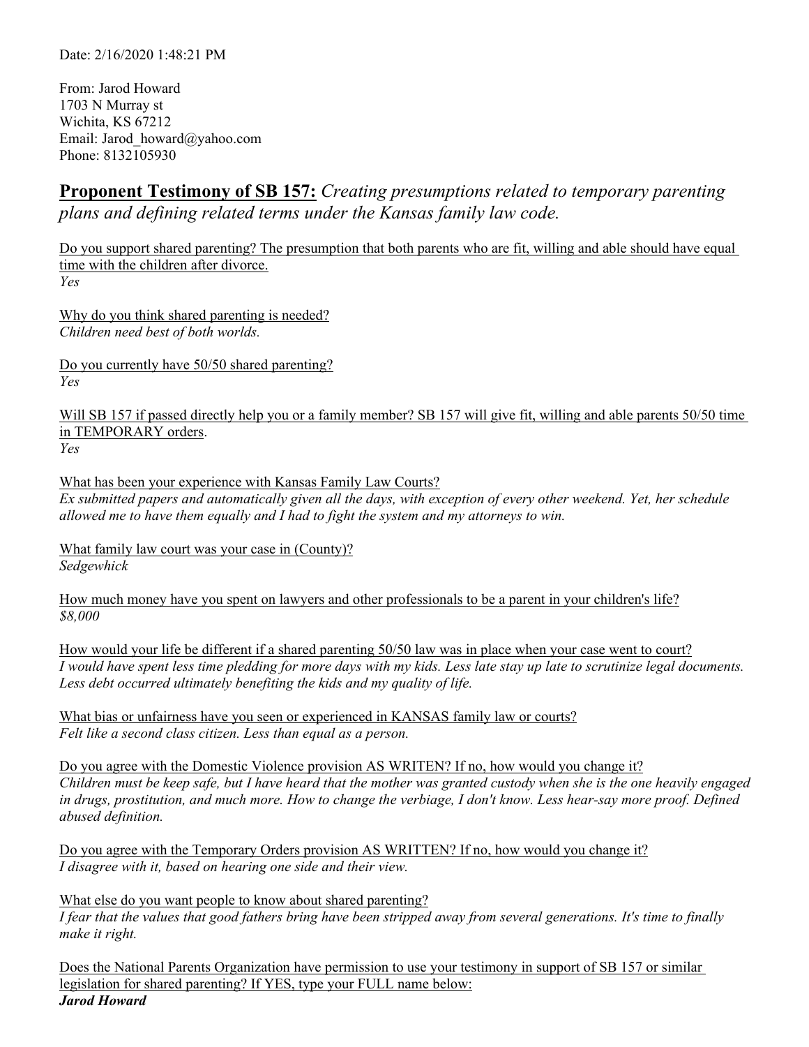Date: 2/16/2020 1:48:21 PM

From: Jarod Howard
1703 N Murray st
Wichita, KS 67212
Email: Jarod_howard@yahoo.com
Phone: 8132105930

## **Proponent Testimony of SB 157:** *Creating presumptions related to temporary parenting plans and defining related terms under the Kansas family law code.*

Do you support shared parenting? The presumption that both parents who are fit, willing and able should have equal time with the children after divorce.
*Yes*

Why do you think shared parenting is needed?
*Children need best of both worlds.*

Do you currently have 50/50 shared parenting?
*Yes*

Will SB 157 if passed directly help you or a family member? SB 157 will give fit, willing and able parents 50/50 time in TEMPORARY orders.
*Yes*

What has been your experience with Kansas Family Law Courts?
*Ex submitted papers and automatically given all the days, with exception of every other weekend. Yet, her schedule allowed me to have them equally and I had to fight the system and my attorneys to win.*

What family law court was your case in (County)?
*Sedgewhick*

How much money have you spent on lawyers and other professionals to be a parent in your children's life?
*$8,000*

How would your life be different if a shared parenting 50/50 law was in place when your case went to court?
*I would have spent less time pledding for more days with my kids. Less late stay up late to scrutinize legal documents. Less debt occurred ultimately benefiting the kids and my quality of life.*

What bias or unfairness have you seen or experienced in KANSAS family law or courts?
*Felt like a second class citizen. Less than equal as a person.*

Do you agree with the Domestic Violence provision AS WRITEN? If no, how would you change it?
*Children must be keep safe, but I have heard that the mother was granted custody when she is the one heavily engaged in drugs, prostitution, and much more. How to change the verbiage, I don't know. Less hear-say more proof. Defined abused definition.*

Do you agree with the Temporary Orders provision AS WRITTEN? If no, how would you change it?
*I disagree with it, based on hearing one side and their view.*

What else do you want people to know about shared parenting?
*I fear that the values that good fathers bring have been stripped away from several generations. It's time to finally make it right.*

Does the National Parents Organization have permission to use your testimony in support of SB 157 or similar legislation for shared parenting? If YES, type your FULL name below:
***Jarod Howard***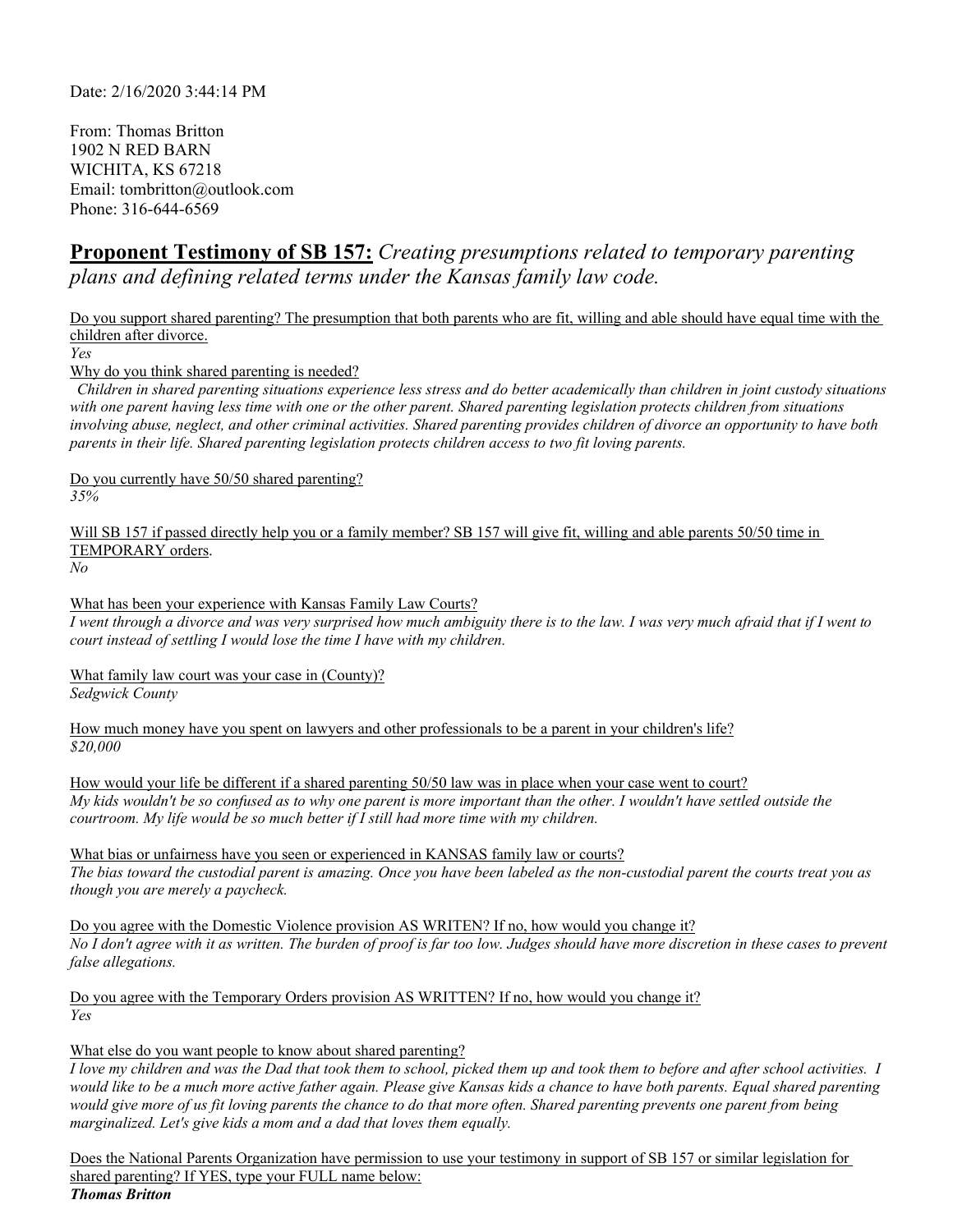Date: 2/16/2020 3:44:14 PM

From: Thomas Britton
1902 N RED BARN
WICHITA, KS 67218
Email: tombritton@outlook.com
Phone: 316-644-6569

## **Proponent Testimony of SB 157:** *Creating presumptions related to temporary parenting plans and defining related terms under the Kansas family law code.*

Do you support shared parenting? The presumption that both parents who are fit, willing and able should have equal time with the children after divorce.
*Yes*

Why do you think shared parenting is needed?
*Children in shared parenting situations experience less stress and do better academically than children in joint custody situations with one parent having less time with one or the other parent. Shared parenting legislation protects children from situations involving abuse, neglect, and other criminal activities. Shared parenting provides children of divorce an opportunity to have both parents in their life. Shared parenting legislation protects children access to two fit loving parents.*

Do you currently have 50/50 shared parenting?
*35%*

Will SB 157 if passed directly help you or a family member? SB 157 will give fit, willing and able parents 50/50 time in TEMPORARY orders.
*No*

What has been your experience with Kansas Family Law Courts?
*I went through a divorce and was very surprised how much ambiguity there is to the law. I was very much afraid that if I went to court instead of settling I would lose the time I have with my children.*

What family law court was your case in (County)?
*Sedgwick County*

How much money have you spent on lawyers and other professionals to be a parent in your children's life?
*$20,000*

How would your life be different if a shared parenting 50/50 law was in place when your case went to court?
*My kids wouldn't be so confused as to why one parent is more important than the other. I wouldn't have settled outside the courtroom. My life would be so much better if I still had more time with my children.*

What bias or unfairness have you seen or experienced in KANSAS family law or courts?
*The bias toward the custodial parent is amazing. Once you have been labeled as the non-custodial parent the courts treat you as though you are merely a paycheck.*

Do you agree with the Domestic Violence provision AS WRITEN? If no, how would you change it?
*No I don't agree with it as written. The burden of proof is far too low. Judges should have more discretion in these cases to prevent false allegations.*

Do you agree with the Temporary Orders provision AS WRITTEN? If no, how would you change it?
*Yes*

What else do you want people to know about shared parenting?
*I love my children and was the Dad that took them to school, picked them up and took them to before and after school activities. I would like to be a much more active father again. Please give Kansas kids a chance to have both parents. Equal shared parenting would give more of us fit loving parents the chance to do that more often. Shared parenting prevents one parent from being marginalized. Let's give kids a mom and a dad that loves them equally.*

Does the National Parents Organization have permission to use your testimony in support of SB 157 or similar legislation for shared parenting? If YES, type your FULL name below:
***Thomas Britton***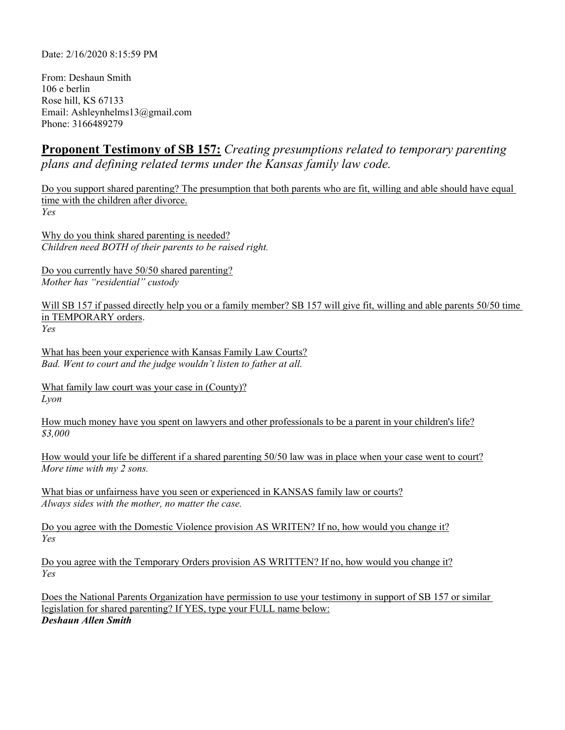Date: 2/16/2020 8:15:59 PM

From: Deshaun Smith
106 e berlin
Rose hill, KS 67133
Email: Ashleynhelms13@gmail.com
Phone: 3166489279

## **Proponent Testimony of SB 157:** *Creating presumptions related to temporary parenting plans and defining related terms under the Kansas family law code.*

Do you support shared parenting? The presumption that both parents who are fit, willing and able should have equal time with the children after divorce.
*Yes*

Why do you think shared parenting is needed?
*Children need BOTH of their parents to be raised right.*

Do you currently have 50/50 shared parenting?
*Mother has "residential" custody*

Will SB 157 if passed directly help you or a family member? SB 157 will give fit, willing and able parents 50/50 time in TEMPORARY orders.
*Yes*

What has been your experience with Kansas Family Law Courts?
*Bad. Went to court and the judge wouldn't listen to father at all.*

What family law court was your case in (County)?
*Lyon*

How much money have you spent on lawyers and other professionals to be a parent in your children's life?
*$3,000*

How would your life be different if a shared parenting 50/50 law was in place when your case went to court?
*More time with my 2 sons.*

What bias or unfairness have you seen or experienced in KANSAS family law or courts?
*Always sides with the mother, no matter the case.*

Do you agree with the Domestic Violence provision AS WRITEN? If no, how would you change it?
*Yes*

Do you agree with the Temporary Orders provision AS WRITTEN? If no, how would you change it?
*Yes*

Does the National Parents Organization have permission to use your testimony in support of SB 157 or similar legislation for shared parenting? If YES, type your FULL name below:
***Deshaun Allen Smith***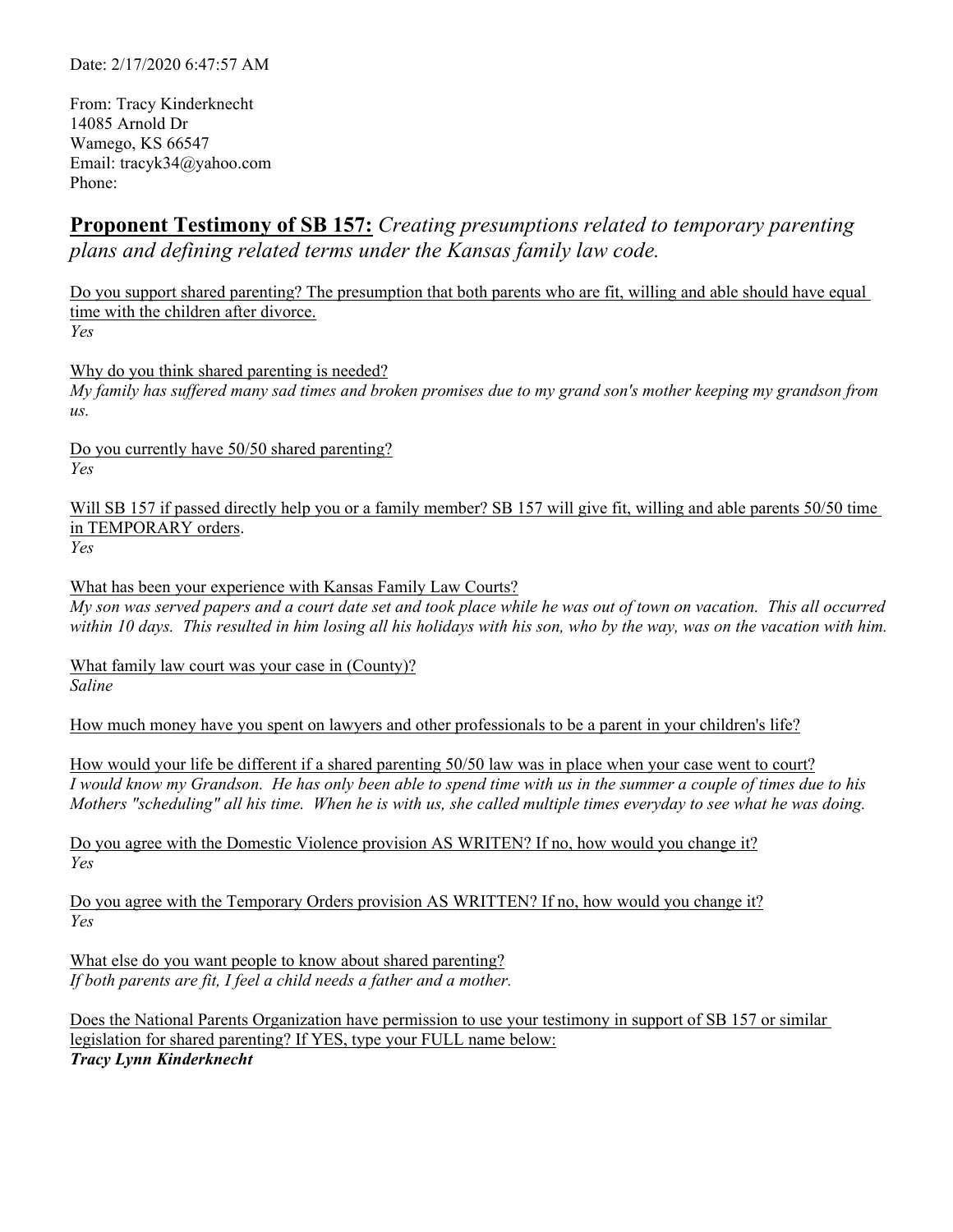Date: 2/17/2020 6:47:57 AM

From: Tracy Kinderknecht
14085 Arnold Dr
Wamego, KS 66547
Email: tracyk34@yahoo.com
Phone:

## **Proponent Testimony of SB 157:** *Creating presumptions related to temporary parenting plans and defining related terms under the Kansas family law code.*

Do you support shared parenting? The presumption that both parents who are fit, willing and able should have equal time with the children after divorce.
*Yes*

Why do you think shared parenting is needed?
*My family has suffered many sad times and broken promises due to my grand son's mother keeping my grandson from us.*

Do you currently have 50/50 shared parenting?
*Yes*

Will SB 157 if passed directly help you or a family member? SB 157 will give fit, willing and able parents 50/50 time in TEMPORARY orders.
*Yes*

What has been your experience with Kansas Family Law Courts?
*My son was served papers and a court date set and took place while he was out of town on vacation. This all occurred within 10 days. This resulted in him losing all his holidays with his son, who by the way, was on the vacation with him.*

What family law court was your case in (County)?
*Saline*

How much money have you spent on lawyers and other professionals to be a parent in your children's life?

How would your life be different if a shared parenting 50/50 law was in place when your case went to court?
*I would know my Grandson. He has only been able to spend time with us in the summer a couple of times due to his Mothers "scheduling" all his time. When he is with us, she called multiple times everyday to see what he was doing.*

Do you agree with the Domestic Violence provision AS WRITEN? If no, how would you change it?
*Yes*

Do you agree with the Temporary Orders provision AS WRITTEN? If no, how would you change it?
*Yes*

What else do you want people to know about shared parenting?
*If both parents are fit, I feel a child needs a father and a mother.*

Does the National Parents Organization have permission to use your testimony in support of SB 157 or similar legislation for shared parenting? If YES, type your FULL name below:
***Tracy Lynn Kinderknecht***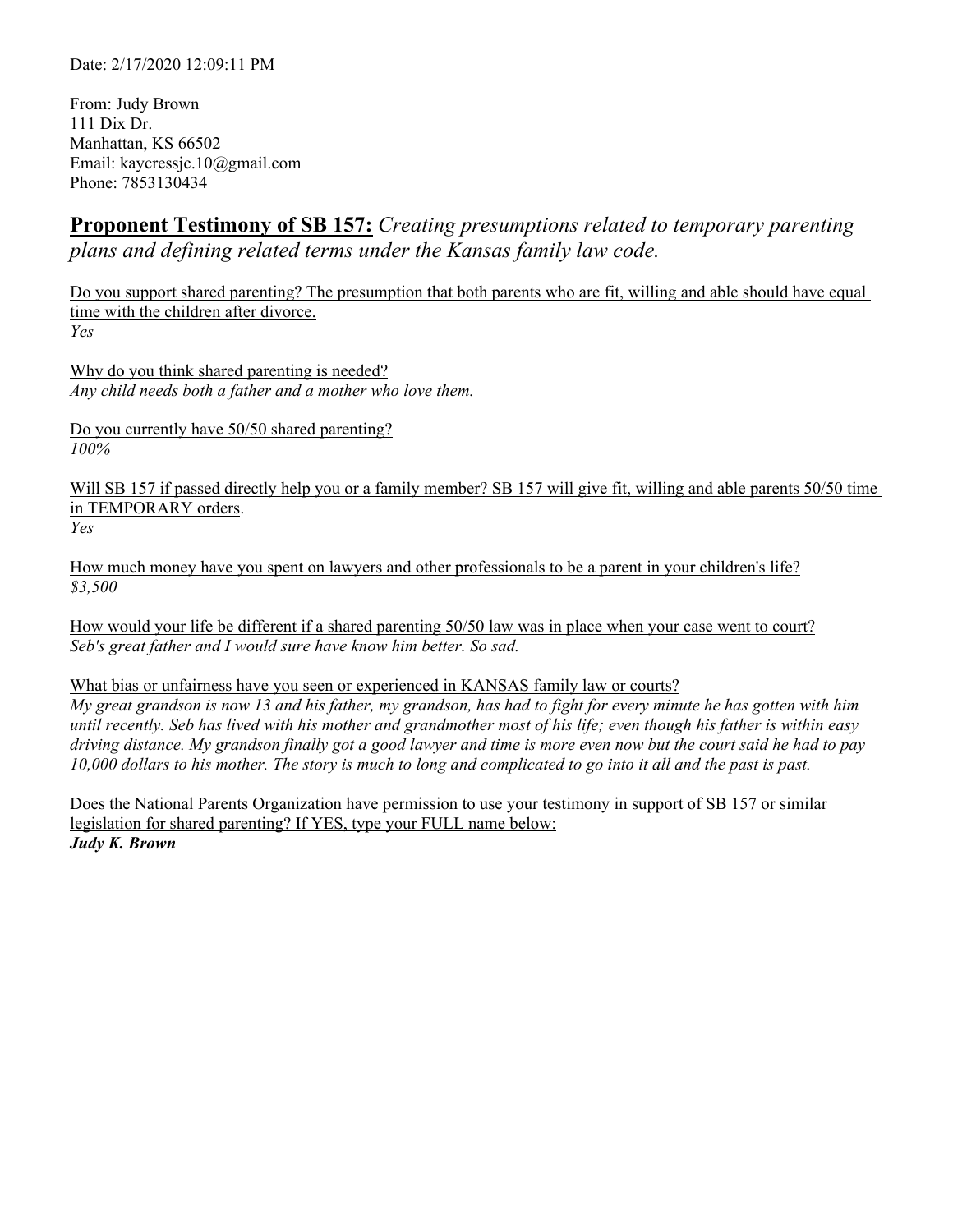Date: 2/17/2020 12:09:11 PM

From: Judy Brown
111 Dix Dr.
Manhattan, KS 66502
Email: kaycressjc.10@gmail.com
Phone: 7853130434

## **Proponent Testimony of SB 157:** *Creating presumptions related to temporary parenting plans and defining related terms under the Kansas family law code.*

Do you support shared parenting? The presumption that both parents who are fit, willing and able should have equal time with the children after divorce.
*Yes*

Why do you think shared parenting is needed?
*Any child needs both a father and a mother who love them.*

Do you currently have 50/50 shared parenting?
*100%*

Will SB 157 if passed directly help you or a family member? SB 157 will give fit, willing and able parents 50/50 time in TEMPORARY orders.
*Yes*

How much money have you spent on lawyers and other professionals to be a parent in your children's life?
*$3,500*

How would your life be different if a shared parenting 50/50 law was in place when your case went to court?
*Seb's great father and I would sure have know him better. So sad.*

What bias or unfairness have you seen or experienced in KANSAS family law or courts?
*My great grandson is now 13 and his father, my grandson, has had to fight for every minute he has gotten with him until recently. Seb has lived with his mother and grandmother most of his life; even though his father is within easy driving distance. My grandson finally got a good lawyer and time is more even now but the court said he had to pay 10,000 dollars to his mother. The story is much to long and complicated to go into it all and the past is past.*

Does the National Parents Organization have permission to use your testimony in support of SB 157 or similar legislation for shared parenting? If YES, type your FULL name below:
***Judy K. Brown***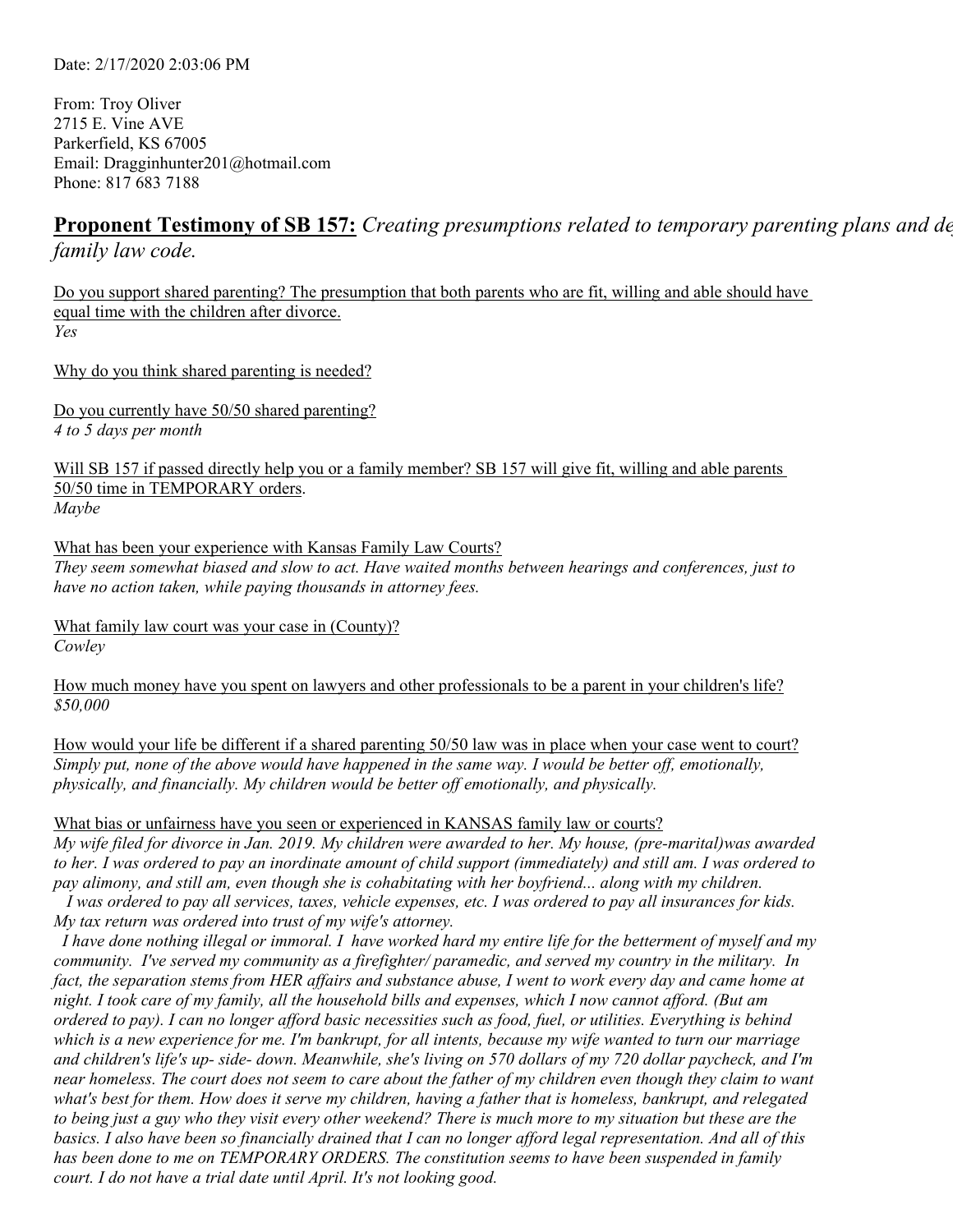Date: 2/17/2020 2:03:06 PM

From: Troy Oliver
2715 E. Vine AVE
Parkerfield, KS 67005
Email: Dragginhunter201@hotmail.com
Phone: 817 683 7188

## **Proponent Testimony of SB 157:** *Creating presumptions related to temporary parenting plans and de family law code.*

Do you support shared parenting? The presumption that both parents who are fit, willing and able should have equal time with the children after divorce.
*Yes*

Why do you think shared parenting is needed?

Do you currently have 50/50 shared parenting?
*4 to 5 days per month*

Will SB 157 if passed directly help you or a family member? SB 157 will give fit, willing and able parents 50/50 time in TEMPORARY orders.
*Maybe*

What has been your experience with Kansas Family Law Courts?
*They seem somewhat biased and slow to act. Have waited months between hearings and conferences, just to have no action taken, while paying thousands in attorney fees.*

What family law court was your case in (County)?
*Cowley*

How much money have you spent on lawyers and other professionals to be a parent in your children's life?
*$50,000*

How would your life be different if a shared parenting 50/50 law was in place when your case went to court?
*Simply put, none of the above would have happened in the same way. I would be better off, emotionally, physically, and financially. My children would be better off emotionally, and physically.*

What bias or unfairness have you seen or experienced in KANSAS family law or courts?
*My wife filed for divorce in Jan. 2019. My children were awarded to her. My house, (pre-marital)was awarded to her. I was ordered to pay an inordinate amount of child support (immediately) and still am. I was ordered to pay alimony, and still am, even though she is cohabitating with her boyfriend... along with my children.*
*I was ordered to pay all services, taxes, vehicle expenses, etc. I was ordered to pay all insurances for kids. My tax return was ordered into trust of my wife's attorney.*
*I have done nothing illegal or immoral. I have worked hard my entire life for the betterment of myself and my community. I've served my community as a firefighter/ paramedic, and served my country in the military. In fact, the separation stems from HER affairs and substance abuse, I went to work every day and came home at night. I took care of my family, all the household bills and expenses, which I now cannot afford. (But am ordered to pay). I can no longer afford basic necessities such as food, fuel, or utilities. Everything is behind which is a new experience for me. I'm bankrupt, for all intents, because my wife wanted to turn our marriage and children's life's up- side- down. Meanwhile, she's living on 570 dollars of my 720 dollar paycheck, and I'm near homeless. The court does not seem to care about the father of my children even though they claim to want what's best for them. How does it serve my children, having a father that is homeless, bankrupt, and relegated to being just a guy who they visit every other weekend? There is much more to my situation but these are the basics. I also have been so financially drained that I can no longer afford legal representation. And all of this has been done to me on TEMPORARY ORDERS. The constitution seems to have been suspended in family court. I do not have a trial date until April. It's not looking good.*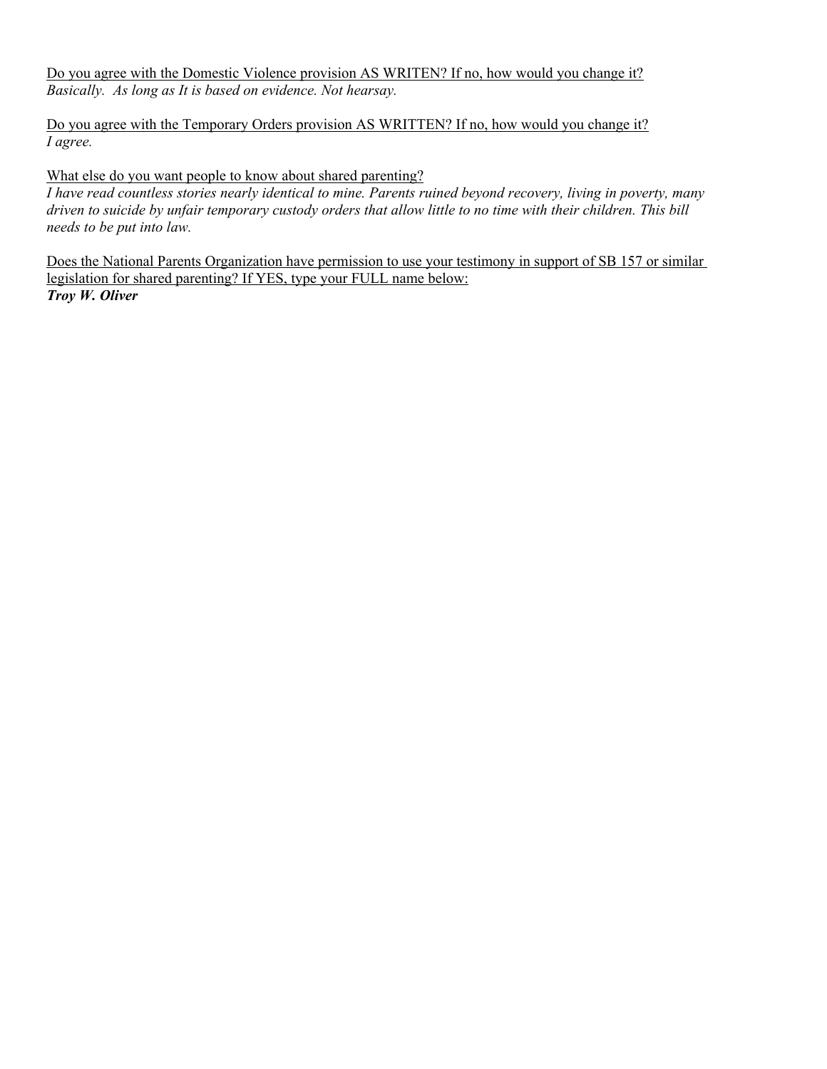<u>Do you agree with the Domestic Violence provision AS WRITEN? If no, how would you change it?</u>
*Basically.  As long as It is based on evidence. Not hearsay.*

<u>Do you agree with the Temporary Orders provision AS WRITTEN? If no, how would you change it?</u>
*I agree.*

<u>What else do you want people to know about shared parenting?</u>
*I have read countless stories nearly identical to mine. Parents ruined beyond recovery, living in poverty, many driven to suicide by unfair temporary custody orders that allow little to no time with their children. This bill needs to be put into law.*

<u>Does the National Parents Organization have permission to use your testimony in support of SB 157 or similar legislation for shared parenting? If YES, type your FULL name below:</u>
***Troy W. Oliver***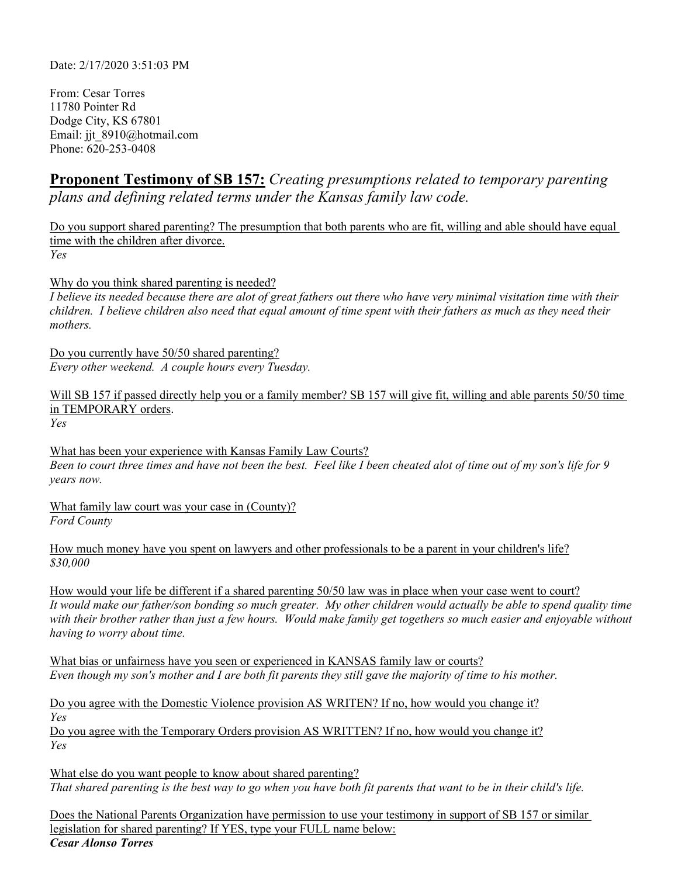Date: 2/17/2020 3:51:03 PM

From: Cesar Torres
11780 Pointer Rd
Dodge City, KS 67801
Email: jjt_8910@hotmail.com
Phone: 620-253-0408

## <u>**Proponent Testimony of SB 157:**</u> *Creating presumptions related to temporary parenting plans and defining related terms under the Kansas family law code.*

<u>Do you support shared parenting? The presumption that both parents who are fit, willing and able should have equal time with the children after divorce.</u>
*Yes*

<u>Why do you think shared parenting is needed?</u>
*I believe its needed because there are alot of great fathers out there who have very minimal visitation time with their children. I believe children also need that equal amount of time spent with their fathers as much as they need their mothers.*

<u>Do you currently have 50/50 shared parenting?</u>
*Every other weekend. A couple hours every Tuesday.*

<u>Will SB 157 if passed directly help you or a family member? SB 157 will give fit, willing and able parents 50/50 time in TEMPORARY orders.</u>
*Yes*

<u>What has been your experience with Kansas Family Law Courts?</u>
*Been to court three times and have not been the best. Feel like I been cheated alot of time out of my son's life for 9 years now.*

<u>What family law court was your case in (County)?</u>
*Ford County*

<u>How much money have you spent on lawyers and other professionals to be a parent in your children's life?</u>
*$30,000*

<u>How would your life be different if a shared parenting 50/50 law was in place when your case went to court?</u>
*It would make our father/son bonding so much greater. My other children would actually be able to spend quality time with their brother rather than just a few hours. Would make family get togethers so much easier and enjoyable without having to worry about time.*

<u>What bias or unfairness have you seen or experienced in KANSAS family law or courts?</u>
*Even though my son's mother and I are both fit parents they still gave the majority of time to his mother.*

<u>Do you agree with the Domestic Violence provision AS WRITEN? If no, how would you change it?</u>
*Yes*

<u>Do you agree with the Temporary Orders provision AS WRITTEN? If no, how would you change it?</u>
*Yes*

<u>What else do you want people to know about shared parenting?</u>
*That shared parenting is the best way to go when you have both fit parents that want to be in their child's life.*

<u>Does the National Parents Organization have permission to use your testimony in support of SB 157 or similar legislation for shared parenting? If YES, type your FULL name below:</u>
***Cesar Alonso Torres***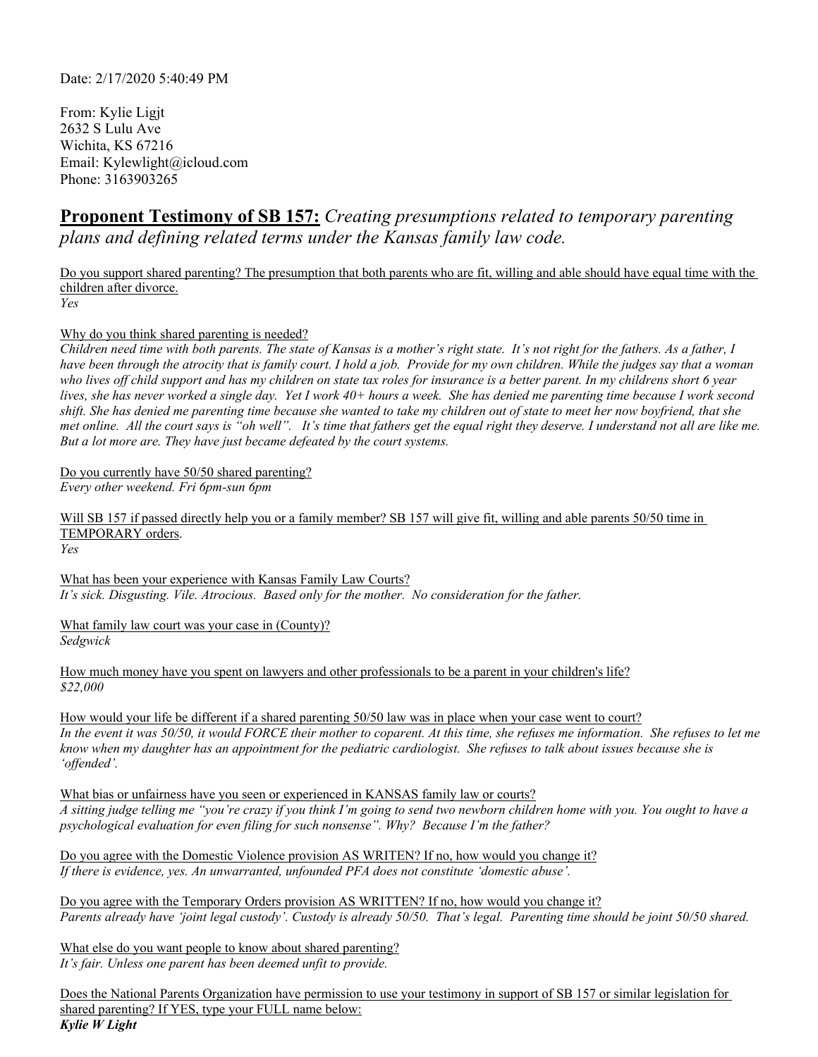Date: 2/17/2020 5:40:49 PM

From: Kylie Ligjt
2632 S Lulu Ave
Wichita, KS 67216
Email: Kylewlight@icloud.com
Phone: 3163903265

## **Proponent Testimony of SB 157:** *Creating presumptions related to temporary parenting plans and defining related terms under the Kansas family law code.*

Do you support shared parenting? The presumption that both parents who are fit, willing and able should have equal time with the children after divorce.
*Yes*

Why do you think shared parenting is needed?
*Children need time with both parents. The state of Kansas is a mother's right state. It's not right for the fathers. As a father, I have been through the atrocity that is family court. I hold a job. Provide for my own children. While the judges say that a woman who lives off child support and has my children on state tax roles for insurance is a better parent. In my childrens short 6 year lives, she has never worked a single day. Yet I work 40+ hours a week. She has denied me parenting time because I work second shift. She has denied me parenting time because she wanted to take my children out of state to meet her now boyfriend, that she met online. All the court says is "oh well". It's time that fathers get the equal right they deserve. I understand not all are like me. But a lot more are. They have just became defeated by the court systems.*

Do you currently have 50/50 shared parenting?
*Every other weekend. Fri 6pm-sun 6pm*

Will SB 157 if passed directly help you or a family member? SB 157 will give fit, willing and able parents 50/50 time in TEMPORARY orders.
*Yes*

What has been your experience with Kansas Family Law Courts?
*It's sick. Disgusting. Vile. Atrocious. Based only for the mother. No consideration for the father.*

What family law court was your case in (County)?
*Sedgwick*

How much money have you spent on lawyers and other professionals to be a parent in your children's life?
*$22,000*

How would your life be different if a shared parenting 50/50 law was in place when your case went to court?
*In the event it was 50/50, it would FORCE their mother to coparent. At this time, she refuses me information. She refuses to let me know when my daughter has an appointment for the pediatric cardiologist. She refuses to talk about issues because she is 'offended'.*

What bias or unfairness have you seen or experienced in KANSAS family law or courts?
*A sitting judge telling me "you're crazy if you think I'm going to send two newborn children home with you. You ought to have a psychological evaluation for even filing for such nonsense". Why? Because I'm the father?*

Do you agree with the Domestic Violence provision AS WRITEN? If no, how would you change it?
*If there is evidence, yes. An unwarranted, unfounded PFA does not constitute 'domestic abuse'.*

Do you agree with the Temporary Orders provision AS WRITTEN? If no, how would you change it?
*Parents already have 'joint legal custody'. Custody is already 50/50. That's legal. Parenting time should be joint 50/50 shared.*

What else do you want people to know about shared parenting?
*It's fair. Unless one parent has been deemed unfit to provide.*

Does the National Parents Organization have permission to use your testimony in support of SB 157 or similar legislation for shared parenting? If YES, type your FULL name below:
***Kylie W Light***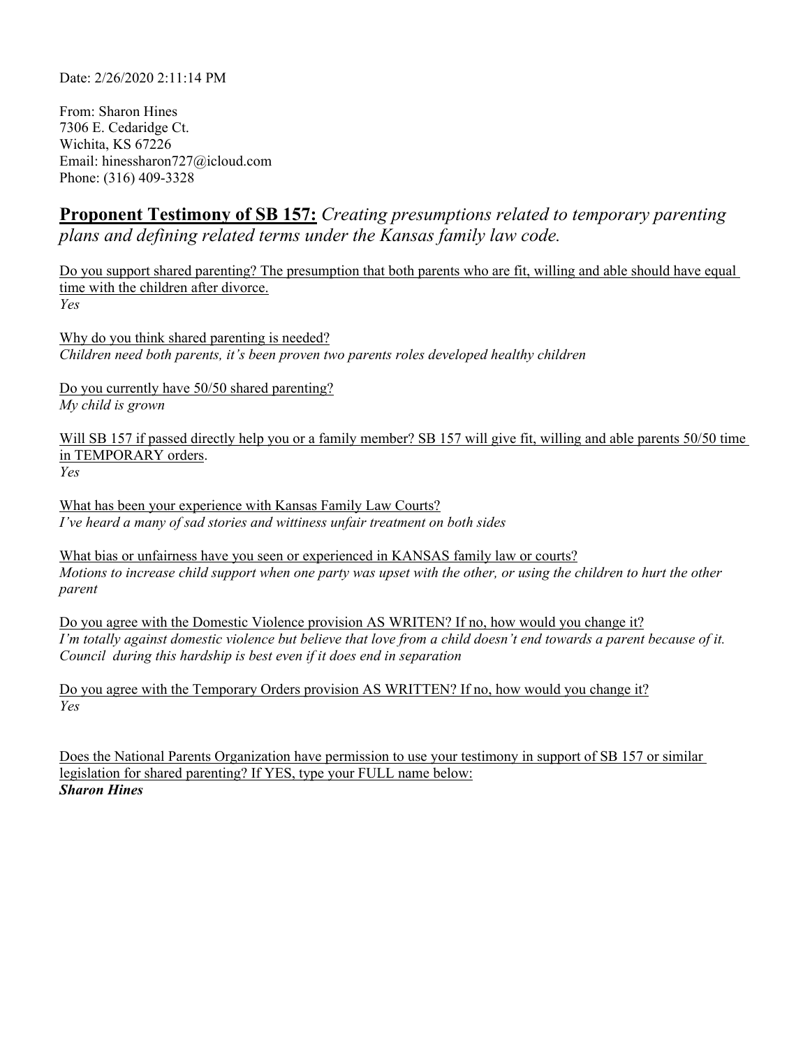Date: 2/26/2020 2:11:14 PM

From: Sharon Hines
7306 E. Cedaridge Ct.
Wichita, KS 67226
Email: hinessharon727@icloud.com
Phone: (316) 409-3328

## **Proponent Testimony of SB 157:** *Creating presumptions related to temporary parenting plans and defining related terms under the Kansas family law code.*

Do you support shared parenting? The presumption that both parents who are fit, willing and able should have equal time with the children after divorce.
*Yes*

Why do you think shared parenting is needed?
*Children need both parents, it's been proven two parents roles developed healthy children*

Do you currently have 50/50 shared parenting?
*My child is grown*

Will SB 157 if passed directly help you or a family member? SB 157 will give fit, willing and able parents 50/50 time in TEMPORARY orders.
*Yes*

What has been your experience with Kansas Family Law Courts?
*I've heard a many of sad stories and wittiness unfair treatment on both sides*

What bias or unfairness have you seen or experienced in KANSAS family law or courts?
*Motions to increase child support when one party was upset with the other, or using the children to hurt the other parent*

Do you agree with the Domestic Violence provision AS WRITEN? If no, how would you change it?
*I'm totally against domestic violence but believe that love from a child doesn't end towards a parent because of it. Council during this hardship is best even if it does end in separation*

Do you agree with the Temporary Orders provision AS WRITTEN? If no, how would you change it?
*Yes*

Does the National Parents Organization have permission to use your testimony in support of SB 157 or similar legislation for shared parenting? If YES, type your FULL name below:
***Sharon Hines***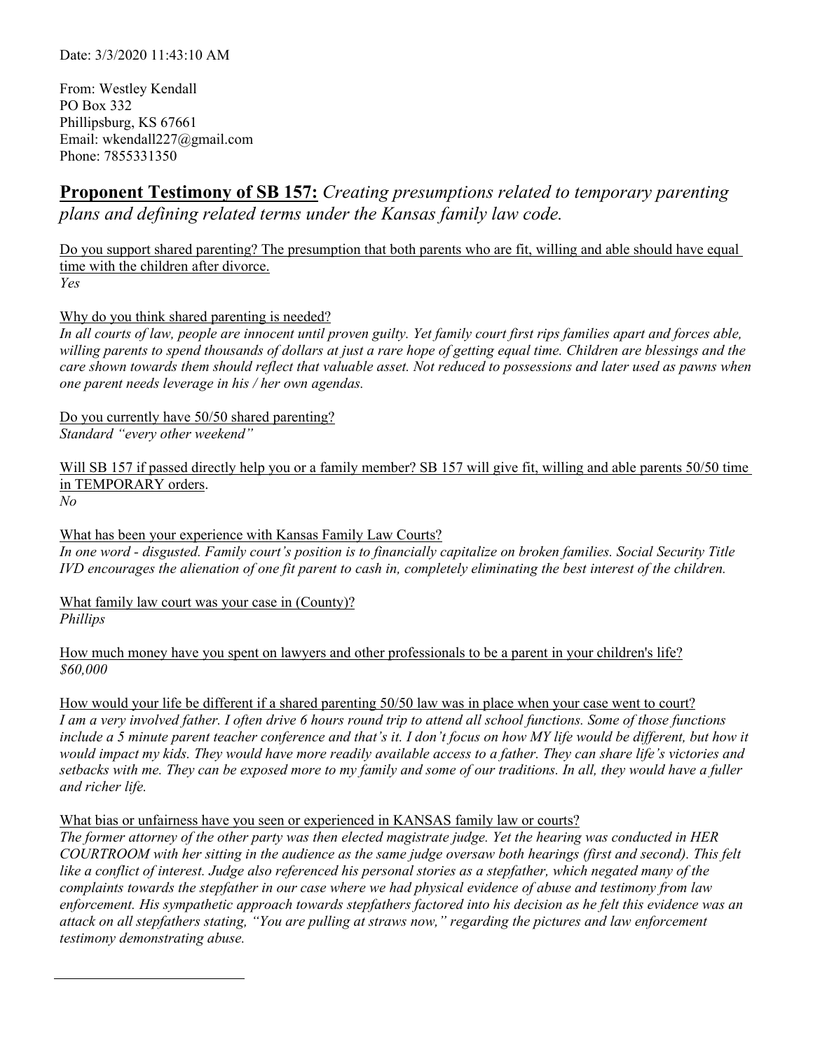Date: 3/3/2020 11:43:10 AM

From: Westley Kendall
PO Box 332
Phillipsburg, KS 67661
Email: wkendall227@gmail.com
Phone: 7855331350

## **Proponent Testimony of SB 157:** *Creating presumptions related to temporary parenting plans and defining related terms under the Kansas family law code.*

<u>Do you support shared parenting? The presumption that both parents who are fit, willing and able should have equal time with the children after divorce.</u>
*Yes*

<u>Why do you think shared parenting is needed?</u>
*In all courts of law, people are innocent until proven guilty. Yet family court first rips families apart and forces able, willing parents to spend thousands of dollars at just a rare hope of getting equal time. Children are blessings and the care shown towards them should reflect that valuable asset. Not reduced to possessions and later used as pawns when one parent needs leverage in his / her own agendas.*

<u>Do you currently have 50/50 shared parenting?</u>
*Standard "every other weekend"*

<u>Will SB 157 if passed directly help you or a family member? SB 157 will give fit, willing and able parents 50/50 time in TEMPORARY orders.</u>
*No*

<u>What has been your experience with Kansas Family Law Courts?</u>
*In one word - disgusted. Family court's position is to financially capitalize on broken families. Social Security Title IVD encourages the alienation of one fit parent to cash in, completely eliminating the best interest of the children.*

<u>What family law court was your case in (County)?</u>
*Phillips*

<u>How much money have you spent on lawyers and other professionals to be a parent in your children's life?</u>
*$60,000*

<u>How would your life be different if a shared parenting 50/50 law was in place when your case went to court?</u>
*I am a very involved father. I often drive 6 hours round trip to attend all school functions. Some of those functions include a 5 minute parent teacher conference and that's it. I don't focus on how MY life would be different, but how it would impact my kids. They would have more readily available access to a father. They can share life's victories and setbacks with me. They can be exposed more to my family and some of our traditions. In all, they would have a fuller and richer life.*

<u>What bias or unfairness have you seen or experienced in KANSAS family law or courts?</u>
*The former attorney of the other party was then elected magistrate judge. Yet the hearing was conducted in HER COURTROOM with her sitting in the audience as the same judge oversaw both hearings (first and second). This felt like a conflict of interest. Judge also referenced his personal stories as a stepfather, which negated many of the complaints towards the stepfather in our case where we had physical evidence of abuse and testimony from law enforcement. His sympathetic approach towards stepfathers factored into his decision as he felt this evidence was an attack on all stepfathers stating, "You are pulling at straws now," regarding the pictures and law enforcement testimony demonstrating abuse.*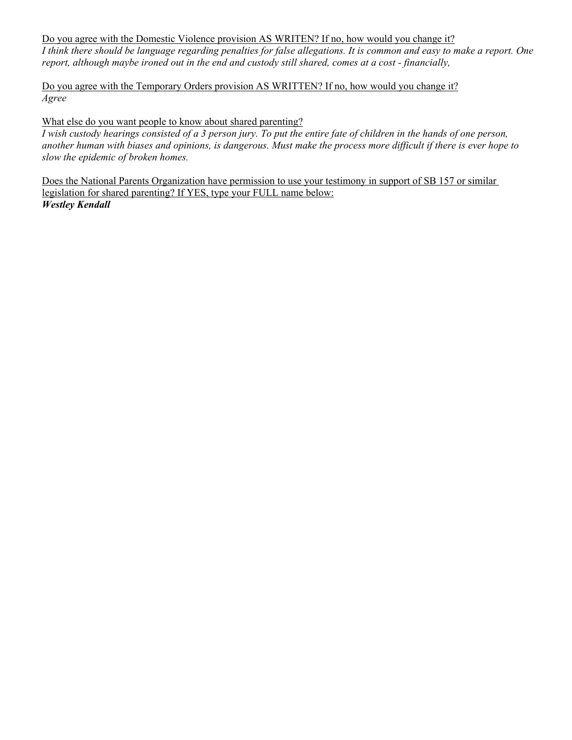<u>Do you agree with the Domestic Violence provision AS WRITEN? If no, how would you change it?</u>
*I think there should be language regarding penalties for false allegations. It is common and easy to make a report. One report, although maybe ironed out in the end and custody still shared, comes at a cost - financially,*

<u>Do you agree with the Temporary Orders provision AS WRITTEN? If no, how would you change it?</u>
*Agree*

<u>What else do you want people to know about shared parenting?</u>
*I wish custody hearings consisted of a 3 person jury. To put the entire fate of children in the hands of one person, another human with biases and opinions, is dangerous. Must make the process more difficult if there is ever hope to slow the epidemic of broken homes.*

<u>Does the National Parents Organization have permission to use your testimony in support of SB 157 or similar legislation for shared parenting? If YES, type your FULL name below:</u>
***Westley Kendall***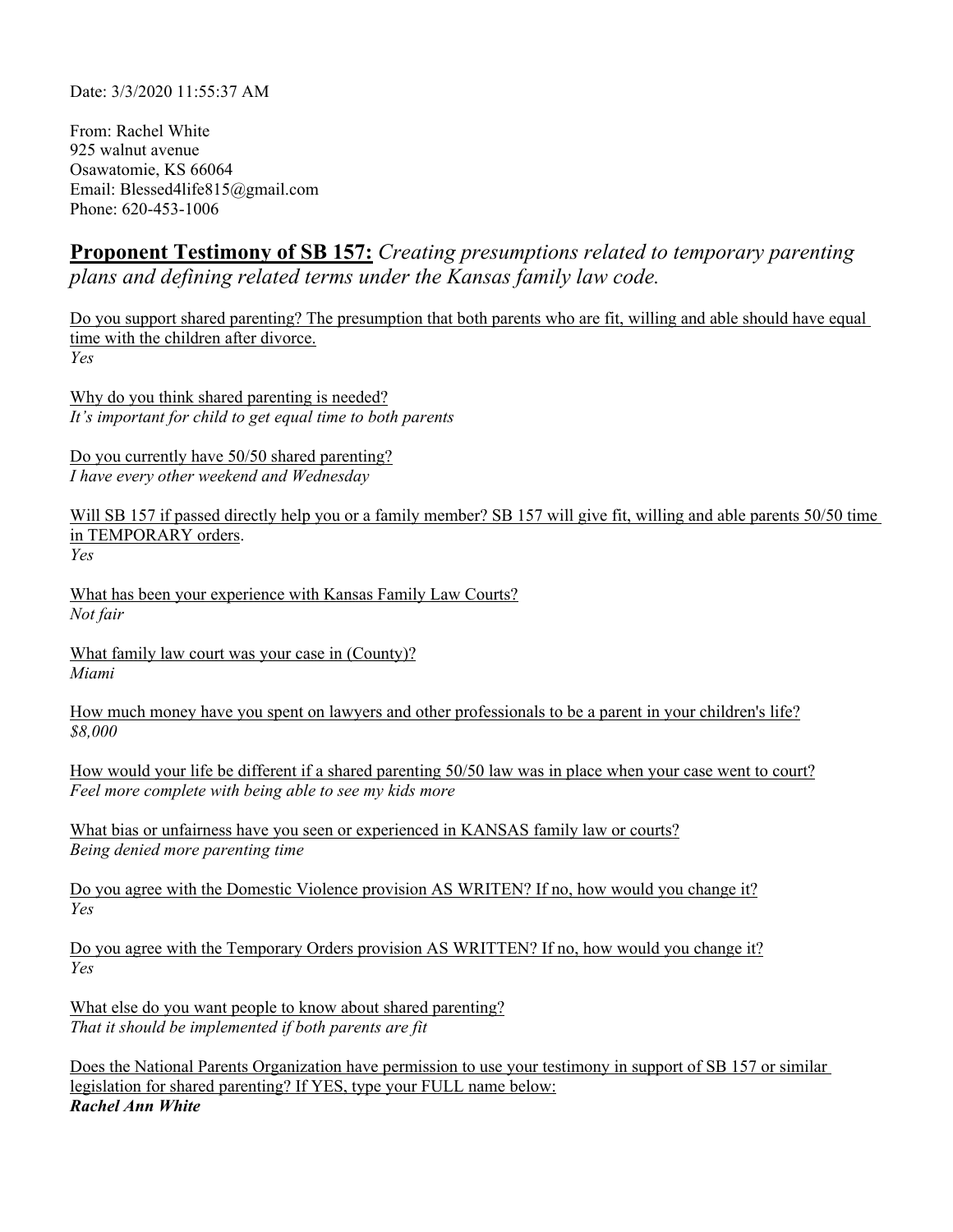Date: 3/3/2020 11:55:37 AM

From: Rachel White
925 walnut avenue
Osawatomie, KS 66064
Email: Blessed4life815@gmail.com
Phone: 620-453-1006

## **Proponent Testimony of SB 157:** *Creating presumptions related to temporary parenting plans and defining related terms under the Kansas family law code.*

Do you support shared parenting? The presumption that both parents who are fit, willing and able should have equal time with the children after divorce.
*Yes*

Why do you think shared parenting is needed?
*It's important for child to get equal time to both parents*

Do you currently have 50/50 shared parenting?
*I have every other weekend and Wednesday*

Will SB 157 if passed directly help you or a family member? SB 157 will give fit, willing and able parents 50/50 time in TEMPORARY orders.
*Yes*

What has been your experience with Kansas Family Law Courts?
*Not fair*

What family law court was your case in (County)?
*Miami*

How much money have you spent on lawyers and other professionals to be a parent in your children's life?
*$8,000*

How would your life be different if a shared parenting 50/50 law was in place when your case went to court?
*Feel more complete with being able to see my kids more*

What bias or unfairness have you seen or experienced in KANSAS family law or courts?
*Being denied more parenting time*

Do you agree with the Domestic Violence provision AS WRITEN? If no, how would you change it?
*Yes*

Do you agree with the Temporary Orders provision AS WRITTEN? If no, how would you change it?
*Yes*

What else do you want people to know about shared parenting?
*That it should be implemented if both parents are fit*

Does the National Parents Organization have permission to use your testimony in support of SB 157 or similar legislation for shared parenting? If YES, type your FULL name below:
***Rachel Ann White***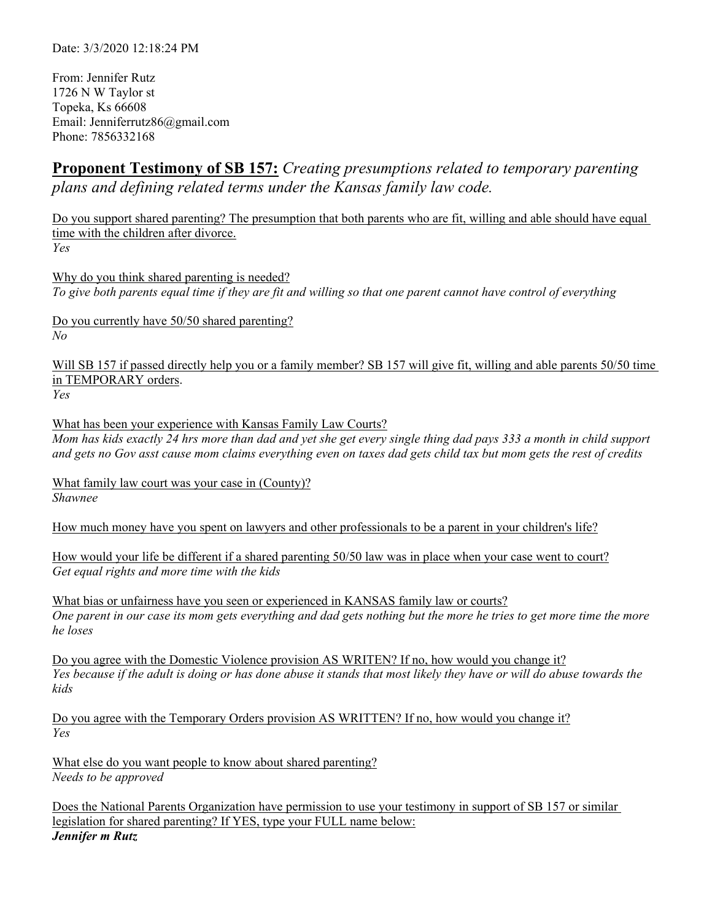Date: 3/3/2020 12:18:24 PM

From: Jennifer Rutz
1726 N W Taylor st
Topeka, Ks 66608
Email: Jenniferrutz86@gmail.com
Phone: 7856332168

## **Proponent Testimony of SB 157:** *Creating presumptions related to temporary parenting plans and defining related terms under the Kansas family law code.*

Do you support shared parenting? The presumption that both parents who are fit, willing and able should have equal time with the children after divorce.
*Yes*

Why do you think shared parenting is needed?
*To give both parents equal time if they are fit and willing so that one parent cannot have control of everything*

Do you currently have 50/50 shared parenting?
*No*

Will SB 157 if passed directly help you or a family member? SB 157 will give fit, willing and able parents 50/50 time in TEMPORARY orders.
*Yes*

What has been your experience with Kansas Family Law Courts?
*Mom has kids exactly 24 hrs more than dad and yet she get every single thing dad pays 333 a month in child support and gets no Gov asst cause mom claims everything even on taxes dad gets child tax but mom gets the rest of credits*

What family law court was your case in (County)?
*Shawnee*

How much money have you spent on lawyers and other professionals to be a parent in your children's life?

How would your life be different if a shared parenting 50/50 law was in place when your case went to court?
*Get equal rights and more time with the kids*

What bias or unfairness have you seen or experienced in KANSAS family law or courts?
*One parent in our case its mom gets everything and dad gets nothing but the more he tries to get more time the more he loses*

Do you agree with the Domestic Violence provision AS WRITEN? If no, how would you change it?
*Yes because if the adult is doing or has done abuse it stands that most likely they have or will do abuse towards the kids*

Do you agree with the Temporary Orders provision AS WRITTEN? If no, how would you change it?
*Yes*

What else do you want people to know about shared parenting?
*Needs to be approved*

Does the National Parents Organization have permission to use your testimony in support of SB 157 or similar legislation for shared parenting? If YES, type your FULL name below:
***Jennifer m Rutz***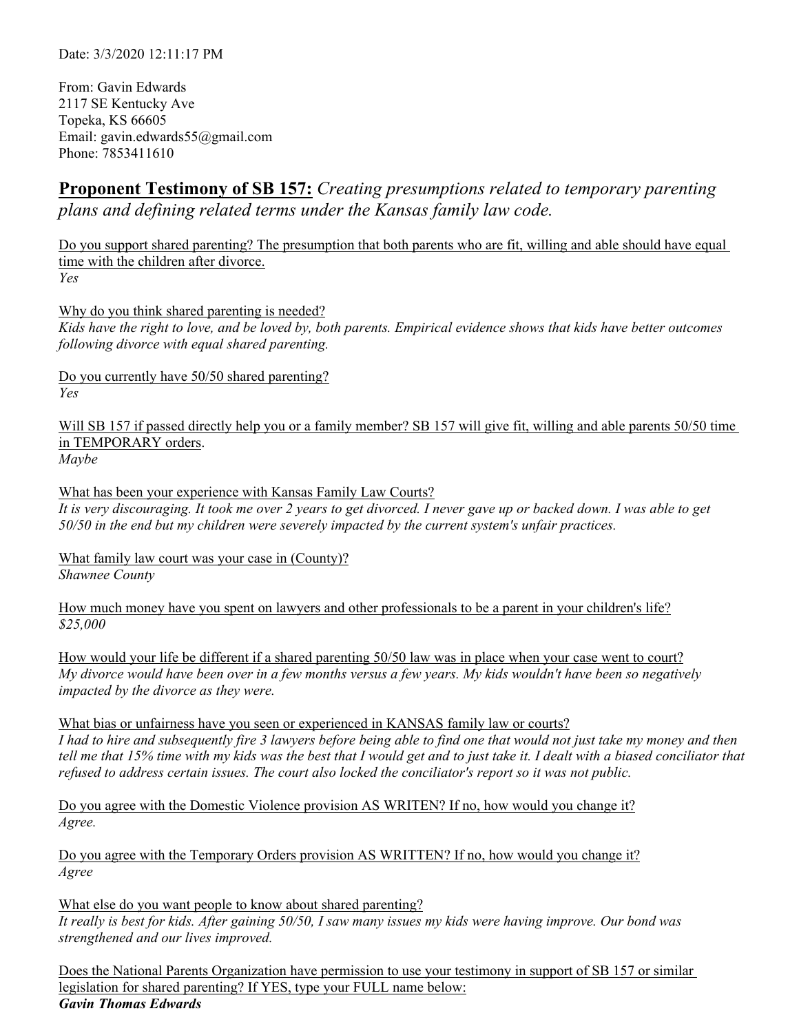Date: 3/3/2020 12:11:17 PM

From: Gavin Edwards
2117 SE Kentucky Ave
Topeka, KS 66605
Email: gavin.edwards55@gmail.com
Phone: 7853411610

## **Proponent Testimony of SB 157:** *Creating presumptions related to temporary parenting plans and defining related terms under the Kansas family law code.*

Do you support shared parenting? The presumption that both parents who are fit, willing and able should have equal time with the children after divorce.
*Yes*

Why do you think shared parenting is needed?
*Kids have the right to love, and be loved by, both parents. Empirical evidence shows that kids have better outcomes following divorce with equal shared parenting.*

Do you currently have 50/50 shared parenting?
*Yes*

Will SB 157 if passed directly help you or a family member? SB 157 will give fit, willing and able parents 50/50 time in TEMPORARY orders.
*Maybe*

What has been your experience with Kansas Family Law Courts?
*It is very discouraging. It took me over 2 years to get divorced. I never gave up or backed down. I was able to get 50/50 in the end but my children were severely impacted by the current system's unfair practices.*

What family law court was your case in (County)?
*Shawnee County*

How much money have you spent on lawyers and other professionals to be a parent in your children's life?
*$25,000*

How would your life be different if a shared parenting 50/50 law was in place when your case went to court?
*My divorce would have been over in a few months versus a few years. My kids wouldn't have been so negatively impacted by the divorce as they were.*

What bias or unfairness have you seen or experienced in KANSAS family law or courts?
*I had to hire and subsequently fire 3 lawyers before being able to find one that would not just take my money and then tell me that 15% time with my kids was the best that I would get and to just take it. I dealt with a biased conciliator that refused to address certain issues. The court also locked the conciliator's report so it was not public.*

Do you agree with the Domestic Violence provision AS WRITEN? If no, how would you change it?
*Agree.*

Do you agree with the Temporary Orders provision AS WRITTEN? If no, how would you change it?
*Agree*

What else do you want people to know about shared parenting?
*It really is best for kids. After gaining 50/50, I saw many issues my kids were having improve. Our bond was strengthened and our lives improved.*

Does the National Parents Organization have permission to use your testimony in support of SB 157 or similar legislation for shared parenting? If YES, type your FULL name below:
***Gavin Thomas Edwards***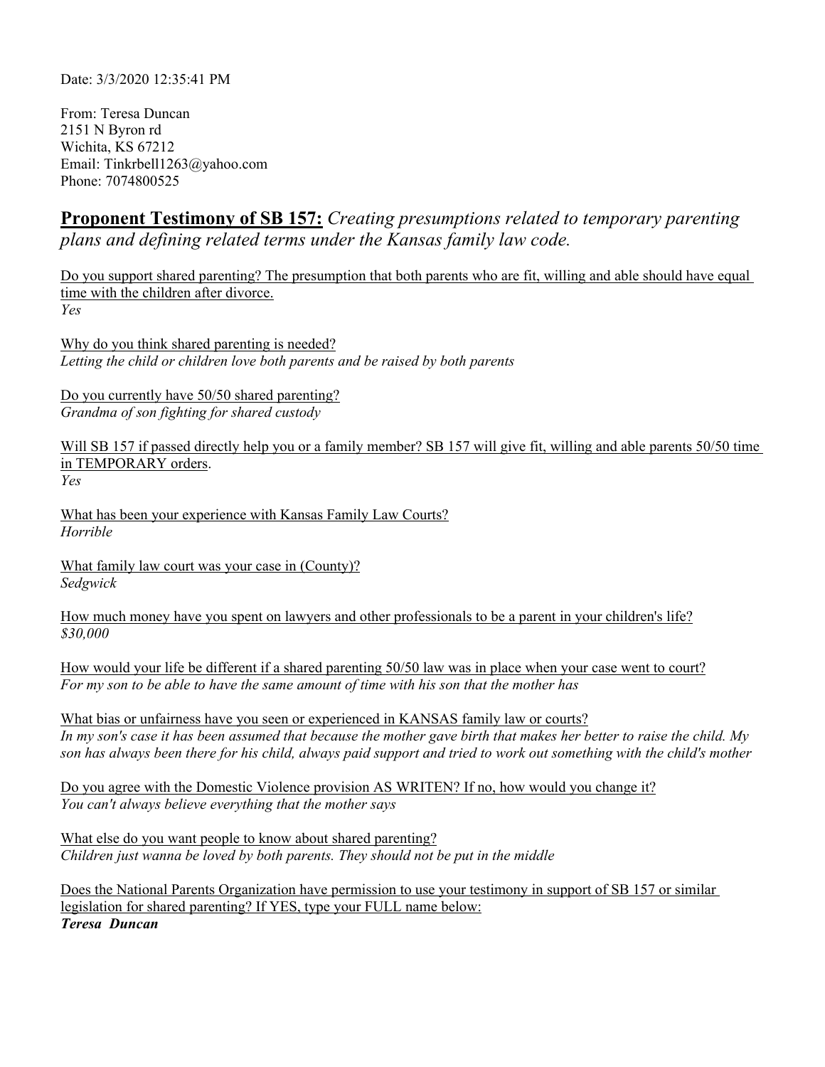Date: 3/3/2020 12:35:41 PM

From: Teresa Duncan
2151 N Byron rd
Wichita, KS 67212
Email: Tinkrbell1263@yahoo.com
Phone: 7074800525

## **Proponent Testimony of SB 157:** *Creating presumptions related to temporary parenting plans and defining related terms under the Kansas family law code.*

Do you support shared parenting? The presumption that both parents who are fit, willing and able should have equal time with the children after divorce.
*Yes*

Why do you think shared parenting is needed?
*Letting the child or children love both parents and be raised by both parents*

Do you currently have 50/50 shared parenting?
*Grandma of son fighting for shared custody*

Will SB 157 if passed directly help you or a family member? SB 157 will give fit, willing and able parents 50/50 time in TEMPORARY orders.
*Yes*

What has been your experience with Kansas Family Law Courts?
*Horrible*

What family law court was your case in (County)?
*Sedgwick*

How much money have you spent on lawyers and other professionals to be a parent in your children's life?
*$30,000*

How would your life be different if a shared parenting 50/50 law was in place when your case went to court?
*For my son to be able to have the same amount of time with his son that the mother has*

What bias or unfairness have you seen or experienced in KANSAS family law or courts?
*In my son's case it has been assumed that because the mother gave birth that makes her better to raise the child. My son has always been there for his child, always paid support and tried to work out something with the child's mother*

Do you agree with the Domestic Violence provision AS WRITEN? If no, how would you change it?
*You can't always believe everything that the mother says*

What else do you want people to know about shared parenting?
*Children just wanna be loved by both parents. They should not be put in the middle*

Does the National Parents Organization have permission to use your testimony in support of SB 157 or similar legislation for shared parenting? If YES, type your FULL name below:
***Teresa Duncan***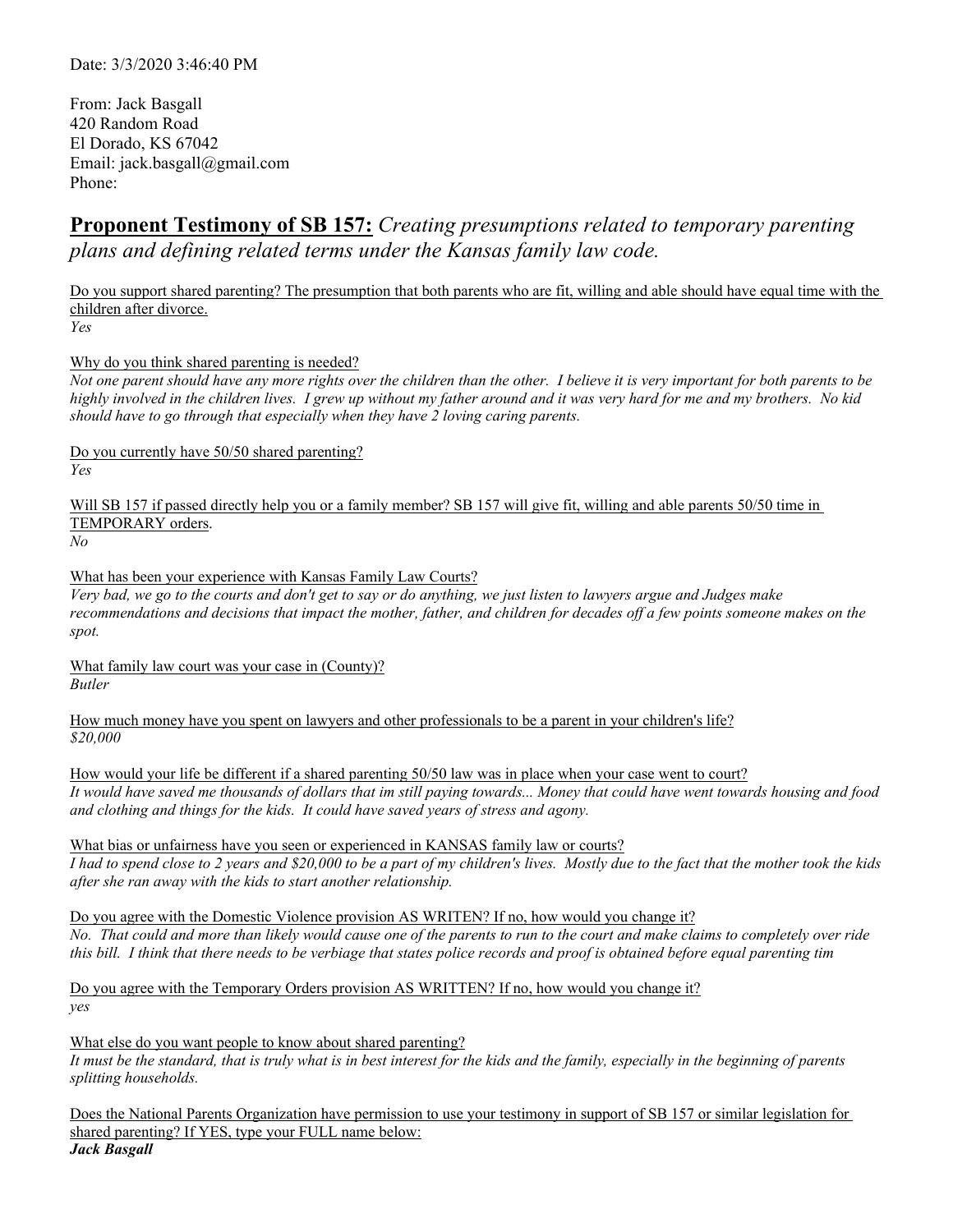Date: 3/3/2020 3:46:40 PM

From: Jack Basgall
420 Random Road
El Dorado, KS 67042
Email: jack.basgall@gmail.com
Phone:

## **Proponent Testimony of SB 157:** *Creating presumptions related to temporary parenting plans and defining related terms under the Kansas family law code.*

Do you support shared parenting? The presumption that both parents who are fit, willing and able should have equal time with the children after divorce.
*Yes*

Why do you think shared parenting is needed?
*Not one parent should have any more rights over the children than the other. I believe it is very important for both parents to be highly involved in the children lives. I grew up without my father around and it was very hard for me and my brothers. No kid should have to go through that especially when they have 2 loving caring parents.*

Do you currently have 50/50 shared parenting?
*Yes*

Will SB 157 if passed directly help you or a family member? SB 157 will give fit, willing and able parents 50/50 time in TEMPORARY orders.
*No*

What has been your experience with Kansas Family Law Courts?
*Very bad, we go to the courts and don't get to say or do anything, we just listen to lawyers argue and Judges make recommendations and decisions that impact the mother, father, and children for decades off a few points someone makes on the spot.*

What family law court was your case in (County)?
*Butler*

How much money have you spent on lawyers and other professionals to be a parent in your children's life?
*$20,000*

How would your life be different if a shared parenting 50/50 law was in place when your case went to court?
*It would have saved me thousands of dollars that im still paying towards... Money that could have went towards housing and food and clothing and things for the kids. It could have saved years of stress and agony.*

What bias or unfairness have you seen or experienced in KANSAS family law or courts?
*I had to spend close to 2 years and $20,000 to be a part of my children's lives. Mostly due to the fact that the mother took the kids after she ran away with the kids to start another relationship.*

Do you agree with the Domestic Violence provision AS WRITEN? If no, how would you change it?
*No. That could and more than likely would cause one of the parents to run to the court and make claims to completely over ride this bill. I think that there needs to be verbiage that states police records and proof is obtained before equal parenting tim*

Do you agree with the Temporary Orders provision AS WRITTEN? If no, how would you change it?
*yes*

What else do you want people to know about shared parenting?
*It must be the standard, that is truly what is in best interest for the kids and the family, especially in the beginning of parents splitting households.*

Does the National Parents Organization have permission to use your testimony in support of SB 157 or similar legislation for shared parenting? If YES, type your FULL name below:
***Jack Basgall***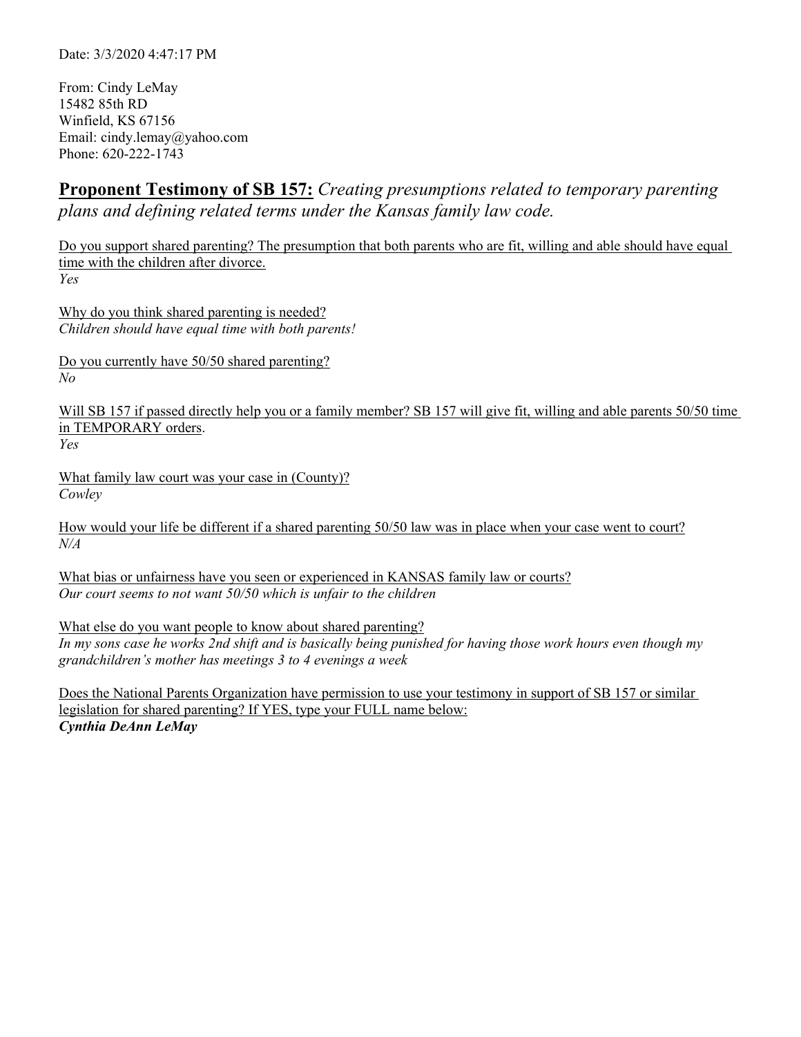Date: 3/3/2020 4:47:17 PM

From: Cindy LeMay
15482 85th RD
Winfield, KS 67156
Email: cindy.lemay@yahoo.com
Phone: 620-222-1743

## **Proponent Testimony of SB 157:** *Creating presumptions related to temporary parenting plans and defining related terms under the Kansas family law code.*

Do you support shared parenting? The presumption that both parents who are fit, willing and able should have equal time with the children after divorce.
*Yes*

Why do you think shared parenting is needed?
*Children should have equal time with both parents!*

Do you currently have 50/50 shared parenting?
*No*

Will SB 157 if passed directly help you or a family member? SB 157 will give fit, willing and able parents 50/50 time in TEMPORARY orders.
*Yes*

What family law court was your case in (County)?
*Cowley*

How would your life be different if a shared parenting 50/50 law was in place when your case went to court?
*N/A*

What bias or unfairness have you seen or experienced in KANSAS family law or courts?
*Our court seems to not want 50/50 which is unfair to the children*

What else do you want people to know about shared parenting?
*In my sons case he works 2nd shift and is basically being punished for having those work hours even though my grandchildren's mother has meetings 3 to 4 evenings a week*

Does the National Parents Organization have permission to use your testimony in support of SB 157 or similar legislation for shared parenting? If YES, type your FULL name below:
***Cynthia DeAnn LeMay***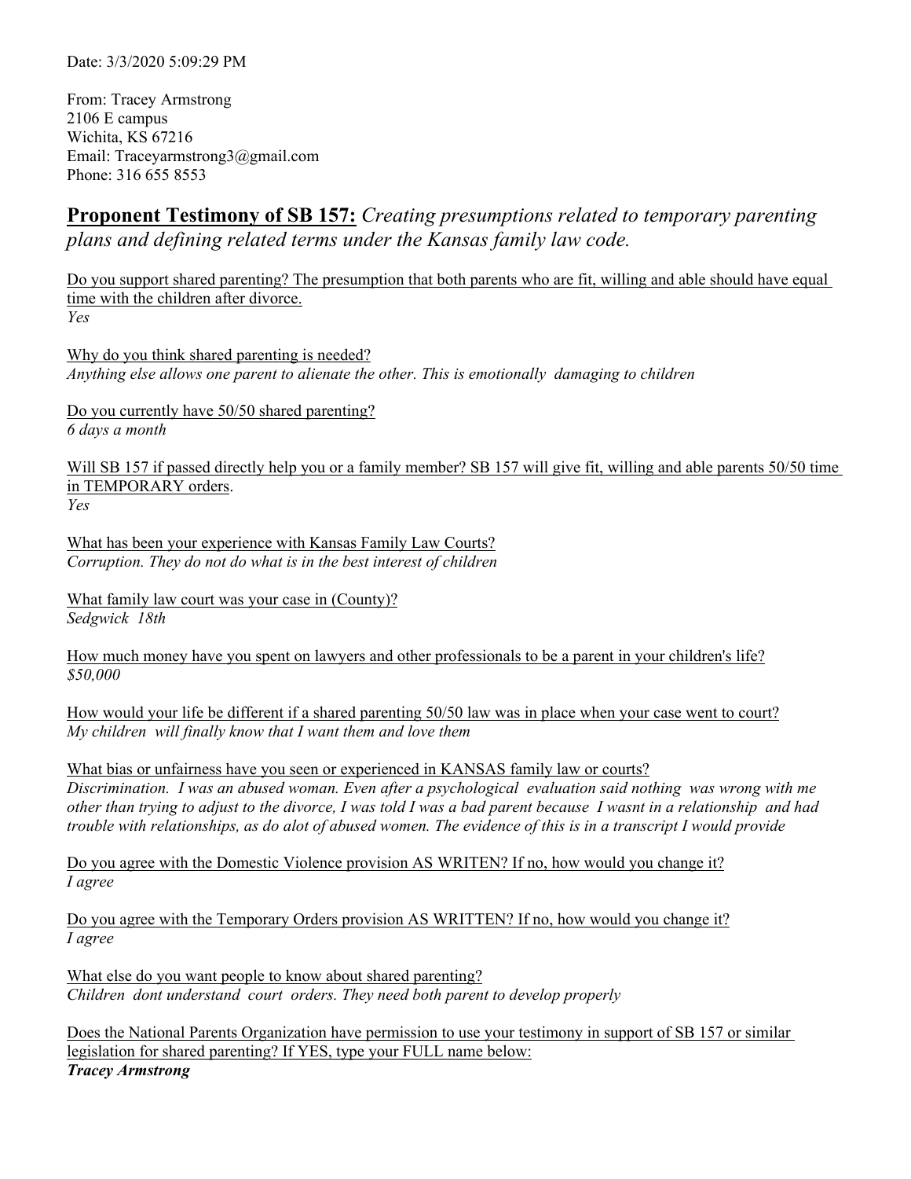Date: 3/3/2020 5:09:29 PM

From: Tracey Armstrong
2106 E campus
Wichita, KS 67216
Email: Traceyarmstrong3@gmail.com
Phone: 316 655 8553

## **Proponent Testimony of SB 157:** *Creating presumptions related to temporary parenting plans and defining related terms under the Kansas family law code.*

Do you support shared parenting? The presumption that both parents who are fit, willing and able should have equal time with the children after divorce.
*Yes*

Why do you think shared parenting is needed?
*Anything else allows one parent to alienate the other. This is emotionally damaging to children*

Do you currently have 50/50 shared parenting?
*6 days a month*

Will SB 157 if passed directly help you or a family member? SB 157 will give fit, willing and able parents 50/50 time in TEMPORARY orders.
*Yes*

What has been your experience with Kansas Family Law Courts?
*Corruption. They do not do what is in the best interest of children*

What family law court was your case in (County)?
*Sedgwick 18th*

How much money have you spent on lawyers and other professionals to be a parent in your children's life?
*$50,000*

How would your life be different if a shared parenting 50/50 law was in place when your case went to court?
*My children will finally know that I want them and love them*

What bias or unfairness have you seen or experienced in KANSAS family law or courts?
*Discrimination. I was an abused woman. Even after a psychological evaluation said nothing was wrong with me other than trying to adjust to the divorce, I was told I was a bad parent because I wasnt in a relationship and had trouble with relationships, as do alot of abused women. The evidence of this is in a transcript I would provide*

Do you agree with the Domestic Violence provision AS WRITEN? If no, how would you change it?
*I agree*

Do you agree with the Temporary Orders provision AS WRITTEN? If no, how would you change it?
*I agree*

What else do you want people to know about shared parenting?
*Children dont understand court orders. They need both parent to develop properly*

Does the National Parents Organization have permission to use your testimony in support of SB 157 or similar legislation for shared parenting? If YES, type your FULL name below:
***Tracey Armstrong***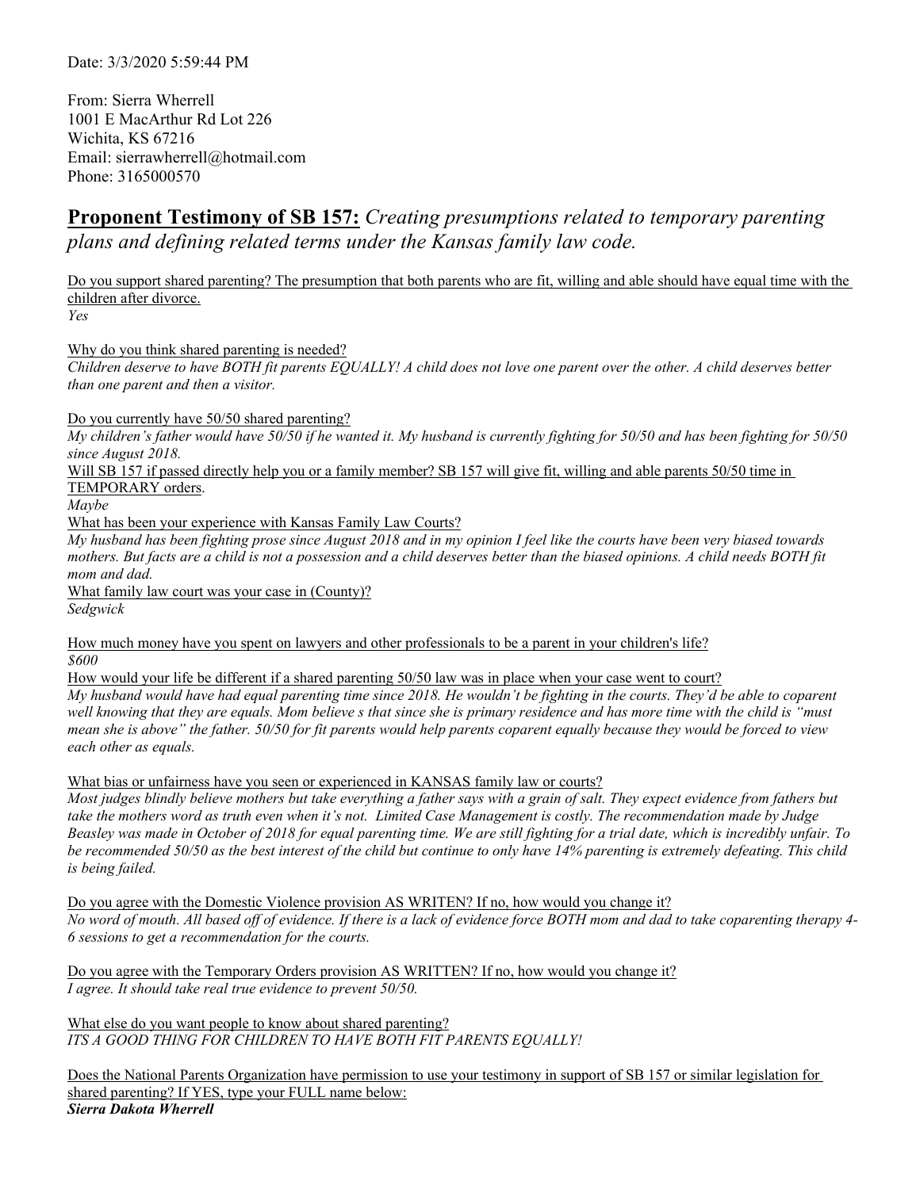Date: 3/3/2020 5:59:44 PM

From: Sierra Wherrell
1001 E MacArthur Rd Lot 226
Wichita, KS 67216
Email: sierrawherrell@hotmail.com
Phone: 3165000570

## **Proponent Testimony of SB 157:** *Creating presumptions related to temporary parenting plans and defining related terms under the Kansas family law code.*

Do you support shared parenting? The presumption that both parents who are fit, willing and able should have equal time with the children after divorce.
*Yes*

Why do you think shared parenting is needed?
*Children deserve to have BOTH fit parents EQUALLY! A child does not love one parent over the other. A child deserves better than one parent and then a visitor.*

Do you currently have 50/50 shared parenting?
*My children's father would have 50/50 if he wanted it. My husband is currently fighting for 50/50 and has been fighting for 50/50 since August 2018.*

Will SB 157 if passed directly help you or a family member? SB 157 will give fit, willing and able parents 50/50 time in TEMPORARY orders.
*Maybe*

What has been your experience with Kansas Family Law Courts?
*My husband has been fighting prose since August 2018 and in my opinion I feel like the courts have been very biased towards mothers. But facts are a child is not a possession and a child deserves better than the biased opinions. A child needs BOTH fit mom and dad.*

What family law court was your case in (County)?
*Sedgwick*

How much money have you spent on lawyers and other professionals to be a parent in your children's life?
*$600*

How would your life be different if a shared parenting 50/50 law was in place when your case went to court?
*My husband would have had equal parenting time since 2018. He wouldn't be fighting in the courts. They'd be able to coparent well knowing that they are equals. Mom believe s that since she is primary residence and has more time with the child is "must mean she is above" the father. 50/50 for fit parents would help parents coparent equally because they would be forced to view each other as equals.*

What bias or unfairness have you seen or experienced in KANSAS family law or courts?
*Most judges blindly believe mothers but take everything a father says with a grain of salt. They expect evidence from fathers but take the mothers word as truth even when it's not. Limited Case Management is costly. The recommendation made by Judge Beasley was made in October of 2018 for equal parenting time. We are still fighting for a trial date, which is incredibly unfair. To be recommended 50/50 as the best interest of the child but continue to only have 14% parenting is extremely defeating. This child is being failed.*

Do you agree with the Domestic Violence provision AS WRITEN? If no, how would you change it?
*No word of mouth. All based off of evidence. If there is a lack of evidence force BOTH mom and dad to take coparenting therapy 4-6 sessions to get a recommendation for the courts.*

Do you agree with the Temporary Orders provision AS WRITTEN? If no, how would you change it?
*I agree. It should take real true evidence to prevent 50/50.*

What else do you want people to know about shared parenting?
*ITS A GOOD THING FOR CHILDREN TO HAVE BOTH FIT PARENTS EQUALLY!*

Does the National Parents Organization have permission to use your testimony in support of SB 157 or similar legislation for shared parenting? If YES, type your FULL name below:
***Sierra Dakota Wherrell***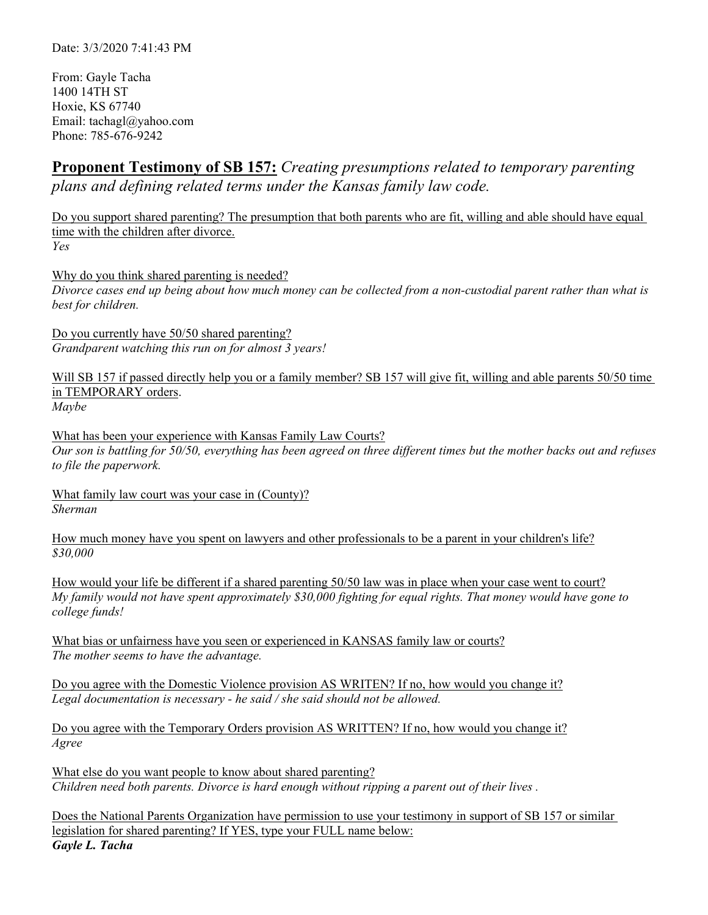Date: 3/3/2020 7:41:43 PM

From: Gayle Tacha
1400 14TH ST
Hoxie, KS 67740
Email: tachagl@yahoo.com
Phone: 785-676-9242

## **Proponent Testimony of SB 157:** *Creating presumptions related to temporary parenting plans and defining related terms under the Kansas family law code.*

<u>Do you support shared parenting? The presumption that both parents who are fit, willing and able should have equal time with the children after divorce.</u>
*Yes*

<u>Why do you think shared parenting is needed?</u>
*Divorce cases end up being about how much money can be collected from a non-custodial parent rather than what is best for children.*

<u>Do you currently have 50/50 shared parenting?</u>
*Grandparent watching this run on for almost 3 years!*

<u>Will SB 157 if passed directly help you or a family member? SB 157 will give fit, willing and able parents 50/50 time in TEMPORARY orders</u>.
*Maybe*

<u>What has been your experience with Kansas Family Law Courts?</u>
*Our son is battling for 50/50, everything has been agreed on three different times but the mother backs out and refuses to file the paperwork.*

<u>What family law court was your case in (County)?</u>
*Sherman*

<u>How much money have you spent on lawyers and other professionals to be a parent in your children's life?</u>
*$30,000*

<u>How would your life be different if a shared parenting 50/50 law was in place when your case went to court?</u>
*My family would not have spent approximately $30,000 fighting for equal rights. That money would have gone to college funds!*

<u>What bias or unfairness have you seen or experienced in KANSAS family law or courts?</u>
*The mother seems to have the advantage.*

<u>Do you agree with the Domestic Violence provision AS WRITEN? If no, how would you change it?</u>
*Legal documentation is necessary - he said / she said should not be allowed.*

<u>Do you agree with the Temporary Orders provision AS WRITTEN? If no, how would you change it?</u>
*Agree*

<u>What else do you want people to know about shared parenting?</u>
*Children need both parents. Divorce is hard enough without ripping a parent out of their lives .*

<u>Does the National Parents Organization have permission to use your testimony in support of SB 157 or similar legislation for shared parenting? If YES, type your FULL name below:</u>
***Gayle L. Tacha***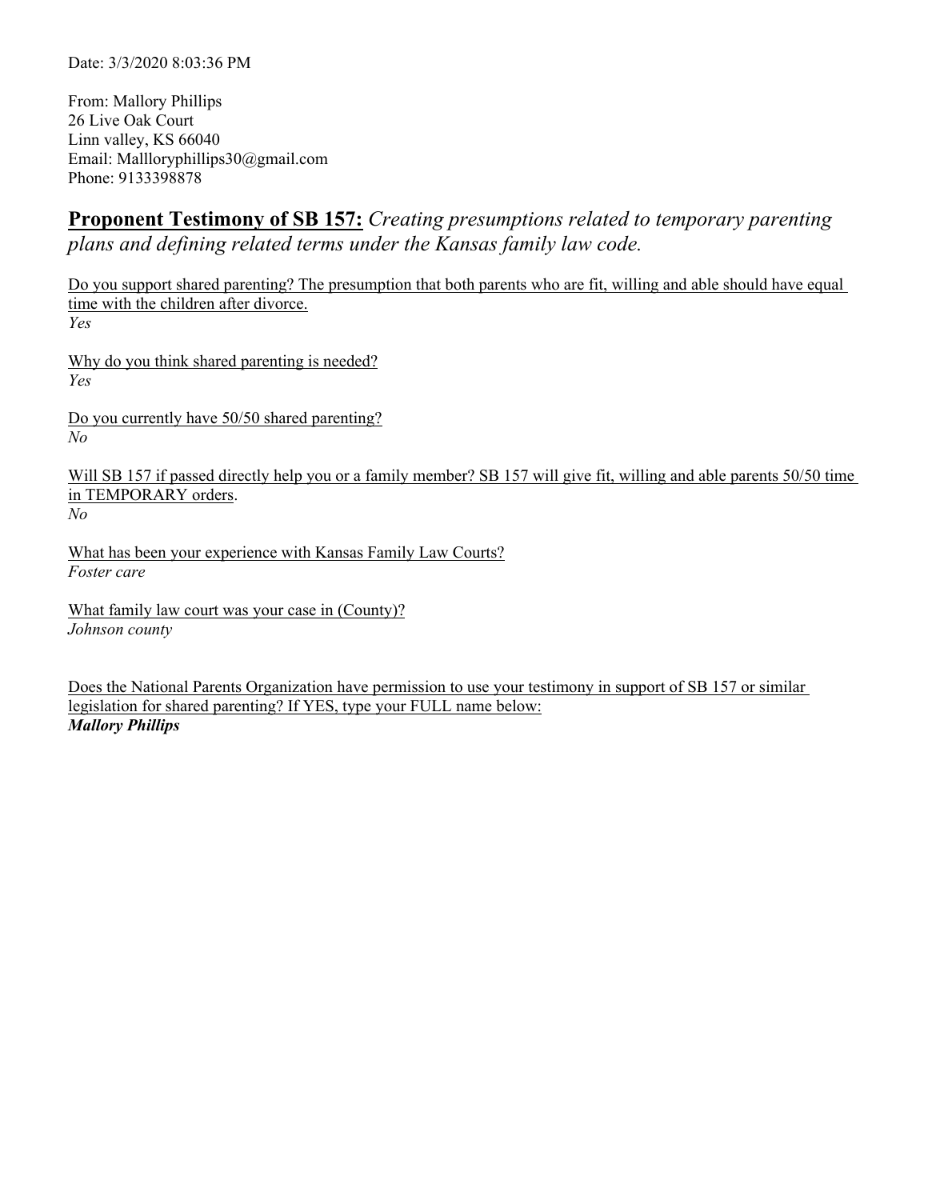Date: 3/3/2020 8:03:36 PM

From: Mallory Phillips
26 Live Oak Court
Linn valley, KS 66040
Email: Mallloryphillips30@gmail.com
Phone: 9133398878

## **Proponent Testimony of SB 157:** *Creating presumptions related to temporary parenting plans and defining related terms under the Kansas family law code.*

Do you support shared parenting? The presumption that both parents who are fit, willing and able should have equal time with the children after divorce.
*Yes*

Why do you think shared parenting is needed?
*Yes*

Do you currently have 50/50 shared parenting?
*No*

Will SB 157 if passed directly help you or a family member? SB 157 will give fit, willing and able parents 50/50 time in TEMPORARY orders.
*No*

What has been your experience with Kansas Family Law Courts?
*Foster care*

What family law court was your case in (County)?
*Johnson county*

Does the National Parents Organization have permission to use your testimony in support of SB 157 or similar legislation for shared parenting? If YES, type your FULL name below:
***Mallory Phillips***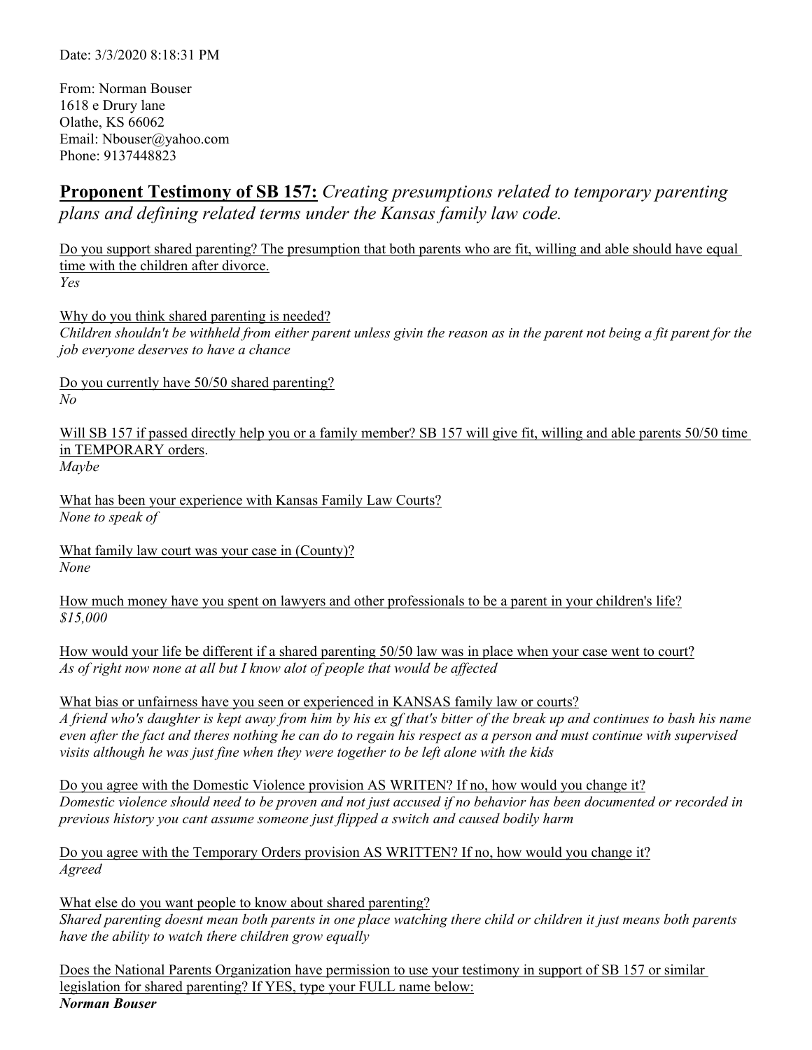Date: 3/3/2020 8:18:31 PM

From: Norman Bouser
1618 e Drury lane
Olathe, KS 66062
Email: Nbouser@yahoo.com
Phone: 9137448823

## **Proponent Testimony of SB 157:** *Creating presumptions related to temporary parenting plans and defining related terms under the Kansas family law code.*

Do you support shared parenting? The presumption that both parents who are fit, willing and able should have equal time with the children after divorce.
*Yes*

Why do you think shared parenting is needed?
*Children shouldn't be withheld from either parent unless givin the reason as in the parent not being a fit parent for the job everyone deserves to have a chance*

Do you currently have 50/50 shared parenting?
*No*

Will SB 157 if passed directly help you or a family member? SB 157 will give fit, willing and able parents 50/50 time in TEMPORARY orders.
*Maybe*

What has been your experience with Kansas Family Law Courts?
*None to speak of*

What family law court was your case in (County)?
*None*

How much money have you spent on lawyers and other professionals to be a parent in your children's life?
*$15,000*

How would your life be different if a shared parenting 50/50 law was in place when your case went to court?
*As of right now none at all but I know alot of people that would be affected*

What bias or unfairness have you seen or experienced in KANSAS family law or courts?
*A friend who's daughter is kept away from him by his ex gf that's bitter of the break up and continues to bash his name even after the fact and theres nothing he can do to regain his respect as a person and must continue with supervised visits although he was just fine when they were together to be left alone with the kids*

Do you agree with the Domestic Violence provision AS WRITEN? If no, how would you change it?
*Domestic violence should need to be proven and not just accused if no behavior has been documented or recorded in previous history you cant assume someone just flipped a switch and caused bodily harm*

Do you agree with the Temporary Orders provision AS WRITTEN? If no, how would you change it?
*Agreed*

What else do you want people to know about shared parenting?
*Shared parenting doesnt mean both parents in one place watching there child or children it just means both parents have the ability to watch there children grow equally*

Does the National Parents Organization have permission to use your testimony in support of SB 157 or similar legislation for shared parenting? If YES, type your FULL name below:
***Norman Bouser***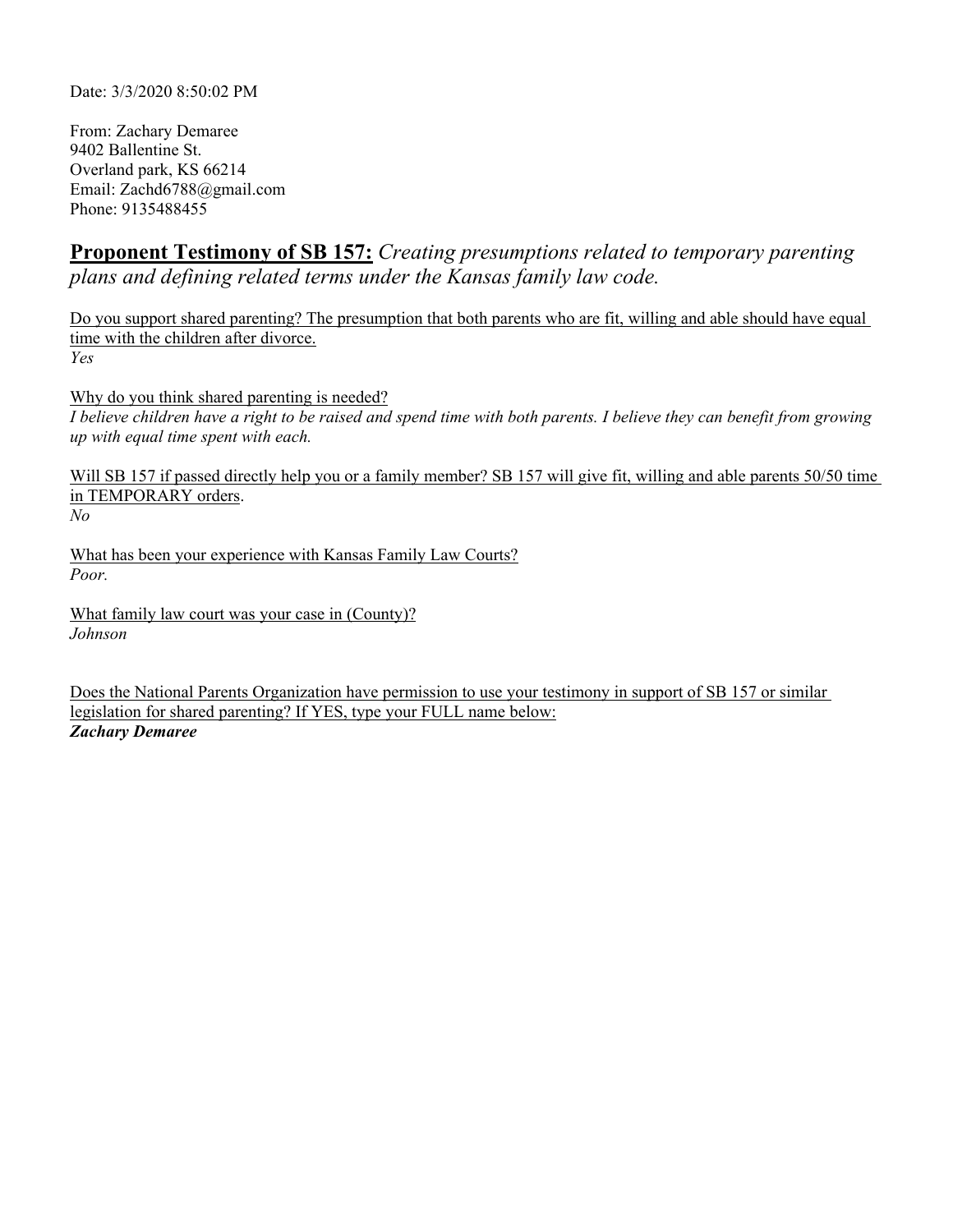Date: 3/3/2020 8:50:02 PM

From: Zachary Demaree
9402 Ballentine St.
Overland park, KS 66214
Email: Zachd6788@gmail.com
Phone: 9135488455

## **Proponent Testimony of SB 157:** *Creating presumptions related to temporary parenting plans and defining related terms under the Kansas family law code.*

<u>Do you support shared parenting? The presumption that both parents who are fit, willing and able should have equal time with the children after divorce.</u>
*Yes*

<u>Why do you think shared parenting is needed?</u>
*I believe children have a right to be raised and spend time with both parents. I believe they can benefit from growing up with equal time spent with each.*

<u>Will SB 157 if passed directly help you or a family member? SB 157 will give fit, willing and able parents 50/50 time in TEMPORARY orders</u>.
*No*

<u>What has been your experience with Kansas Family Law Courts?</u>
*Poor.*

<u>What family law court was your case in (County)?</u>
*Johnson*

<u>Does the National Parents Organization have permission to use your testimony in support of SB 157 or similar legislation for shared parenting? If YES, type your FULL name below:</u>
***Zachary Demaree***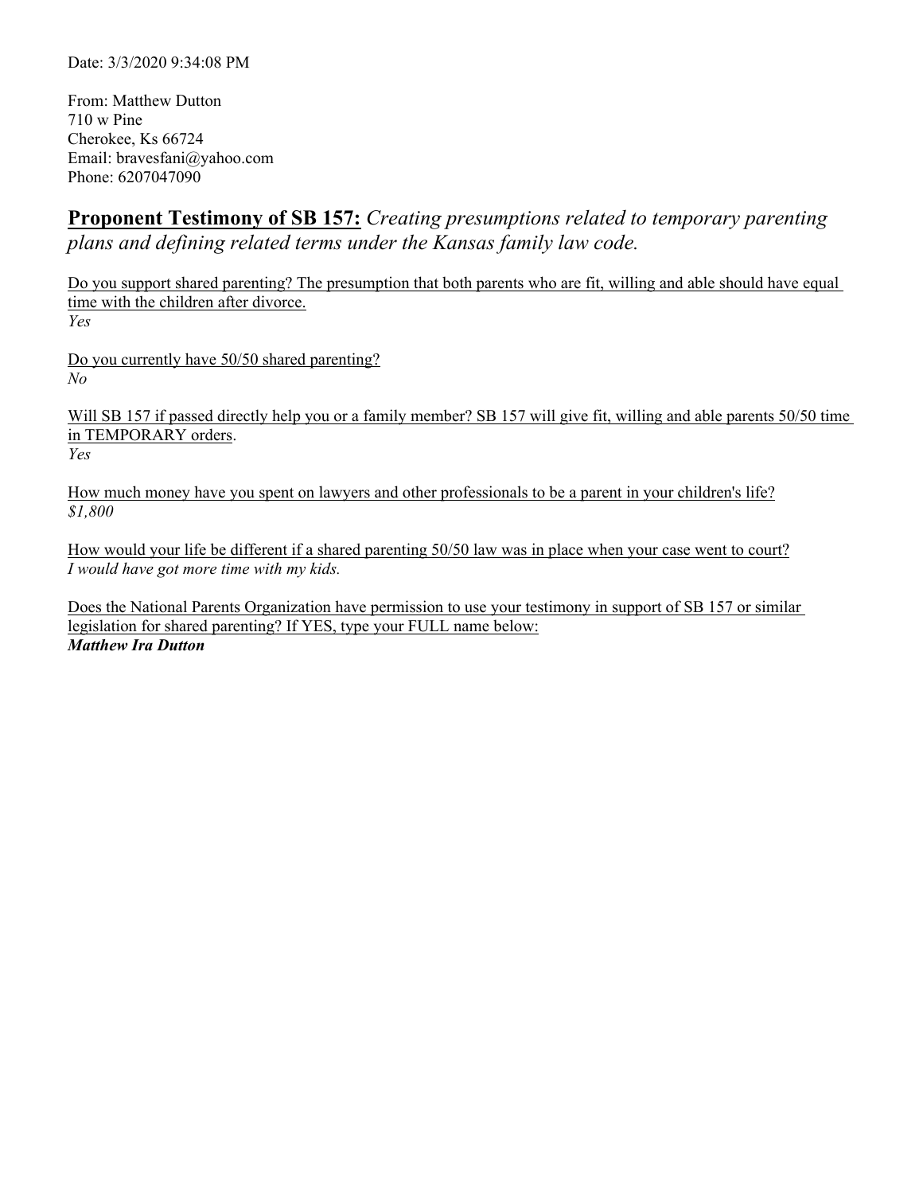Date: 3/3/2020 9:34:08 PM

From: Matthew Dutton
710 w Pine
Cherokee, Ks 66724
Email: bravesfani@yahoo.com
Phone: 6207047090

## **Proponent Testimony of SB 157:** *Creating presumptions related to temporary parenting plans and defining related terms under the Kansas family law code.*

Do you support shared parenting? The presumption that both parents who are fit, willing and able should have equal time with the children after divorce.
*Yes*

Do you currently have 50/50 shared parenting?
*No*

Will SB 157 if passed directly help you or a family member? SB 157 will give fit, willing and able parents 50/50 time in TEMPORARY orders.
*Yes*

How much money have you spent on lawyers and other professionals to be a parent in your children's life?
*$1,800*

How would your life be different if a shared parenting 50/50 law was in place when your case went to court?
*I would have got more time with my kids.*

Does the National Parents Organization have permission to use your testimony in support of SB 157 or similar legislation for shared parenting? If YES, type your FULL name below:
***Matthew Ira Dutton***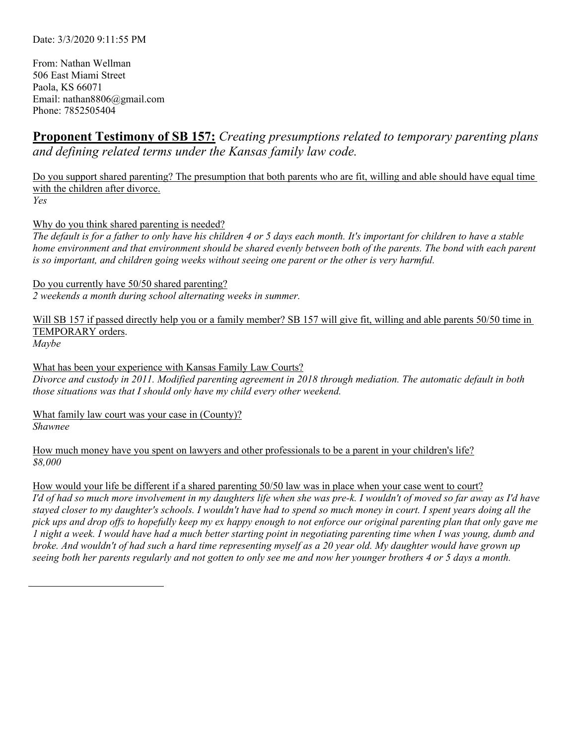Date: 3/3/2020 9:11:55 PM

From: Nathan Wellman
506 East Miami Street
Paola, KS 66071
Email: nathan8806@gmail.com
Phone: 7852505404

## **Proponent Testimony of SB 157:** *Creating presumptions related to temporary parenting plans and defining related terms under the Kansas family law code.*

Do you support shared parenting? The presumption that both parents who are fit, willing and able should have equal time with the children after divorce.
*Yes*

Why do you think shared parenting is needed?
*The default is for a father to only have his children 4 or 5 days each month. It's important for children to have a stable home environment and that environment should be shared evenly between both of the parents. The bond with each parent is so important, and children going weeks without seeing one parent or the other is very harmful.*

Do you currently have 50/50 shared parenting?
*2 weekends a month during school alternating weeks in summer.*

Will SB 157 if passed directly help you or a family member? SB 157 will give fit, willing and able parents 50/50 time in TEMPORARY orders.
*Maybe*

What has been your experience with Kansas Family Law Courts?
*Divorce and custody in 2011. Modified parenting agreement in 2018 through mediation. The automatic default in both those situations was that I should only have my child every other weekend.*

What family law court was your case in (County)?
*Shawnee*

How much money have you spent on lawyers and other professionals to be a parent in your children's life?
*$8,000*

How would your life be different if a shared parenting 50/50 law was in place when your case went to court?
*I'd of had so much more involvement in my daughters life when she was pre-k. I wouldn't of moved so far away as I'd have stayed closer to my daughter's schools. I wouldn't have had to spend so much money in court. I spent years doing all the pick ups and drop offs to hopefully keep my ex happy enough to not enforce our original parenting plan that only gave me 1 night a week. I would have had a much better starting point in negotiating parenting time when I was young, dumb and broke. And wouldn't of had such a hard time representing myself as a 20 year old. My daughter would have grown up seeing both her parents regularly and not gotten to only see me and now her younger brothers 4 or 5 days a month.*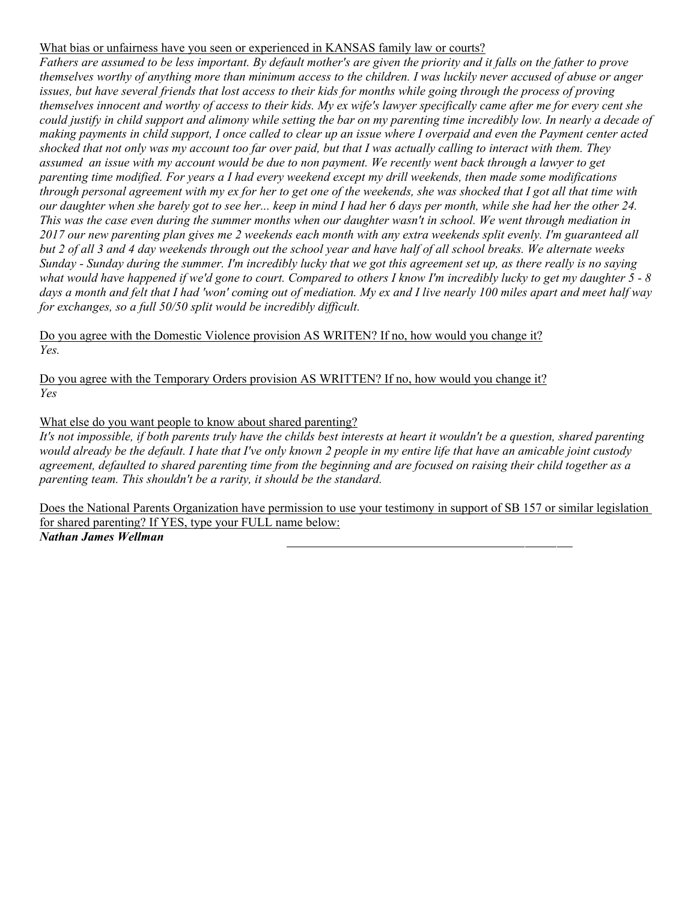What bias or unfairness have you seen or experienced in KANSAS family law or courts?

*Fathers are assumed to be less important. By default mother's are given the priority and it falls on the father to prove themselves worthy of anything more than minimum access to the children. I was luckily never accused of abuse or anger issues, but have several friends that lost access to their kids for months while going through the process of proving themselves innocent and worthy of access to their kids. My ex wife's lawyer specifically came after me for every cent she could justify in child support and alimony while setting the bar on my parenting time incredibly low. In nearly a decade of making payments in child support, I once called to clear up an issue where I overpaid and even the Payment center acted shocked that not only was my account too far over paid, but that I was actually calling to interact with them. They assumed an issue with my account would be due to non payment. We recently went back through a lawyer to get parenting time modified. For years a I had every weekend except my drill weekends, then made some modifications through personal agreement with my ex for her to get one of the weekends, she was shocked that I got all that time with our daughter when she barely got to see her... keep in mind I had her 6 days per month, while she had her the other 24. This was the case even during the summer months when our daughter wasn't in school. We went through mediation in 2017 our new parenting plan gives me 2 weekends each month with any extra weekends split evenly. I'm guaranteed all but 2 of all 3 and 4 day weekends through out the school year and have half of all school breaks. We alternate weeks Sunday - Sunday during the summer. I'm incredibly lucky that we got this agreement set up, as there really is no saying what would have happened if we'd gone to court. Compared to others I know I'm incredibly lucky to get my daughter 5 - 8 days a month and felt that I had 'won' coming out of mediation. My ex and I live nearly 100 miles apart and meet half way for exchanges, so a full 50/50 split would be incredibly difficult.*

Do you agree with the Domestic Violence provision AS WRITEN? If no, how would you change it?

*Yes.*

Do you agree with the Temporary Orders provision AS WRITTEN? If no, how would you change it?

*Yes*

What else do you want people to know about shared parenting?

*It's not impossible, if both parents truly have the childs best interests at heart it wouldn't be a question, shared parenting would already be the default. I hate that I've only known 2 people in my entire life that have an amicable joint custody agreement, defaulted to shared parenting time from the beginning and are focused on raising their child together as a parenting team. This shouldn't be a rarity, it should be the standard.*

Does the National Parents Organization have permission to use your testimony in support of SB 157 or similar legislation for shared parenting? If YES, type your FULL name below:

***Nathan James Wellman***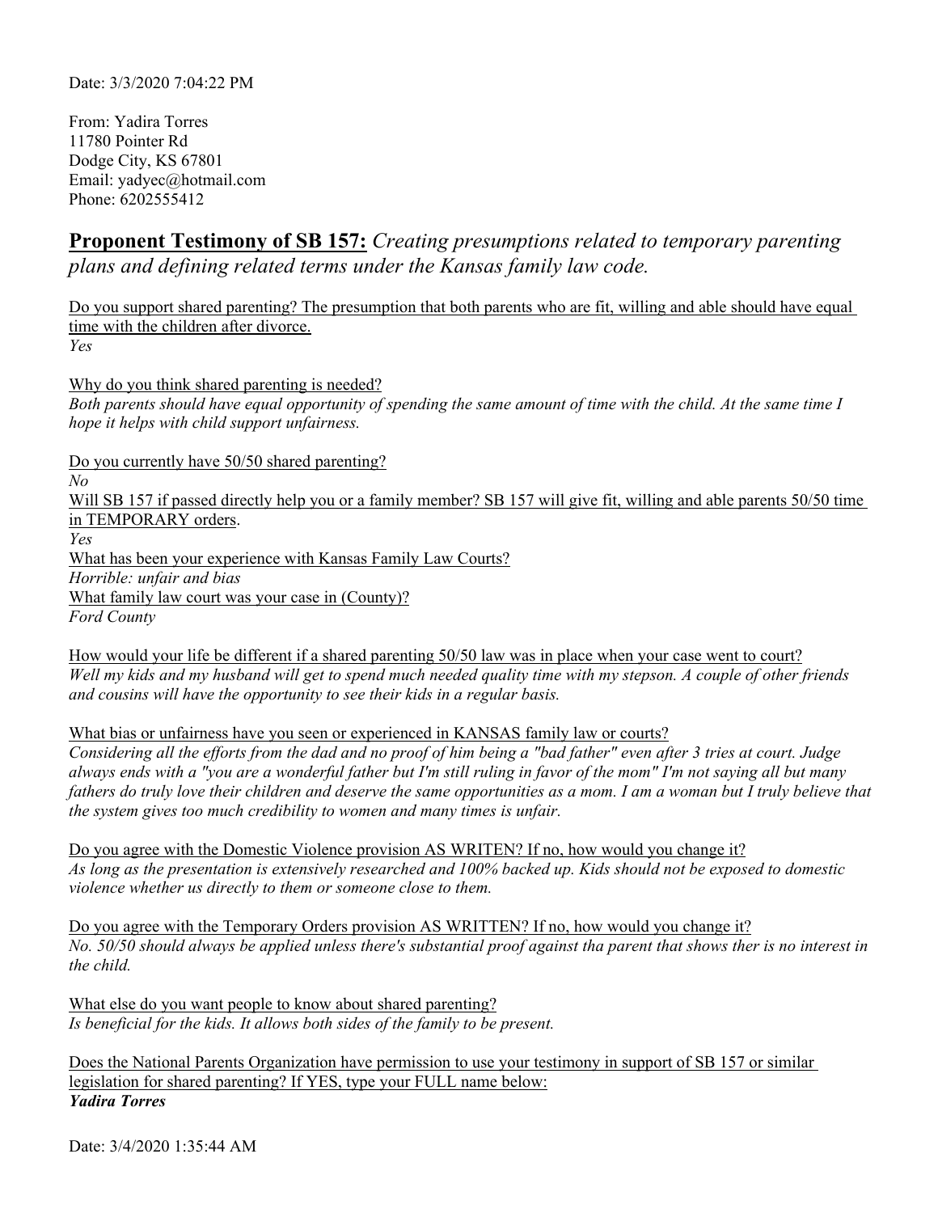Date: 3/3/2020 7:04:22 PM

From: Yadira Torres
11780 Pointer Rd
Dodge City, KS 67801
Email: yadyec@hotmail.com
Phone: 6202555412

## **Proponent Testimony of SB 157:** *Creating presumptions related to temporary parenting plans and defining related terms under the Kansas family law code.*

Do you support shared parenting? The presumption that both parents who are fit, willing and able should have equal time with the children after divorce.
*Yes*

Why do you think shared parenting is needed?
*Both parents should have equal opportunity of spending the same amount of time with the child. At the same time I hope it helps with child support unfairness.*

Do you currently have 50/50 shared parenting?
*No*
Will SB 157 if passed directly help you or a family member? SB 157 will give fit, willing and able parents 50/50 time in TEMPORARY orders.
*Yes*
What has been your experience with Kansas Family Law Courts?
*Horrible: unfair and bias*
What family law court was your case in (County)?
*Ford County*

How would your life be different if a shared parenting 50/50 law was in place when your case went to court?
*Well my kids and my husband will get to spend much needed quality time with my stepson. A couple of other friends and cousins will have the opportunity to see their kids in a regular basis.*

What bias or unfairness have you seen or experienced in KANSAS family law or courts?
*Considering all the efforts from the dad and no proof of him being a "bad father" even after 3 tries at court. Judge always ends with a "you are a wonderful father but I'm still ruling in favor of the mom" I'm not saying all but many fathers do truly love their children and deserve the same opportunities as a mom. I am a woman but I truly believe that the system gives too much credibility to women and many times is unfair.*

Do you agree with the Domestic Violence provision AS WRITEN? If no, how would you change it?
*As long as the presentation is extensively researched and 100% backed up. Kids should not be exposed to domestic violence whether us directly to them or someone close to them.*

Do you agree with the Temporary Orders provision AS WRITTEN? If no, how would you change it?
*No. 50/50 should always be applied unless there's substantial proof against tha parent that shows ther is no interest in the child.*

What else do you want people to know about shared parenting?
*Is beneficial for the kids. It allows both sides of the family to be present.*

Does the National Parents Organization have permission to use your testimony in support of SB 157 or similar legislation for shared parenting? If YES, type your FULL name below:
***Yadira Torres***

Date: 3/4/2020 1:35:44 AM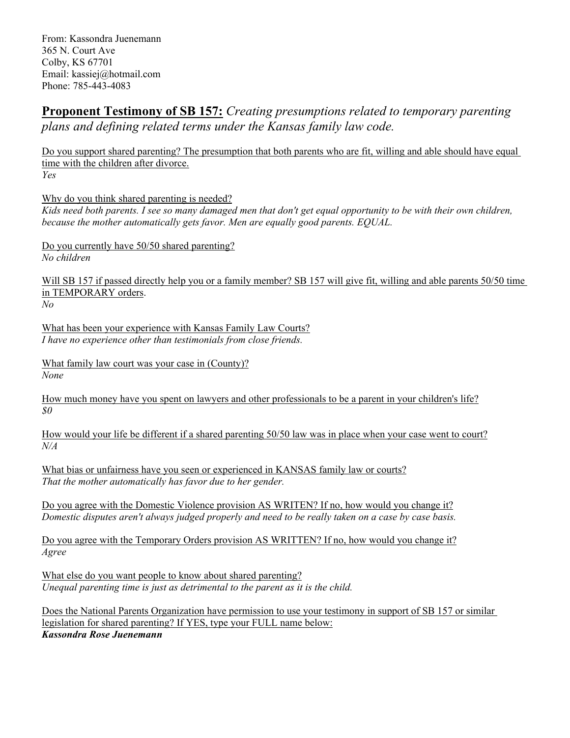From: Kassondra Juenemann
365 N. Court Ave
Colby, KS 67701
Email: kassiej@hotmail.com
Phone: 785-443-4083

## **Proponent Testimony of SB 157:** *Creating presumptions related to temporary parenting plans and defining related terms under the Kansas family law code.*

Do you support shared parenting? The presumption that both parents who are fit, willing and able should have equal time with the children after divorce.
*Yes*

Why do you think shared parenting is needed?
*Kids need both parents. I see so many damaged men that don't get equal opportunity to be with their own children, because the mother automatically gets favor. Men are equally good parents. EQUAL.*

Do you currently have 50/50 shared parenting?
*No children*

Will SB 157 if passed directly help you or a family member? SB 157 will give fit, willing and able parents 50/50 time in TEMPORARY orders.
*No*

What has been your experience with Kansas Family Law Courts?
*I have no experience other than testimonials from close friends.*

What family law court was your case in (County)?
*None*

How much money have you spent on lawyers and other professionals to be a parent in your children's life?
*$0*

How would your life be different if a shared parenting 50/50 law was in place when your case went to court?
*N/A*

What bias or unfairness have you seen or experienced in KANSAS family law or courts?
*That the mother automatically has favor due to her gender.*

Do you agree with the Domestic Violence provision AS WRITEN? If no, how would you change it?
*Domestic disputes aren't always judged properly and need to be really taken on a case by case basis.*

Do you agree with the Temporary Orders provision AS WRITTEN? If no, how would you change it?
*Agree*

What else do you want people to know about shared parenting?
*Unequal parenting time is just as detrimental to the parent as it is the child.*

Does the National Parents Organization have permission to use your testimony in support of SB 157 or similar legislation for shared parenting? If YES, type your FULL name below:
***Kassondra Rose Juenemann***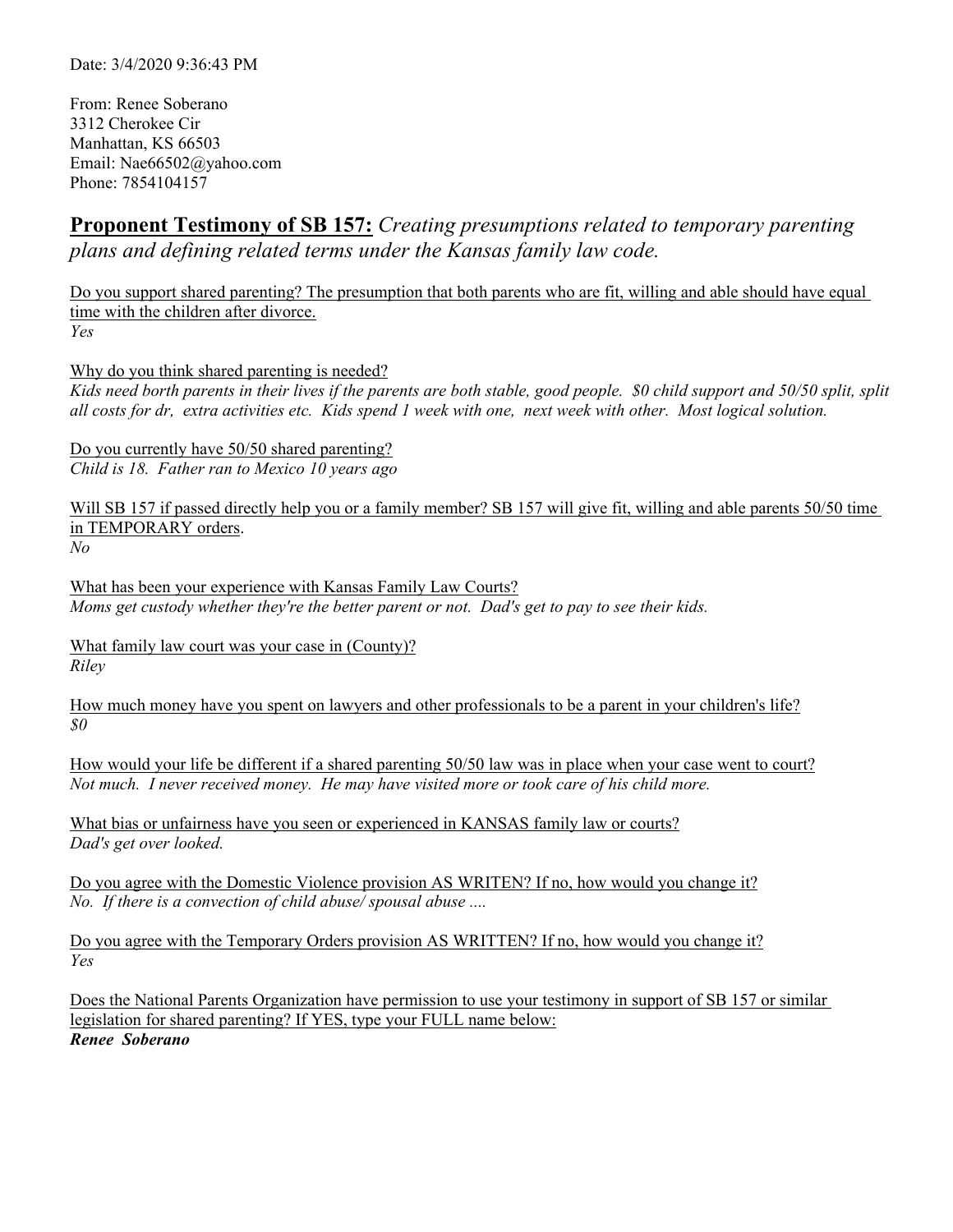Date: 3/4/2020 9:36:43 PM

From: Renee Soberano
3312 Cherokee Cir
Manhattan, KS 66503
Email: Nae66502@yahoo.com
Phone: 7854104157

## **<u>Proponent Testimony of SB 157:</u>** *Creating presumptions related to temporary parenting plans and defining related terms under the Kansas family law code.*

<u>Do you support shared parenting? The presumption that both parents who are fit, willing and able should have equal time with the children after divorce.</u>
*Yes*

<u>Why do you think shared parenting is needed?</u>
*Kids need borth parents in their lives if the parents are both stable, good people. $0 child support and 50/50 split, split all costs for dr, extra activities etc. Kids spend 1 week with one, next week with other. Most logical solution.*

<u>Do you currently have 50/50 shared parenting?</u>
*Child is 18. Father ran to Mexico 10 years ago*

<u>Will SB 157 if passed directly help you or a family member? SB 157 will give fit, willing and able parents 50/50 time in TEMPORARY orders.</u>
*No*

<u>What has been your experience with Kansas Family Law Courts?</u>
*Moms get custody whether they're the better parent or not. Dad's get to pay to see their kids.*

<u>What family law court was your case in (County)?</u>
*Riley*

<u>How much money have you spent on lawyers and other professionals to be a parent in your children's life?</u>
*$0*

<u>How would your life be different if a shared parenting 50/50 law was in place when your case went to court?</u>
*Not much. I never received money. He may have visited more or took care of his child more.*

<u>What bias or unfairness have you seen or experienced in KANSAS family law or courts?</u>
*Dad's get over looked.*

<u>Do you agree with the Domestic Violence provision AS WRITEN? If no, how would you change it?</u>
*No. If there is a convection of child abuse/ spousal abuse ....*

<u>Do you agree with the Temporary Orders provision AS WRITTEN? If no, how would you change it?</u>
*Yes*

<u>Does the National Parents Organization have permission to use your testimony in support of SB 157 or similar legislation for shared parenting? If YES, type your FULL name below:</u>
***Renee Soberano***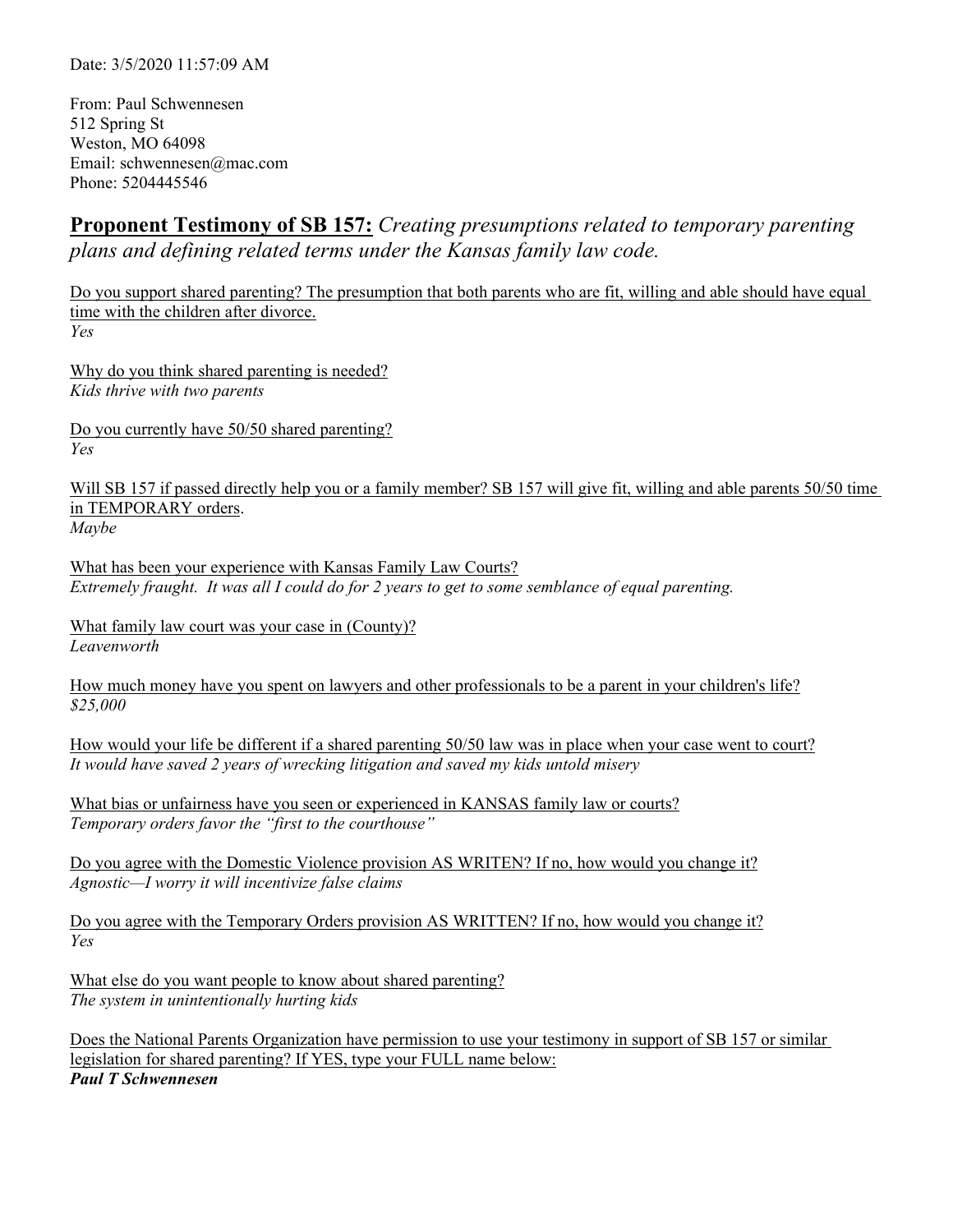Date: 3/5/2020 11:57:09 AM

From: Paul Schwennesen
512 Spring St
Weston, MO 64098
Email: schwennesen@mac.com
Phone: 5204445546

## **Proponent Testimony of SB 157:** *Creating presumptions related to temporary parenting plans and defining related terms under the Kansas family law code.*

Do you support shared parenting? The presumption that both parents who are fit, willing and able should have equal time with the children after divorce.
*Yes*

Why do you think shared parenting is needed?
*Kids thrive with two parents*

Do you currently have 50/50 shared parenting?
*Yes*

Will SB 157 if passed directly help you or a family member? SB 157 will give fit, willing and able parents 50/50 time in TEMPORARY orders.
*Maybe*

What has been your experience with Kansas Family Law Courts?
*Extremely fraught. It was all I could do for 2 years to get to some semblance of equal parenting.*

What family law court was your case in (County)?
*Leavenworth*

How much money have you spent on lawyers and other professionals to be a parent in your children's life?
*$25,000*

How would your life be different if a shared parenting 50/50 law was in place when your case went to court?
*It would have saved 2 years of wrecking litigation and saved my kids untold misery*

What bias or unfairness have you seen or experienced in KANSAS family law or courts?
*Temporary orders favor the "first to the courthouse"*

Do you agree with the Domestic Violence provision AS WRITEN? If no, how would you change it?
*Agnostic—I worry it will incentivize false claims*

Do you agree with the Temporary Orders provision AS WRITTEN? If no, how would you change it?
*Yes*

What else do you want people to know about shared parenting?
*The system in unintentionally hurting kids*

Does the National Parents Organization have permission to use your testimony in support of SB 157 or similar legislation for shared parenting? If YES, type your FULL name below:
***Paul T Schwennesen***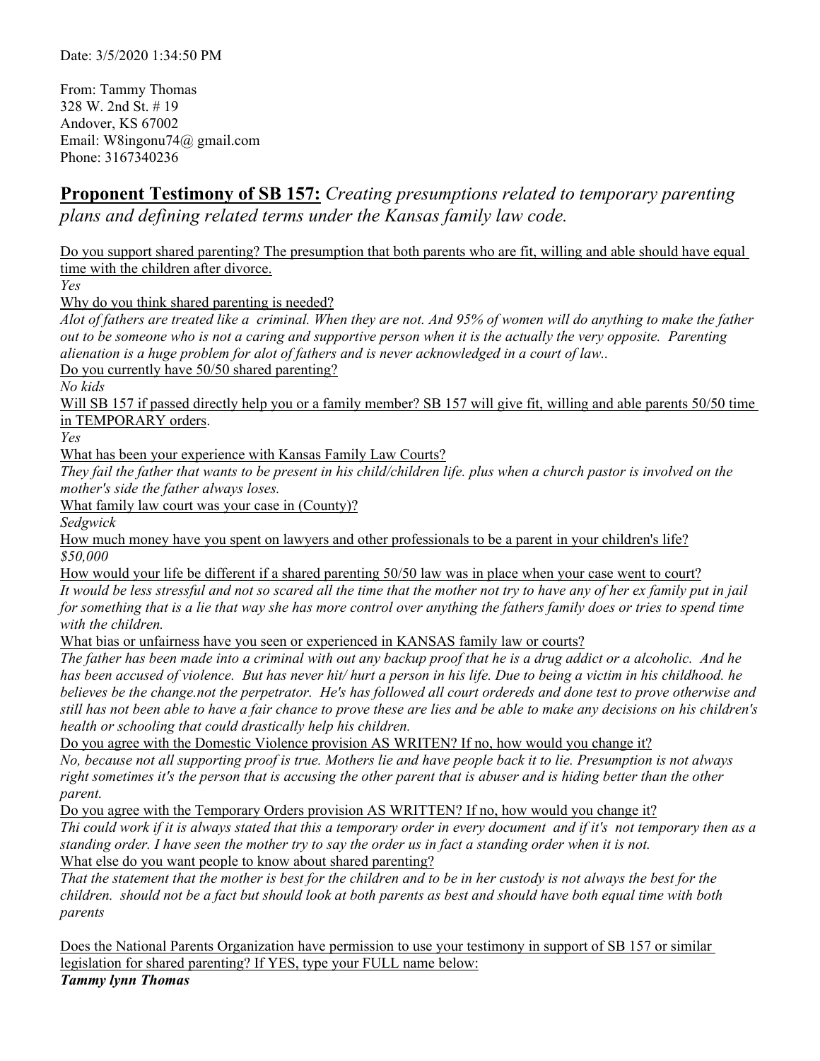Date: 3/5/2020 1:34:50 PM

From: Tammy Thomas
328 W. 2nd St. # 19
Andover, KS 67002
Email: W8ingonu74@ gmail.com
Phone: 3167340236

## **Proponent Testimony of SB 157:** *Creating presumptions related to temporary parenting plans and defining related terms under the Kansas family law code.*

Do you support shared parenting? The presumption that both parents who are fit, willing and able should have equal time with the children after divorce.
*Yes*

Why do you think shared parenting is needed?
*Alot of fathers are treated like a criminal. When they are not. And 95% of women will do anything to make the father out to be someone who is not a caring and supportive person when it is the actually the very opposite. Parenting alienation is a huge problem for alot of fathers and is never acknowledged in a court of law..*

Do you currently have 50/50 shared parenting?
*No kids*

Will SB 157 if passed directly help you or a family member? SB 157 will give fit, willing and able parents 50/50 time in TEMPORARY orders.
*Yes*

What has been your experience with Kansas Family Law Courts?
*They fail the father that wants to be present in his child/children life. plus when a church pastor is involved on the mother's side the father always loses.*

What family law court was your case in (County)?
*Sedgwick*

How much money have you spent on lawyers and other professionals to be a parent in your children's life?
*$50,000*

How would your life be different if a shared parenting 50/50 law was in place when your case went to court?
*It would be less stressful and not so scared all the time that the mother not try to have any of her ex family put in jail for something that is a lie that way she has more control over anything the fathers family does or tries to spend time with the children.*

What bias or unfairness have you seen or experienced in KANSAS family law or courts?
*The father has been made into a criminal with out any backup proof that he is a drug addict or a alcoholic. And he has been accused of violence. But has never hit/ hurt a person in his life. Due to being a victim in his childhood. he believes be the change.not the perpetrator. He's has followed all court ordereds and done test to prove otherwise and still has not been able to have a fair chance to prove these are lies and be able to make any decisions on his children's health or schooling that could drastically help his children.*

Do you agree with the Domestic Violence provision AS WRITEN? If no, how would you change it?
*No, because not all supporting proof is true. Mothers lie and have people back it to lie. Presumption is not always right sometimes it's the person that is accusing the other parent that is abuser and is hiding better than the other parent.*

Do you agree with the Temporary Orders provision AS WRITTEN? If no, how would you change it?
*Thi could work if it is always stated that this a temporary order in every document and if it's not temporary then as a standing order. I have seen the mother try to say the order us in fact a standing order when it is not.*

What else do you want people to know about shared parenting?
*That the statement that the mother is best for the children and to be in her custody is not always the best for the children. should not be a fact but should look at both parents as best and should have both equal time with both parents*

Does the National Parents Organization have permission to use your testimony in support of SB 157 or similar legislation for shared parenting? If YES, type your FULL name below:
***Tammy lynn Thomas***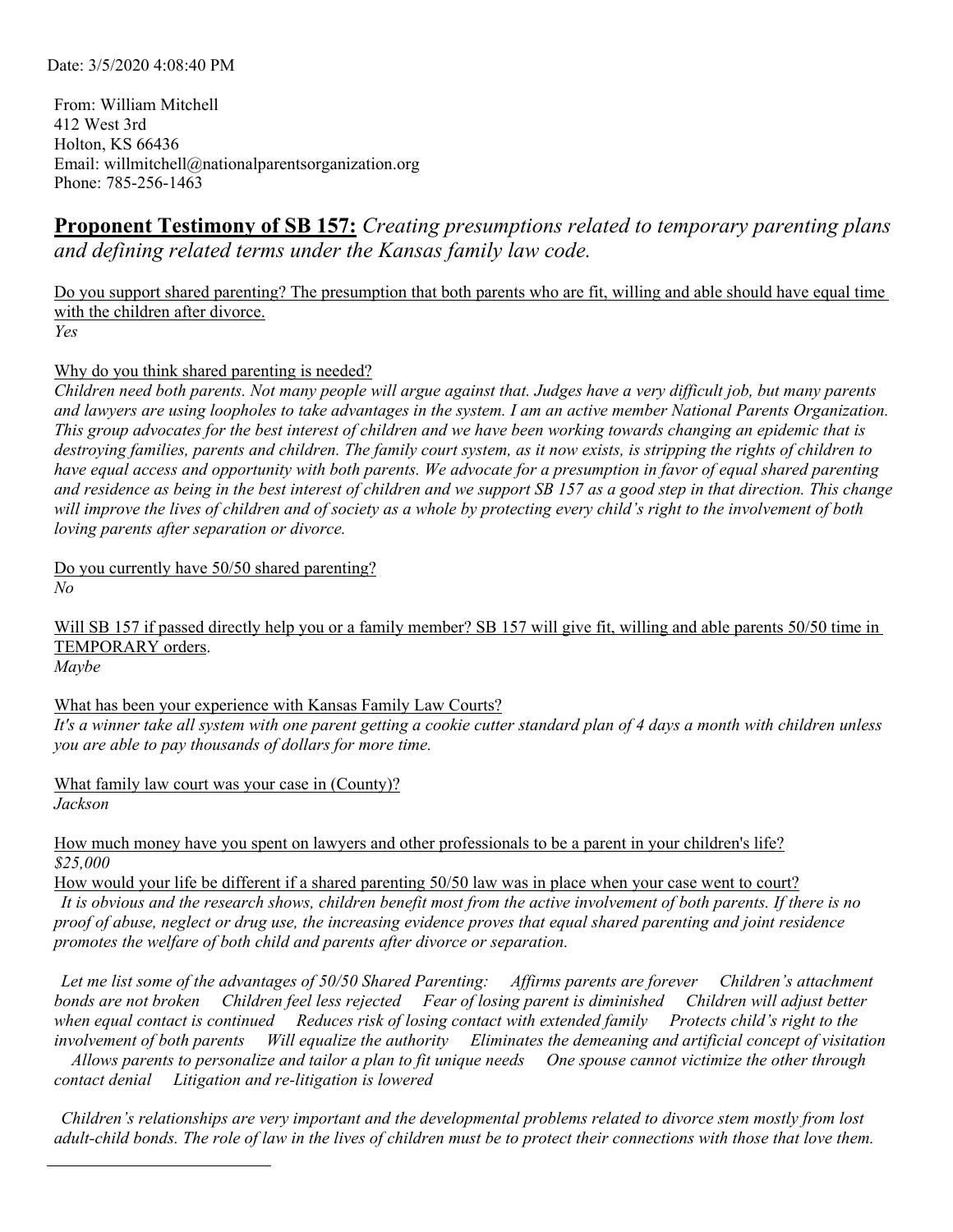Date: 3/5/2020 4:08:40 PM

From: William Mitchell
412 West 3rd
Holton, KS 66436
Email: willmitchell@nationalparentsorganization.org
Phone: 785-256-1463

## **Proponent Testimony of SB 157:** *Creating presumptions related to temporary parenting plans and defining related terms under the Kansas family law code.*

Do you support shared parenting? The presumption that both parents who are fit, willing and able should have equal time with the children after divorce.
*Yes*

Why do you think shared parenting is needed?
*Children need both parents. Not many people will argue against that. Judges have a very difficult job, but many parents and lawyers are using loopholes to take advantages in the system. I am an active member National Parents Organization. This group advocates for the best interest of children and we have been working towards changing an epidemic that is destroying families, parents and children. The family court system, as it now exists, is stripping the rights of children to have equal access and opportunity with both parents. We advocate for a presumption in favor of equal shared parenting and residence as being in the best interest of children and we support SB 157 as a good step in that direction. This change will improve the lives of children and of society as a whole by protecting every child's right to the involvement of both loving parents after separation or divorce.*

Do you currently have 50/50 shared parenting?
*No*

Will SB 157 if passed directly help you or a family member? SB 157 will give fit, willing and able parents 50/50 time in TEMPORARY orders.
*Maybe*

What has been your experience with Kansas Family Law Courts?
*It's a winner take all system with one parent getting a cookie cutter standard plan of 4 days a month with children unless you are able to pay thousands of dollars for more time.*

What family law court was your case in (County)?
*Jackson*

How much money have you spent on lawyers and other professionals to be a parent in your children's life?
*$25,000*

How would your life be different if a shared parenting 50/50 law was in place when your case went to court?
*It is obvious and the research shows, children benefit most from the active involvement of both parents. If there is no proof of abuse, neglect or drug use, the increasing evidence proves that equal shared parenting and joint residence promotes the welfare of both child and parents after divorce or separation.*

*Let me list some of the advantages of 50/50 Shared Parenting: Affirms parents are forever Children's attachment bonds are not broken Children feel less rejected Fear of losing parent is diminished Children will adjust better when equal contact is continued Reduces risk of losing contact with extended family Protects child's right to the involvement of both parents Will equalize the authority Eliminates the demeaning and artificial concept of visitation Allows parents to personalize and tailor a plan to fit unique needs One spouse cannot victimize the other through contact denial Litigation and re-litigation is lowered*

*Children's relationships are very important and the developmental problems related to divorce stem mostly from lost adult-child bonds. The role of law in the lives of children must be to protect their connections with those that love them.*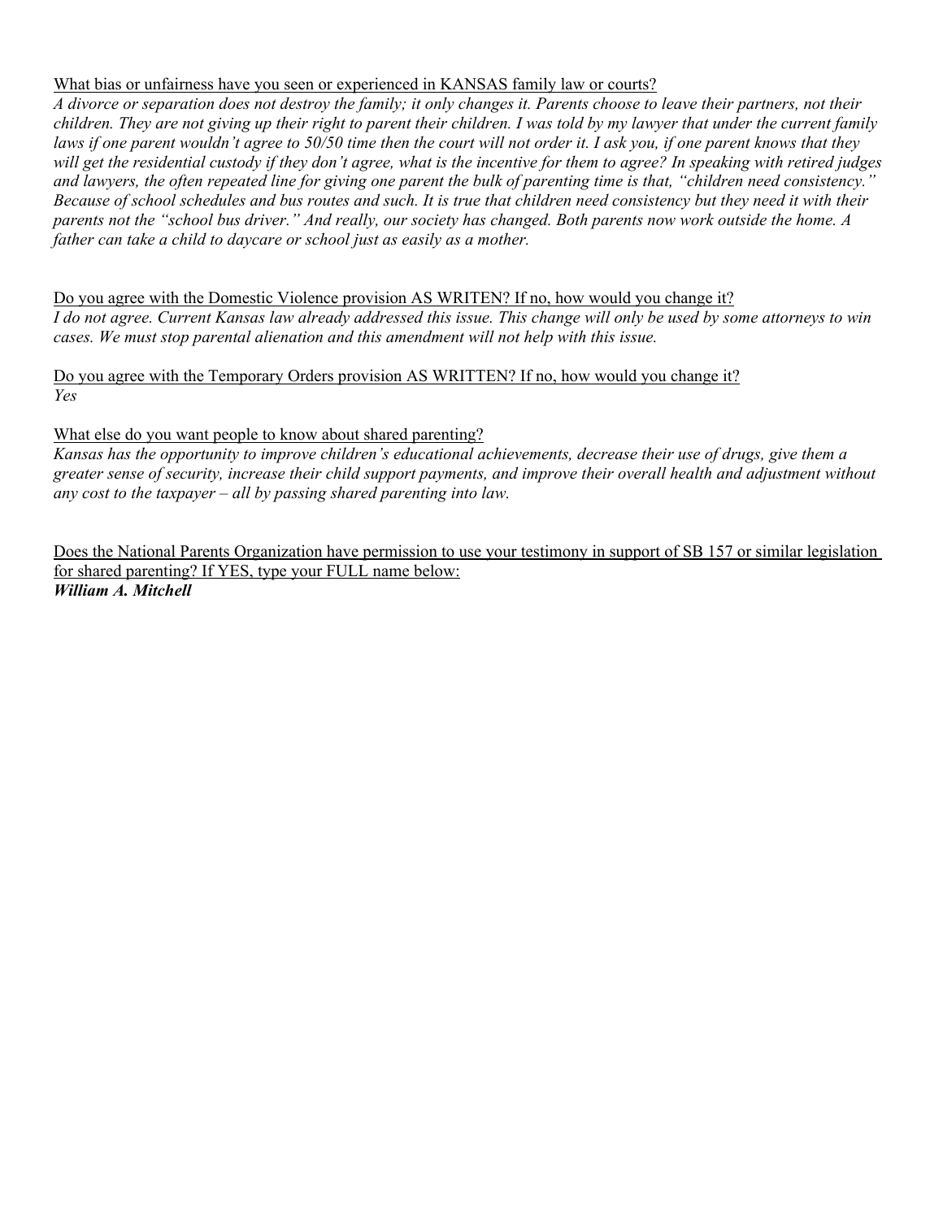<u>What bias or unfairness have you seen or experienced in KANSAS family law or courts?</u>

*A divorce or separation does not destroy the family; it only changes it. Parents choose to leave their partners, not their children. They are not giving up their right to parent their children. I was told by my lawyer that under the current family laws if one parent wouldn't agree to 50/50 time then the court will not order it. I ask you, if one parent knows that they will get the residential custody if they don't agree, what is the incentive for them to agree? In speaking with retired judges and lawyers, the often repeated line for giving one parent the bulk of parenting time is that, "children need consistency." Because of school schedules and bus routes and such. It is true that children need consistency but they need it with their parents not the "school bus driver." And really, our society has changed. Both parents now work outside the home. A father can take a child to daycare or school just as easily as a mother.*

<u>Do you agree with the Domestic Violence provision AS WRITEN? If no, how would you change it?</u>

*I do not agree. Current Kansas law already addressed this issue. This change will only be used by some attorneys to win cases. We must stop parental alienation and this amendment will not help with this issue.*

<u>Do you agree with the Temporary Orders provision AS WRITTEN? If no, how would you change it?</u>

*Yes*

<u>What else do you want people to know about shared parenting?</u>

*Kansas has the opportunity to improve children's educational achievements, decrease their use of drugs, give them a greater sense of security, increase their child support payments, and improve their overall health and adjustment without any cost to the taxpayer – all by passing shared parenting into law.*

<u>Does the National Parents Organization have permission to use your testimony in support of SB 157 or similar legislation for shared parenting? If YES, type your FULL name below:</u>

***William A. Mitchell***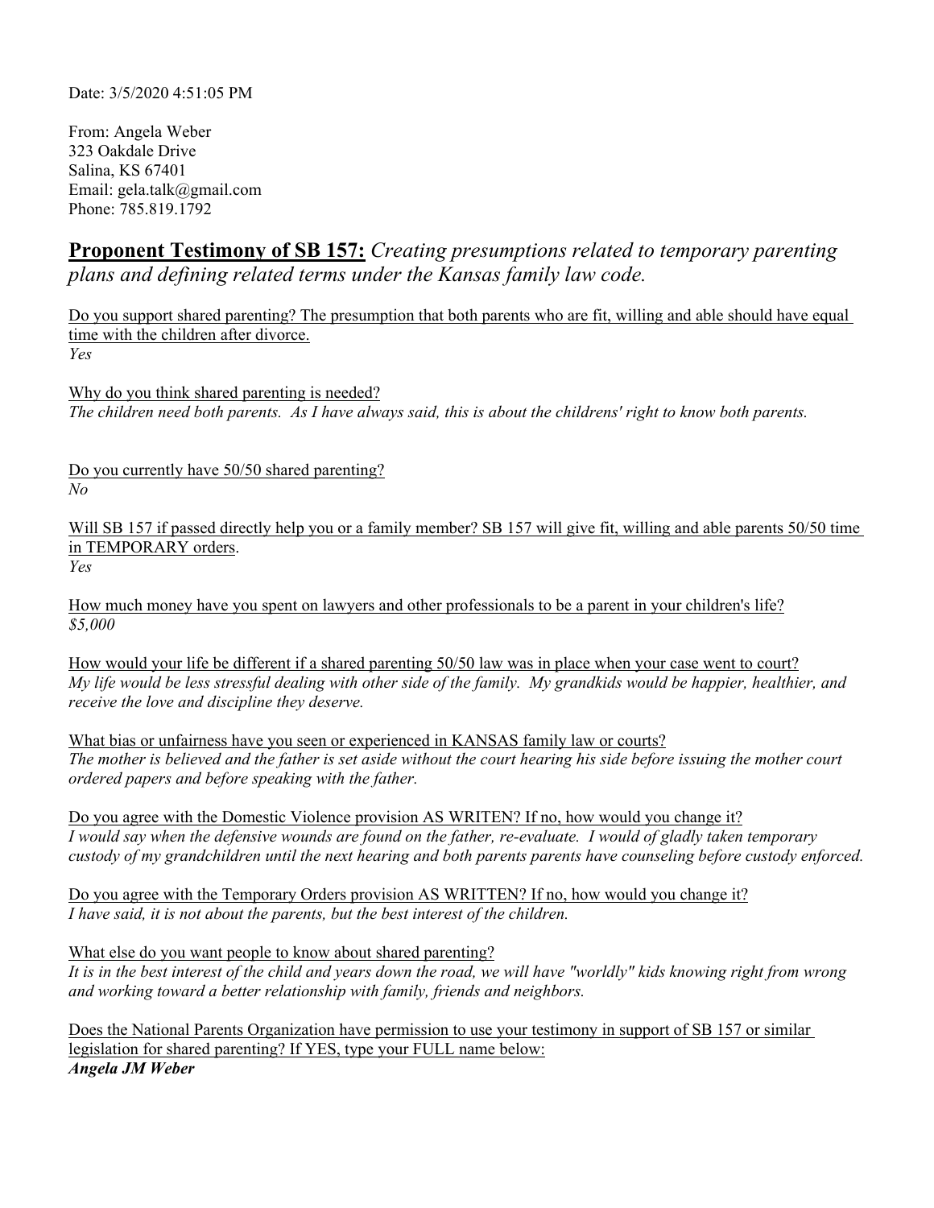Date: 3/5/2020 4:51:05 PM

From: Angela Weber
323 Oakdale Drive
Salina, KS 67401
Email: gela.talk@gmail.com
Phone: 785.819.1792

## **Proponent Testimony of SB 157:** *Creating presumptions related to temporary parenting plans and defining related terms under the Kansas family law code.*

Do you support shared parenting? The presumption that both parents who are fit, willing and able should have equal time with the children after divorce.
*Yes*

Why do you think shared parenting is needed?
*The children need both parents. As I have always said, this is about the childrens' right to know both parents.*

Do you currently have 50/50 shared parenting?
*No*

Will SB 157 if passed directly help you or a family member? SB 157 will give fit, willing and able parents 50/50 time in TEMPORARY orders.
*Yes*

How much money have you spent on lawyers and other professionals to be a parent in your children's life?
*$5,000*

How would your life be different if a shared parenting 50/50 law was in place when your case went to court?
*My life would be less stressful dealing with other side of the family. My grandkids would be happier, healthier, and receive the love and discipline they deserve.*

What bias or unfairness have you seen or experienced in KANSAS family law or courts?
*The mother is believed and the father is set aside without the court hearing his side before issuing the mother court ordered papers and before speaking with the father.*

Do you agree with the Domestic Violence provision AS WRITEN? If no, how would you change it?
*I would say when the defensive wounds are found on the father, re-evaluate. I would of gladly taken temporary custody of my grandchildren until the next hearing and both parents parents have counseling before custody enforced.*

Do you agree with the Temporary Orders provision AS WRITTEN? If no, how would you change it?
*I have said, it is not about the parents, but the best interest of the children.*

What else do you want people to know about shared parenting?
*It is in the best interest of the child and years down the road, we will have "worldly" kids knowing right from wrong and working toward a better relationship with family, friends and neighbors.*

Does the National Parents Organization have permission to use your testimony in support of SB 157 or similar legislation for shared parenting? If YES, type your FULL name below:
***Angela JM Weber***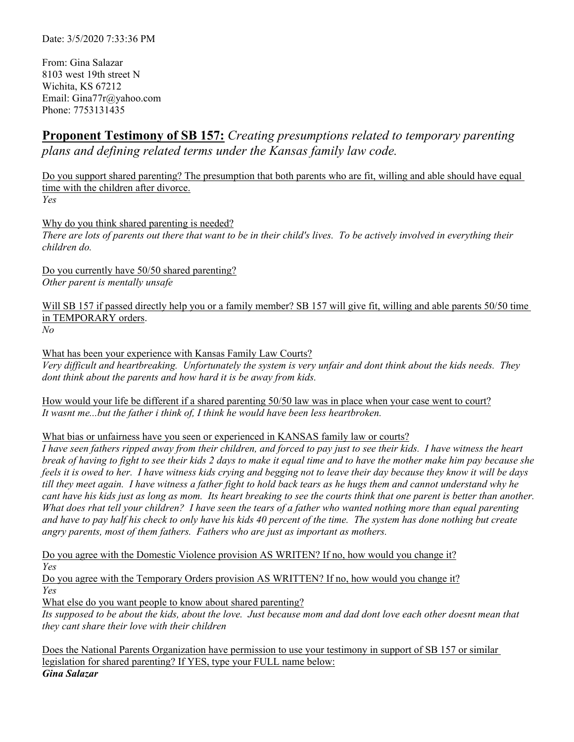Date: 3/5/2020 7:33:36 PM

From: Gina Salazar
8103 west 19th street N
Wichita, KS 67212
Email: Gina77r@yahoo.com
Phone: 7753131435

## **Proponent Testimony of SB 157:** *Creating presumptions related to temporary parenting plans and defining related terms under the Kansas family law code.*

Do you support shared parenting? The presumption that both parents who are fit, willing and able should have equal time with the children after divorce.
*Yes*

Why do you think shared parenting is needed?
*There are lots of parents out there that want to be in their child's lives. To be actively involved in everything their children do.*

Do you currently have 50/50 shared parenting?
*Other parent is mentally unsafe*

Will SB 157 if passed directly help you or a family member? SB 157 will give fit, willing and able parents 50/50 time in TEMPORARY orders.
*No*

What has been your experience with Kansas Family Law Courts?
*Very difficult and heartbreaking. Unfortunately the system is very unfair and dont think about the kids needs. They dont think about the parents and how hard it is be away from kids.*

How would your life be different if a shared parenting 50/50 law was in place when your case went to court?
*It wasnt me...but the father i think of, I think he would have been less heartbroken.*

What bias or unfairness have you seen or experienced in KANSAS family law or courts?
*I have seen fathers ripped away from their children, and forced to pay just to see their kids. I have witness the heart break of having to fight to see their kids 2 days to make it equal time and to have the mother make him pay because she feels it is owed to her. I have witness kids crying and begging not to leave their day because they know it will be days till they meet again. I have witness a father fight to hold back tears as he hugs them and cannot understand why he cant have his kids just as long as mom. Its heart breaking to see the courts think that one parent is better than another. What does rhat tell your children? I have seen the tears of a father who wanted nothing more than equal parenting and have to pay half his check to only have his kids 40 percent of the time. The system has done nothing but create angry parents, most of them fathers. Fathers who are just as important as mothers.*

Do you agree with the Domestic Violence provision AS WRITEN? If no, how would you change it?
*Yes*

Do you agree with the Temporary Orders provision AS WRITTEN? If no, how would you change it?
*Yes*

What else do you want people to know about shared parenting?
*Its supposed to be about the kids, about the love. Just because mom and dad dont love each other doesnt mean that they cant share their love with their children*

Does the National Parents Organization have permission to use your testimony in support of SB 157 or similar legislation for shared parenting? If YES, type your FULL name below:
***Gina Salazar***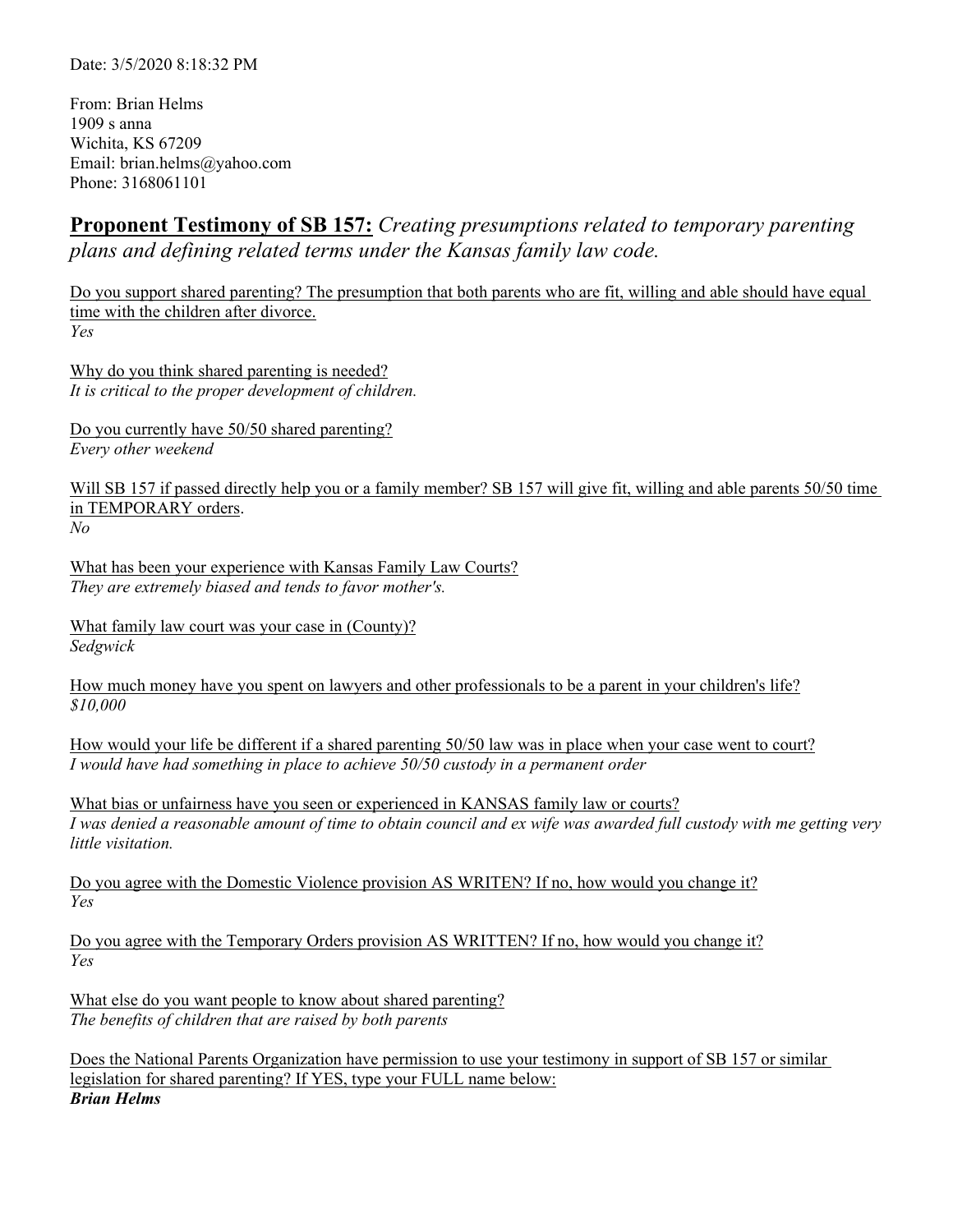Date: 3/5/2020 8:18:32 PM

From: Brian Helms
1909 s anna
Wichita, KS 67209
Email: brian.helms@yahoo.com
Phone: 3168061101

## **Proponent Testimony of SB 157:** *Creating presumptions related to temporary parenting plans and defining related terms under the Kansas family law code.*

Do you support shared parenting? The presumption that both parents who are fit, willing and able should have equal time with the children after divorce.
*Yes*

Why do you think shared parenting is needed?
*It is critical to the proper development of children.*

Do you currently have 50/50 shared parenting?
*Every other weekend*

Will SB 157 if passed directly help you or a family member? SB 157 will give fit, willing and able parents 50/50 time in TEMPORARY orders.
*No*

What has been your experience with Kansas Family Law Courts?
*They are extremely biased and tends to favor mother's.*

What family law court was your case in (County)?
*Sedgwick*

How much money have you spent on lawyers and other professionals to be a parent in your children's life?
*$10,000*

How would your life be different if a shared parenting 50/50 law was in place when your case went to court?
*I would have had something in place to achieve 50/50 custody in a permanent order*

What bias or unfairness have you seen or experienced in KANSAS family law or courts?
*I was denied a reasonable amount of time to obtain council and ex wife was awarded full custody with me getting very little visitation.*

Do you agree with the Domestic Violence provision AS WRITEN? If no, how would you change it?
*Yes*

Do you agree with the Temporary Orders provision AS WRITTEN? If no, how would you change it?
*Yes*

What else do you want people to know about shared parenting?
*The benefits of children that are raised by both parents*

Does the National Parents Organization have permission to use your testimony in support of SB 157 or similar legislation for shared parenting? If YES, type your FULL name below:
***Brian Helms***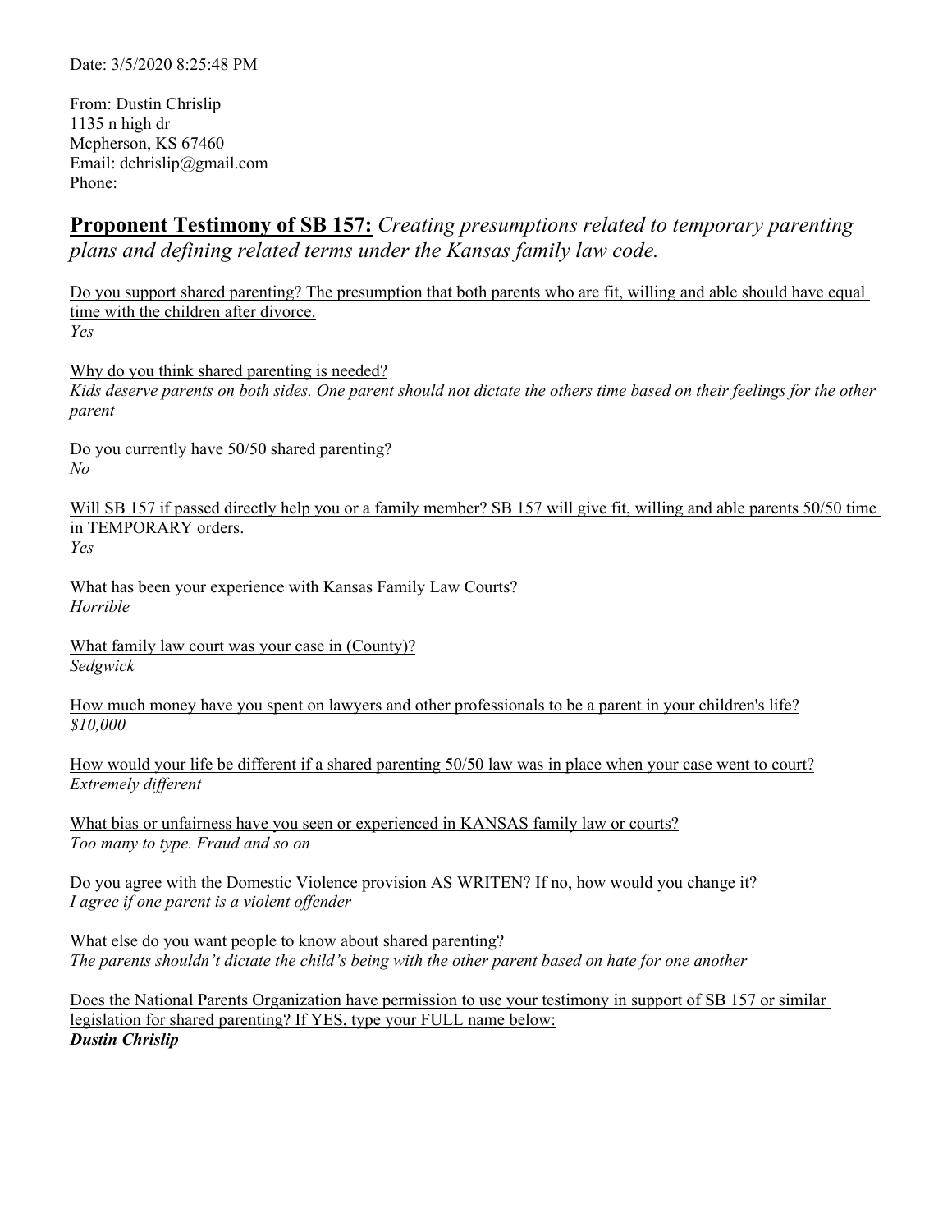Date: 3/5/2020 8:25:48 PM

From: Dustin Chrislip
1135 n high dr
Mcpherson, KS 67460
Email: dchrislip@gmail.com
Phone:

## **Proponent Testimony of SB 157:** *Creating presumptions related to temporary parenting plans and defining related terms under the Kansas family law code.*

Do you support shared parenting? The presumption that both parents who are fit, willing and able should have equal time with the children after divorce.
*Yes*

Why do you think shared parenting is needed?
*Kids deserve parents on both sides. One parent should not dictate the others time based on their feelings for the other parent*

Do you currently have 50/50 shared parenting?
*No*

Will SB 157 if passed directly help you or a family member? SB 157 will give fit, willing and able parents 50/50 time in TEMPORARY orders.
*Yes*

What has been your experience with Kansas Family Law Courts?
*Horrible*

What family law court was your case in (County)?
*Sedgwick*

How much money have you spent on lawyers and other professionals to be a parent in your children's life?
*$10,000*

How would your life be different if a shared parenting 50/50 law was in place when your case went to court?
*Extremely different*

What bias or unfairness have you seen or experienced in KANSAS family law or courts?
*Too many to type. Fraud and so on*

Do you agree with the Domestic Violence provision AS WRITEN? If no, how would you change it?
*I agree if one parent is a violent offender*

What else do you want people to know about shared parenting?
*The parents shouldn't dictate the child's being with the other parent based on hate for one another*

Does the National Parents Organization have permission to use your testimony in support of SB 157 or similar legislation for shared parenting? If YES, type your FULL name below:
***Dustin Chrislip***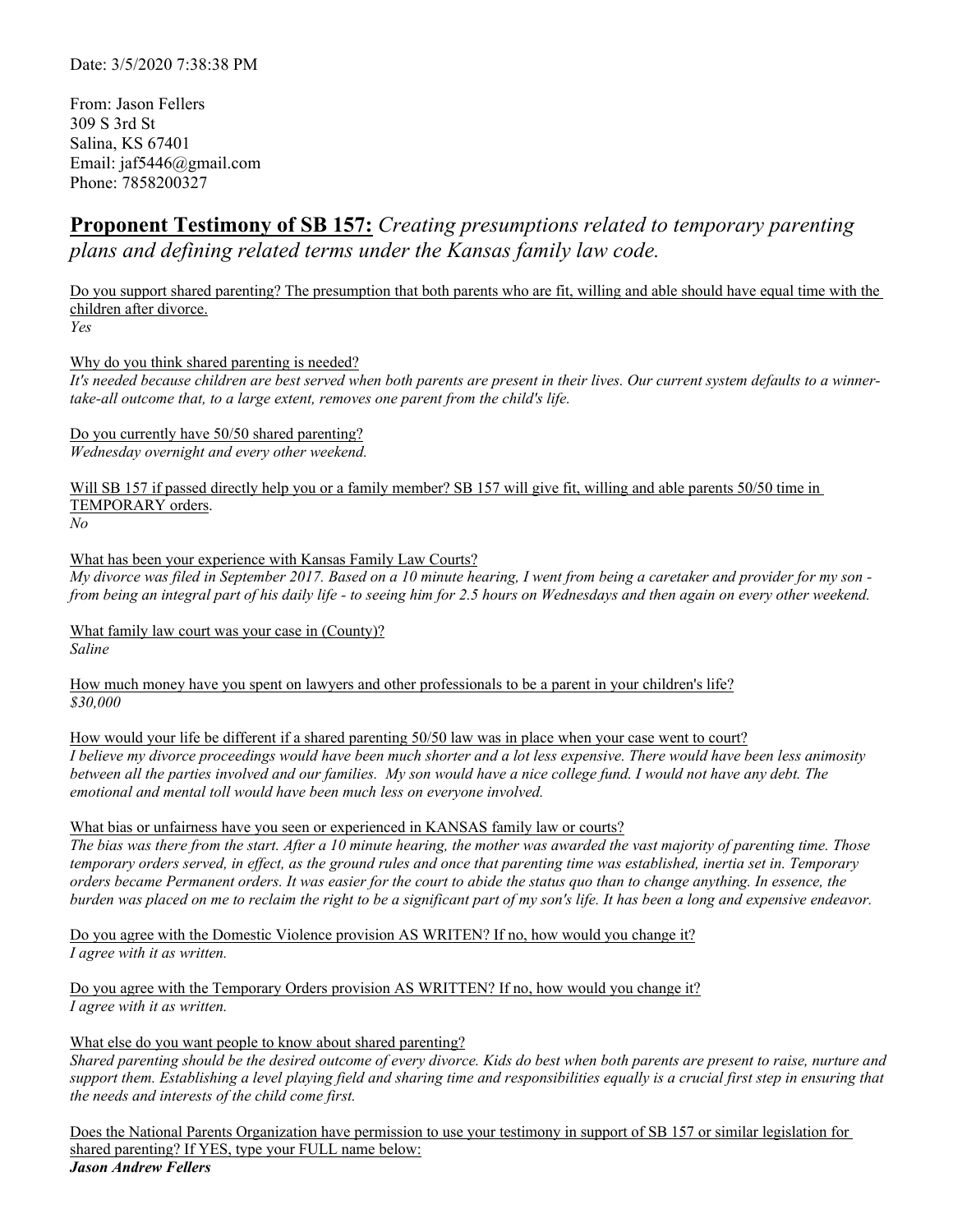Date: 3/5/2020 7:38:38 PM

From: Jason Fellers
309 S 3rd St
Salina, KS 67401
Email: jaf5446@gmail.com
Phone: 7858200327

## <u>**Proponent Testimony of SB 157:**</u> *Creating presumptions related to temporary parenting plans and defining related terms under the Kansas family law code.*

<u>Do you support shared parenting? The presumption that both parents who are fit, willing and able should have equal time with the children after divorce.</u>
*Yes*

<u>Why do you think shared parenting is needed?</u>
*It's needed because children are best served when both parents are present in their lives. Our current system defaults to a winner-take-all outcome that, to a large extent, removes one parent from the child's life.*

<u>Do you currently have 50/50 shared parenting?</u>
*Wednesday overnight and every other weekend.*

<u>Will SB 157 if passed directly help you or a family member? SB 157 will give fit, willing and able parents 50/50 time in TEMPORARY orders</u>.
*No*

<u>What has been your experience with Kansas Family Law Courts?</u>
*My divorce was filed in September 2017. Based on a 10 minute hearing, I went from being a caretaker and provider for my son - from being an integral part of his daily life - to seeing him for 2.5 hours on Wednesdays and then again on every other weekend.*

<u>What family law court was your case in (County)?</u>
*Saline*

<u>How much money have you spent on lawyers and other professionals to be a parent in your children's life?</u>
*$30,000*

<u>How would your life be different if a shared parenting 50/50 law was in place when your case went to court?</u>
*I believe my divorce proceedings would have been much shorter and a lot less expensive. There would have been less animosity between all the parties involved and our families. My son would have a nice college fund. I would not have any debt. The emotional and mental toll would have been much less on everyone involved.*

<u>What bias or unfairness have you seen or experienced in KANSAS family law or courts?</u>
*The bias was there from the start. After a 10 minute hearing, the mother was awarded the vast majority of parenting time. Those temporary orders served, in effect, as the ground rules and once that parenting time was established, inertia set in. Temporary orders became Permanent orders. It was easier for the court to abide the status quo than to change anything. In essence, the burden was placed on me to reclaim the right to be a significant part of my son's life. It has been a long and expensive endeavor.*

<u>Do you agree with the Domestic Violence provision AS WRITEN? If no, how would you change it?</u>
*I agree with it as written.*

<u>Do you agree with the Temporary Orders provision AS WRITTEN? If no, how would you change it?</u>
*I agree with it as written.*

<u>What else do you want people to know about shared parenting?</u>
*Shared parenting should be the desired outcome of every divorce. Kids do best when both parents are present to raise, nurture and support them. Establishing a level playing field and sharing time and responsibilities equally is a crucial first step in ensuring that the needs and interests of the child come first.*

<u>Does the National Parents Organization have permission to use your testimony in support of SB 157 or similar legislation for shared parenting? If YES, type your FULL name below:</u>
***Jason Andrew Fellers***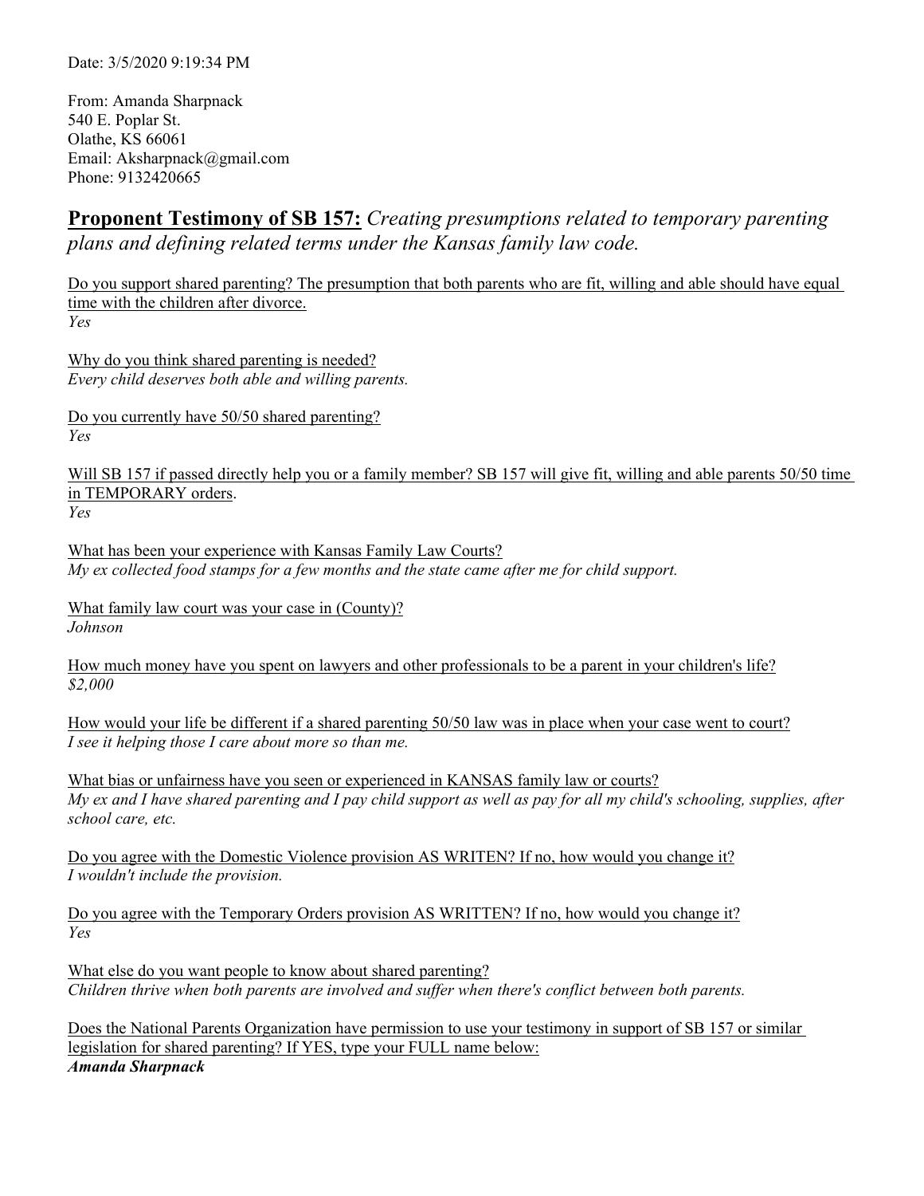Date: 3/5/2020 9:19:34 PM

From: Amanda Sharpnack
540 E. Poplar St.
Olathe, KS 66061
Email: Aksharpnack@gmail.com
Phone: 9132420665

## **Proponent Testimony of SB 157:** *Creating presumptions related to temporary parenting plans and defining related terms under the Kansas family law code.*

Do you support shared parenting? The presumption that both parents who are fit, willing and able should have equal time with the children after divorce.
*Yes*

Why do you think shared parenting is needed?
*Every child deserves both able and willing parents.*

Do you currently have 50/50 shared parenting?
*Yes*

Will SB 157 if passed directly help you or a family member? SB 157 will give fit, willing and able parents 50/50 time in TEMPORARY orders.
*Yes*

What has been your experience with Kansas Family Law Courts?
*My ex collected food stamps for a few months and the state came after me for child support.*

What family law court was your case in (County)?
*Johnson*

How much money have you spent on lawyers and other professionals to be a parent in your children's life?
*$2,000*

How would your life be different if a shared parenting 50/50 law was in place when your case went to court?
*I see it helping those I care about more so than me.*

What bias or unfairness have you seen or experienced in KANSAS family law or courts?
*My ex and I have shared parenting and I pay child support as well as pay for all my child's schooling, supplies, after school care, etc.*

Do you agree with the Domestic Violence provision AS WRITEN? If no, how would you change it?
*I wouldn't include the provision.*

Do you agree with the Temporary Orders provision AS WRITTEN? If no, how would you change it?
*Yes*

What else do you want people to know about shared parenting?
*Children thrive when both parents are involved and suffer when there's conflict between both parents.*

Does the National Parents Organization have permission to use your testimony in support of SB 157 or similar legislation for shared parenting? If YES, type your FULL name below:
***Amanda Sharpnack***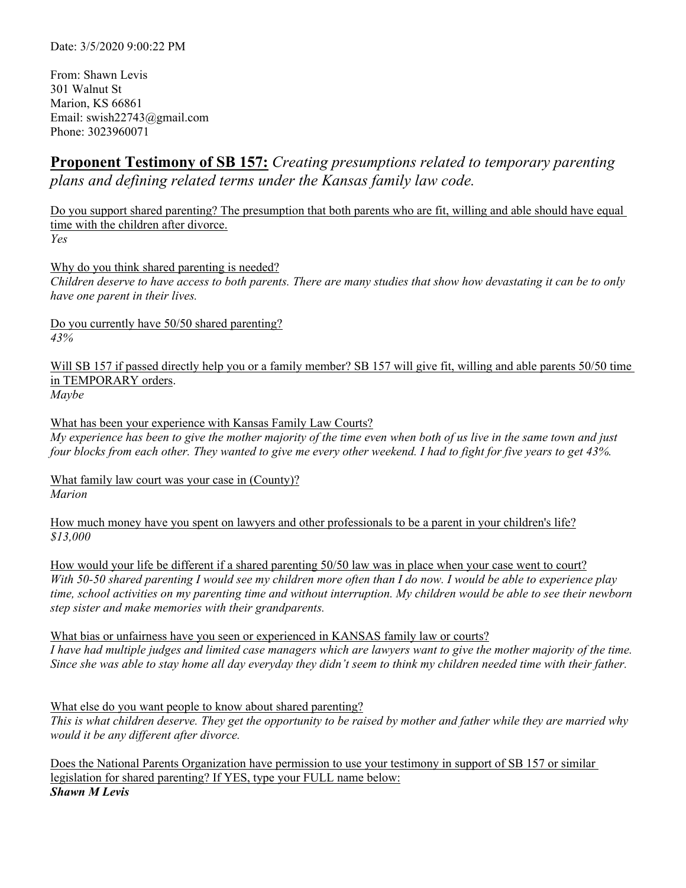Date: 3/5/2020 9:00:22 PM

From: Shawn Levis
301 Walnut St
Marion, KS 66861
Email: swish22743@gmail.com
Phone: 3023960071

## **Proponent Testimony of SB 157:** *Creating presumptions related to temporary parenting plans and defining related terms under the Kansas family law code.*

Do you support shared parenting? The presumption that both parents who are fit, willing and able should have equal time with the children after divorce.
*Yes*

Why do you think shared parenting is needed?
*Children deserve to have access to both parents. There are many studies that show how devastating it can be to only have one parent in their lives.*

Do you currently have 50/50 shared parenting?
*43%*

Will SB 157 if passed directly help you or a family member? SB 157 will give fit, willing and able parents 50/50 time in TEMPORARY orders.
*Maybe*

What has been your experience with Kansas Family Law Courts?
*My experience has been to give the mother majority of the time even when both of us live in the same town and just four blocks from each other. They wanted to give me every other weekend. I had to fight for five years to get 43%.*

What family law court was your case in (County)?
*Marion*

How much money have you spent on lawyers and other professionals to be a parent in your children's life?
*$13,000*

How would your life be different if a shared parenting 50/50 law was in place when your case went to court?
*With 50-50 shared parenting I would see my children more often than I do now. I would be able to experience play time, school activities on my parenting time and without interruption. My children would be able to see their newborn step sister and make memories with their grandparents.*

What bias or unfairness have you seen or experienced in KANSAS family law or courts?
*I have had multiple judges and limited case managers which are lawyers want to give the mother majority of the time. Since she was able to stay home all day everyday they didn't seem to think my children needed time with their father.*

What else do you want people to know about shared parenting?
*This is what children deserve. They get the opportunity to be raised by mother and father while they are married why would it be any different after divorce.*

Does the National Parents Organization have permission to use your testimony in support of SB 157 or similar legislation for shared parenting? If YES, type your FULL name below:
***Shawn M Levis***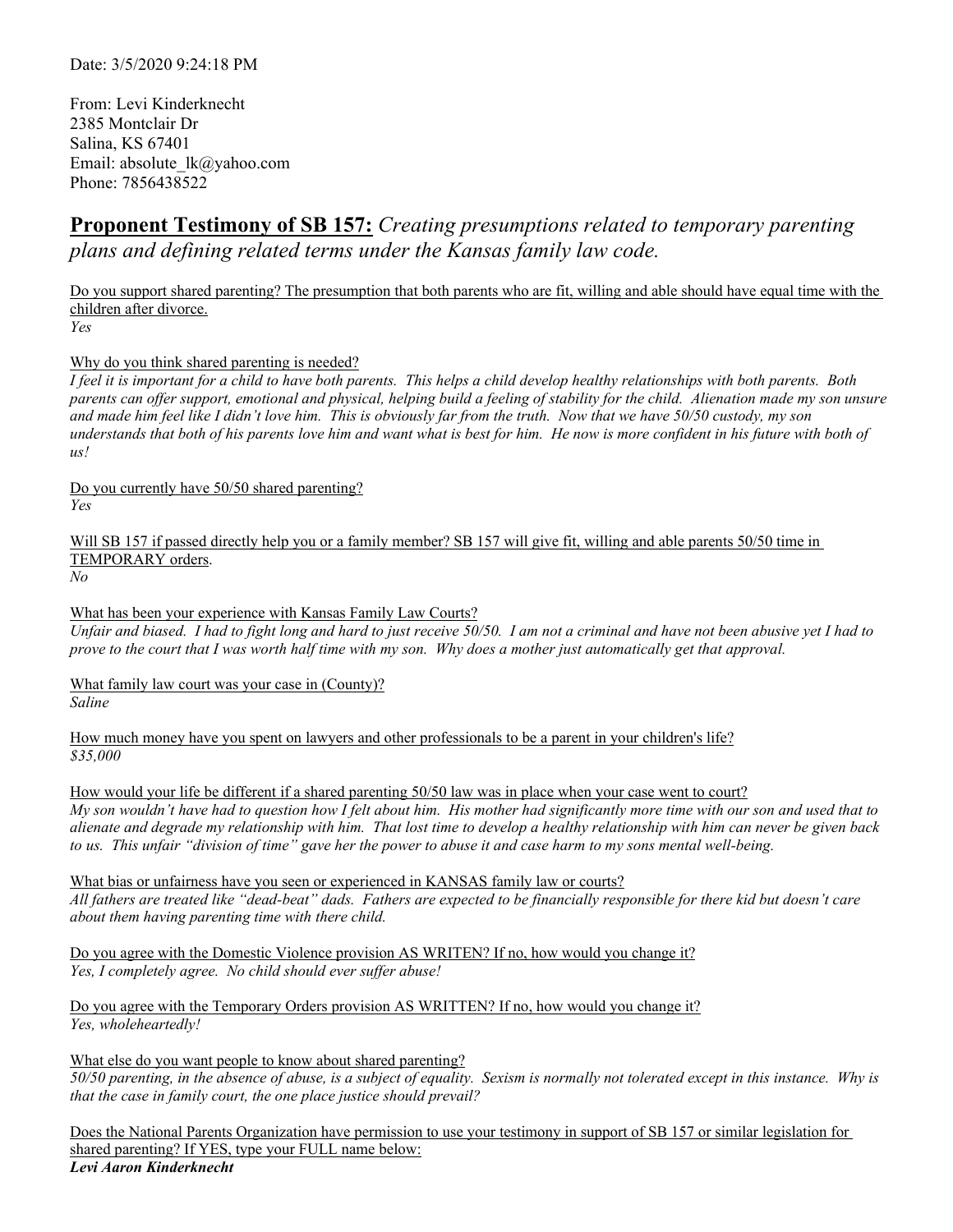Date: 3/5/2020 9:24:18 PM

From: Levi Kinderknecht
2385 Montclair Dr
Salina, KS 67401
Email: absolute_lk@yahoo.com
Phone: 7856438522

## **Proponent Testimony of SB 157:** *Creating presumptions related to temporary parenting plans and defining related terms under the Kansas family law code.*

Do you support shared parenting? The presumption that both parents who are fit, willing and able should have equal time with the children after divorce.
*Yes*

Why do you think shared parenting is needed?
*I feel it is important for a child to have both parents. This helps a child develop healthy relationships with both parents. Both parents can offer support, emotional and physical, helping build a feeling of stability for the child. Alienation made my son unsure and made him feel like I didn't love him. This is obviously far from the truth. Now that we have 50/50 custody, my son understands that both of his parents love him and want what is best for him. He now is more confident in his future with both of us!*

Do you currently have 50/50 shared parenting?
*Yes*

Will SB 157 if passed directly help you or a family member? SB 157 will give fit, willing and able parents 50/50 time in TEMPORARY orders.
*No*

What has been your experience with Kansas Family Law Courts?
*Unfair and biased. I had to fight long and hard to just receive 50/50. I am not a criminal and have not been abusive yet I had to prove to the court that I was worth half time with my son. Why does a mother just automatically get that approval.*

What family law court was your case in (County)?
*Saline*

How much money have you spent on lawyers and other professionals to be a parent in your children's life?
*$35,000*

How would your life be different if a shared parenting 50/50 law was in place when your case went to court?
*My son wouldn't have had to question how I felt about him. His mother had significantly more time with our son and used that to alienate and degrade my relationship with him. That lost time to develop a healthy relationship with him can never be given back to us. This unfair "division of time" gave her the power to abuse it and case harm to my sons mental well-being.*

What bias or unfairness have you seen or experienced in KANSAS family law or courts?
*All fathers are treated like "dead-beat" dads. Fathers are expected to be financially responsible for there kid but doesn't care about them having parenting time with there child.*

Do you agree with the Domestic Violence provision AS WRITEN? If no, how would you change it?
*Yes, I completely agree. No child should ever suffer abuse!*

Do you agree with the Temporary Orders provision AS WRITTEN? If no, how would you change it?
*Yes, wholeheartedly!*

What else do you want people to know about shared parenting?
*50/50 parenting, in the absence of abuse, is a subject of equality. Sexism is normally not tolerated except in this instance. Why is that the case in family court, the one place justice should prevail?*

Does the National Parents Organization have permission to use your testimony in support of SB 157 or similar legislation for shared parenting? If YES, type your FULL name below:
***Levi Aaron Kinderknecht***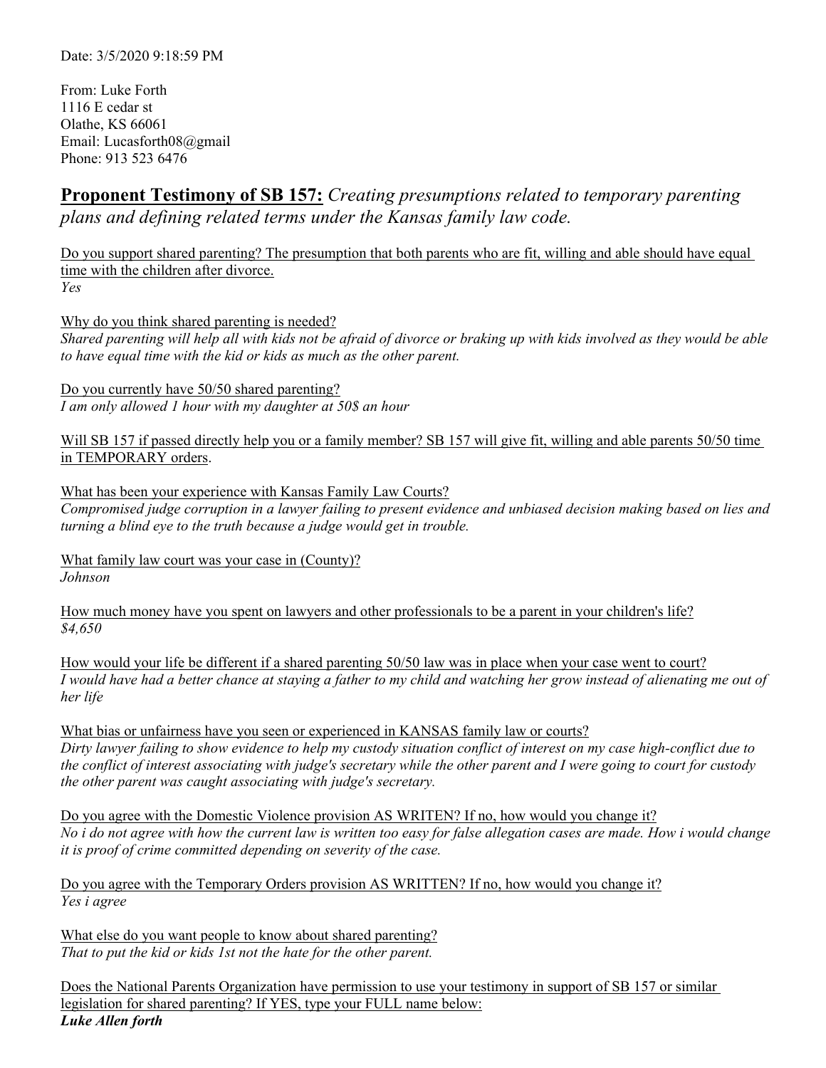Date: 3/5/2020 9:18:59 PM

From: Luke Forth
1116 E cedar st
Olathe, KS 66061
Email: Lucasforth08@gmail
Phone: 913 523 6476

## **Proponent Testimony of SB 157:** *Creating presumptions related to temporary parenting plans and defining related terms under the Kansas family law code.*

Do you support shared parenting? The presumption that both parents who are fit, willing and able should have equal time with the children after divorce.
*Yes*

Why do you think shared parenting is needed?
*Shared parenting will help all with kids not be afraid of divorce or braking up with kids involved as they would be able to have equal time with the kid or kids as much as the other parent.*

Do you currently have 50/50 shared parenting?
*I am only allowed 1 hour with my daughter at 50$ an hour*

Will SB 157 if passed directly help you or a family member? SB 157 will give fit, willing and able parents 50/50 time in TEMPORARY orders.

What has been your experience with Kansas Family Law Courts?
*Compromised judge corruption in a lawyer failing to present evidence and unbiased decision making based on lies and turning a blind eye to the truth because a judge would get in trouble.*

What family law court was your case in (County)?
*Johnson*

How much money have you spent on lawyers and other professionals to be a parent in your children's life?
*$4,650*

How would your life be different if a shared parenting 50/50 law was in place when your case went to court?
*I would have had a better chance at staying a father to my child and watching her grow instead of alienating me out of her life*

What bias or unfairness have you seen or experienced in KANSAS family law or courts?
*Dirty lawyer failing to show evidence to help my custody situation conflict of interest on my case high-conflict due to the conflict of interest associating with judge's secretary while the other parent and I were going to court for custody the other parent was caught associating with judge's secretary.*

Do you agree with the Domestic Violence provision AS WRITEN? If no, how would you change it?
*No i do not agree with how the current law is written too easy for false allegation cases are made. How i would change it is proof of crime committed depending on severity of the case.*

Do you agree with the Temporary Orders provision AS WRITTEN? If no, how would you change it?
*Yes i agree*

What else do you want people to know about shared parenting?
*That to put the kid or kids 1st not the hate for the other parent.*

Does the National Parents Organization have permission to use your testimony in support of SB 157 or similar legislation for shared parenting? If YES, type your FULL name below:
***Luke Allen forth***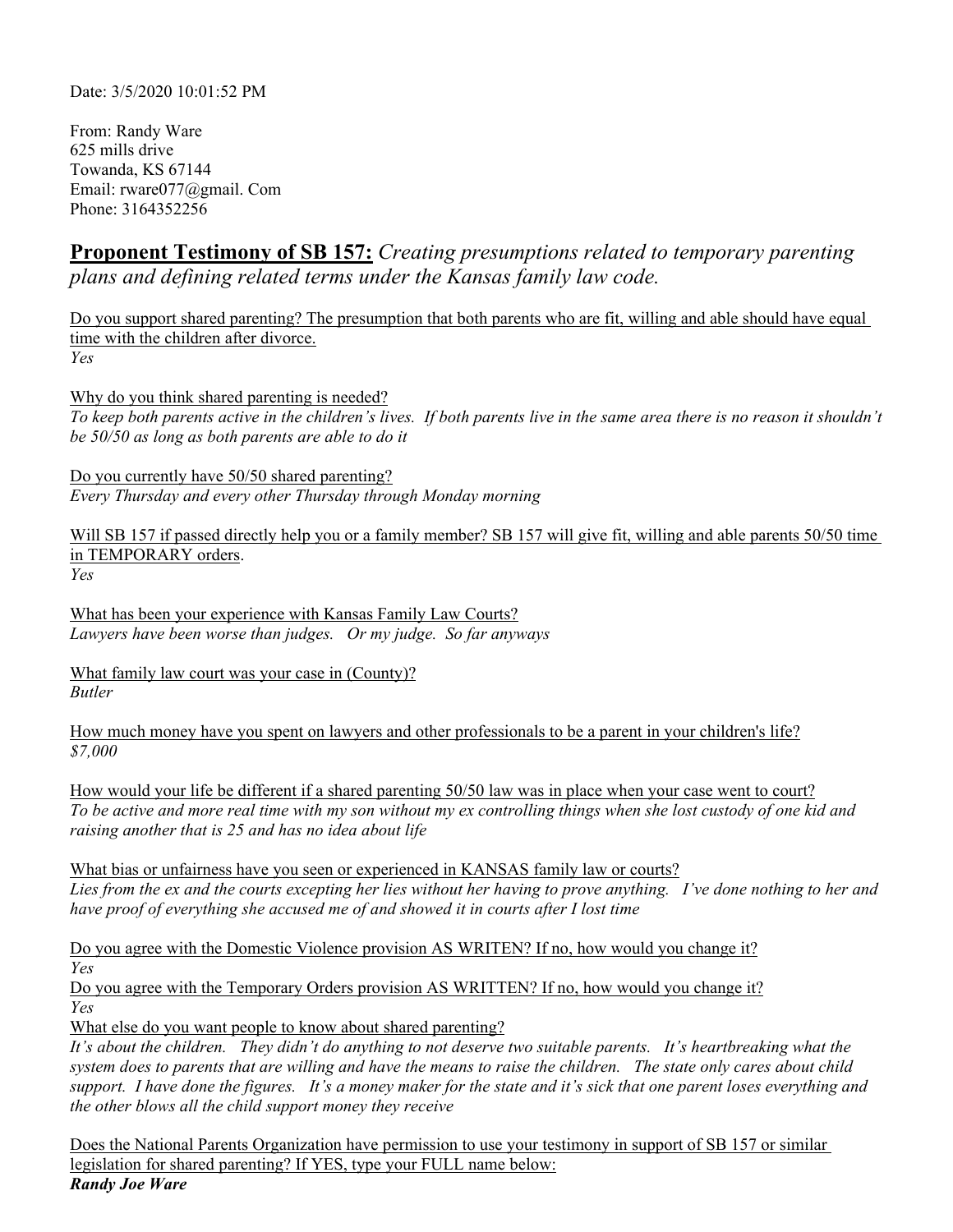Date: 3/5/2020 10:01:52 PM

From: Randy Ware
625 mills drive
Towanda, KS 67144
Email: rware077@gmail. Com
Phone: 3164352256

## **Proponent Testimony of SB 157:** *Creating presumptions related to temporary parenting plans and defining related terms under the Kansas family law code.*

Do you support shared parenting? The presumption that both parents who are fit, willing and able should have equal time with the children after divorce.
*Yes*

Why do you think shared parenting is needed?
*To keep both parents active in the children's lives. If both parents live in the same area there is no reason it shouldn't be 50/50 as long as both parents are able to do it*

Do you currently have 50/50 shared parenting?
*Every Thursday and every other Thursday through Monday morning*

Will SB 157 if passed directly help you or a family member? SB 157 will give fit, willing and able parents 50/50 time in TEMPORARY orders.
*Yes*

What has been your experience with Kansas Family Law Courts?
*Lawyers have been worse than judges. Or my judge. So far anyways*

What family law court was your case in (County)?
*Butler*

How much money have you spent on lawyers and other professionals to be a parent in your children's life?
*$7,000*

How would your life be different if a shared parenting 50/50 law was in place when your case went to court?
*To be active and more real time with my son without my ex controlling things when she lost custody of one kid and raising another that is 25 and has no idea about life*

What bias or unfairness have you seen or experienced in KANSAS family law or courts?
*Lies from the ex and the courts excepting her lies without her having to prove anything. I've done nothing to her and have proof of everything she accused me of and showed it in courts after I lost time*

Do you agree with the Domestic Violence provision AS WRITEN? If no, how would you change it?
*Yes*

Do you agree with the Temporary Orders provision AS WRITTEN? If no, how would you change it?
*Yes*

What else do you want people to know about shared parenting?
*It's about the children. They didn't do anything to not deserve two suitable parents. It's heartbreaking what the system does to parents that are willing and have the means to raise the children. The state only cares about child support. I have done the figures. It's a money maker for the state and it's sick that one parent loses everything and the other blows all the child support money they receive*

Does the National Parents Organization have permission to use your testimony in support of SB 157 or similar legislation for shared parenting? If YES, type your FULL name below:
***Randy Joe Ware***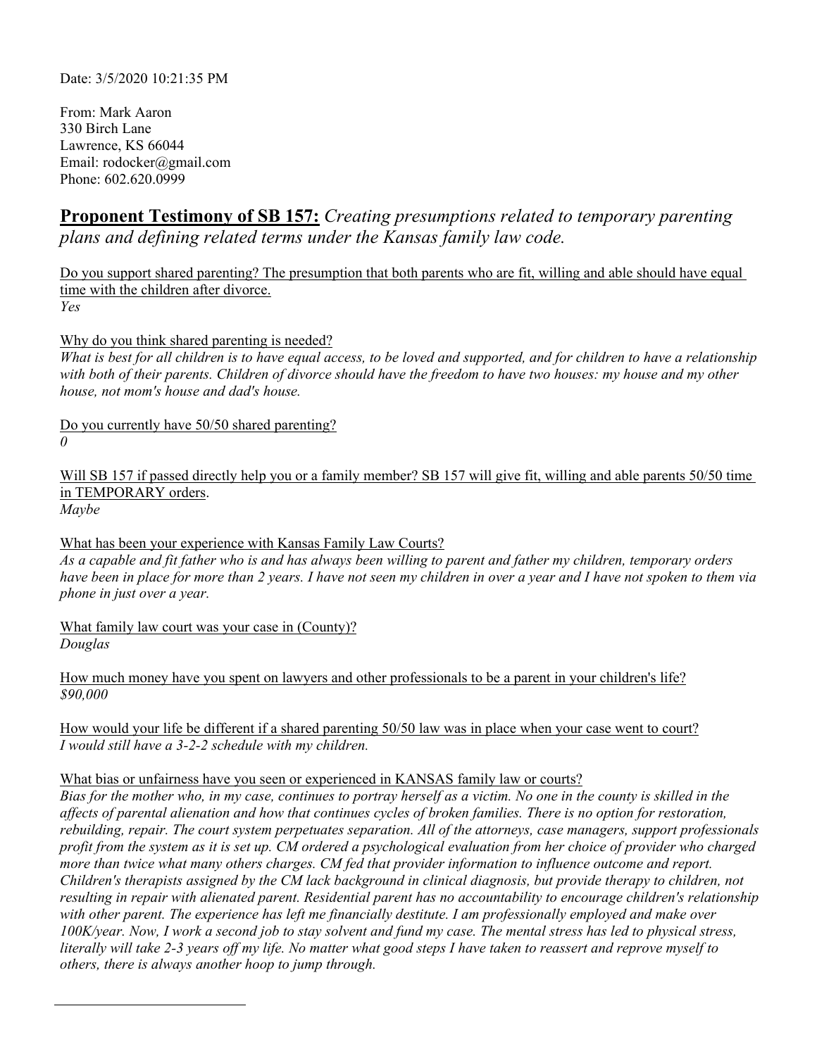Date: 3/5/2020 10:21:35 PM

From: Mark Aaron
330 Birch Lane
Lawrence, KS 66044
Email: rodocker@gmail.com
Phone: 602.620.0999

## **Proponent Testimony of SB 157:** *Creating presumptions related to temporary parenting plans and defining related terms under the Kansas family law code.*

Do you support shared parenting? The presumption that both parents who are fit, willing and able should have equal time with the children after divorce.
*Yes*

Why do you think shared parenting is needed?
*What is best for all children is to have equal access, to be loved and supported, and for children to have a relationship with both of their parents. Children of divorce should have the freedom to have two houses: my house and my other house, not mom's house and dad's house.*

Do you currently have 50/50 shared parenting?
*0*

Will SB 157 if passed directly help you or a family member? SB 157 will give fit, willing and able parents 50/50 time in TEMPORARY orders.
*Maybe*

What has been your experience with Kansas Family Law Courts?
*As a capable and fit father who is and has always been willing to parent and father my children, temporary orders have been in place for more than 2 years. I have not seen my children in over a year and I have not spoken to them via phone in just over a year.*

What family law court was your case in (County)?
*Douglas*

How much money have you spent on lawyers and other professionals to be a parent in your children's life?
*$90,000*

How would your life be different if a shared parenting 50/50 law was in place when your case went to court?
*I would still have a 3-2-2 schedule with my children.*

What bias or unfairness have you seen or experienced in KANSAS family law or courts?
*Bias for the mother who, in my case, continues to portray herself as a victim. No one in the county is skilled in the affects of parental alienation and how that continues cycles of broken families. There is no option for restoration, rebuilding, repair. The court system perpetuates separation. All of the attorneys, case managers, support professionals profit from the system as it is set up. CM ordered a psychological evaluation from her choice of provider who charged more than twice what many others charges. CM fed that provider information to influence outcome and report. Children's therapists assigned by the CM lack background in clinical diagnosis, but provide therapy to children, not resulting in repair with alienated parent. Residential parent has no accountability to encourage children's relationship with other parent. The experience has left me financially destitute. I am professionally employed and make over 100K/year. Now, I work a second job to stay solvent and fund my case. The mental stress has led to physical stress, literally will take 2-3 years off my life. No matter what good steps I have taken to reassert and reprove myself to others, there is always another hoop to jump through.*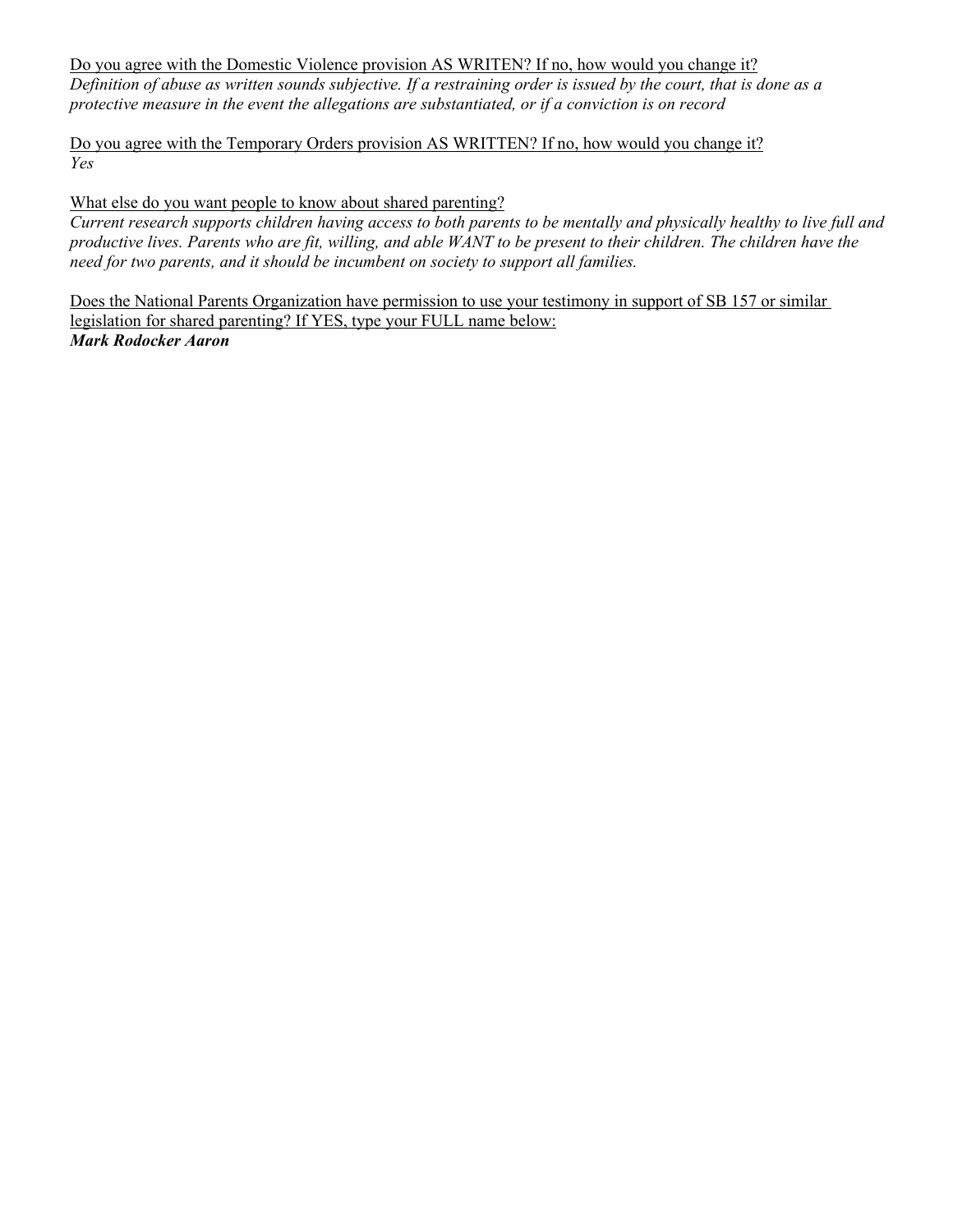Do you agree with the Domestic Violence provision AS WRITEN? If no, how would you change it?

*Definition of abuse as written sounds subjective. If a restraining order is issued by the court, that is done as a protective measure in the event the allegations are substantiated, or if a conviction is on record*

Do you agree with the Temporary Orders provision AS WRITTEN? If no, how would you change it?

*Yes*

What else do you want people to know about shared parenting?

*Current research supports children having access to both parents to be mentally and physically healthy to live full and productive lives. Parents who are fit, willing, and able WANT to be present to their children. The children have the need for two parents, and it should be incumbent on society to support all families.*

Does the National Parents Organization have permission to use your testimony in support of SB 157 or similar legislation for shared parenting? If YES, type your FULL name below:

***Mark Rodocker Aaron***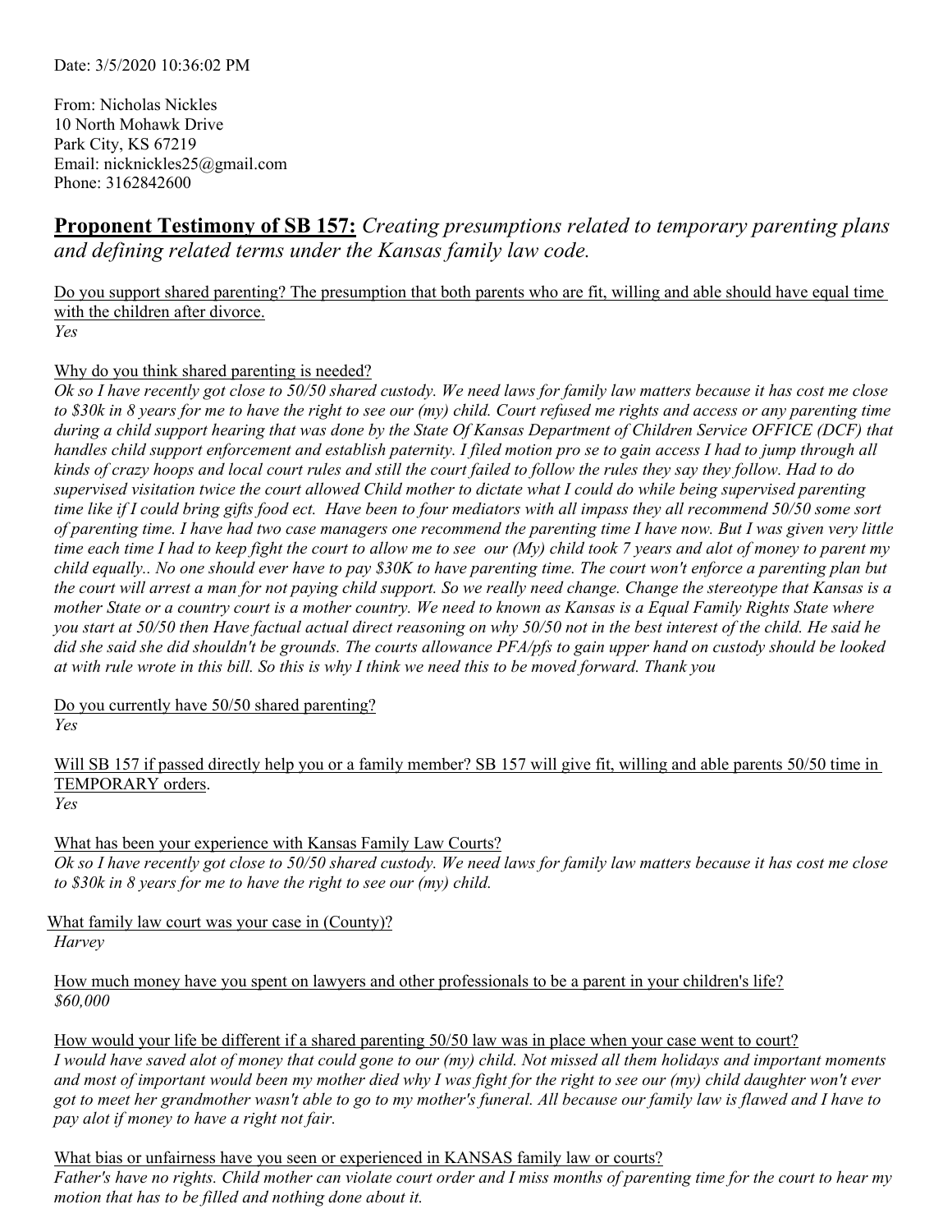Date: 3/5/2020 10:36:02 PM

From: Nicholas Nickles
10 North Mohawk Drive
Park City, KS 67219
Email: nicknickles25@gmail.com
Phone: 3162842600

## **Proponent Testimony of SB 157:** *Creating presumptions related to temporary parenting plans and defining related terms under the Kansas family law code.*

Do you support shared parenting? The presumption that both parents who are fit, willing and able should have equal time with the children after divorce.
*Yes*

Why do you think shared parenting is needed?
*Ok so I have recently got close to 50/50 shared custody. We need laws for family law matters because it has cost me close to $30k in 8 years for me to have the right to see our (my) child. Court refused me rights and access or any parenting time during a child support hearing that was done by the State Of Kansas Department of Children Service OFFICE (DCF) that handles child support enforcement and establish paternity. I filed motion pro se to gain access I had to jump through all kinds of crazy hoops and local court rules and still the court failed to follow the rules they say they follow. Had to do supervised visitation twice the court allowed Child mother to dictate what I could do while being supervised parenting time like if I could bring gifts food ect. Have been to four mediators with all impass they all recommend 50/50 some sort of parenting time. I have had two case managers one recommend the parenting time I have now. But I was given very little time each time I had to keep fight the court to allow me to see our (My) child took 7 years and alot of money to parent my child equally.. No one should ever have to pay $30K to have parenting time. The court won't enforce a parenting plan but the court will arrest a man for not paying child support. So we really need change. Change the stereotype that Kansas is a mother State or a country court is a mother country. We need to known as Kansas is a Equal Family Rights State where you start at 50/50 then Have factual actual direct reasoning on why 50/50 not in the best interest of the child. He said he did she said she did shouldn't be grounds. The courts allowance PFA/pfs to gain upper hand on custody should be looked at with rule wrote in this bill. So this is why I think we need this to be moved forward. Thank you*

Do you currently have 50/50 shared parenting?
*Yes*

Will SB 157 if passed directly help you or a family member? SB 157 will give fit, willing and able parents 50/50 time in TEMPORARY orders.
*Yes*

What has been your experience with Kansas Family Law Courts?
*Ok so I have recently got close to 50/50 shared custody. We need laws for family law matters because it has cost me close to $30k in 8 years for me to have the right to see our (my) child.*

What family law court was your case in (County)?
*Harvey*

How much money have you spent on lawyers and other professionals to be a parent in your children's life?
*$60,000*

How would your life be different if a shared parenting 50/50 law was in place when your case went to court?
*I would have saved alot of money that could gone to our (my) child. Not missed all them holidays and important moments and most of important would been my mother died why I was fight for the right to see our (my) child daughter won't ever got to meet her grandmother wasn't able to go to my mother's funeral. All because our family law is flawed and I have to pay alot if money to have a right not fair.*

What bias or unfairness have you seen or experienced in KANSAS family law or courts?
*Father's have no rights. Child mother can violate court order and I miss months of parenting time for the court to hear my motion that has to be filled and nothing done about it.*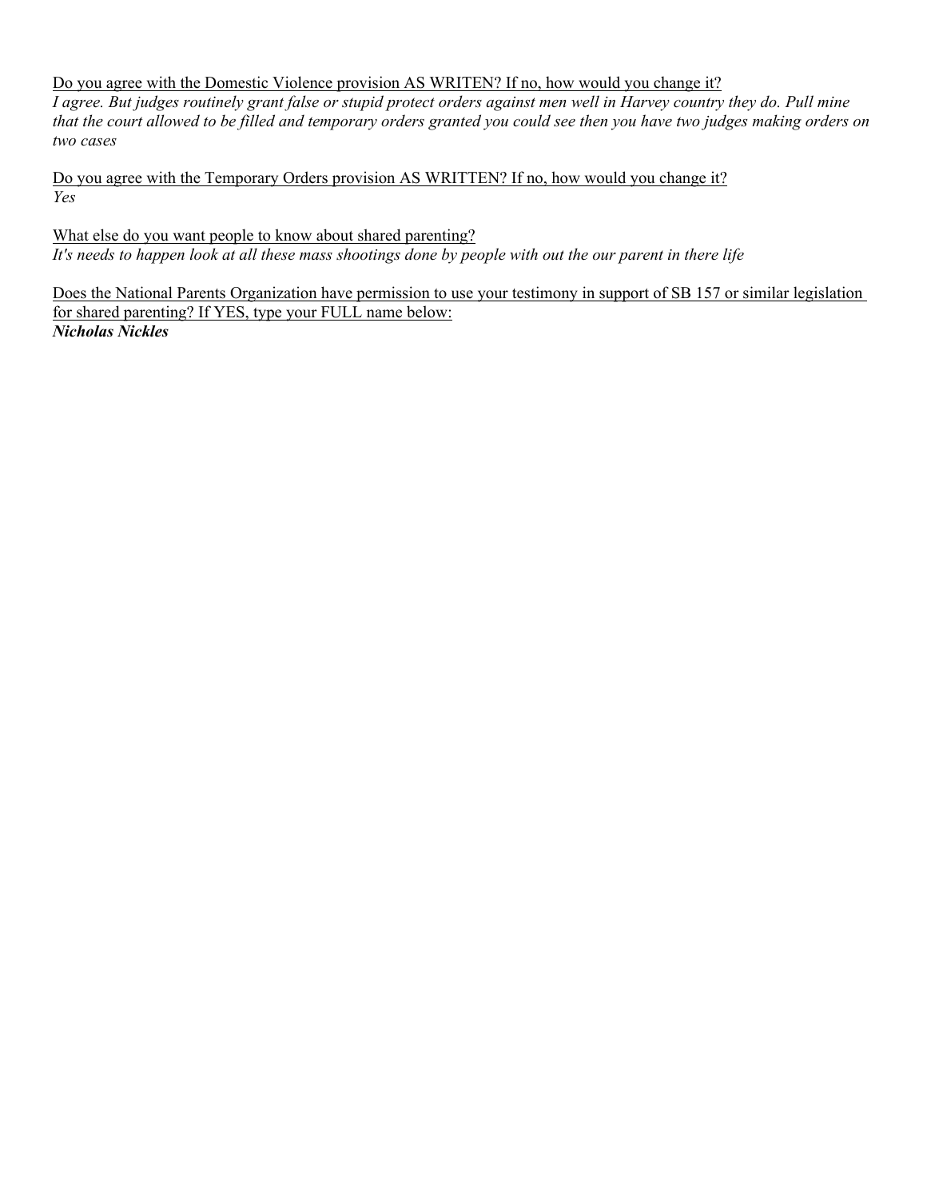<u>Do you agree with the Domestic Violence provision AS WRITEN? If no, how would you change it?</u>
*I agree. But judges routinely grant false or stupid protect orders against men well in Harvey country they do. Pull mine that the court allowed to be filled and temporary orders granted you could see then you have two judges making orders on two cases*

<u>Do you agree with the Temporary Orders provision AS WRITTEN? If no, how would you change it?</u>
*Yes*

<u>What else do you want people to know about shared parenting?</u>
*It's needs to happen look at all these mass shootings done by people with out the our parent in there life*

<u>Does the National Parents Organization have permission to use your testimony in support of SB 157 or similar legislation for shared parenting? If YES, type your FULL name below:</u>
***Nicholas Nickles***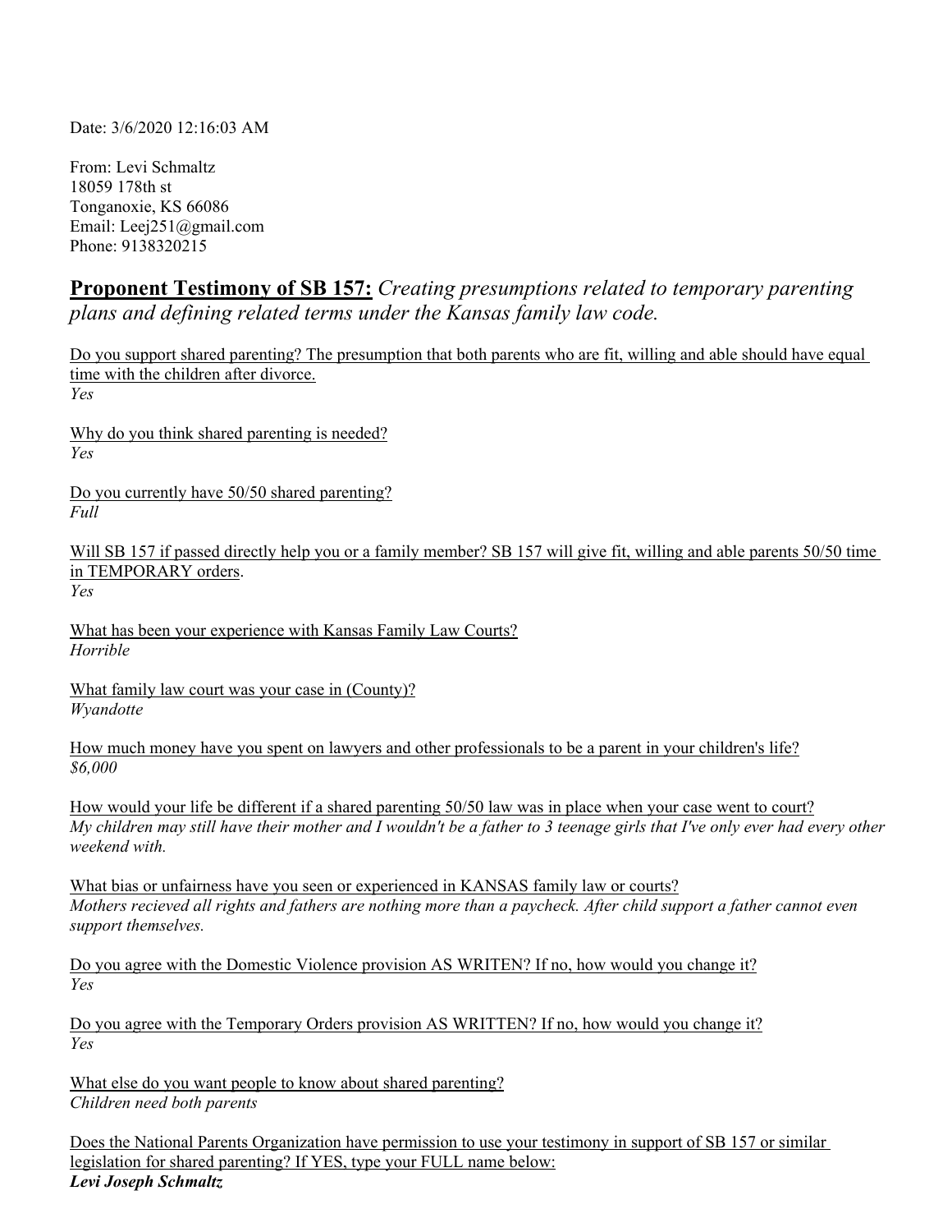Date: 3/6/2020 12:16:03 AM

From: Levi Schmaltz
18059 178th st
Tonganoxie, KS 66086
Email: Leej251@gmail.com
Phone: 9138320215

## **Proponent Testimony of SB 157:** *Creating presumptions related to temporary parenting plans and defining related terms under the Kansas family law code.*

Do you support shared parenting? The presumption that both parents who are fit, willing and able should have equal time with the children after divorce.
*Yes*

Why do you think shared parenting is needed?
*Yes*

Do you currently have 50/50 shared parenting?
*Full*

Will SB 157 if passed directly help you or a family member? SB 157 will give fit, willing and able parents 50/50 time in TEMPORARY orders.
*Yes*

What has been your experience with Kansas Family Law Courts?
*Horrible*

What family law court was your case in (County)?
*Wyandotte*

How much money have you spent on lawyers and other professionals to be a parent in your children's life?
*$6,000*

How would your life be different if a shared parenting 50/50 law was in place when your case went to court?
*My children may still have their mother and I wouldn't be a father to 3 teenage girls that I've only ever had every other weekend with.*

What bias or unfairness have you seen or experienced in KANSAS family law or courts?
*Mothers recieved all rights and fathers are nothing more than a paycheck. After child support a father cannot even support themselves.*

Do you agree with the Domestic Violence provision AS WRITEN? If no, how would you change it?
*Yes*

Do you agree with the Temporary Orders provision AS WRITTEN? If no, how would you change it?
*Yes*

What else do you want people to know about shared parenting?
*Children need both parents*

Does the National Parents Organization have permission to use your testimony in support of SB 157 or similar legislation for shared parenting? If YES, type your FULL name below:
***Levi Joseph Schmaltz***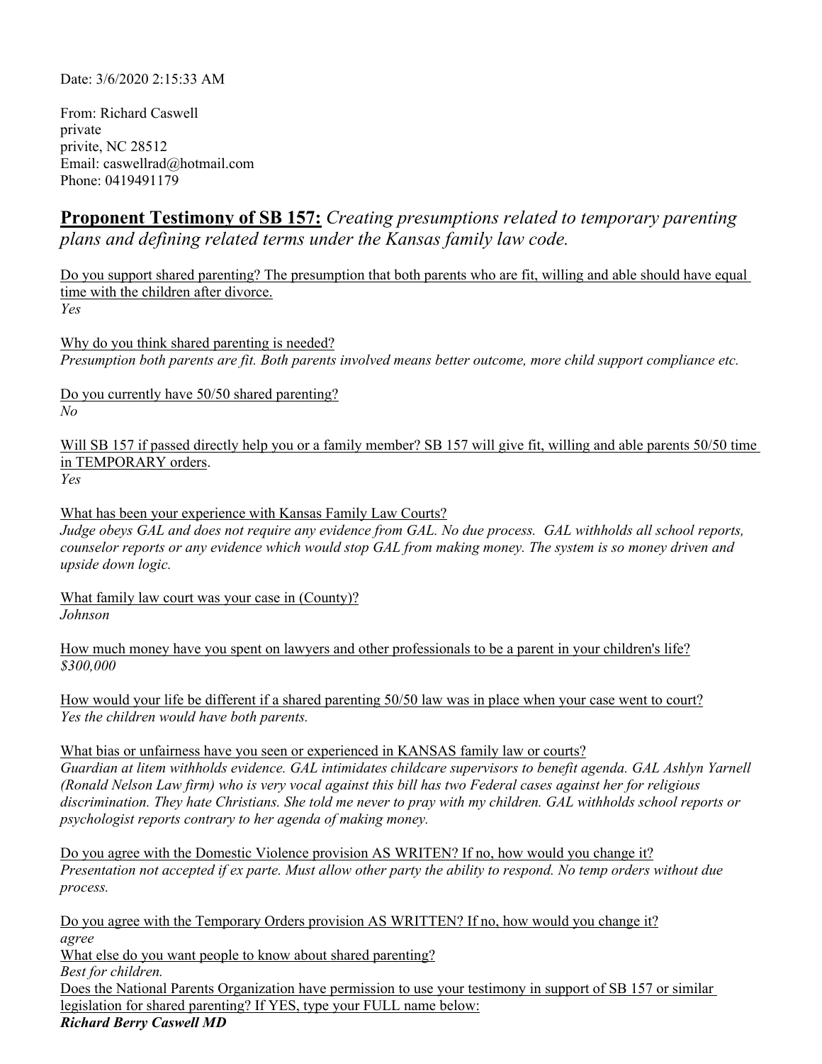Date: 3/6/2020 2:15:33 AM

From: Richard Caswell
private
privite, NC 28512
Email: caswellrad@hotmail.com
Phone: 0419491179

## **Proponent Testimony of SB 157:** *Creating presumptions related to temporary parenting plans and defining related terms under the Kansas family law code.*

Do you support shared parenting? The presumption that both parents who are fit, willing and able should have equal time with the children after divorce.
*Yes*

Why do you think shared parenting is needed?
*Presumption both parents are fit. Both parents involved means better outcome, more child support compliance etc.*

Do you currently have 50/50 shared parenting?
*No*

Will SB 157 if passed directly help you or a family member? SB 157 will give fit, willing and able parents 50/50 time in TEMPORARY orders.
*Yes*

What has been your experience with Kansas Family Law Courts?
*Judge obeys GAL and does not require any evidence from GAL. No due process. GAL withholds all school reports, counselor reports or any evidence which would stop GAL from making money. The system is so money driven and upside down logic.*

What family law court was your case in (County)?
*Johnson*

How much money have you spent on lawyers and other professionals to be a parent in your children's life?
*$300,000*

How would your life be different if a shared parenting 50/50 law was in place when your case went to court?
*Yes the children would have both parents.*

What bias or unfairness have you seen or experienced in KANSAS family law or courts?
*Guardian at litem withholds evidence. GAL intimidates childcare supervisors to benefit agenda. GAL Ashlyn Yarnell (Ronald Nelson Law firm) who is very vocal against this bill has two Federal cases against her for religious discrimination. They hate Christians. She told me never to pray with my children. GAL withholds school reports or psychologist reports contrary to her agenda of making money.*

Do you agree with the Domestic Violence provision AS WRITEN? If no, how would you change it?
*Presentation not accepted if ex parte. Must allow other party the ability to respond. No temp orders without due process.*

Do you agree with the Temporary Orders provision AS WRITTEN? If no, how would you change it?
*agree*

What else do you want people to know about shared parenting?
*Best for children.*

Does the National Parents Organization have permission to use your testimony in support of SB 157 or similar legislation for shared parenting? If YES, type your FULL name below:
***Richard Berry Caswell MD***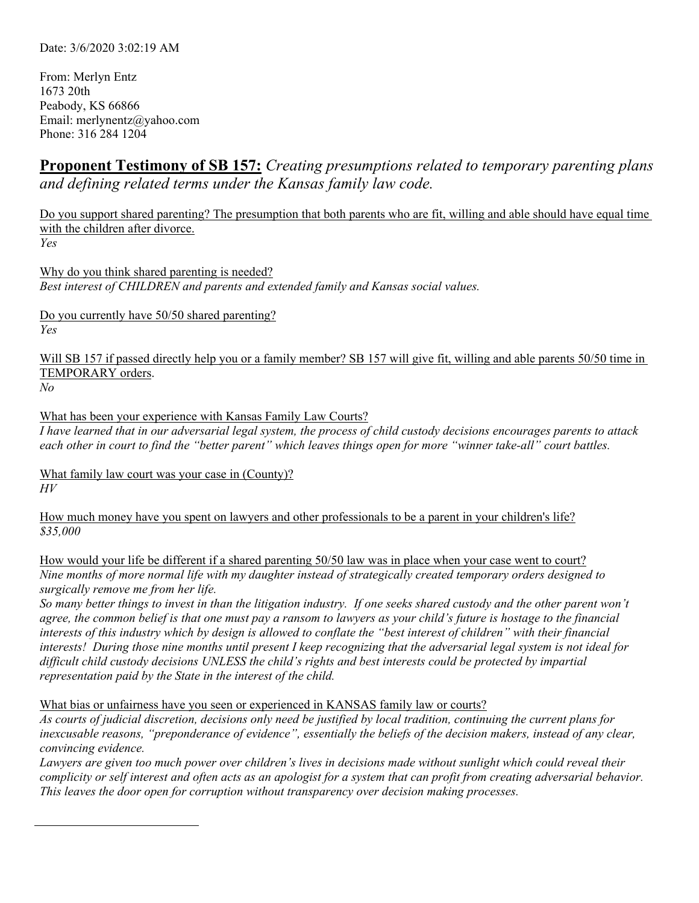Date: 3/6/2020 3:02:19 AM

From: Merlyn Entz
1673 20th
Peabody, KS 66866
Email: merlynentz@yahoo.com
Phone: 316 284 1204

## **Proponent Testimony of SB 157:** *Creating presumptions related to temporary parenting plans and defining related terms under the Kansas family law code.*

Do you support shared parenting? The presumption that both parents who are fit, willing and able should have equal time with the children after divorce.
*Yes*

Why do you think shared parenting is needed?
*Best interest of CHILDREN and parents and extended family and Kansas social values.*

Do you currently have 50/50 shared parenting?
*Yes*

Will SB 157 if passed directly help you or a family member? SB 157 will give fit, willing and able parents 50/50 time in TEMPORARY orders.
*No*

What has been your experience with Kansas Family Law Courts?
*I have learned that in our adversarial legal system, the process of child custody decisions encourages parents to attack each other in court to find the "better parent" which leaves things open for more "winner take-all" court battles.*

What family law court was your case in (County)?
*HV*

How much money have you spent on lawyers and other professionals to be a parent in your children's life?
*$35,000*

How would your life be different if a shared parenting 50/50 law was in place when your case went to court?
*Nine months of more normal life with my daughter instead of strategically created temporary orders designed to surgically remove me from her life.*
*So many better things to invest in than the litigation industry. If one seeks shared custody and the other parent won't agree, the common belief is that one must pay a ransom to lawyers as your child's future is hostage to the financial interests of this industry which by design is allowed to conflate the "best interest of children" with their financial interests! During those nine months until present I keep recognizing that the adversarial legal system is not ideal for difficult child custody decisions UNLESS the child's rights and best interests could be protected by impartial representation paid by the State in the interest of the child.*

What bias or unfairness have you seen or experienced in KANSAS family law or courts?
*As courts of judicial discretion, decisions only need be justified by local tradition, continuing the current plans for inexcusable reasons, "preponderance of evidence", essentially the beliefs of the decision makers, instead of any clear, convincing evidence.*
*Lawyers are given too much power over children's lives in decisions made without sunlight which could reveal their complicity or self interest and often acts as an apologist for a system that can profit from creating adversarial behavior. This leaves the door open for corruption without transparency over decision making processes.*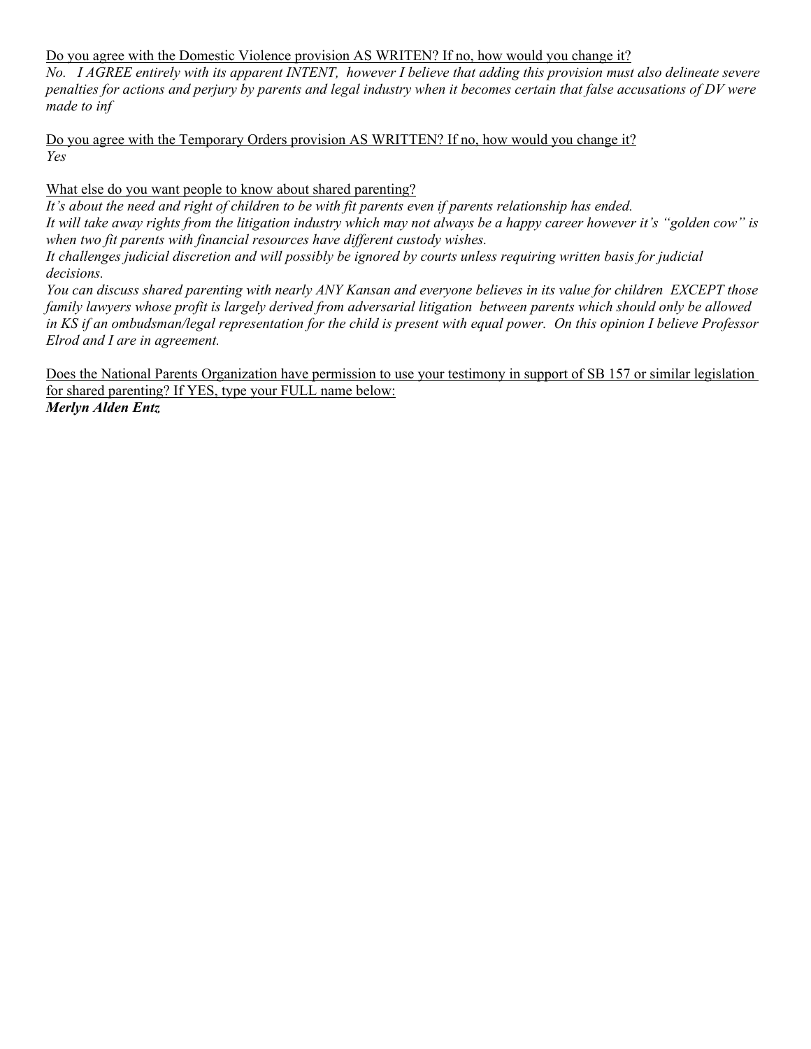<u>Do you agree with the Domestic Violence provision AS WRITEN? If no, how would you change it?</u>

*No.   I AGREE entirely with its apparent INTENT,  however I believe that adding this provision must also delineate severe penalties for actions and perjury by parents and legal industry when it becomes certain that false accusations of DV were made to inf*

<u>Do you agree with the Temporary Orders provision AS WRITTEN? If no, how would you change it?</u>

*Yes*

<u>What else do you want people to know about shared parenting?</u>

*It's about the need and right of children to be with fit parents even if parents relationship has ended.*

*It will take away rights from the litigation industry which may not always be a happy career however it's "golden cow" is when two fit parents with financial resources have different custody wishes.*

*It challenges judicial discretion and will possibly be ignored by courts unless requiring written basis for judicial decisions.*

*You can discuss shared parenting with nearly ANY Kansan and everyone believes in its value for children  EXCEPT those family lawyers whose profit is largely derived from adversarial litigation  between parents which should only be allowed in KS if an ombudsman/legal representation for the child is present with equal power.  On this opinion I believe Professor Elrod and I are in agreement.*

<u>Does the National Parents Organization have permission to use your testimony in support of SB 157 or similar legislation for shared parenting? If YES, type your FULL name below:</u>

***Merlyn Alden Entz***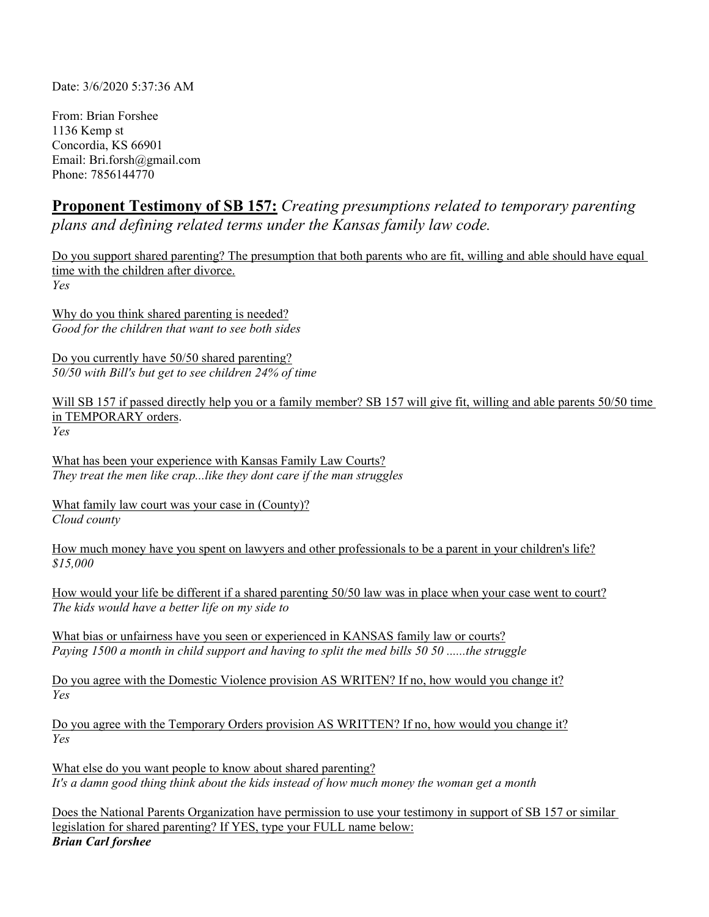Date: 3/6/2020 5:37:36 AM

From: Brian Forshee
1136 Kemp st
Concordia, KS 66901
Email: Bri.forsh@gmail.com
Phone: 7856144770

## **Proponent Testimony of SB 157:** *Creating presumptions related to temporary parenting plans and defining related terms under the Kansas family law code.*

Do you support shared parenting? The presumption that both parents who are fit, willing and able should have equal time with the children after divorce.
*Yes*

Why do you think shared parenting is needed?
*Good for the children that want to see both sides*

Do you currently have 50/50 shared parenting?
*50/50 with Bill's but get to see children 24% of time*

Will SB 157 if passed directly help you or a family member? SB 157 will give fit, willing and able parents 50/50 time in TEMPORARY orders.
*Yes*

What has been your experience with Kansas Family Law Courts?
*They treat the men like crap...like they dont care if the man struggles*

What family law court was your case in (County)?
*Cloud county*

How much money have you spent on lawyers and other professionals to be a parent in your children's life?
*$15,000*

How would your life be different if a shared parenting 50/50 law was in place when your case went to court?
*The kids would have a better life on my side to*

What bias or unfairness have you seen or experienced in KANSAS family law or courts?
*Paying 1500 a month in child support and having to split the med bills 50 50 ......the struggle*

Do you agree with the Domestic Violence provision AS WRITEN? If no, how would you change it?
*Yes*

Do you agree with the Temporary Orders provision AS WRITTEN? If no, how would you change it?
*Yes*

What else do you want people to know about shared parenting?
*It's a damn good thing think about the kids instead of how much money the woman get a month*

Does the National Parents Organization have permission to use your testimony in support of SB 157 or similar legislation for shared parenting? If YES, type your FULL name below:
***Brian Carl forshee***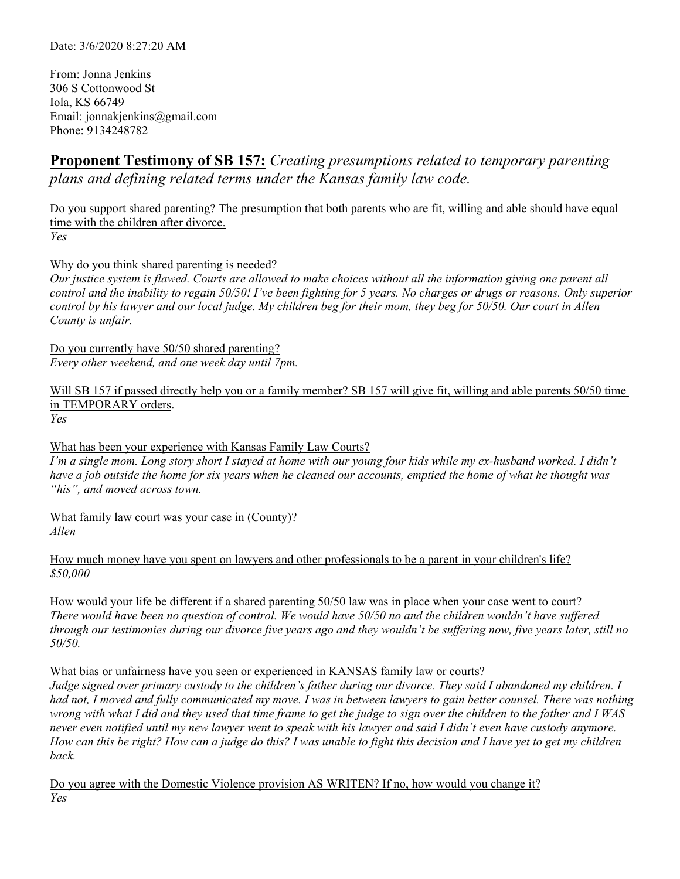Date: 3/6/2020 8:27:20 AM

From: Jonna Jenkins
306 S Cottonwood St
Iola, KS 66749
Email: jonnakjenkins@gmail.com
Phone: 9134248782

## **Proponent Testimony of SB 157:** *Creating presumptions related to temporary parenting plans and defining related terms under the Kansas family law code.*

<u>Do you support shared parenting? The presumption that both parents who are fit, willing and able should have equal time with the children after divorce.</u>
*Yes*

<u>Why do you think shared parenting is needed?</u>
*Our justice system is flawed. Courts are allowed to make choices without all the information giving one parent all control and the inability to regain 50/50! I've been fighting for 5 years. No charges or drugs or reasons. Only superior control by his lawyer and our local judge. My children beg for their mom, they beg for 50/50. Our court in Allen County is unfair.*

<u>Do you currently have 50/50 shared parenting?</u>
*Every other weekend, and one week day until 7pm.*

<u>Will SB 157 if passed directly help you or a family member? SB 157 will give fit, willing and able parents 50/50 time in TEMPORARY orders.</u>
*Yes*

<u>What has been your experience with Kansas Family Law Courts?</u>
*I'm a single mom. Long story short I stayed at home with our young four kids while my ex-husband worked. I didn't have a job outside the home for six years when he cleaned our accounts, emptied the home of what he thought was "his", and moved across town.*

<u>What family law court was your case in (County)?</u>
*Allen*

<u>How much money have you spent on lawyers and other professionals to be a parent in your children's life?</u>
*$50,000*

<u>How would your life be different if a shared parenting 50/50 law was in place when your case went to court?</u>
*There would have been no question of control. We would have 50/50 no and the children wouldn't have suffered through our testimonies during our divorce five years ago and they wouldn't be suffering now, five years later, still no 50/50.*

<u>What bias or unfairness have you seen or experienced in KANSAS family law or courts?</u>
*Judge signed over primary custody to the children's father during our divorce. They said I abandoned my children. I had not, I moved and fully communicated my move. I was in between lawyers to gain better counsel. There was nothing wrong with what I did and they used that time frame to get the judge to sign over the children to the father and I WAS never even notified until my new lawyer went to speak with his lawyer and said I didn't even have custody anymore. How can this be right? How can a judge do this? I was unable to fight this decision and I have yet to get my children back.*

<u>Do you agree with the Domestic Violence provision AS WRITEN? If no, how would you change it?</u>
*Yes*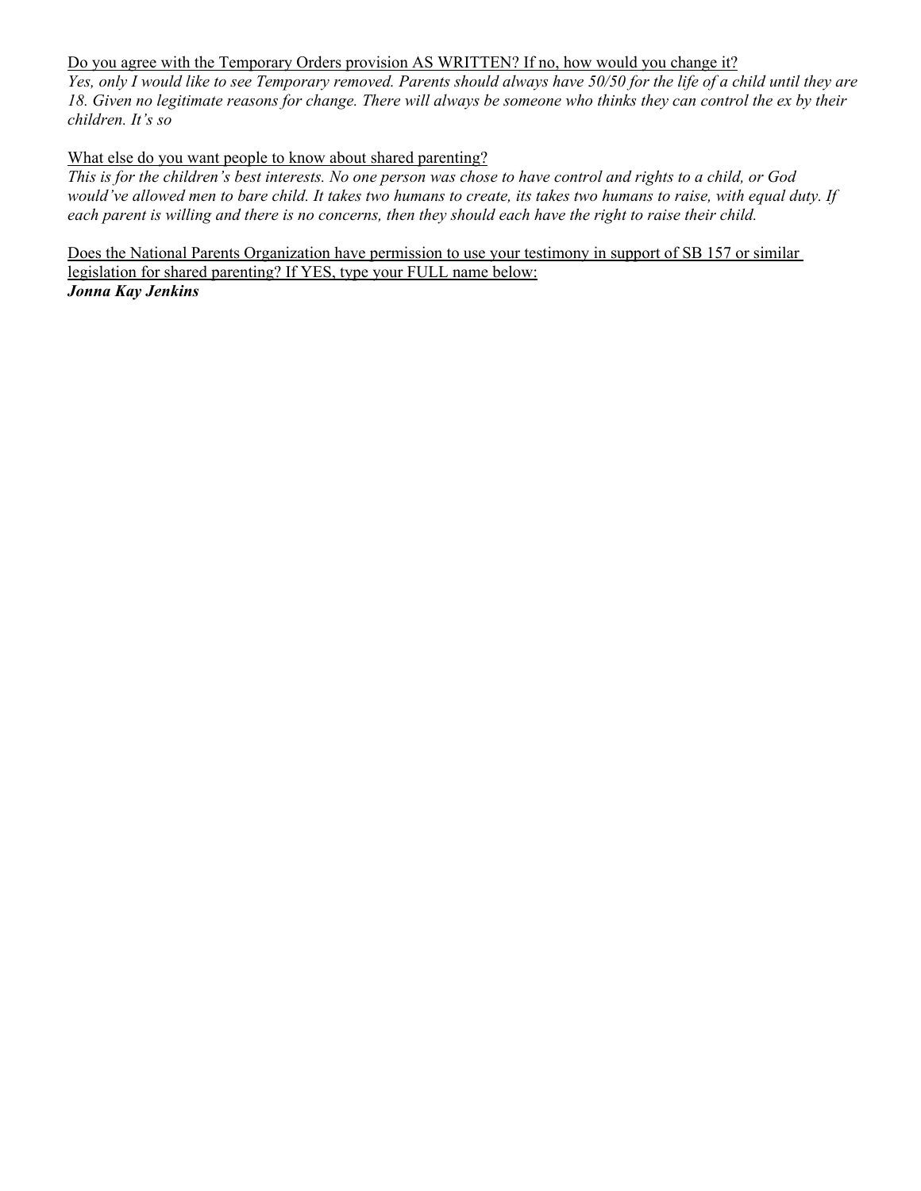Do you agree with the Temporary Orders provision AS WRITTEN? If no, how would you change it?

*Yes, only I would like to see Temporary removed. Parents should always have 50/50 for the life of a child until they are 18. Given no legitimate reasons for change. There will always be someone who thinks they can control the ex by their children. It's so*

What else do you want people to know about shared parenting?

*This is for the children's best interests. No one person was chose to have control and rights to a child, or God would've allowed men to bare child. It takes two humans to create, its takes two humans to raise, with equal duty. If each parent is willing and there is no concerns, then they should each have the right to raise their child.*

Does the National Parents Organization have permission to use your testimony in support of SB 157 or similar legislation for shared parenting? If YES, type your FULL name below:

***Jonna Kay Jenkins***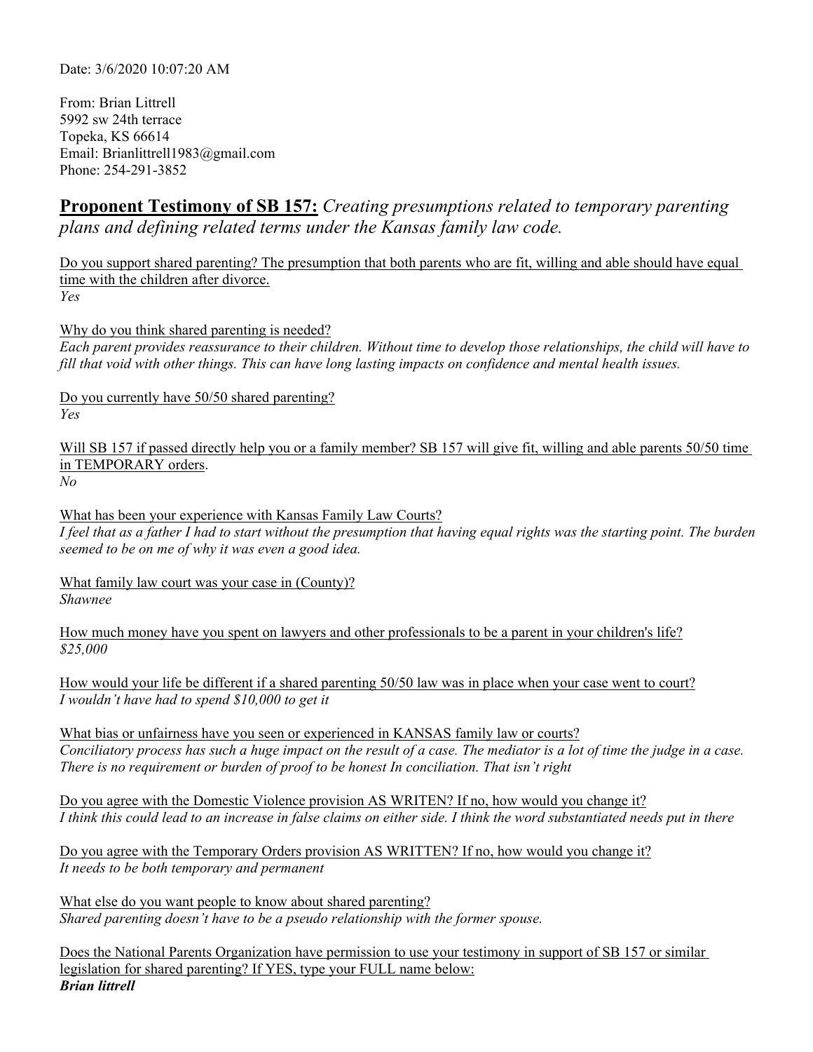Date: 3/6/2020 10:07:20 AM

From: Brian Littrell
5992 sw 24th terrace
Topeka, KS 66614
Email: Brianlittrell1983@gmail.com
Phone: 254-291-3852

## **Proponent Testimony of SB 157:** *Creating presumptions related to temporary parenting plans and defining related terms under the Kansas family law code.*

Do you support shared parenting? The presumption that both parents who are fit, willing and able should have equal time with the children after divorce.
*Yes*

Why do you think shared parenting is needed?
*Each parent provides reassurance to their children. Without time to develop those relationships, the child will have to fill that void with other things. This can have long lasting impacts on confidence and mental health issues.*

Do you currently have 50/50 shared parenting?
*Yes*

Will SB 157 if passed directly help you or a family member? SB 157 will give fit, willing and able parents 50/50 time in TEMPORARY orders.
*No*

What has been your experience with Kansas Family Law Courts?
*I feel that as a father I had to start without the presumption that having equal rights was the starting point. The burden seemed to be on me of why it was even a good idea.*

What family law court was your case in (County)?
*Shawnee*

How much money have you spent on lawyers and other professionals to be a parent in your children's life?
*$25,000*

How would your life be different if a shared parenting 50/50 law was in place when your case went to court?
*I wouldn't have had to spend $10,000 to get it*

What bias or unfairness have you seen or experienced in KANSAS family law or courts?
*Conciliatory process has such a huge impact on the result of a case. The mediator is a lot of time the judge in a case. There is no requirement or burden of proof to be honest In conciliation. That isn't right*

Do you agree with the Domestic Violence provision AS WRITEN? If no, how would you change it?
*I think this could lead to an increase in false claims on either side. I think the word substantiated needs put in there*

Do you agree with the Temporary Orders provision AS WRITTEN? If no, how would you change it?
*It needs to be both temporary and permanent*

What else do you want people to know about shared parenting?
*Shared parenting doesn't have to be a pseudo relationship with the former spouse.*

Does the National Parents Organization have permission to use your testimony in support of SB 157 or similar legislation for shared parenting? If YES, type your FULL name below:
***Brian littrell***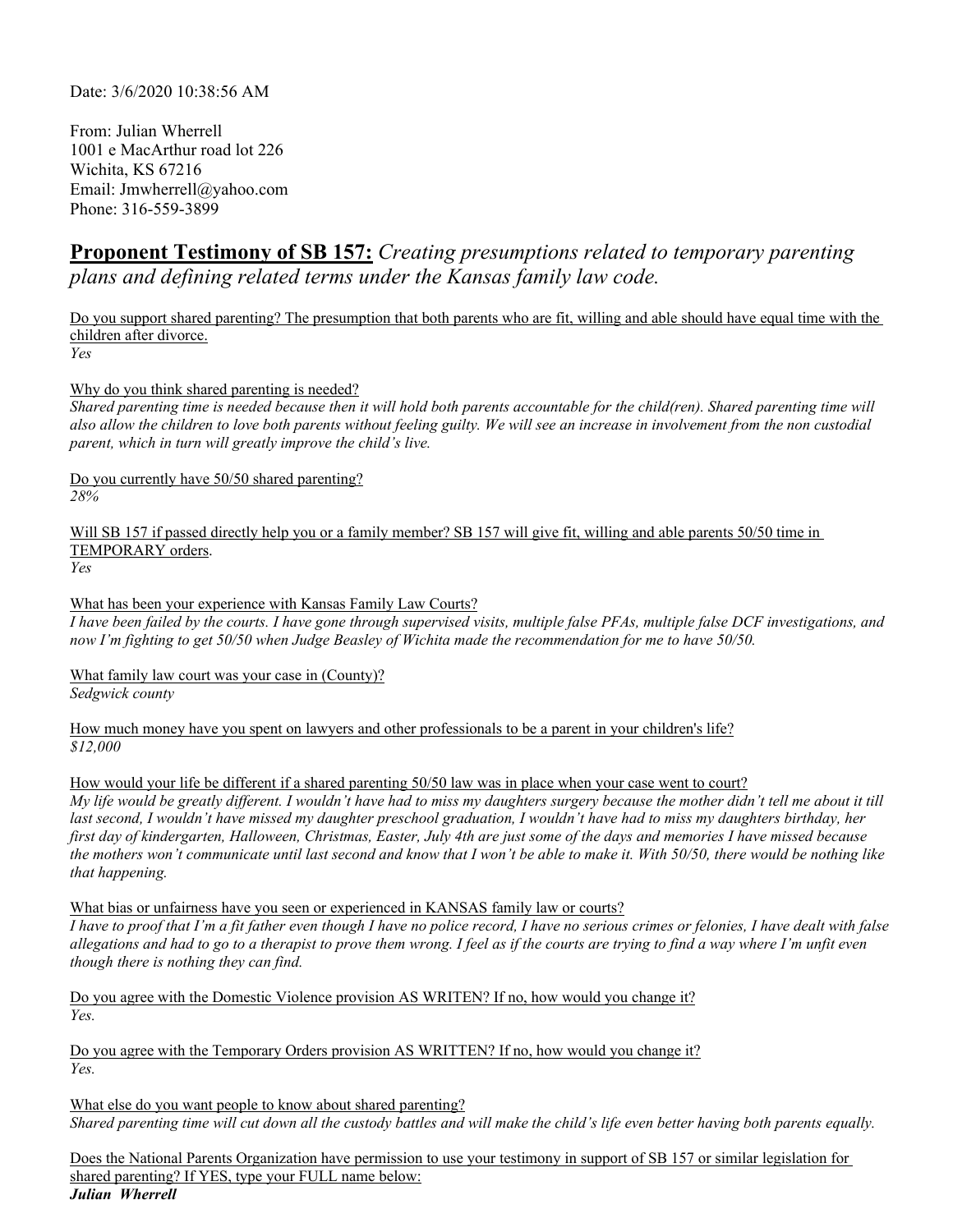Date: 3/6/2020 10:38:56 AM

From: Julian Wherrell
1001 e MacArthur road lot 226
Wichita, KS 67216
Email: Jmwherrell@yahoo.com
Phone: 316-559-3899

## **Proponent Testimony of SB 157:** *Creating presumptions related to temporary parenting plans and defining related terms under the Kansas family law code.*

Do you support shared parenting? The presumption that both parents who are fit, willing and able should have equal time with the children after divorce.
*Yes*

Why do you think shared parenting is needed?
*Shared parenting time is needed because then it will hold both parents accountable for the child(ren). Shared parenting time will also allow the children to love both parents without feeling guilty. We will see an increase in involvement from the non custodial parent, which in turn will greatly improve the child's live.*

Do you currently have 50/50 shared parenting?
*28%*

Will SB 157 if passed directly help you or a family member? SB 157 will give fit, willing and able parents 50/50 time in TEMPORARY orders.
*Yes*

What has been your experience with Kansas Family Law Courts?
*I have been failed by the courts. I have gone through supervised visits, multiple false PFAs, multiple false DCF investigations, and now I'm fighting to get 50/50 when Judge Beasley of Wichita made the recommendation for me to have 50/50.*

What family law court was your case in (County)?
*Sedgwick county*

How much money have you spent on lawyers and other professionals to be a parent in your children's life?
*$12,000*

How would your life be different if a shared parenting 50/50 law was in place when your case went to court?
*My life would be greatly different. I wouldn't have had to miss my daughters surgery because the mother didn't tell me about it till last second, I wouldn't have missed my daughter preschool graduation, I wouldn't have had to miss my daughters birthday, her first day of kindergarten, Halloween, Christmas, Easter, July 4th are just some of the days and memories I have missed because the mothers won't communicate until last second and know that I won't be able to make it. With 50/50, there would be nothing like that happening.*

What bias or unfairness have you seen or experienced in KANSAS family law or courts?
*I have to proof that I'm a fit father even though I have no police record, I have no serious crimes or felonies, I have dealt with false allegations and had to go to a therapist to prove them wrong. I feel as if the courts are trying to find a way where I'm unfit even though there is nothing they can find.*

Do you agree with the Domestic Violence provision AS WRITEN? If no, how would you change it?
*Yes.*

Do you agree with the Temporary Orders provision AS WRITTEN? If no, how would you change it?
*Yes.*

What else do you want people to know about shared parenting?
*Shared parenting time will cut down all the custody battles and will make the child's life even better having both parents equally.*

Does the National Parents Organization have permission to use your testimony in support of SB 157 or similar legislation for shared parenting? If YES, type your FULL name below:
***Julian Wherrell***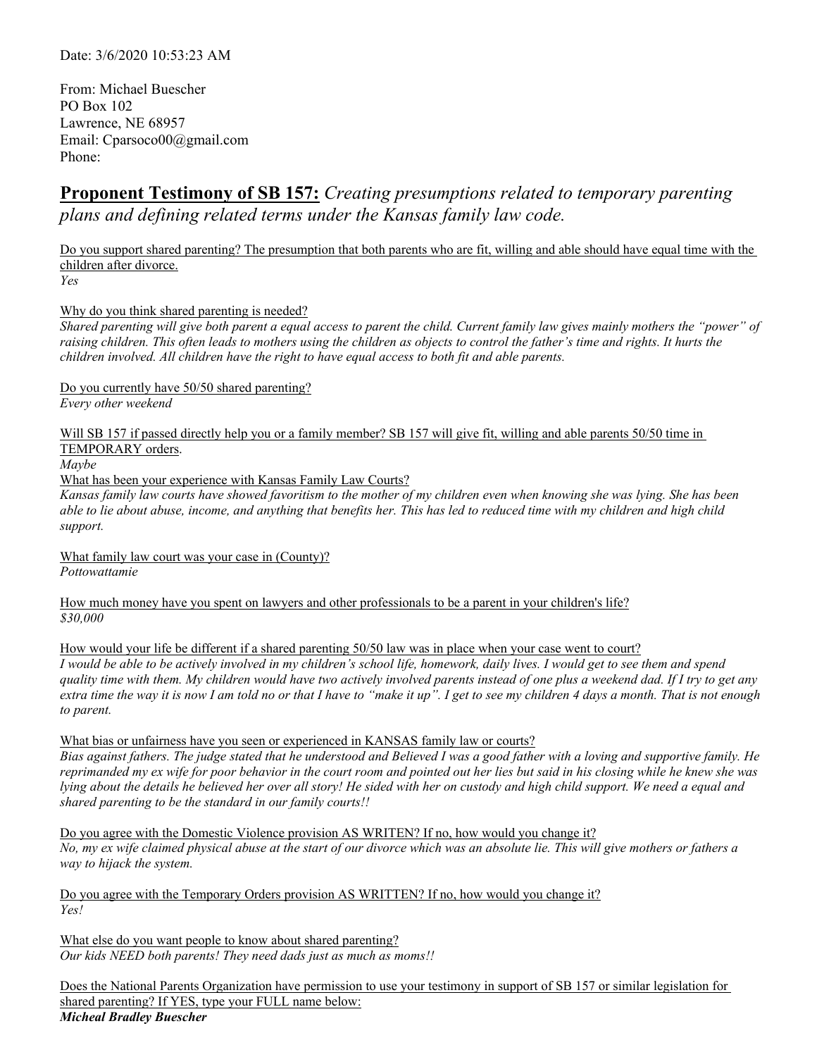Date: 3/6/2020 10:53:23 AM

From: Michael Buescher
PO Box 102
Lawrence, NE 68957
Email: Cparsoco00@gmail.com
Phone:

## **Proponent Testimony of SB 157:** *Creating presumptions related to temporary parenting plans and defining related terms under the Kansas family law code.*

Do you support shared parenting? The presumption that both parents who are fit, willing and able should have equal time with the children after divorce.
*Yes*

Why do you think shared parenting is needed?
*Shared parenting will give both parent a equal access to parent the child. Current family law gives mainly mothers the "power" of raising children. This often leads to mothers using the children as objects to control the father's time and rights. It hurts the children involved. All children have the right to have equal access to both fit and able parents.*

Do you currently have 50/50 shared parenting?
*Every other weekend*

Will SB 157 if passed directly help you or a family member? SB 157 will give fit, willing and able parents 50/50 time in TEMPORARY orders.
*Maybe*

What has been your experience with Kansas Family Law Courts?
*Kansas family law courts have showed favoritism to the mother of my children even when knowing she was lying. She has been able to lie about abuse, income, and anything that benefits her. This has led to reduced time with my children and high child support.*

What family law court was your case in (County)?
*Pottowattamie*

How much money have you spent on lawyers and other professionals to be a parent in your children's life?
*$30,000*

How would your life be different if a shared parenting 50/50 law was in place when your case went to court?
*I would be able to be actively involved in my children's school life, homework, daily lives. I would get to see them and spend quality time with them. My children would have two actively involved parents instead of one plus a weekend dad. If I try to get any extra time the way it is now I am told no or that I have to "make it up". I get to see my children 4 days a month. That is not enough to parent.*

What bias or unfairness have you seen or experienced in KANSAS family law or courts?
*Bias against fathers. The judge stated that he understood and Believed I was a good father with a loving and supportive family. He reprimanded my ex wife for poor behavior in the court room and pointed out her lies but said in his closing while he knew she was lying about the details he believed her over all story! He sided with her on custody and high child support. We need a equal and shared parenting to be the standard in our family courts!!*

Do you agree with the Domestic Violence provision AS WRITEN? If no, how would you change it?
*No, my ex wife claimed physical abuse at the start of our divorce which was an absolute lie. This will give mothers or fathers a way to hijack the system.*

Do you agree with the Temporary Orders provision AS WRITTEN? If no, how would you change it?
*Yes!*

What else do you want people to know about shared parenting?
*Our kids NEED both parents! They need dads just as much as moms!!*

Does the National Parents Organization have permission to use your testimony in support of SB 157 or similar legislation for shared parenting? If YES, type your FULL name below:
***Micheal Bradley Buescher***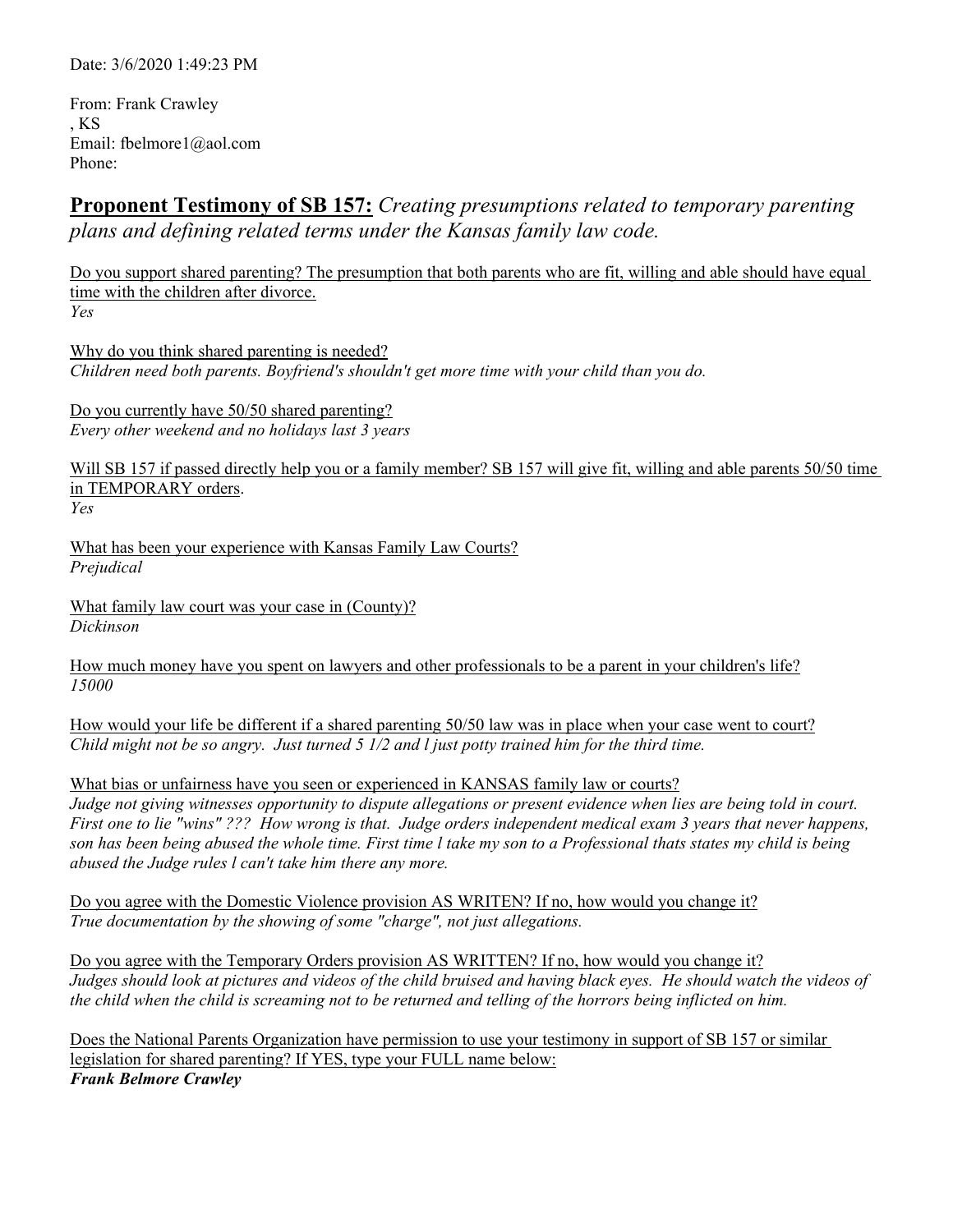Date: 3/6/2020 1:49:23 PM

From: Frank Crawley
, KS
Email: fbelmore1@aol.com
Phone:

## **<u>Proponent Testimony of SB 157:</u>** *Creating presumptions related to temporary parenting plans and defining related terms under the Kansas family law code.*

<u>Do you support shared parenting? The presumption that both parents who are fit, willing and able should have equal time with the children after divorce.</u>
*Yes*

<u>Why do you think shared parenting is needed?</u>
*Children need both parents. Boyfriend's shouldn't get more time with your child than you do.*

<u>Do you currently have 50/50 shared parenting?</u>
*Every other weekend and no holidays last 3 years*

<u>Will SB 157 if passed directly help you or a family member? SB 157 will give fit, willing and able parents 50/50 time in TEMPORARY orders</u>.
*Yes*

<u>What has been your experience with Kansas Family Law Courts?</u>
*Prejudical*

<u>What family law court was your case in (County)?</u>
*Dickinson*

<u>How much money have you spent on lawyers and other professionals to be a parent in your children's life?</u>
*15000*

<u>How would your life be different if a shared parenting 50/50 law was in place when your case went to court?</u>
*Child might not be so angry. Just turned 5 1/2 and l just potty trained him for the third time.*

<u>What bias or unfairness have you seen or experienced in KANSAS family law or courts?</u>
*Judge not giving witnesses opportunity to dispute allegations or present evidence when lies are being told in court. First one to lie "wins" ??? How wrong is that. Judge orders independent medical exam 3 years that never happens, son has been being abused the whole time. First time l take my son to a Professional thats states my child is being abused the Judge rules l can't take him there any more.*

<u>Do you agree with the Domestic Violence provision AS WRITEN? If no, how would you change it?</u>
*True documentation by the showing of some "charge", not just allegations.*

<u>Do you agree with the Temporary Orders provision AS WRITTEN? If no, how would you change it?</u>
*Judges should look at pictures and videos of the child bruised and having black eyes. He should watch the videos of the child when the child is screaming not to be returned and telling of the horrors being inflicted on him.*

<u>Does the National Parents Organization have permission to use your testimony in support of SB 157 or similar legislation for shared parenting? If YES, type your FULL name below:</u>
***Frank Belmore Crawley***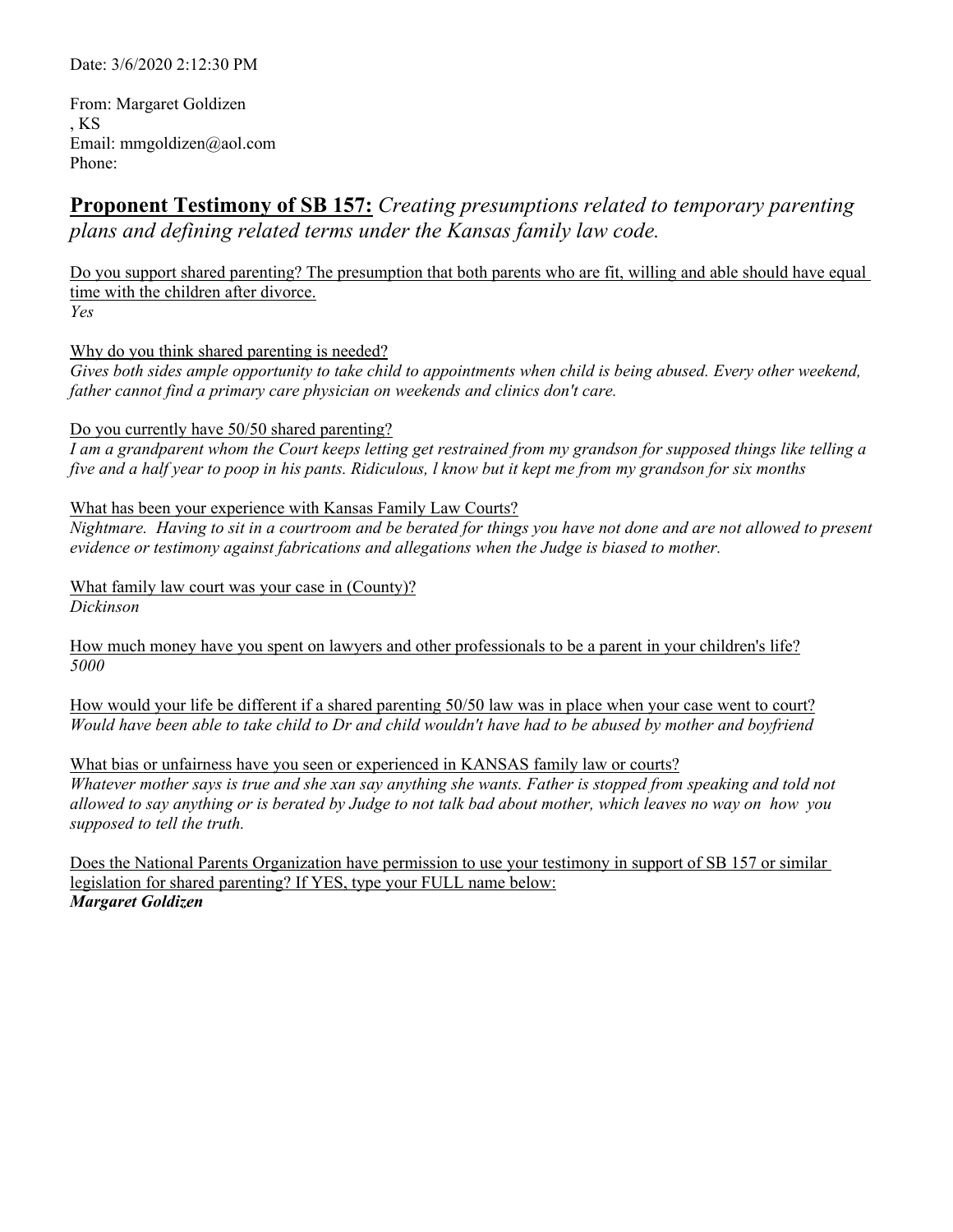Date: 3/6/2020 2:12:30 PM

From: Margaret Goldizen
, KS
Email: mmgoldizen@aol.com
Phone:

## **Proponent Testimony of SB 157:** *Creating presumptions related to temporary parenting plans and defining related terms under the Kansas family law code.*

Do you support shared parenting? The presumption that both parents who are fit, willing and able should have equal time with the children after divorce.
*Yes*

Why do you think shared parenting is needed?
*Gives both sides ample opportunity to take child to appointments when child is being abused. Every other weekend, father cannot find a primary care physician on weekends and clinics don't care.*

Do you currently have 50/50 shared parenting?
*I am a grandparent whom the Court keeps letting get restrained from my grandson for supposed things like telling a five and a half year to poop in his pants. Ridiculous, l know but it kept me from my grandson for six months*

What has been your experience with Kansas Family Law Courts?
*Nightmare. Having to sit in a courtroom and be berated for things you have not done and are not allowed to present evidence or testimony against fabrications and allegations when the Judge is biased to mother.*

What family law court was your case in (County)?
*Dickinson*

How much money have you spent on lawyers and other professionals to be a parent in your children's life?
*5000*

How would your life be different if a shared parenting 50/50 law was in place when your case went to court?
*Would have been able to take child to Dr and child wouldn't have had to be abused by mother and boyfriend*

What bias or unfairness have you seen or experienced in KANSAS family law or courts?
*Whatever mother says is true and she xan say anything she wants. Father is stopped from speaking and told not allowed to say anything or is berated by Judge to not talk bad about mother, which leaves no way on how you supposed to tell the truth.*

Does the National Parents Organization have permission to use your testimony in support of SB 157 or similar legislation for shared parenting? If YES, type your FULL name below:
***Margaret Goldizen***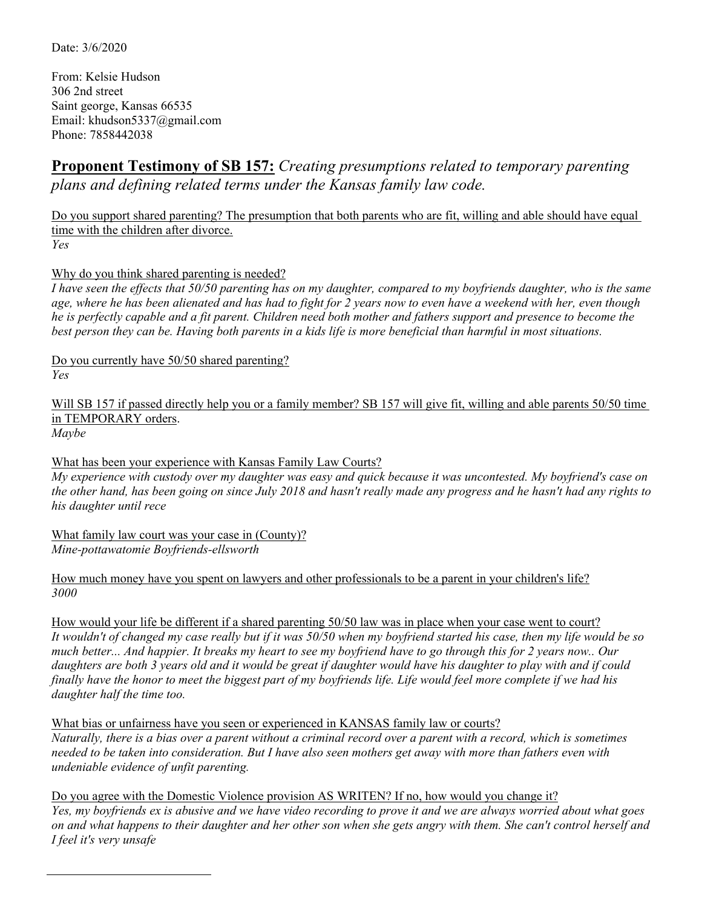Date: 3/6/2020

From: Kelsie Hudson
306 2nd street
Saint george, Kansas 66535
Email: khudson5337@gmail.com
Phone: 7858442038

## **Proponent Testimony of SB 157:** *Creating presumptions related to temporary parenting plans and defining related terms under the Kansas family law code.*

Do you support shared parenting? The presumption that both parents who are fit, willing and able should have equal time with the children after divorce.
*Yes*

Why do you think shared parenting is needed?
*I have seen the effects that 50/50 parenting has on my daughter, compared to my boyfriends daughter, who is the same age, where he has been alienated and has had to fight for 2 years now to even have a weekend with her, even though he is perfectly capable and a fit parent. Children need both mother and fathers support and presence to become the best person they can be. Having both parents in a kids life is more beneficial than harmful in most situations.*

Do you currently have 50/50 shared parenting?
*Yes*

Will SB 157 if passed directly help you or a family member? SB 157 will give fit, willing and able parents 50/50 time in TEMPORARY orders.
*Maybe*

What has been your experience with Kansas Family Law Courts?
*My experience with custody over my daughter was easy and quick because it was uncontested. My boyfriend's case on the other hand, has been going on since July 2018 and hasn't really made any progress and he hasn't had any rights to his daughter until rece*

What family law court was your case in (County)?
*Mine-pottawatomie Boyfriends-ellsworth*

How much money have you spent on lawyers and other professionals to be a parent in your children's life?
*3000*

How would your life be different if a shared parenting 50/50 law was in place when your case went to court?
*It wouldn't of changed my case really but if it was 50/50 when my boyfriend started his case, then my life would be so much better... And happier. It breaks my heart to see my boyfriend have to go through this for 2 years now.. Our daughters are both 3 years old and it would be great if daughter would have his daughter to play with and if could finally have the honor to meet the biggest part of my boyfriends life. Life would feel more complete if we had his daughter half the time too.*

What bias or unfairness have you seen or experienced in KANSAS family law or courts?
*Naturally, there is a bias over a parent without a criminal record over a parent with a record, which is sometimes needed to be taken into consideration. But I have also seen mothers get away with more than fathers even with undeniable evidence of unfit parenting.*

Do you agree with the Domestic Violence provision AS WRITEN? If no, how would you change it?
*Yes, my boyfriends ex is abusive and we have video recording to prove it and we are always worried about what goes on and what happens to their daughter and her other son when she gets angry with them. She can't control herself and I feel it's very unsafe*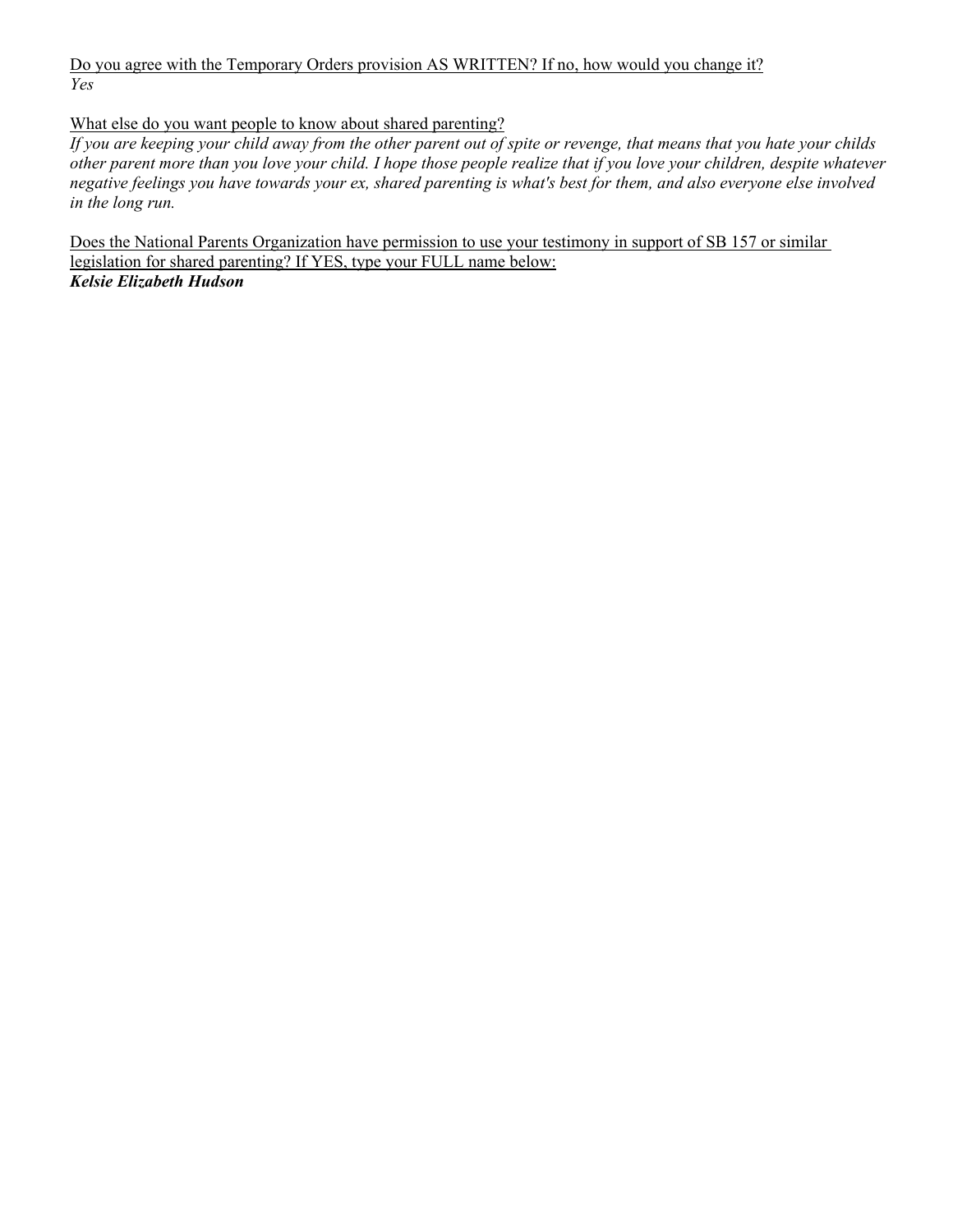Do you agree with the Temporary Orders provision AS WRITTEN? If no, how would you change it?
*Yes*

What else do you want people to know about shared parenting?
*If you are keeping your child away from the other parent out of spite or revenge, that means that you hate your childs other parent more than you love your child. I hope those people realize that if you love your children, despite whatever negative feelings you have towards your ex, shared parenting is what's best for them, and also everyone else involved in the long run.*

Does the National Parents Organization have permission to use your testimony in support of SB 157 or similar legislation for shared parenting? If YES, type your FULL name below:
***Kelsie Elizabeth Hudson***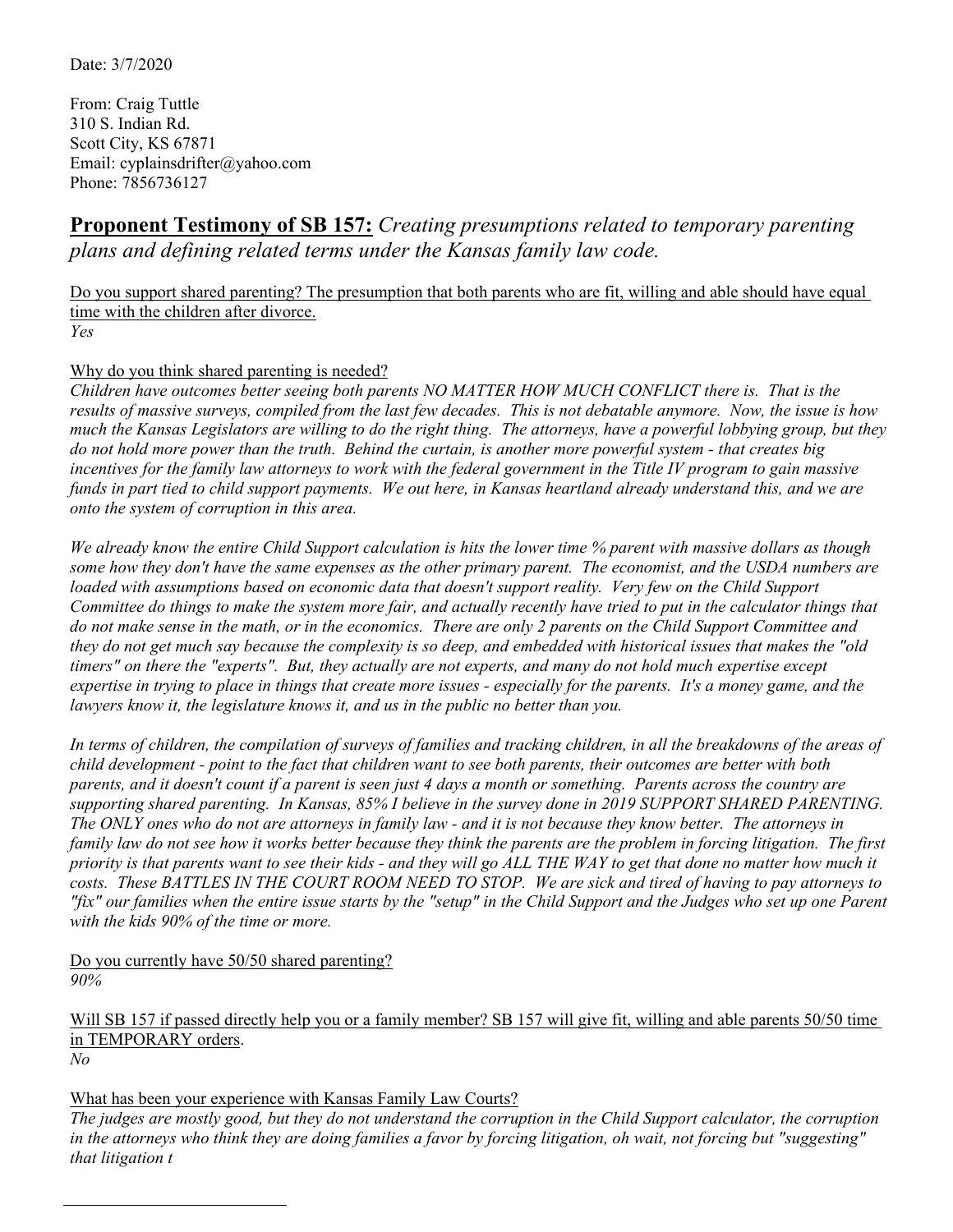Date: 3/7/2020

From: Craig Tuttle
310 S. Indian Rd.
Scott City, KS 67871
Email: cyplainsdrifter@yahoo.com
Phone: 7856736127

## **Proponent Testimony of SB 157:** *Creating presumptions related to temporary parenting plans and defining related terms under the Kansas family law code.*

Do you support shared parenting? The presumption that both parents who are fit, willing and able should have equal time with the children after divorce.
*Yes*

Why do you think shared parenting is needed?
*Children have outcomes better seeing both parents NO MATTER HOW MUCH CONFLICT there is. That is the results of massive surveys, compiled from the last few decades. This is not debatable anymore. Now, the issue is how much the Kansas Legislators are willing to do the right thing. The attorneys, have a powerful lobbying group, but they do not hold more power than the truth. Behind the curtain, is another more powerful system - that creates big incentives for the family law attorneys to work with the federal government in the Title IV program to gain massive funds in part tied to child support payments. We out here, in Kansas heartland already understand this, and we are onto the system of corruption in this area.*

*We already know the entire Child Support calculation is hits the lower time % parent with massive dollars as though some how they don't have the same expenses as the other primary parent. The economist, and the USDA numbers are loaded with assumptions based on economic data that doesn't support reality. Very few on the Child Support Committee do things to make the system more fair, and actually recently have tried to put in the calculator things that do not make sense in the math, or in the economics. There are only 2 parents on the Child Support Committee and they do not get much say because the complexity is so deep, and embedded with historical issues that makes the "old timers" on there the "experts". But, they actually are not experts, and many do not hold much expertise except expertise in trying to place in things that create more issues - especially for the parents. It's a money game, and the lawyers know it, the legislature knows it, and us in the public no better than you.*

*In terms of children, the compilation of surveys of families and tracking children, in all the breakdowns of the areas of child development - point to the fact that children want to see both parents, their outcomes are better with both parents, and it doesn't count if a parent is seen just 4 days a month or something. Parents across the country are supporting shared parenting. In Kansas, 85% I believe in the survey done in 2019 SUPPORT SHARED PARENTING. The ONLY ones who do not are attorneys in family law - and it is not because they know better. The attorneys in family law do not see how it works better because they think the parents are the problem in forcing litigation. The first priority is that parents want to see their kids - and they will go ALL THE WAY to get that done no matter how much it costs. These BATTLES IN THE COURT ROOM NEED TO STOP. We are sick and tired of having to pay attorneys to "fix" our families when the entire issue starts by the "setup" in the Child Support and the Judges who set up one Parent with the kids 90% of the time or more.*

Do you currently have 50/50 shared parenting?
*90%*

Will SB 157 if passed directly help you or a family member? SB 157 will give fit, willing and able parents 50/50 time in TEMPORARY orders.
*No*

What has been your experience with Kansas Family Law Courts?
*The judges are mostly good, but they do not understand the corruption in the Child Support calculator, the corruption in the attorneys who think they are doing families a favor by forcing litigation, oh wait, not forcing but "suggesting" that litigation t*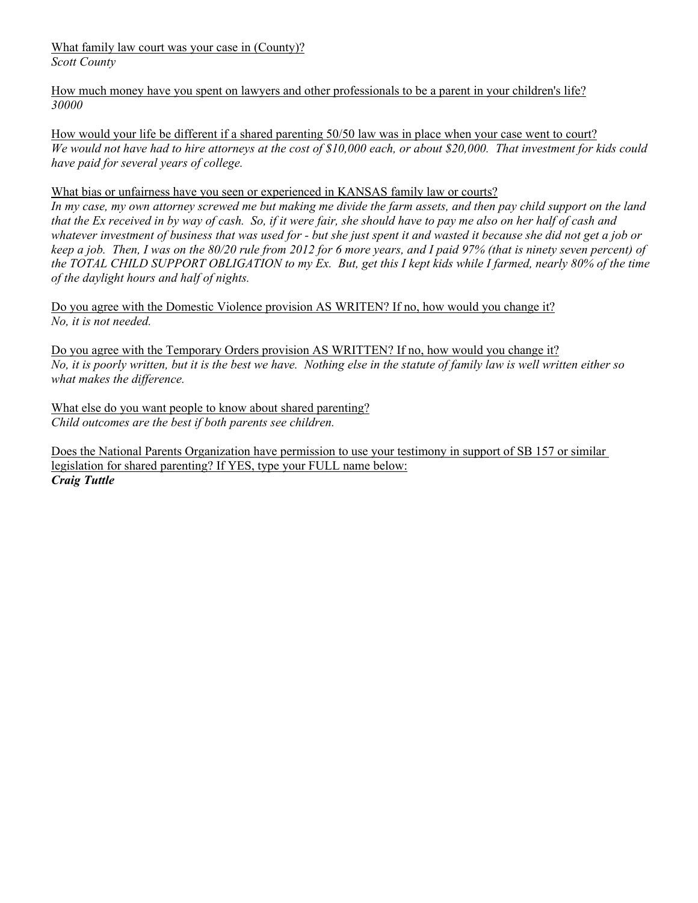<u>What family law court was your case in (County)?</u>
*Scott County*

<u>How much money have you spent on lawyers and other professionals to be a parent in your children's life?</u>
*30000*

<u>How would your life be different if a shared parenting 50/50 law was in place when your case went to court?</u>
*We would not have had to hire attorneys at the cost of $10,000 each, or about $20,000. That investment for kids could have paid for several years of college.*

<u>What bias or unfairness have you seen or experienced in KANSAS family law or courts?</u>
*In my case, my own attorney screwed me but making me divide the farm assets, and then pay child support on the land that the Ex received in by way of cash. So, if it were fair, she should have to pay me also on her half of cash and whatever investment of business that was used for - but she just spent it and wasted it because she did not get a job or keep a job. Then, I was on the 80/20 rule from 2012 for 6 more years, and I paid 97% (that is ninety seven percent) of the TOTAL CHILD SUPPORT OBLIGATION to my Ex. But, get this I kept kids while I farmed, nearly 80% of the time of the daylight hours and half of nights.*

<u>Do you agree with the Domestic Violence provision AS WRITEN? If no, how would you change it?</u>
*No, it is not needed.*

<u>Do you agree with the Temporary Orders provision AS WRITTEN? If no, how would you change it?</u>
*No, it is poorly written, but it is the best we have. Nothing else in the statute of family law is well written either so what makes the difference.*

<u>What else do you want people to know about shared parenting?</u>
*Child outcomes are the best if both parents see children.*

<u>Does the National Parents Organization have permission to use your testimony in support of SB 157 or similar legislation for shared parenting? If YES, type your FULL name below:</u>
***Craig Tuttle***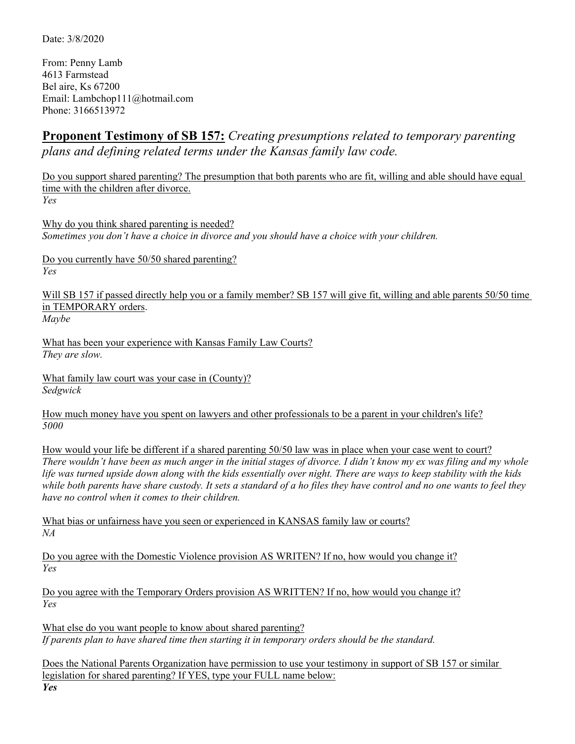Date: 3/8/2020

From: Penny Lamb
4613 Farmstead
Bel aire, Ks 67200
Email: Lambchop111@hotmail.com
Phone: 3166513972

## **Proponent Testimony of SB 157:** *Creating presumptions related to temporary parenting plans and defining related terms under the Kansas family law code.*

Do you support shared parenting? The presumption that both parents who are fit, willing and able should have equal time with the children after divorce.
*Yes*

Why do you think shared parenting is needed?
*Sometimes you don't have a choice in divorce and you should have a choice with your children.*

Do you currently have 50/50 shared parenting?
*Yes*

Will SB 157 if passed directly help you or a family member? SB 157 will give fit, willing and able parents 50/50 time in TEMPORARY orders.
*Maybe*

What has been your experience with Kansas Family Law Courts?
*They are slow.*

What family law court was your case in (County)?
*Sedgwick*

How much money have you spent on lawyers and other professionals to be a parent in your children's life?
*5000*

How would your life be different if a shared parenting 50/50 law was in place when your case went to court?
*There wouldn't have been as much anger in the initial stages of divorce. I didn't know my ex was filing and my whole life was turned upside down along with the kids essentially over night. There are ways to keep stability with the kids while both parents have share custody. It sets a standard of a ho files they have control and no one wants to feel they have no control when it comes to their children.*

What bias or unfairness have you seen or experienced in KANSAS family law or courts?
*NA*

Do you agree with the Domestic Violence provision AS WRITEN? If no, how would you change it?
*Yes*

Do you agree with the Temporary Orders provision AS WRITTEN? If no, how would you change it?
*Yes*

What else do you want people to know about shared parenting?
*If parents plan to have shared time then starting it in temporary orders should be the standard.*

Does the National Parents Organization have permission to use your testimony in support of SB 157 or similar legislation for shared parenting? If YES, type your FULL name below:
***Yes***